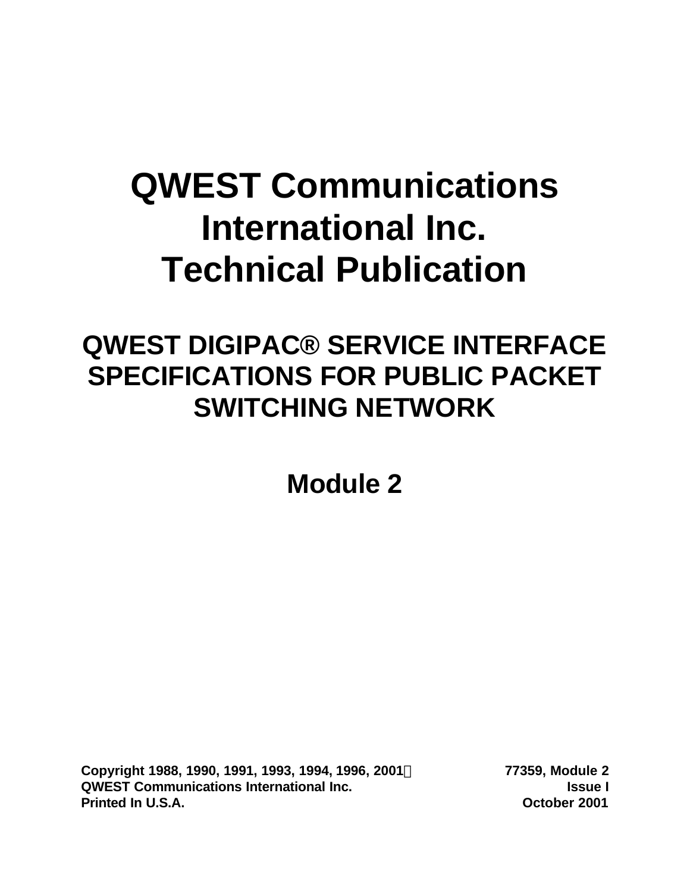# QWEST Communications International Inc. Technical Publication

## QWEST DIGIPAC® SERVICE INTERFACE SPECIFICATIONS FOR PUBLIC PACKET SWITCHING NETWORK

## Module 2

**Copyright 1988, 1990, 1991, 1993, 1994, 1996, 2001**
**QWEST Communications International Inc.**
**Printed In U.S.A.**

**77359, Module 2**
**Issue I**
**October 2001**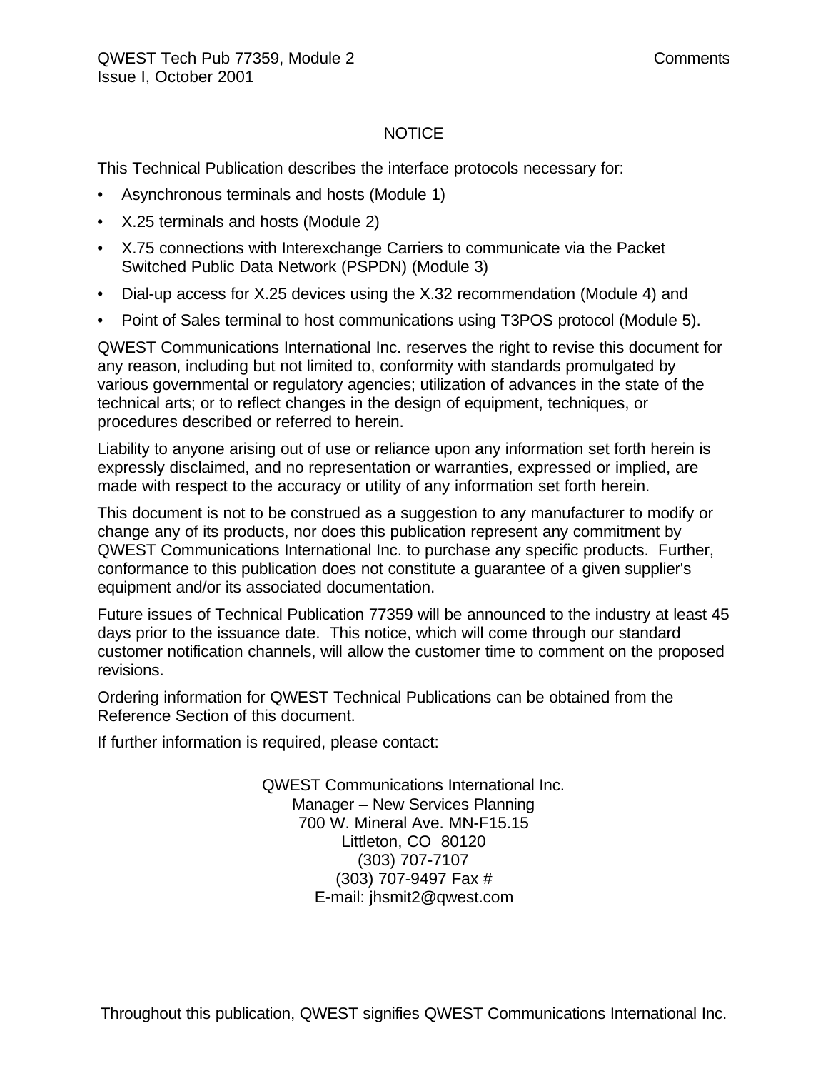# NOTICE

This Technical Publication describes the interface protocols necessary for:

- Asynchronous terminals and hosts (Module 1)
- X.25 terminals and hosts (Module 2)
- X.75 connections with Interexchange Carriers to communicate via the Packet Switched Public Data Network (PSPDN) (Module 3)
- Dial-up access for X.25 devices using the X.32 recommendation (Module 4) and
- Point of Sales terminal to host communications using T3POS protocol (Module 5).

QWEST Communications International Inc. reserves the right to revise this document for any reason, including but not limited to, conformity with standards promulgated by various governmental or regulatory agencies; utilization of advances in the state of the technical arts; or to reflect changes in the design of equipment, techniques, or procedures described or referred to herein.

Liability to anyone arising out of use or reliance upon any information set forth herein is expressly disclaimed, and no representation or warranties, expressed or implied, are made with respect to the accuracy or utility of any information set forth herein.

This document is not to be construed as a suggestion to any manufacturer to modify or change any of its products, nor does this publication represent any commitment by QWEST Communications International Inc. to purchase any specific products. Further, conformance to this publication does not constitute a guarantee of a given supplier's equipment and/or its associated documentation.

Future issues of Technical Publication 77359 will be announced to the industry at least 45 days prior to the issuance date. This notice, which will come through our standard customer notification channels, will allow the customer time to comment on the proposed revisions.

Ordering information for QWEST Technical Publications can be obtained from the Reference Section of this document.

If further information is required, please contact:

QWEST Communications International Inc.
Manager – New Services Planning
700 W. Mineral Ave. MN-F15.15
Littleton, CO 80120
(303) 707-7107
(303) 707-9497 Fax #
E-mail: jhsmit2@qwest.com

Throughout this publication, QWEST signifies QWEST Communications International Inc.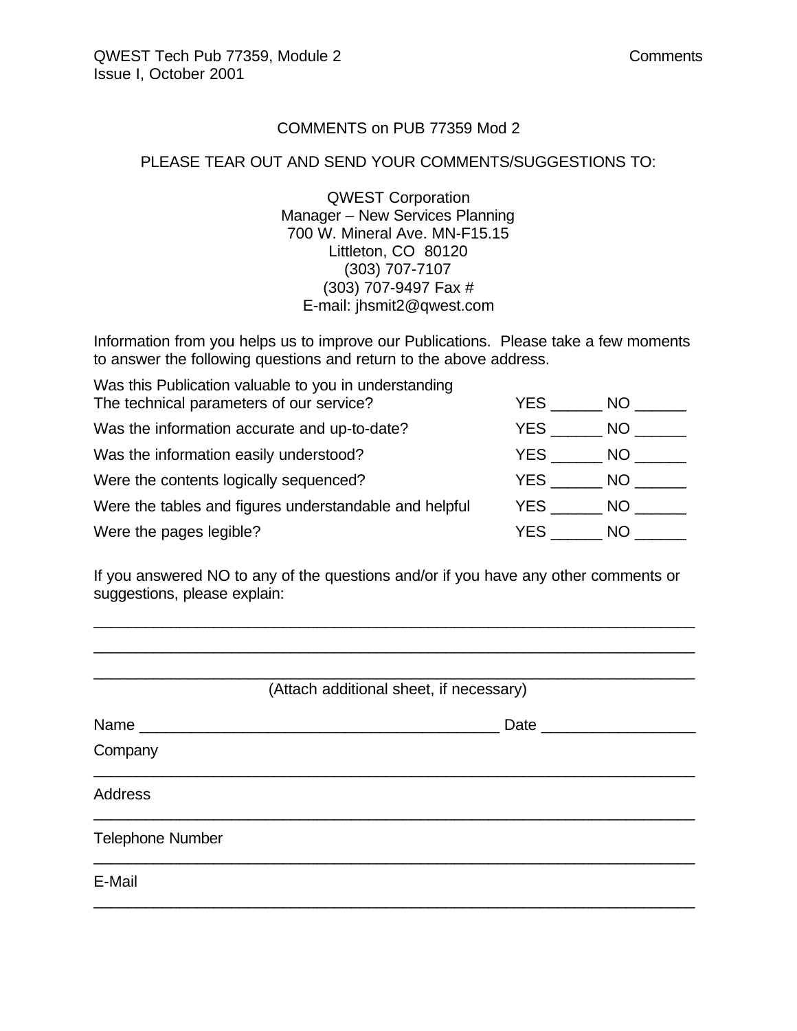# COMMENTS on PUB 77359 Mod 2

PLEASE TEAR OUT AND SEND YOUR COMMENTS/SUGGESTIONS TO:

QWEST Corporation
Manager – New Services Planning
700 W. Mineral Ave. MN-F15.15
Littleton, CO 80120
(303) 707-7107
(303) 707-9497 Fax #
E-mail: jhsmit2@qwest.com

Information from you helps us to improve our Publications. Please take a few moments to answer the following questions and return to the above address.

| | |
|---|---|
| Was this Publication valuable to you in understanding The technical parameters of our service? | YES ______ NO ______ |
| Was the information accurate and up-to-date? | YES ______ NO ______ |
| Was the information easily understood? | YES ______ NO ______ |
| Were the contents logically sequenced? | YES ______ NO ______ |
| Were the tables and figures understandable and helpful | YES ______ NO ______ |
| Were the pages legible? | YES ______ NO ______ |

If you answered NO to any of the questions and/or if you have any other comments or suggestions, please explain:

______________________________________________________________________

______________________________________________________________________

______________________________________________________________________

(Attach additional sheet, if necessary)

Name ____________________________________________ Date __________________

Company

______________________________________________________________________

Address

______________________________________________________________________

Telephone Number

______________________________________________________________________

E-Mail

______________________________________________________________________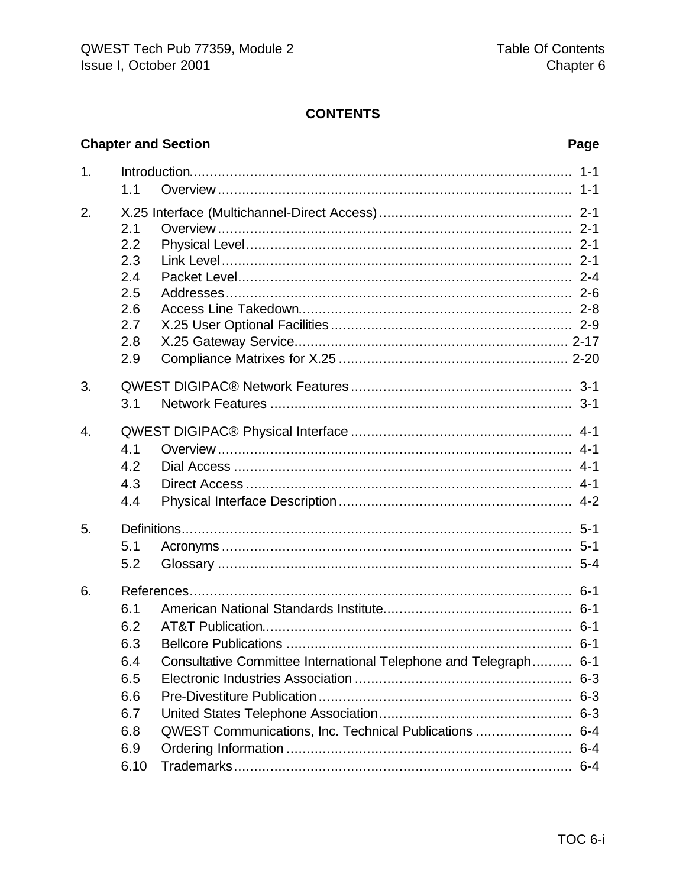# CONTENTS

| Chapter and Section | | Page |
|---|---|---|
| 1. | Introduction | 1-1 |
| | 1.1 Overview | 1-1 |
| 2. | X.25 Interface (Multichannel-Direct Access) | 2-1 |
| | 2.1 Overview | 2-1 |
| | 2.2 Physical Level | 2-1 |
| | 2.3 Link Level | 2-1 |
| | 2.4 Packet Level | 2-4 |
| | 2.5 Addresses | 2-6 |
| | 2.6 Access Line Takedown | 2-8 |
| | 2.7 X.25 User Optional Facilities | 2-9 |
| | 2.8 X.25 Gateway Service | 2-17 |
| | 2.9 Compliance Matrixes for X.25 | 2-20 |
| 3. | QWEST DIGIPAC® Network Features | 3-1 |
| | 3.1 Network Features | 3-1 |
| 4. | QWEST DIGIPAC® Physical Interface | 4-1 |
| | 4.1 Overview | 4-1 |
| | 4.2 Dial Access | 4-1 |
| | 4.3 Direct Access | 4-1 |
| | 4.4 Physical Interface Description | 4-2 |
| 5. | Definitions | 5-1 |
| | 5.1 Acronyms | 5-1 |
| | 5.2 Glossary | 5-4 |
| 6. | References | 6-1 |
| | 6.1 American National Standards Institute | 6-1 |
| | 6.2 AT&T Publication | 6-1 |
| | 6.3 Bellcore Publications | 6-1 |
| | 6.4 Consultative Committee International Telephone and Telegraph | 6-1 |
| | 6.5 Electronic Industries Association | 6-3 |
| | 6.6 Pre-Divestiture Publication | 6-3 |
| | 6.7 United States Telephone Association | 6-3 |
| | 6.8 QWEST Communications, Inc. Technical Publications | 6-4 |
| | 6.9 Ordering Information | 6-4 |
| | 6.10 Trademarks | 6-4 |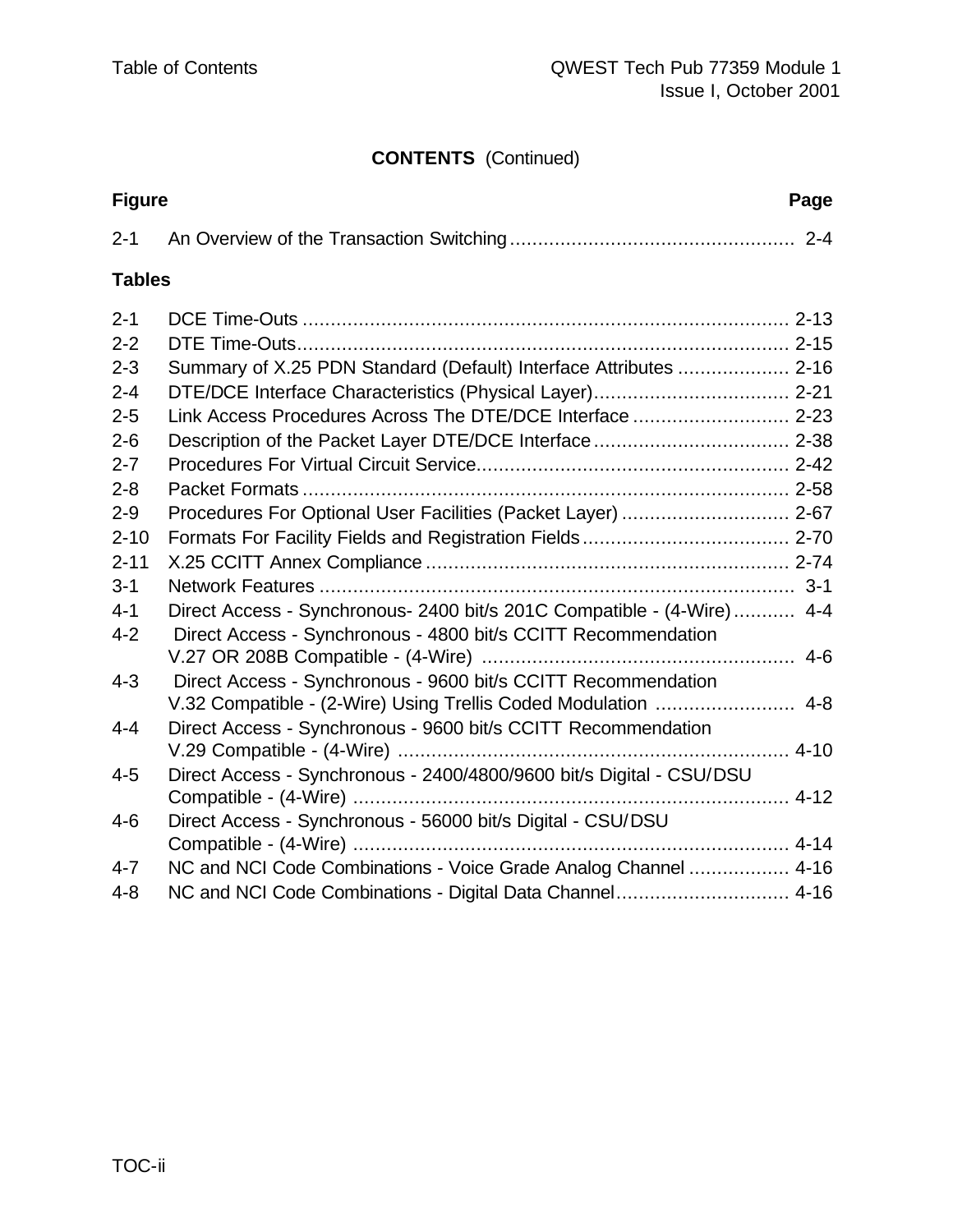## CONTENTS (Continued)

| Figure | | Page |
|---|---|---|
| 2-1 | An Overview of the Transaction Switching | 2-4 |

**Tables**

| | | |
|---|---|---|
| 2-1 | DCE Time-Outs | 2-13 |
| 2-2 | DTE Time-Outs | 2-15 |
| 2-3 | Summary of X.25 PDN Standard (Default) Interface Attributes | 2-16 |
| 2-4 | DTE/DCE Interface Characteristics (Physical Layer) | 2-21 |
| 2-5 | Link Access Procedures Across The DTE/DCE Interface | 2-23 |
| 2-6 | Description of the Packet Layer DTE/DCE Interface | 2-38 |
| 2-7 | Procedures For Virtual Circuit Service | 2-42 |
| 2-8 | Packet Formats | 2-58 |
| 2-9 | Procedures For Optional User Facilities (Packet Layer) | 2-67 |
| 2-10 | Formats For Facility Fields and Registration Fields | 2-70 |
| 2-11 | X.25 CCITT Annex Compliance | 2-74 |
| 3-1 | Network Features | 3-1 |
| 4-1 | Direct Access - Synchronous- 2400 bit/s 201C Compatible - (4-Wire) | 4-4 |
| 4-2 | Direct Access - Synchronous - 4800 bit/s CCITT Recommendation V.27 OR 208B Compatible - (4-Wire) | 4-6 |
| 4-3 | Direct Access - Synchronous - 9600 bit/s CCITT Recommendation V.32 Compatible - (2-Wire) Using Trellis Coded Modulation | 4-8 |
| 4-4 | Direct Access - Synchronous - 9600 bit/s CCITT Recommendation V.29 Compatible - (4-Wire) | 4-10 |
| 4-5 | Direct Access - Synchronous - 2400/4800/9600 bit/s Digital - CSU/DSU Compatible - (4-Wire) | 4-12 |
| 4-6 | Direct Access - Synchronous - 56000 bit/s Digital - CSU/DSU Compatible - (4-Wire) | 4-14 |
| 4-7 | NC and NCI Code Combinations - Voice Grade Analog Channel | 4-16 |
| 4-8 | NC and NCI Code Combinations - Digital Data Channel | 4-16 |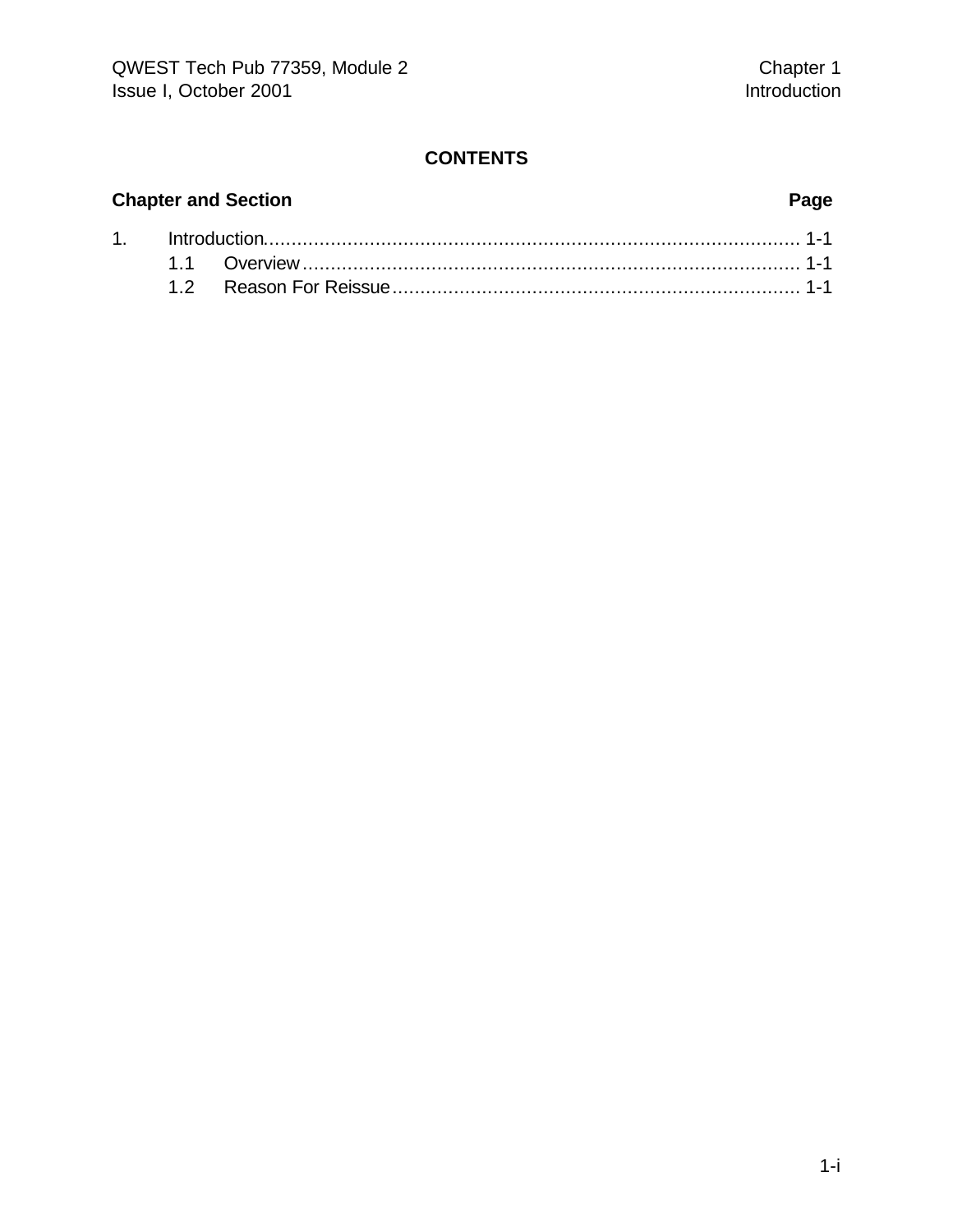# CONTENTS

| Chapter and Section | Page |
| --- | --- |
| 1. Introduction | 1-1 |
| 1.1 Overview | 1-1 |
| 1.2 Reason For Reissue | 1-1 |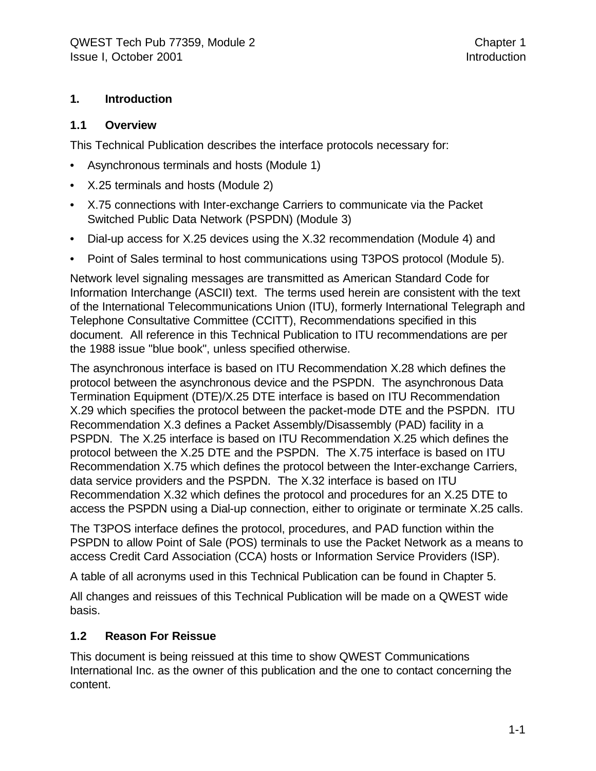# 1. Introduction

## 1.1 Overview

This Technical Publication describes the interface protocols necessary for:

- Asynchronous terminals and hosts (Module 1)
- X.25 terminals and hosts (Module 2)
- X.75 connections with Inter-exchange Carriers to communicate via the Packet Switched Public Data Network (PSPDN) (Module 3)
- Dial-up access for X.25 devices using the X.32 recommendation (Module 4) and
- Point of Sales terminal to host communications using T3POS protocol (Module 5).

Network level signaling messages are transmitted as American Standard Code for Information Interchange (ASCII) text. The terms used herein are consistent with the text of the International Telecommunications Union (ITU), formerly International Telegraph and Telephone Consultative Committee (CCITT), Recommendations specified in this document. All reference in this Technical Publication to ITU recommendations are per the 1988 issue "blue book", unless specified otherwise.

The asynchronous interface is based on ITU Recommendation X.28 which defines the protocol between the asynchronous device and the PSPDN. The asynchronous Data Termination Equipment (DTE)/X.25 DTE interface is based on ITU Recommendation X.29 which specifies the protocol between the packet-mode DTE and the PSPDN. ITU Recommendation X.3 defines a Packet Assembly/Disassembly (PAD) facility in a PSPDN. The X.25 interface is based on ITU Recommendation X.25 which defines the protocol between the X.25 DTE and the PSPDN. The X.75 interface is based on ITU Recommendation X.75 which defines the protocol between the Inter-exchange Carriers, data service providers and the PSPDN. The X.32 interface is based on ITU Recommendation X.32 which defines the protocol and procedures for an X.25 DTE to access the PSPDN using a Dial-up connection, either to originate or terminate X.25 calls.

The T3POS interface defines the protocol, procedures, and PAD function within the PSPDN to allow Point of Sale (POS) terminals to use the Packet Network as a means to access Credit Card Association (CCA) hosts or Information Service Providers (ISP).

A table of all acronyms used in this Technical Publication can be found in Chapter 5.

All changes and reissues of this Technical Publication will be made on a QWEST wide basis.

## 1.2 Reason For Reissue

This document is being reissued at this time to show QWEST Communications International Inc. as the owner of this publication and the one to contact concerning the content.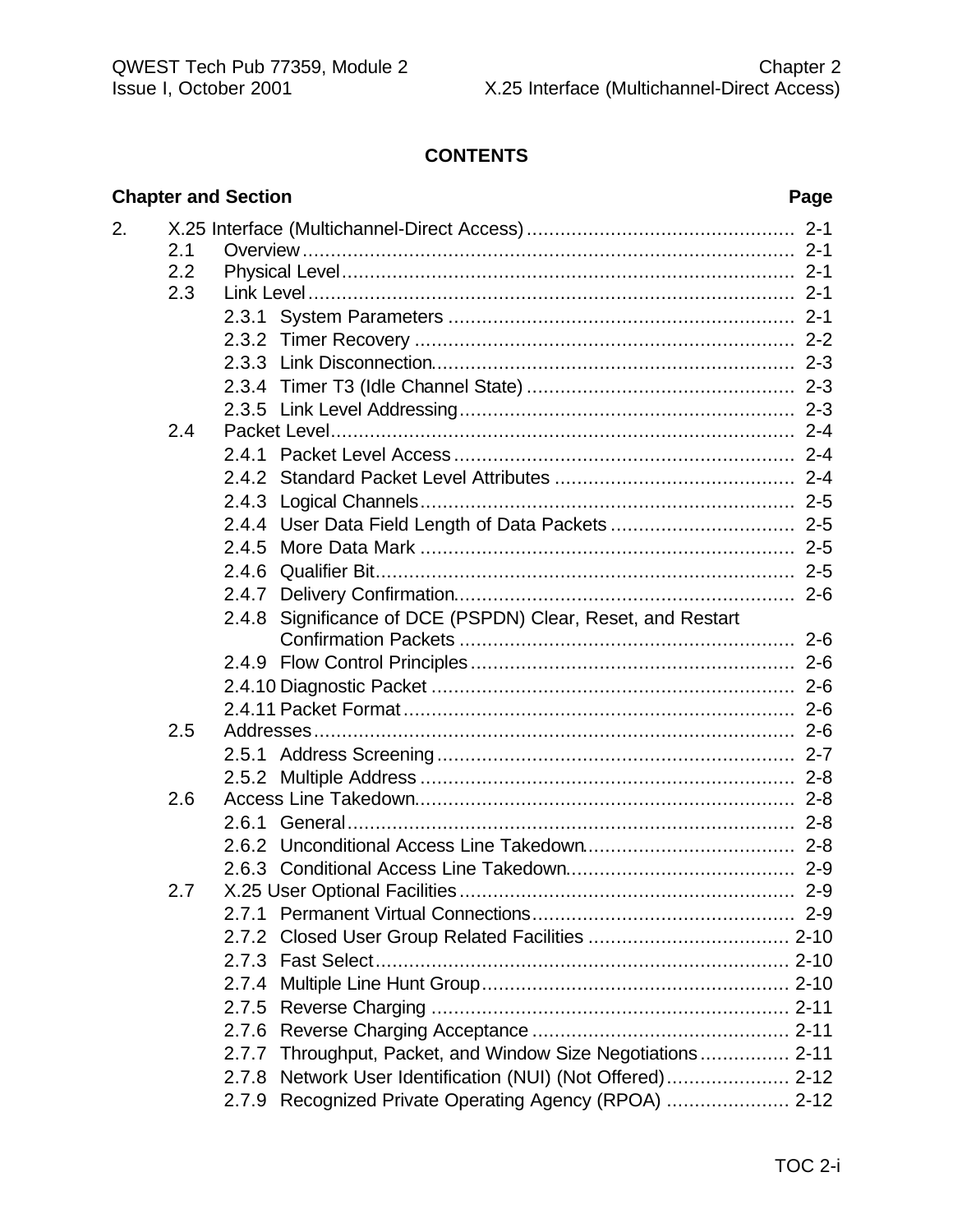## CONTENTS

| Chapter and Section | | | Page |
|---|---|---|---|
| 2. | X.25 Interface (Multichannel-Direct Access) | | 2-1 |
| | 2.1 | Overview | 2-1 |
| | 2.2 | Physical Level | 2-1 |
| | 2.3 | Link Level | 2-1 |
| | | 2.3.1 System Parameters | 2-1 |
| | | 2.3.2 Timer Recovery | 2-2 |
| | | 2.3.3 Link Disconnection | 2-3 |
| | | 2.3.4 Timer T3 (Idle Channel State) | 2-3 |
| | | 2.3.5 Link Level Addressing | 2-3 |
| | 2.4 | Packet Level | 2-4 |
| | | 2.4.1 Packet Level Access | 2-4 |
| | | 2.4.2 Standard Packet Level Attributes | 2-4 |
| | | 2.4.3 Logical Channels | 2-5 |
| | | 2.4.4 User Data Field Length of Data Packets | 2-5 |
| | | 2.4.5 More Data Mark | 2-5 |
| | | 2.4.6 Qualifier Bit | 2-5 |
| | | 2.4.7 Delivery Confirmation | 2-6 |
| | | 2.4.8 Significance of DCE (PSPDN) Clear, Reset, and Restart Confirmation Packets | 2-6 |
| | | 2.4.9 Flow Control Principles | 2-6 |
| | | 2.4.10 Diagnostic Packet | 2-6 |
| | | 2.4.11 Packet Format | 2-6 |
| | 2.5 | Addresses | 2-6 |
| | | 2.5.1 Address Screening | 2-7 |
| | | 2.5.2 Multiple Address | 2-8 |
| | 2.6 | Access Line Takedown | 2-8 |
| | | 2.6.1 General | 2-8 |
| | | 2.6.2 Unconditional Access Line Takedown | 2-8 |
| | | 2.6.3 Conditional Access Line Takedown | 2-9 |
| | 2.7 | X.25 User Optional Facilities | 2-9 |
| | | 2.7.1 Permanent Virtual Connections | 2-9 |
| | | 2.7.2 Closed User Group Related Facilities | 2-10 |
| | | 2.7.3 Fast Select | 2-10 |
| | | 2.7.4 Multiple Line Hunt Group | 2-10 |
| | | 2.7.5 Reverse Charging | 2-11 |
| | | 2.7.6 Reverse Charging Acceptance | 2-11 |
| | | 2.7.7 Throughput, Packet, and Window Size Negotiations | 2-11 |
| | | 2.7.8 Network User Identification (NUI) (Not Offered) | 2-12 |
| | | 2.7.9 Recognized Private Operating Agency (RPOA) | 2-12 |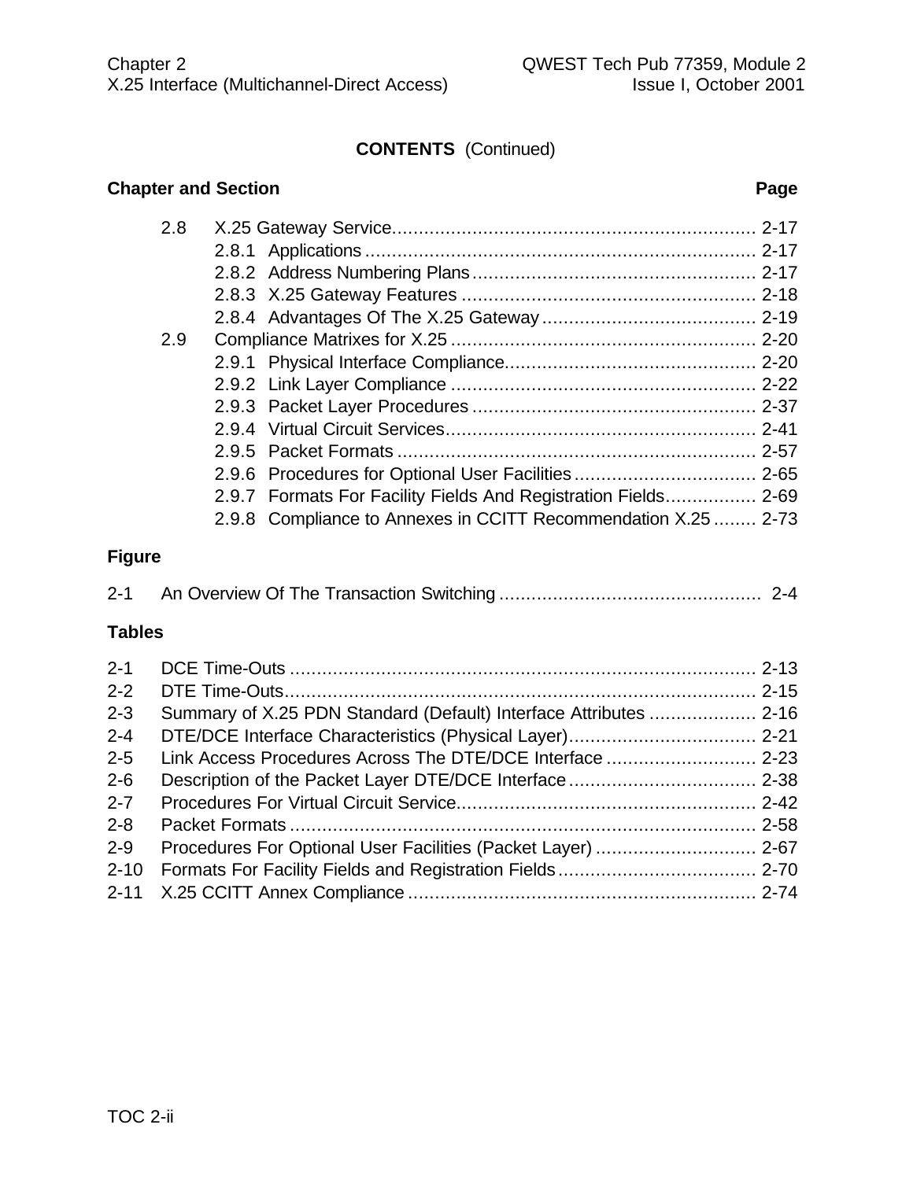**CONTENTS** (Continued)

| Chapter and Section | | Page |
|---|---|---|
| 2.8 | X.25 Gateway Service | 2-17 |
| | 2.8.1 Applications | 2-17 |
| | 2.8.2 Address Numbering Plans | 2-17 |
| | 2.8.3 X.25 Gateway Features | 2-18 |
| | 2.8.4 Advantages Of The X.25 Gateway | 2-19 |
| 2.9 | Compliance Matrixes for X.25 | 2-20 |
| | 2.9.1 Physical Interface Compliance | 2-20 |
| | 2.9.2 Link Layer Compliance | 2-22 |
| | 2.9.3 Packet Layer Procedures | 2-37 |
| | 2.9.4 Virtual Circuit Services | 2-41 |
| | 2.9.5 Packet Formats | 2-57 |
| | 2.9.6 Procedures for Optional User Facilities | 2-65 |
| | 2.9.7 Formats For Facility Fields And Registration Fields | 2-69 |
| | 2.9.8 Compliance to Annexes in CCITT Recommendation X.25 | 2-73 |

**Figure**

| | | |
|---|---|---|
| 2-1 | An Overview Of The Transaction Switching | 2-4 |

**Tables**

| | | |
|---|---|---|
| 2-1 | DCE Time-Outs | 2-13 |
| 2-2 | DTE Time-Outs | 2-15 |
| 2-3 | Summary of X.25 PDN Standard (Default) Interface Attributes | 2-16 |
| 2-4 | DTE/DCE Interface Characteristics (Physical Layer) | 2-21 |
| 2-5 | Link Access Procedures Across The DTE/DCE Interface | 2-23 |
| 2-6 | Description of the Packet Layer DTE/DCE Interface | 2-38 |
| 2-7 | Procedures For Virtual Circuit Service | 2-42 |
| 2-8 | Packet Formats | 2-58 |
| 2-9 | Procedures For Optional User Facilities (Packet Layer) | 2-67 |
| 2-10 | Formats For Facility Fields and Registration Fields | 2-70 |
| 2-11 | X.25 CCITT Annex Compliance | 2-74 |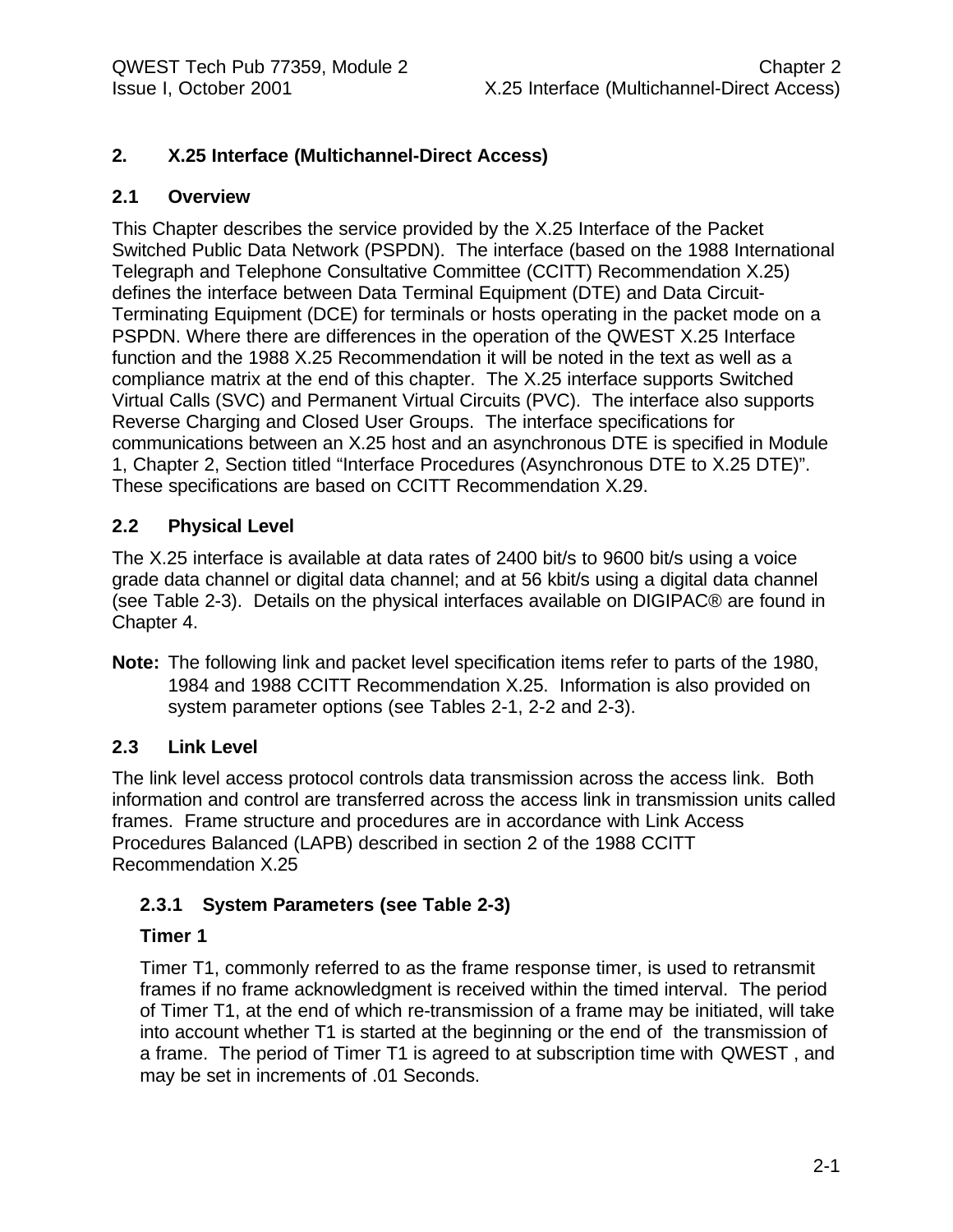# 2. X.25 Interface (Multichannel-Direct Access)

## 2.1 Overview

This Chapter describes the service provided by the X.25 Interface of the Packet Switched Public Data Network (PSPDN). The interface (based on the 1988 International Telegraph and Telephone Consultative Committee (CCITT) Recommendation X.25) defines the interface between Data Terminal Equipment (DTE) and Data Circuit-Terminating Equipment (DCE) for terminals or hosts operating in the packet mode on a PSPDN. Where there are differences in the operation of the QWEST X.25 Interface function and the 1988 X.25 Recommendation it will be noted in the text as well as a compliance matrix at the end of this chapter. The X.25 interface supports Switched Virtual Calls (SVC) and Permanent Virtual Circuits (PVC). The interface also supports Reverse Charging and Closed User Groups. The interface specifications for communications between an X.25 host and an asynchronous DTE is specified in Module 1, Chapter 2, Section titled "Interface Procedures (Asynchronous DTE to X.25 DTE)". These specifications are based on CCITT Recommendation X.29.

## 2.2 Physical Level

The X.25 interface is available at data rates of 2400 bit/s to 9600 bit/s using a voice grade data channel or digital data channel; and at 56 kbit/s using a digital data channel (see Table 2-3). Details on the physical interfaces available on DIGIPAC® are found in Chapter 4.

**Note:** The following link and packet level specification items refer to parts of the 1980, 1984 and 1988 CCITT Recommendation X.25. Information is also provided on system parameter options (see Tables 2-1, 2-2 and 2-3).

## 2.3 Link Level

The link level access protocol controls data transmission across the access link. Both information and control are transferred across the access link in transmission units called frames. Frame structure and procedures are in accordance with Link Access Procedures Balanced (LAPB) described in section 2 of the 1988 CCITT Recommendation X.25

### 2.3.1 System Parameters (see Table 2-3)

**Timer 1**

Timer T1, commonly referred to as the frame response timer, is used to retransmit frames if no frame acknowledgment is received within the timed interval. The period of Timer T1, at the end of which re-transmission of a frame may be initiated, will take into account whether T1 is started at the beginning or the end of the transmission of a frame. The period of Timer T1 is agreed to at subscription time with QWEST , and may be set in increments of .01 Seconds.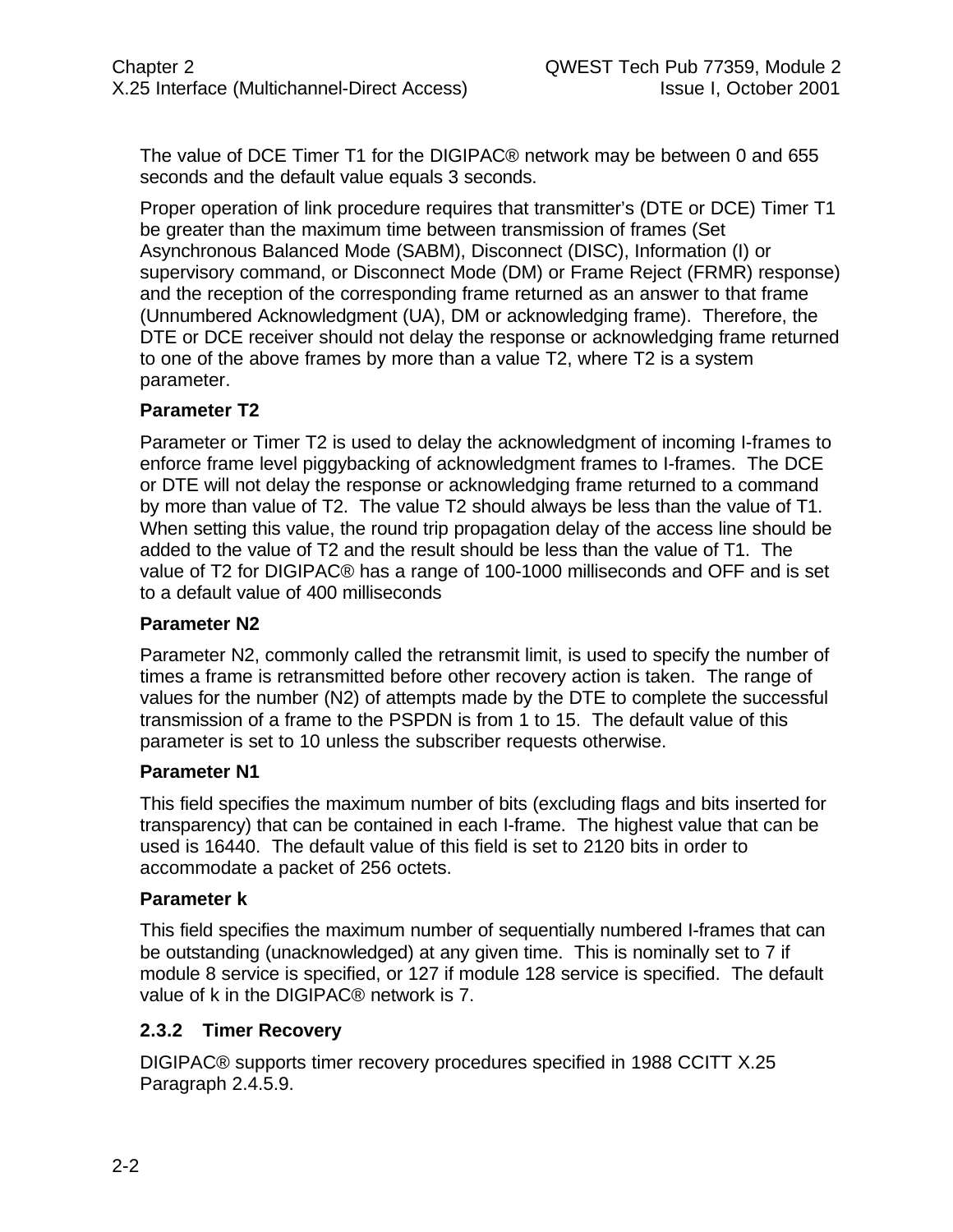The value of DCE Timer T1 for the DIGIPAC® network may be between 0 and 655 seconds and the default value equals 3 seconds.

Proper operation of link procedure requires that transmitter's (DTE or DCE) Timer T1 be greater than the maximum time between transmission of frames (Set Asynchronous Balanced Mode (SABM), Disconnect (DISC), Information (I) or supervisory command, or Disconnect Mode (DM) or Frame Reject (FRMR) response) and the reception of the corresponding frame returned as an answer to that frame (Unnumbered Acknowledgment (UA), DM or acknowledging frame). Therefore, the DTE or DCE receiver should not delay the response or acknowledging frame returned to one of the above frames by more than a value T2, where T2 is a system parameter.

**Parameter T2**

Parameter or Timer T2 is used to delay the acknowledgment of incoming I-frames to enforce frame level piggybacking of acknowledgment frames to I-frames. The DCE or DTE will not delay the response or acknowledging frame returned to a command by more than value of T2. The value T2 should always be less than the value of T1. When setting this value, the round trip propagation delay of the access line should be added to the value of T2 and the result should be less than the value of T1. The value of T2 for DIGIPAC® has a range of 100-1000 milliseconds and OFF and is set to a default value of 400 milliseconds

**Parameter N2**

Parameter N2, commonly called the retransmit limit, is used to specify the number of times a frame is retransmitted before other recovery action is taken. The range of values for the number (N2) of attempts made by the DTE to complete the successful transmission of a frame to the PSPDN is from 1 to 15. The default value of this parameter is set to 10 unless the subscriber requests otherwise.

**Parameter N1**

This field specifies the maximum number of bits (excluding flags and bits inserted for transparency) that can be contained in each I-frame. The highest value that can be used is 16440. The default value of this field is set to 2120 bits in order to accommodate a packet of 256 octets.

**Parameter k**

This field specifies the maximum number of sequentially numbered I-frames that can be outstanding (unacknowledged) at any given time. This is nominally set to 7 if module 8 service is specified, or 127 if module 128 service is specified. The default value of k in the DIGIPAC® network is 7.

### 2.3.2 Timer Recovery

DIGIPAC® supports timer recovery procedures specified in 1988 CCITT X.25 Paragraph 2.4.5.9.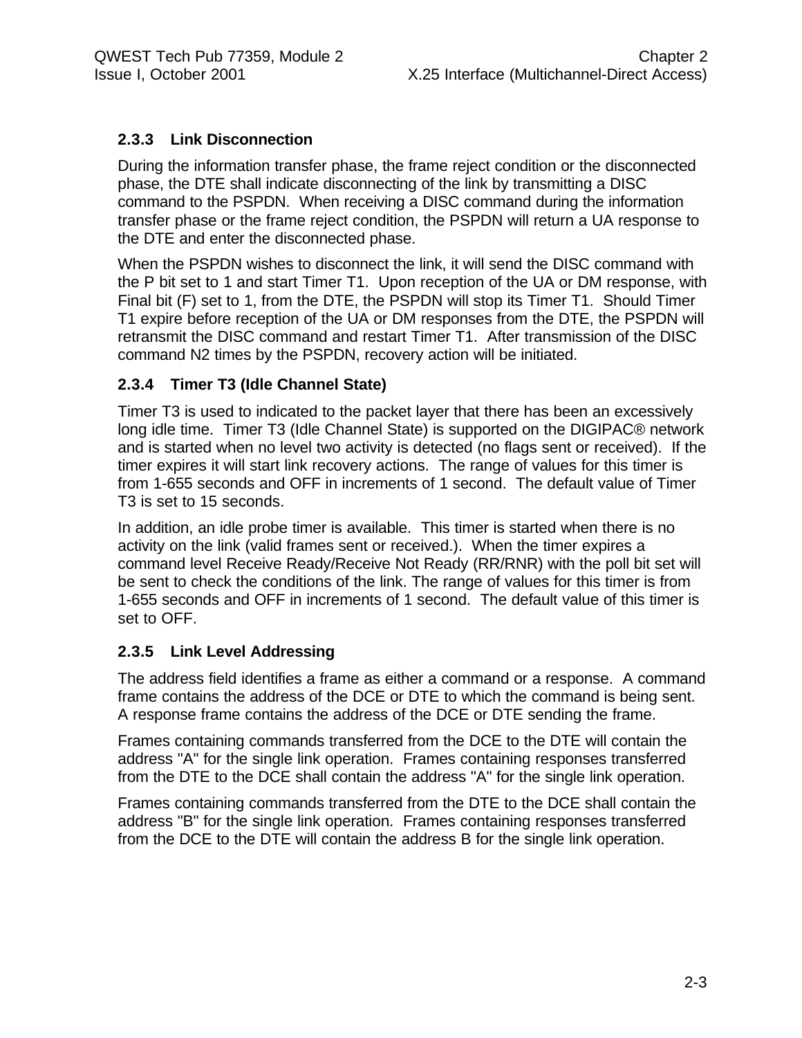### 2.3.3 Link Disconnection

During the information transfer phase, the frame reject condition or the disconnected phase, the DTE shall indicate disconnecting of the link by transmitting a DISC command to the PSPDN. When receiving a DISC command during the information transfer phase or the frame reject condition, the PSPDN will return a UA response to the DTE and enter the disconnected phase.

When the PSPDN wishes to disconnect the link, it will send the DISC command with the P bit set to 1 and start Timer T1. Upon reception of the UA or DM response, with Final bit (F) set to 1, from the DTE, the PSPDN will stop its Timer T1. Should Timer T1 expire before reception of the UA or DM responses from the DTE, the PSPDN will retransmit the DISC command and restart Timer T1. After transmission of the DISC command N2 times by the PSPDN, recovery action will be initiated.

### 2.3.4 Timer T3 (Idle Channel State)

Timer T3 is used to indicated to the packet layer that there has been an excessively long idle time. Timer T3 (Idle Channel State) is supported on the DIGIPAC® network and is started when no level two activity is detected (no flags sent or received). If the timer expires it will start link recovery actions. The range of values for this timer is from 1-655 seconds and OFF in increments of 1 second. The default value of Timer T3 is set to 15 seconds.

In addition, an idle probe timer is available. This timer is started when there is no activity on the link (valid frames sent or received.). When the timer expires a command level Receive Ready/Receive Not Ready (RR/RNR) with the poll bit set will be sent to check the conditions of the link. The range of values for this timer is from 1-655 seconds and OFF in increments of 1 second. The default value of this timer is set to OFF.

### 2.3.5 Link Level Addressing

The address field identifies a frame as either a command or a response. A command frame contains the address of the DCE or DTE to which the command is being sent. A response frame contains the address of the DCE or DTE sending the frame.

Frames containing commands transferred from the DCE to the DTE will contain the address "A" for the single link operation. Frames containing responses transferred from the DTE to the DCE shall contain the address "A" for the single link operation.

Frames containing commands transferred from the DTE to the DCE shall contain the address "B" for the single link operation. Frames containing responses transferred from the DCE to the DTE will contain the address B for the single link operation.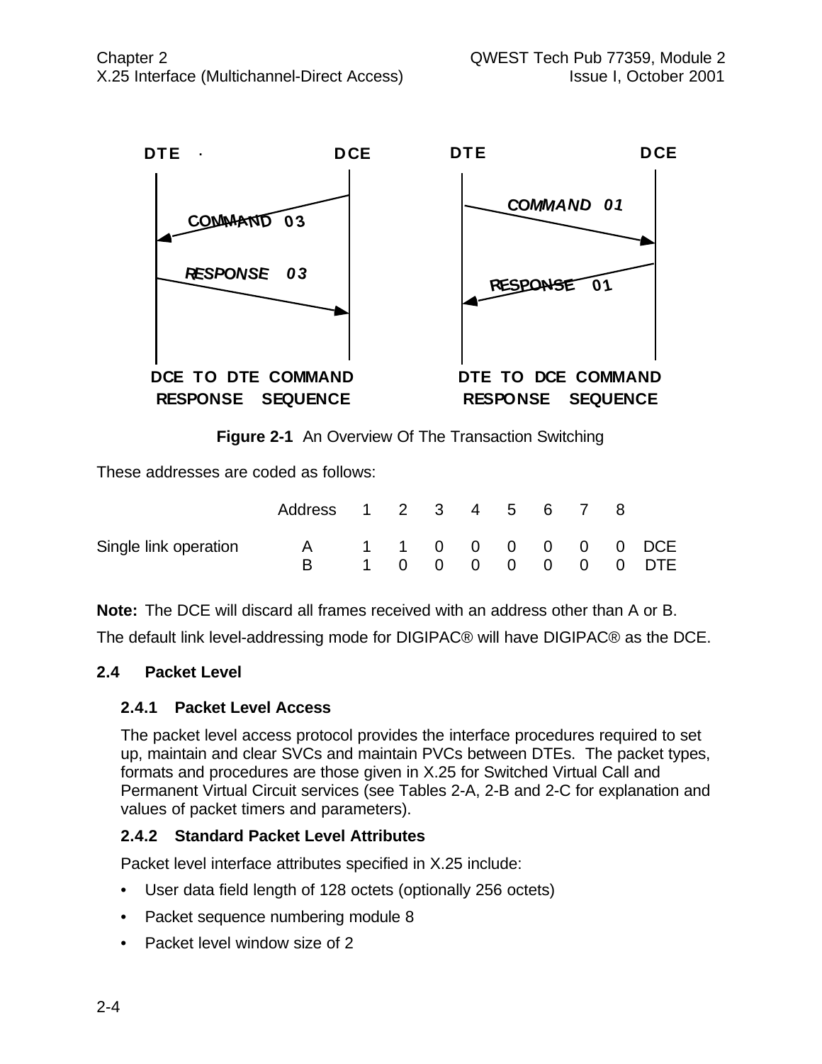DTE | DCE — COMMAND 03 / RESPONSE 03 — DCE TO DTE COMMAND RESPONSE SEQUENCE

DTE | DCE — COMMAND 01 / RESPONSE 01 — DTE TO DCE COMMAND RESPONSE SEQUENCE

**Figure 2-1** An Overview Of The Transaction Switching

These addresses are coded as follows:

| | Address | 1 | 2 | 3 | 4 | 5 | 6 | 7 | 8 | |
|---|---|---|---|---|---|---|---|---|---|---|
| Single link operation | A | 1 | 1 | 0 | 0 | 0 | 0 | 0 | 0 | DCE |
| | B | 1 | 0 | 0 | 0 | 0 | 0 | 0 | 0 | DTE |

**Note:** The DCE will discard all frames received with an address other than A or B.

The default link level-addressing mode for DIGIPAC® will have DIGIPAC® as the DCE.

## 2.4 Packet Level

### 2.4.1 Packet Level Access

The packet level access protocol provides the interface procedures required to set up, maintain and clear SVCs and maintain PVCs between DTEs. The packet types, formats and procedures are those given in X.25 for Switched Virtual Call and Permanent Virtual Circuit services (see Tables 2-A, 2-B and 2-C for explanation and values of packet timers and parameters).

### 2.4.2 Standard Packet Level Attributes

Packet level interface attributes specified in X.25 include:

- User data field length of 128 octets (optionally 256 octets)
- Packet sequence numbering module 8
- Packet level window size of 2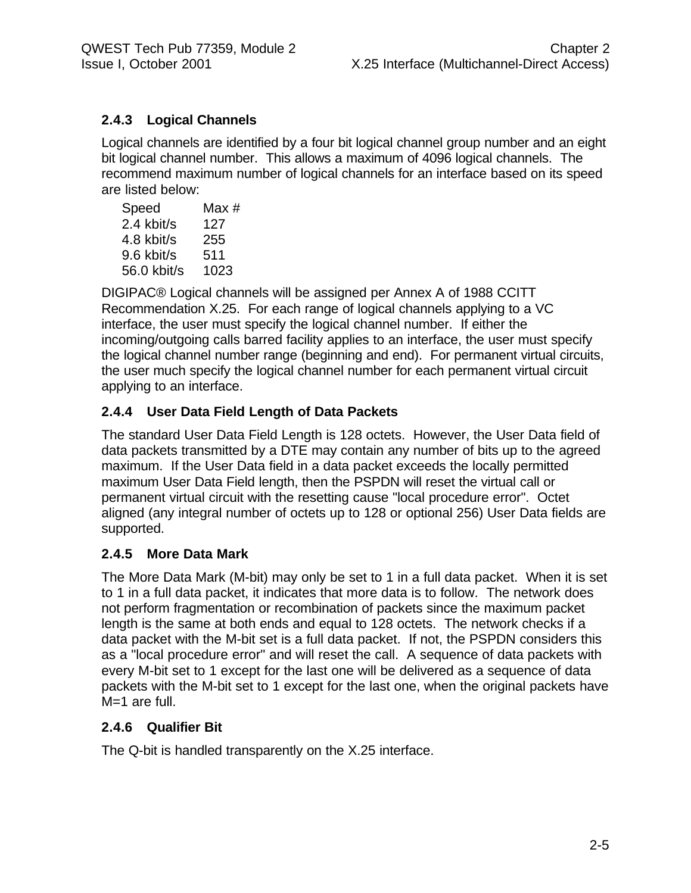### 2.4.3 Logical Channels

Logical channels are identified by a four bit logical channel group number and an eight bit logical channel number. This allows a maximum of 4096 logical channels. The recommend maximum number of logical channels for an interface based on its speed are listed below:

| Speed | Max # |
|---|---|
| 2.4 kbit/s | 127 |
| 4.8 kbit/s | 255 |
| 9.6 kbit/s | 511 |
| 56.0 kbit/s | 1023 |

DIGIPAC® Logical channels will be assigned per Annex A of 1988 CCITT Recommendation X.25. For each range of logical channels applying to a VC interface, the user must specify the logical channel number. If either the incoming/outgoing calls barred facility applies to an interface, the user must specify the logical channel number range (beginning and end). For permanent virtual circuits, the user much specify the logical channel number for each permanent virtual circuit applying to an interface.

### 2.4.4 User Data Field Length of Data Packets

The standard User Data Field Length is 128 octets. However, the User Data field of data packets transmitted by a DTE may contain any number of bits up to the agreed maximum. If the User Data field in a data packet exceeds the locally permitted maximum User Data Field length, then the PSPDN will reset the virtual call or permanent virtual circuit with the resetting cause "local procedure error". Octet aligned (any integral number of octets up to 128 or optional 256) User Data fields are supported.

### 2.4.5 More Data Mark

The More Data Mark (M-bit) may only be set to 1 in a full data packet. When it is set to 1 in a full data packet, it indicates that more data is to follow. The network does not perform fragmentation or recombination of packets since the maximum packet length is the same at both ends and equal to 128 octets. The network checks if a data packet with the M-bit set is a full data packet. If not, the PSPDN considers this as a "local procedure error" and will reset the call. A sequence of data packets with every M-bit set to 1 except for the last one will be delivered as a sequence of data packets with the M-bit set to 1 except for the last one, when the original packets have M=1 are full.

### 2.4.6 Qualifier Bit

The Q-bit is handled transparently on the X.25 interface.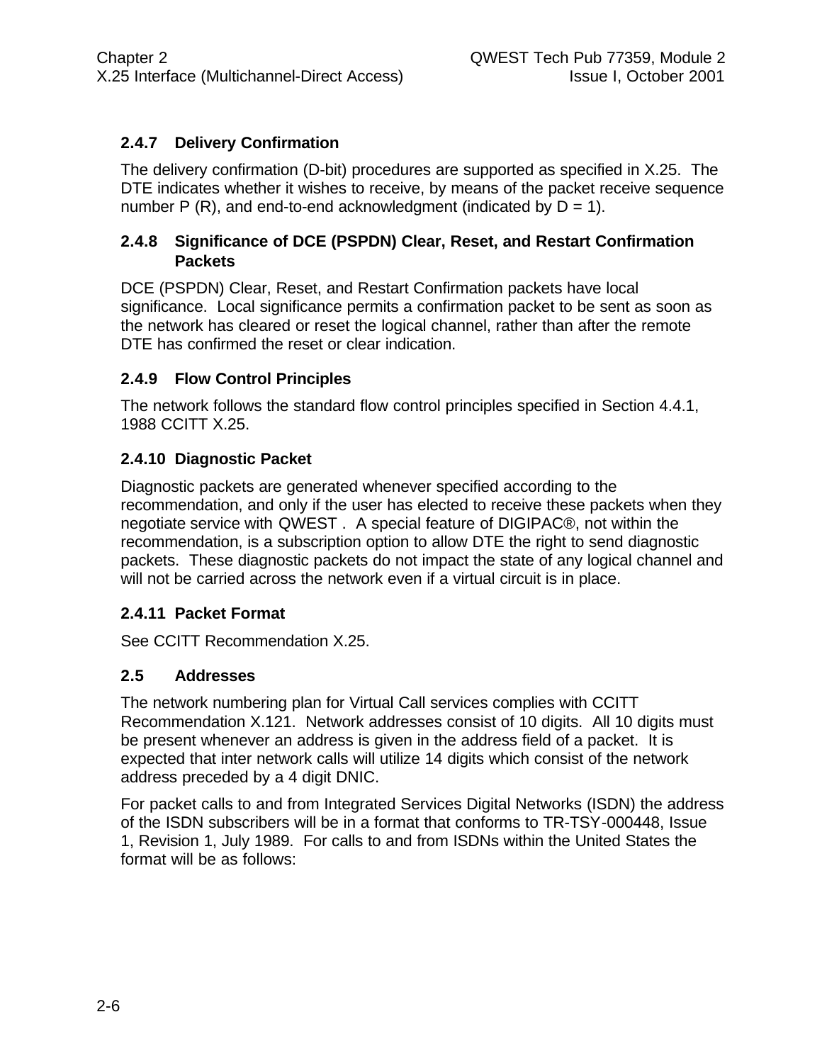### 2.4.7 Delivery Confirmation

The delivery confirmation (D-bit) procedures are supported as specified in X.25. The DTE indicates whether it wishes to receive, by means of the packet receive sequence number P (R), and end-to-end acknowledgment (indicated by D = 1).

### 2.4.8 Significance of DCE (PSPDN) Clear, Reset, and Restart Confirmation Packets

DCE (PSPDN) Clear, Reset, and Restart Confirmation packets have local significance. Local significance permits a confirmation packet to be sent as soon as the network has cleared or reset the logical channel, rather than after the remote DTE has confirmed the reset or clear indication.

### 2.4.9 Flow Control Principles

The network follows the standard flow control principles specified in Section 4.4.1, 1988 CCITT X.25.

### 2.4.10 Diagnostic Packet

Diagnostic packets are generated whenever specified according to the recommendation, and only if the user has elected to receive these packets when they negotiate service with QWEST . A special feature of DIGIPAC®, not within the recommendation, is a subscription option to allow DTE the right to send diagnostic packets. These diagnostic packets do not impact the state of any logical channel and will not be carried across the network even if a virtual circuit is in place.

### 2.4.11 Packet Format

See CCITT Recommendation X.25.

## 2.5 Addresses

The network numbering plan for Virtual Call services complies with CCITT Recommendation X.121. Network addresses consist of 10 digits. All 10 digits must be present whenever an address is given in the address field of a packet. It is expected that inter network calls will utilize 14 digits which consist of the network address preceded by a 4 digit DNIC.

For packet calls to and from Integrated Services Digital Networks (ISDN) the address of the ISDN subscribers will be in a format that conforms to TR-TSY-000448, Issue 1, Revision 1, July 1989. For calls to and from ISDNs within the United States the format will be as follows: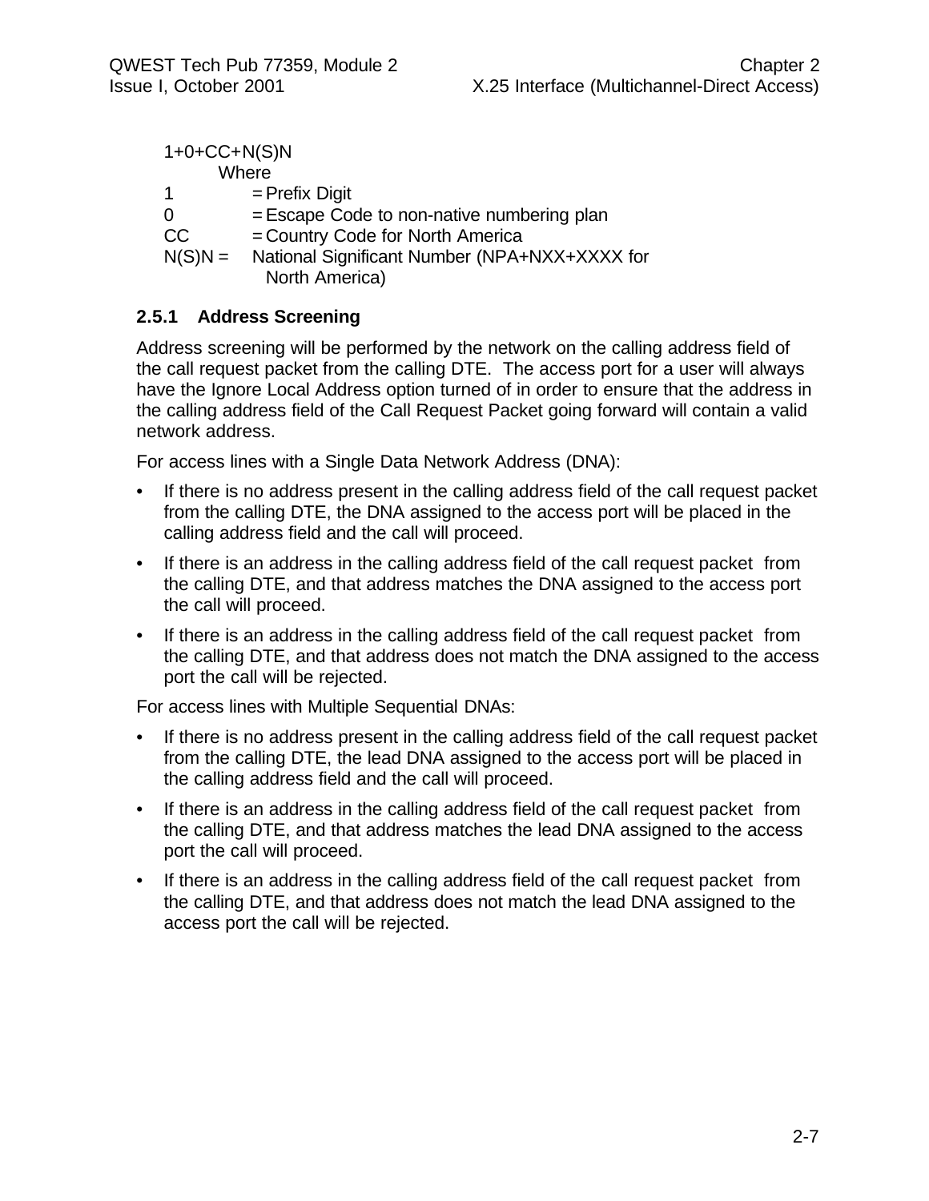1+0+CC+N(S)N

Where

1 = Prefix Digit

0 = Escape Code to non-native numbering plan

CC = Country Code for North America

N(S)N = National Significant Number (NPA+NXX+XXXX for North America)

### 2.5.1 Address Screening

Address screening will be performed by the network on the calling address field of the call request packet from the calling DTE. The access port for a user will always have the Ignore Local Address option turned of in order to ensure that the address in the calling address field of the Call Request Packet going forward will contain a valid network address.

For access lines with a Single Data Network Address (DNA):

- If there is no address present in the calling address field of the call request packet from the calling DTE, the DNA assigned to the access port will be placed in the calling address field and the call will proceed.
- If there is an address in the calling address field of the call request packet from the calling DTE, and that address matches the DNA assigned to the access port the call will proceed.
- If there is an address in the calling address field of the call request packet from the calling DTE, and that address does not match the DNA assigned to the access port the call will be rejected.

For access lines with Multiple Sequential DNAs:

- If there is no address present in the calling address field of the call request packet from the calling DTE, the lead DNA assigned to the access port will be placed in the calling address field and the call will proceed.
- If there is an address in the calling address field of the call request packet from the calling DTE, and that address matches the lead DNA assigned to the access port the call will proceed.
- If there is an address in the calling address field of the call request packet from the calling DTE, and that address does not match the lead DNA assigned to the access port the call will be rejected.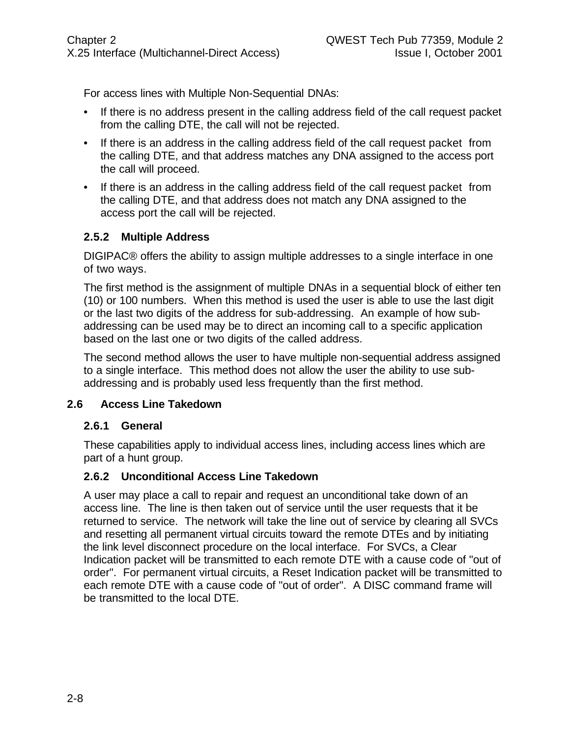For access lines with Multiple Non-Sequential DNAs:

- If there is no address present in the calling address field of the call request packet from the calling DTE, the call will not be rejected.
- If there is an address in the calling address field of the call request packet from the calling DTE, and that address matches any DNA assigned to the access port the call will proceed.
- If there is an address in the calling address field of the call request packet from the calling DTE, and that address does not match any DNA assigned to the access port the call will be rejected.

### 2.5.2 Multiple Address

DIGIPAC® offers the ability to assign multiple addresses to a single interface in one of two ways.

The first method is the assignment of multiple DNAs in a sequential block of either ten (10) or 100 numbers. When this method is used the user is able to use the last digit or the last two digits of the address for sub-addressing. An example of how sub-addressing can be used may be to direct an incoming call to a specific application based on the last one or two digits of the called address.

The second method allows the user to have multiple non-sequential address assigned to a single interface. This method does not allow the user the ability to use sub-addressing and is probably used less frequently than the first method.

## 2.6 Access Line Takedown

### 2.6.1 General

These capabilities apply to individual access lines, including access lines which are part of a hunt group.

### 2.6.2 Unconditional Access Line Takedown

A user may place a call to repair and request an unconditional take down of an access line. The line is then taken out of service until the user requests that it be returned to service. The network will take the line out of service by clearing all SVCs and resetting all permanent virtual circuits toward the remote DTEs and by initiating the link level disconnect procedure on the local interface. For SVCs, a Clear Indication packet will be transmitted to each remote DTE with a cause code of "out of order". For permanent virtual circuits, a Reset Indication packet will be transmitted to each remote DTE with a cause code of "out of order". A DISC command frame will be transmitted to the local DTE.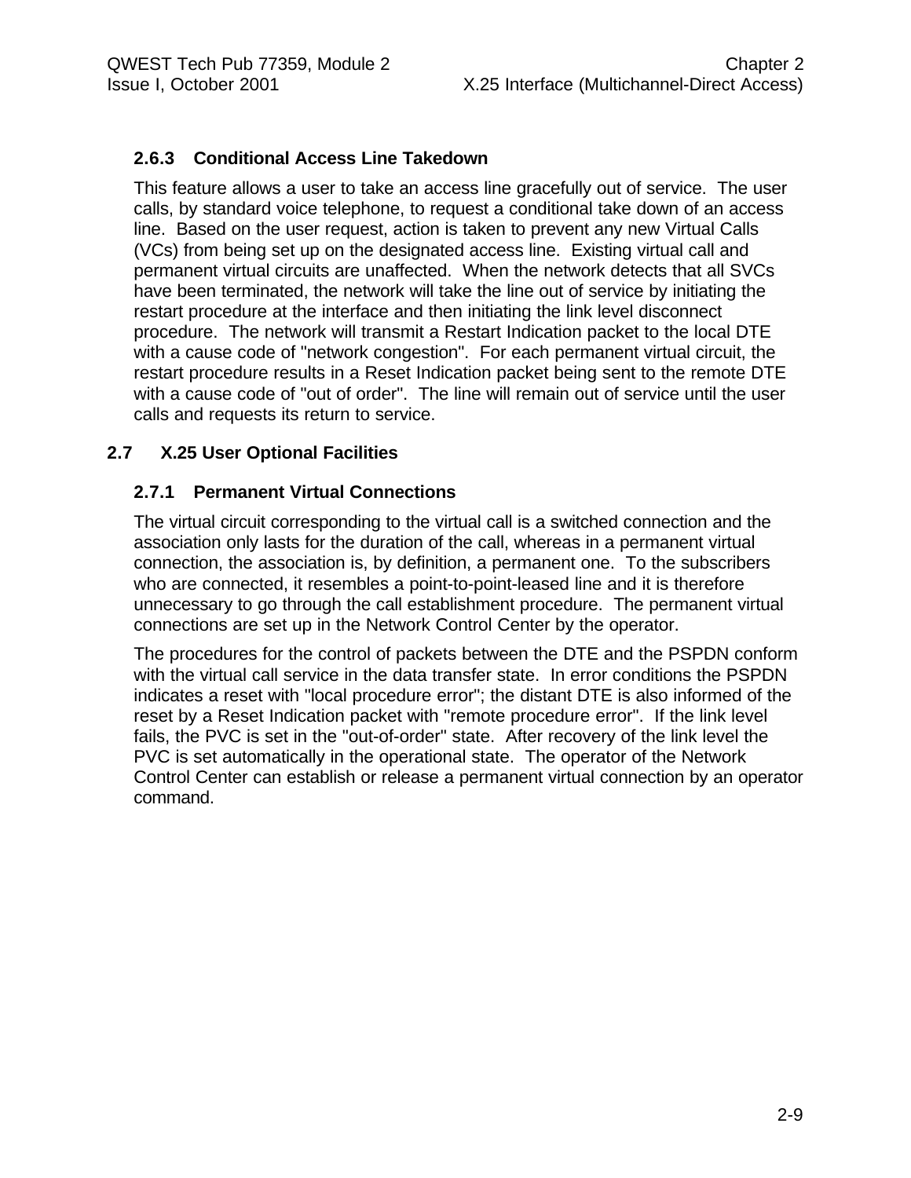### 2.6.3 Conditional Access Line Takedown

This feature allows a user to take an access line gracefully out of service. The user calls, by standard voice telephone, to request a conditional take down of an access line. Based on the user request, action is taken to prevent any new Virtual Calls (VCs) from being set up on the designated access line. Existing virtual call and permanent virtual circuits are unaffected. When the network detects that all SVCs have been terminated, the network will take the line out of service by initiating the restart procedure at the interface and then initiating the link level disconnect procedure. The network will transmit a Restart Indication packet to the local DTE with a cause code of "network congestion". For each permanent virtual circuit, the restart procedure results in a Reset Indication packet being sent to the remote DTE with a cause code of "out of order". The line will remain out of service until the user calls and requests its return to service.

## 2.7 X.25 User Optional Facilities

### 2.7.1 Permanent Virtual Connections

The virtual circuit corresponding to the virtual call is a switched connection and the association only lasts for the duration of the call, whereas in a permanent virtual connection, the association is, by definition, a permanent one. To the subscribers who are connected, it resembles a point-to-point-leased line and it is therefore unnecessary to go through the call establishment procedure. The permanent virtual connections are set up in the Network Control Center by the operator.

The procedures for the control of packets between the DTE and the PSPDN conform with the virtual call service in the data transfer state. In error conditions the PSPDN indicates a reset with "local procedure error"; the distant DTE is also informed of the reset by a Reset Indication packet with "remote procedure error". If the link level fails, the PVC is set in the "out-of-order" state. After recovery of the link level the PVC is set automatically in the operational state. The operator of the Network Control Center can establish or release a permanent virtual connection by an operator command.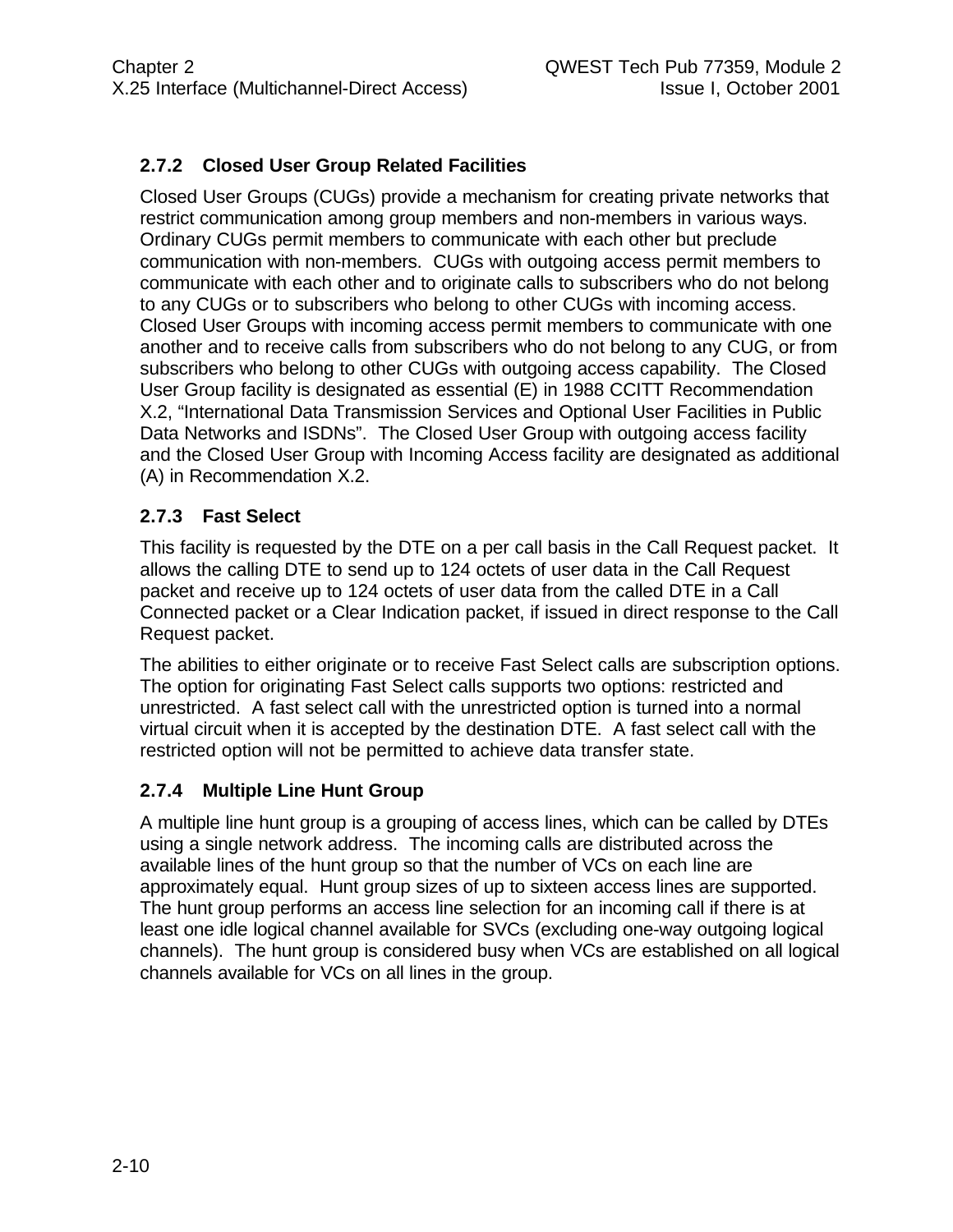### 2.7.2 Closed User Group Related Facilities

Closed User Groups (CUGs) provide a mechanism for creating private networks that restrict communication among group members and non-members in various ways. Ordinary CUGs permit members to communicate with each other but preclude communication with non-members. CUGs with outgoing access permit members to communicate with each other and to originate calls to subscribers who do not belong to any CUGs or to subscribers who belong to other CUGs with incoming access. Closed User Groups with incoming access permit members to communicate with one another and to receive calls from subscribers who do not belong to any CUG, or from subscribers who belong to other CUGs with outgoing access capability. The Closed User Group facility is designated as essential (E) in 1988 CCITT Recommendation X.2, "International Data Transmission Services and Optional User Facilities in Public Data Networks and ISDNs". The Closed User Group with outgoing access facility and the Closed User Group with Incoming Access facility are designated as additional (A) in Recommendation X.2.

### 2.7.3 Fast Select

This facility is requested by the DTE on a per call basis in the Call Request packet. It allows the calling DTE to send up to 124 octets of user data in the Call Request packet and receive up to 124 octets of user data from the called DTE in a Call Connected packet or a Clear Indication packet, if issued in direct response to the Call Request packet.

The abilities to either originate or to receive Fast Select calls are subscription options. The option for originating Fast Select calls supports two options: restricted and unrestricted. A fast select call with the unrestricted option is turned into a normal virtual circuit when it is accepted by the destination DTE. A fast select call with the restricted option will not be permitted to achieve data transfer state.

### 2.7.4 Multiple Line Hunt Group

A multiple line hunt group is a grouping of access lines, which can be called by DTEs using a single network address. The incoming calls are distributed across the available lines of the hunt group so that the number of VCs on each line are approximately equal. Hunt group sizes of up to sixteen access lines are supported. The hunt group performs an access line selection for an incoming call if there is at least one idle logical channel available for SVCs (excluding one-way outgoing logical channels). The hunt group is considered busy when VCs are established on all logical channels available for VCs on all lines in the group.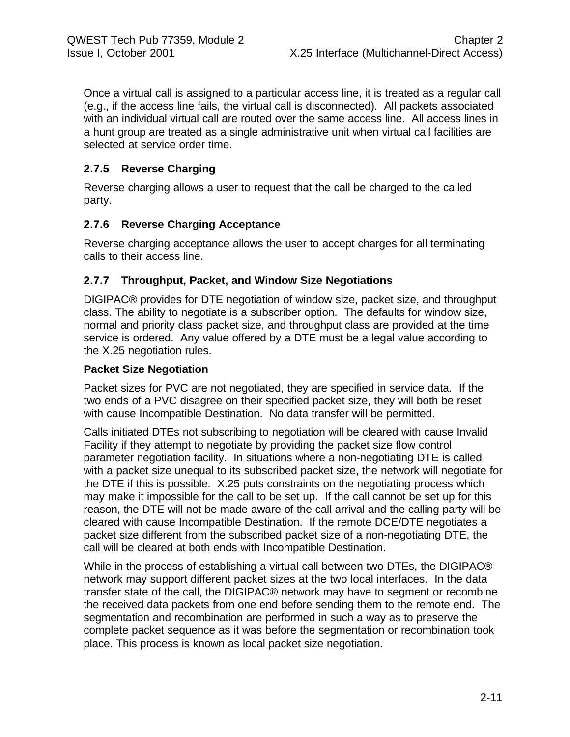Once a virtual call is assigned to a particular access line, it is treated as a regular call (e.g., if the access line fails, the virtual call is disconnected). All packets associated with an individual virtual call are routed over the same access line. All access lines in a hunt group are treated as a single administrative unit when virtual call facilities are selected at service order time.

### 2.7.5 Reverse Charging

Reverse charging allows a user to request that the call be charged to the called party.

### 2.7.6 Reverse Charging Acceptance

Reverse charging acceptance allows the user to accept charges for all terminating calls to their access line.

### 2.7.7 Throughput, Packet, and Window Size Negotiations

DIGIPAC® provides for DTE negotiation of window size, packet size, and throughput class. The ability to negotiate is a subscriber option. The defaults for window size, normal and priority class packet size, and throughput class are provided at the time service is ordered. Any value offered by a DTE must be a legal value according to the X.25 negotiation rules.

**Packet Size Negotiation**

Packet sizes for PVC are not negotiated, they are specified in service data. If the two ends of a PVC disagree on their specified packet size, they will both be reset with cause Incompatible Destination. No data transfer will be permitted.

Calls initiated DTEs not subscribing to negotiation will be cleared with cause Invalid Facility if they attempt to negotiate by providing the packet size flow control parameter negotiation facility. In situations where a non-negotiating DTE is called with a packet size unequal to its subscribed packet size, the network will negotiate for the DTE if this is possible. X.25 puts constraints on the negotiating process which may make it impossible for the call to be set up. If the call cannot be set up for this reason, the DTE will not be made aware of the call arrival and the calling party will be cleared with cause Incompatible Destination. If the remote DCE/DTE negotiates a packet size different from the subscribed packet size of a non-negotiating DTE, the call will be cleared at both ends with Incompatible Destination.

While in the process of establishing a virtual call between two DTEs, the DIGIPAC® network may support different packet sizes at the two local interfaces. In the data transfer state of the call, the DIGIPAC® network may have to segment or recombine the received data packets from one end before sending them to the remote end. The segmentation and recombination are performed in such a way as to preserve the complete packet sequence as it was before the segmentation or recombination took place. This process is known as local packet size negotiation.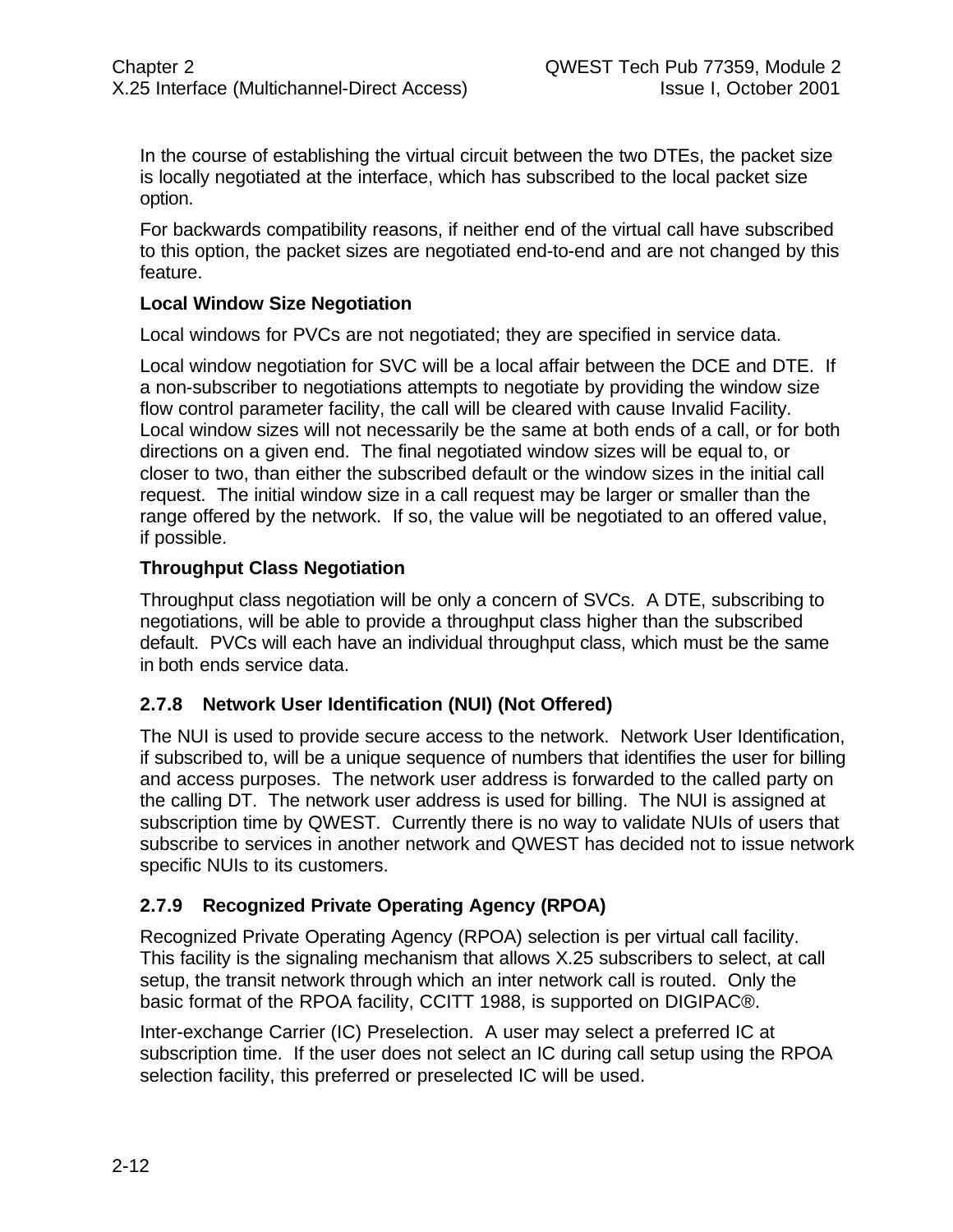In the course of establishing the virtual circuit between the two DTEs, the packet size is locally negotiated at the interface, which has subscribed to the local packet size option.

For backwards compatibility reasons, if neither end of the virtual call have subscribed to this option, the packet sizes are negotiated end-to-end and are not changed by this feature.

**Local Window Size Negotiation**

Local windows for PVCs are not negotiated; they are specified in service data.

Local window negotiation for SVC will be a local affair between the DCE and DTE. If a non-subscriber to negotiations attempts to negotiate by providing the window size flow control parameter facility, the call will be cleared with cause Invalid Facility. Local window sizes will not necessarily be the same at both ends of a call, or for both directions on a given end. The final negotiated window sizes will be equal to, or closer to two, than either the subscribed default or the window sizes in the initial call request. The initial window size in a call request may be larger or smaller than the range offered by the network. If so, the value will be negotiated to an offered value, if possible.

**Throughput Class Negotiation**

Throughput class negotiation will be only a concern of SVCs. A DTE, subscribing to negotiations, will be able to provide a throughput class higher than the subscribed default. PVCs will each have an individual throughput class, which must be the same in both ends service data.

### 2.7.8 Network User Identification (NUI) (Not Offered)

The NUI is used to provide secure access to the network. Network User Identification, if subscribed to, will be a unique sequence of numbers that identifies the user for billing and access purposes. The network user address is forwarded to the called party on the calling DT. The network user address is used for billing. The NUI is assigned at subscription time by QWEST. Currently there is no way to validate NUIs of users that subscribe to services in another network and QWEST has decided not to issue network specific NUIs to its customers.

### 2.7.9 Recognized Private Operating Agency (RPOA)

Recognized Private Operating Agency (RPOA) selection is per virtual call facility. This facility is the signaling mechanism that allows X.25 subscribers to select, at call setup, the transit network through which an inter network call is routed. Only the basic format of the RPOA facility, CCITT 1988, is supported on DIGIPAC®.

Inter-exchange Carrier (IC) Preselection. A user may select a preferred IC at subscription time. If the user does not select an IC during call setup using the RPOA selection facility, this preferred or preselected IC will be used.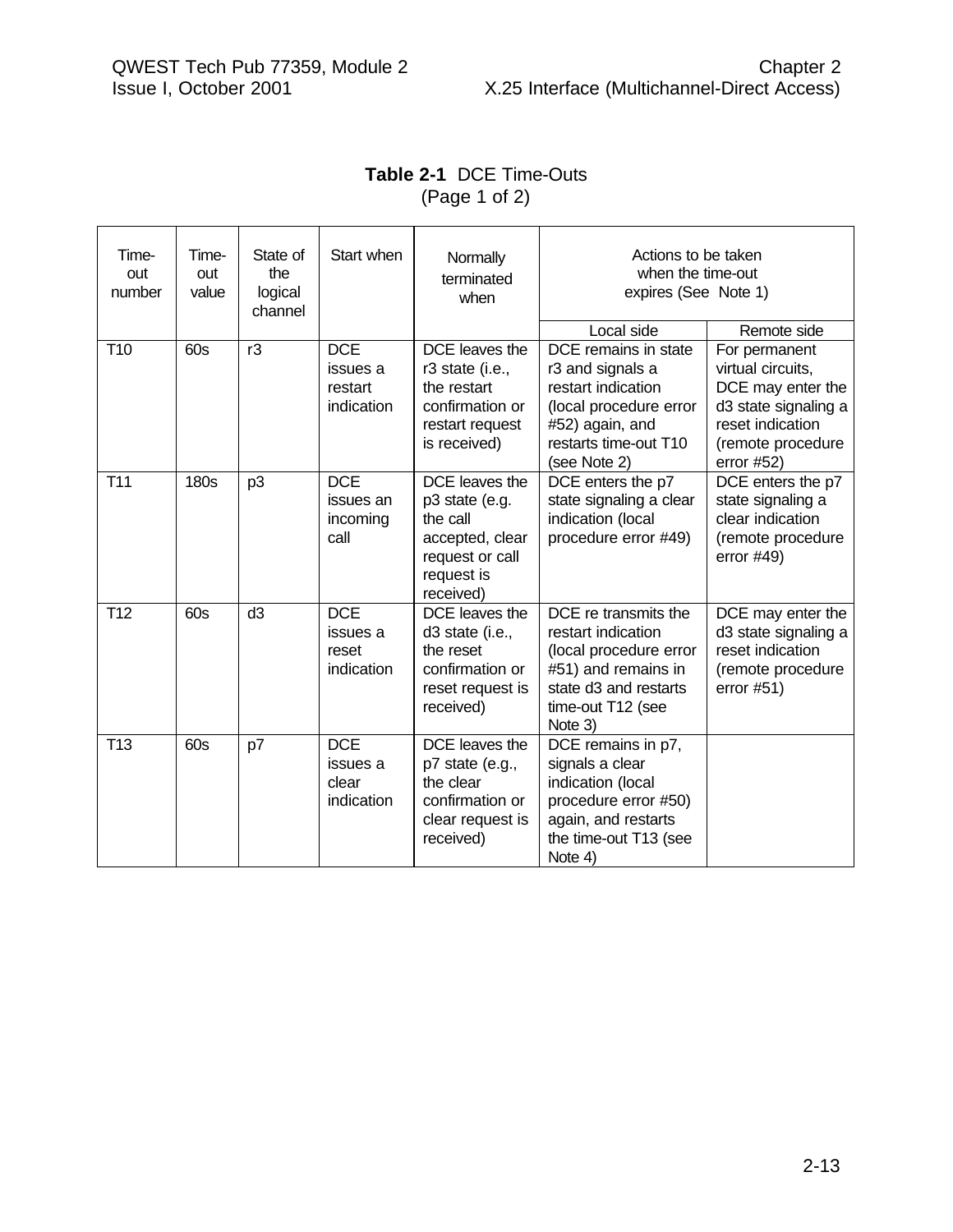**Table 2-1** DCE Time-Outs
(Page 1 of 2)

| Time-out number | Time-out value | State of the logical channel | Start when | Normally terminated when | Actions to be taken when the time-out expires (See Note 1) | |
|---|---|---|---|---|---|---|
| | | | | | Local side | Remote side |
| T10 | 60s | r3 | DCE issues a restart indication | DCE leaves the r3 state (i.e., the restart confirmation or restart request is received) | DCE remains in state r3 and signals a restart indication (local procedure error #52) again, and restarts time-out T10 (see Note 2) | For permanent virtual circuits, DCE may enter the d3 state signaling a reset indication (remote procedure error #52) |
| T11 | 180s | p3 | DCE issues an incoming call | DCE leaves the p3 state (e.g. the call accepted, clear request or call request is received) | DCE enters the p7 state signaling a clear indication (local procedure error #49) | DCE enters the p7 state signaling a clear indication (remote procedure error #49) |
| T12 | 60s | d3 | DCE issues a reset indication | DCE leaves the d3 state (i.e., the reset confirmation or reset request is received) | DCE re transmits the restart indication (local procedure error #51) and remains in state d3 and restarts time-out T12 (see Note 3) | DCE may enter the d3 state signaling a reset indication (remote procedure error #51) |
| T13 | 60s | p7 | DCE issues a clear indication | DCE leaves the p7 state (e.g., the clear confirmation or clear request is received) | DCE remains in p7, signals a clear indication (local procedure error #50) again, and restarts the time-out T13 (see Note 4) | |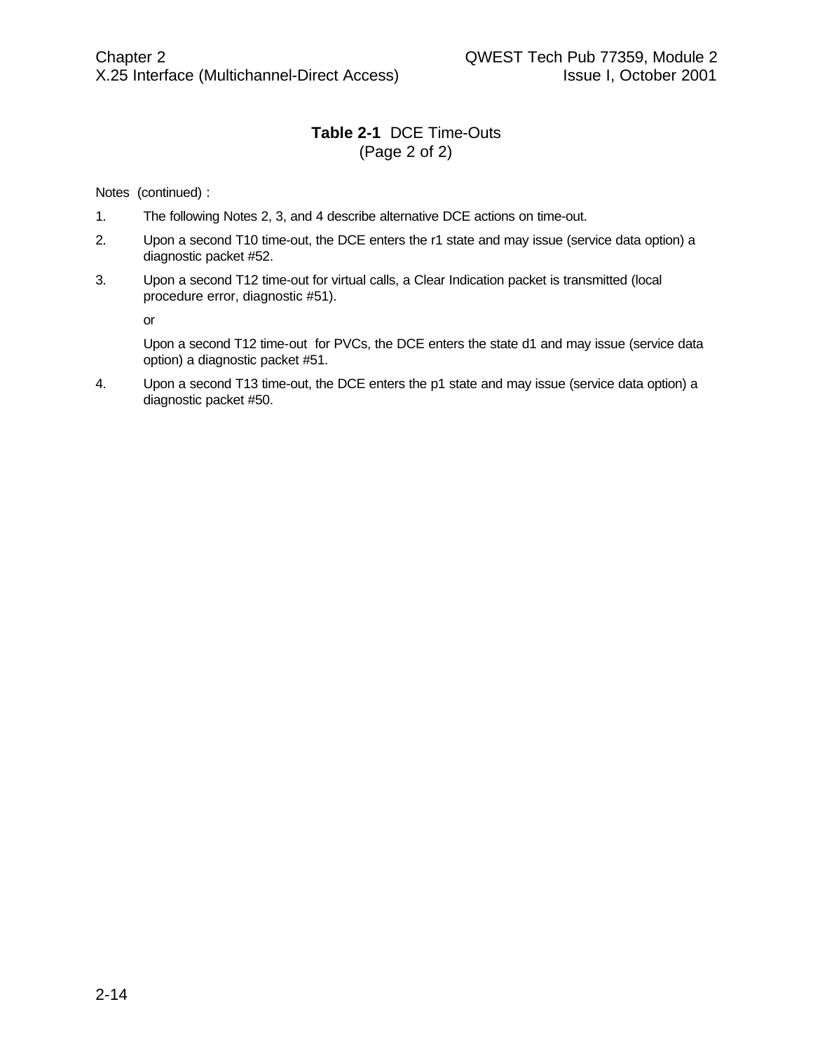**Table 2-1** DCE Time-Outs
(Page 2 of 2)

Notes (continued) :

1. The following Notes 2, 3, and 4 describe alternative DCE actions on time-out.
2. Upon a second T10 time-out, the DCE enters the r1 state and may issue (service data option) a diagnostic packet #52.
3. Upon a second T12 time-out for virtual calls, a Clear Indication packet is transmitted (local procedure error, diagnostic #51).

   or

   Upon a second T12 time-out for PVCs, the DCE enters the state d1 and may issue (service data option) a diagnostic packet #51.
4. Upon a second T13 time-out, the DCE enters the p1 state and may issue (service data option) a diagnostic packet #50.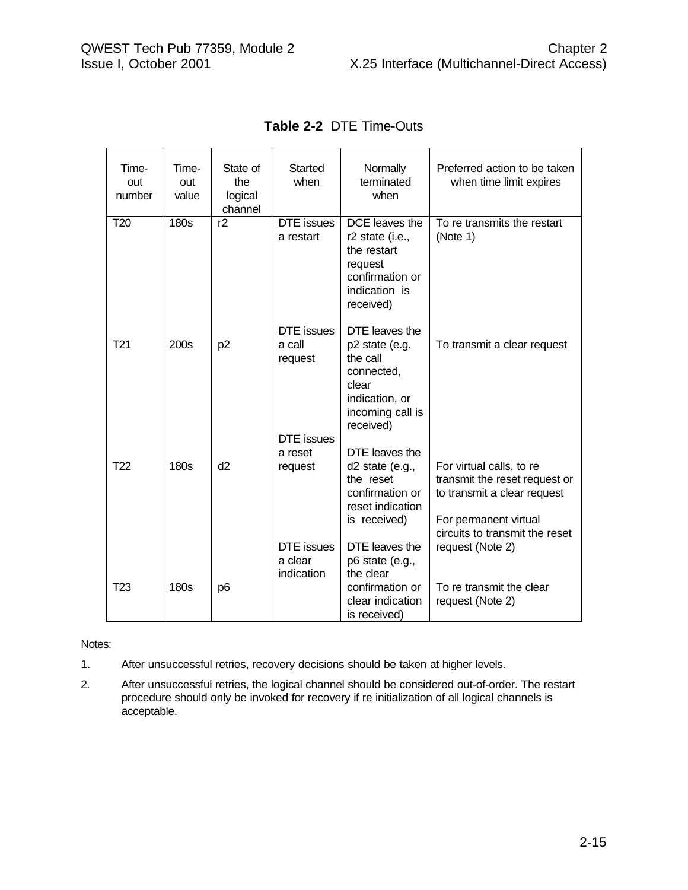**Table 2-2** DTE Time-Outs

| Time-out number | Time-out value | State of the logical channel | Started when | Normally terminated when | Preferred action to be taken when time limit expires |
|---|---|---|---|---|---|
| T20 | 180s | r2 | DTE issues a restart | DCE leaves the r2 state (i.e., the restart request confirmation or indication is received) | To re transmits the restart (Note 1) |
| T21 | 200s | p2 | DTE issues a call request | DTE leaves the p2 state (e.g. the call connected, clear indication, or incoming call is received) | To transmit a clear request |
| T22 | 180s | d2 | DTE issues a reset request | DTE leaves the d2 state (e.g., the reset confirmation or reset indication is received) | For virtual calls, to re transmit the reset request or to transmit a clear request<br><br>For permanent virtual circuits to transmit the reset request (Note 2) |
| T23 | 180s | p6 | DTE issues a clear indication | DTE leaves the p6 state (e.g., the clear confirmation or clear indication is received) | To re transmit the clear request (Note 2) |

Notes:

1. After unsuccessful retries, recovery decisions should be taken at higher levels.
2. After unsuccessful retries, the logical channel should be considered out-of-order. The restart procedure should only be invoked for recovery if re initialization of all logical channels is acceptable.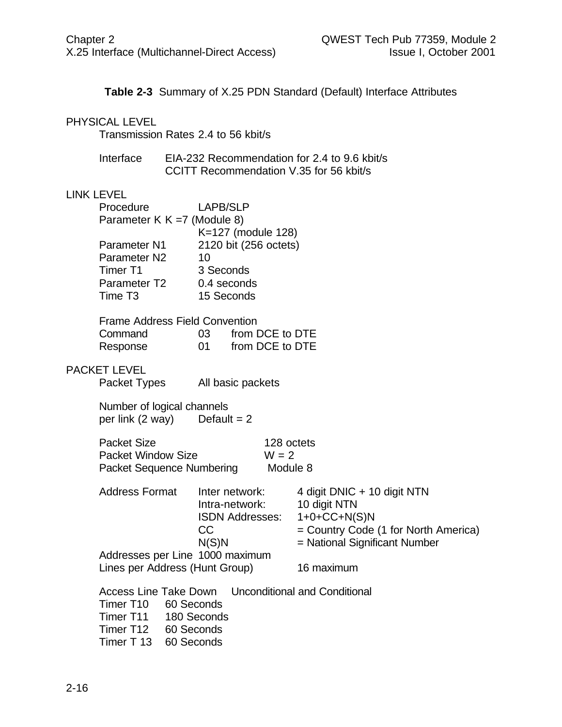**Table 2-3** Summary of X.25 PDN Standard (Default) Interface Attributes

PHYSICAL LEVEL

Transmission Rates 2.4 to 56 kbit/s

| | |
|---|---|
| Interface | EIA-232 Recommendation for 2.4 to 9.6 kbit/s |
| | CCITT Recommendation V.35 for 56 kbit/s |

LINK LEVEL

| | |
|---|---|
| Procedure | LAPB/SLP |
| Parameter K | K =7 (Module 8) |
| | K=127 (module 128) |
| Parameter N1 | 2120 bit (256 octets) |
| Parameter N2 | 10 |
| Timer T1 | 3 Seconds |
| Parameter T2 | 0.4 seconds |
| Time T3 | 15 Seconds |

Frame Address Field Convention

| | | |
|---|---|---|
| Command | 03 | from DCE to DTE |
| Response | 01 | from DCE to DTE |

PACKET LEVEL

| | |
|---|---|
| Packet Types | All basic packets |

Number of logical channels per link (2 way) Default = 2

| | |
|---|---|
| Packet Size | 128 octets |
| Packet Window Size | W = 2 |
| Packet Sequence Numbering | Module 8 |

| | | |
|---|---|---|
| Address Format | Inter network: | 4 digit DNIC + 10 digit NTN |
| | Intra-network: | 10 digit NTN |
| | ISDN Addresses: | 1+0+CC+N(S)N |
| | CC | = Country Code (1 for North America) |
| | N(S)N | = National Significant Number |

Addresses per Line 1000 maximum

Lines per Address (Hunt Group) 16 maximum

Access Line Take Down Unconditional and Conditional

| | |
|---|---|
| Timer T10 | 60 Seconds |
| Timer T11 | 180 Seconds |
| Timer T12 | 60 Seconds |
| Timer T 13 | 60 Seconds |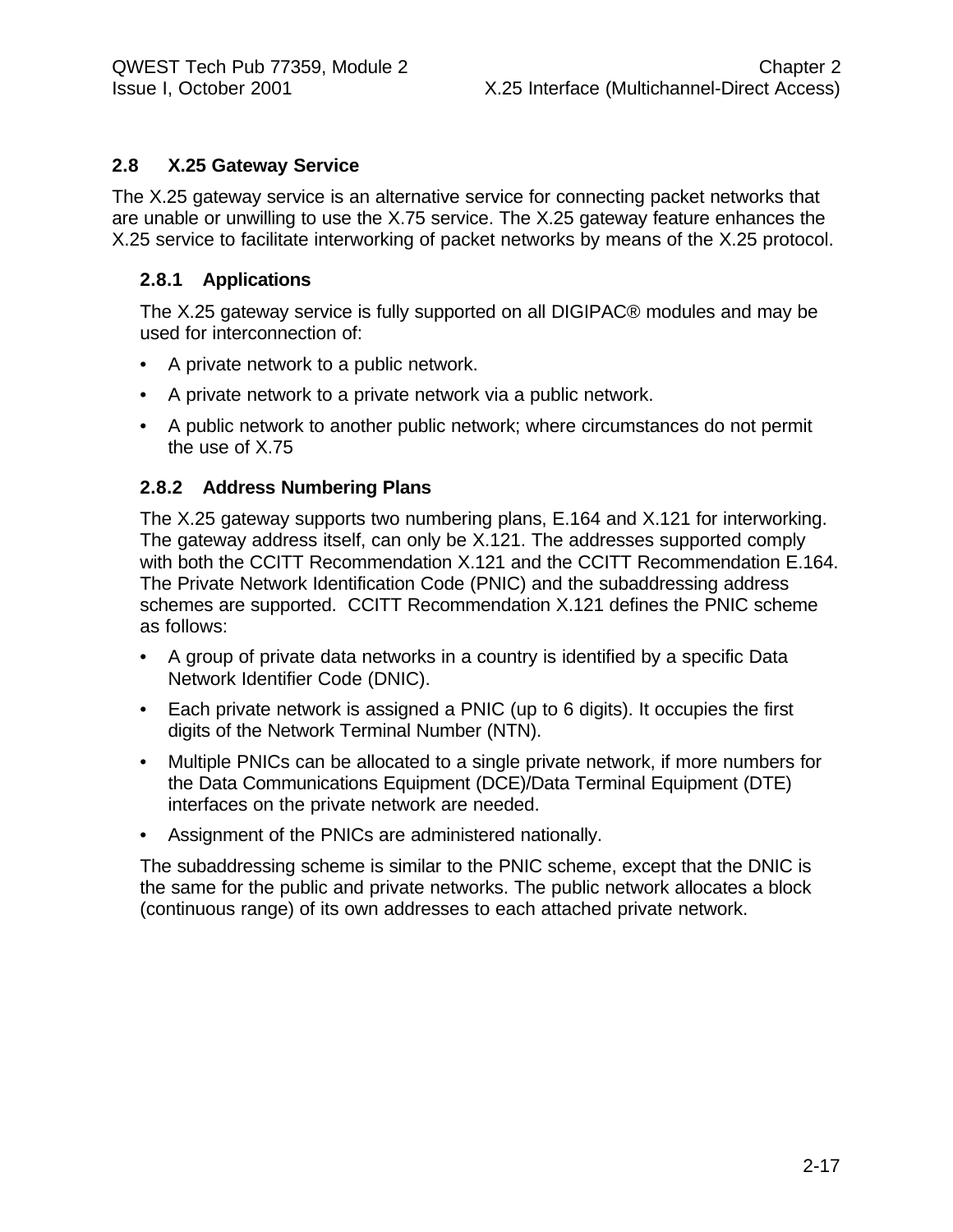## 2.8 X.25 Gateway Service

The X.25 gateway service is an alternative service for connecting packet networks that are unable or unwilling to use the X.75 service. The X.25 gateway feature enhances the X.25 service to facilitate interworking of packet networks by means of the X.25 protocol.

### 2.8.1 Applications

The X.25 gateway service is fully supported on all DIGIPAC® modules and may be used for interconnection of:

- A private network to a public network.
- A private network to a private network via a public network.
- A public network to another public network; where circumstances do not permit the use of X.75

### 2.8.2 Address Numbering Plans

The X.25 gateway supports two numbering plans, E.164 and X.121 for interworking. The gateway address itself, can only be X.121. The addresses supported comply with both the CCITT Recommendation X.121 and the CCITT Recommendation E.164. The Private Network Identification Code (PNIC) and the subaddressing address schemes are supported. CCITT Recommendation X.121 defines the PNIC scheme as follows:

- A group of private data networks in a country is identified by a specific Data Network Identifier Code (DNIC).
- Each private network is assigned a PNIC (up to 6 digits). It occupies the first digits of the Network Terminal Number (NTN).
- Multiple PNICs can be allocated to a single private network, if more numbers for the Data Communications Equipment (DCE)/Data Terminal Equipment (DTE) interfaces on the private network are needed.
- Assignment of the PNICs are administered nationally.

The subaddressing scheme is similar to the PNIC scheme, except that the DNIC is the same for the public and private networks. The public network allocates a block (continuous range) of its own addresses to each attached private network.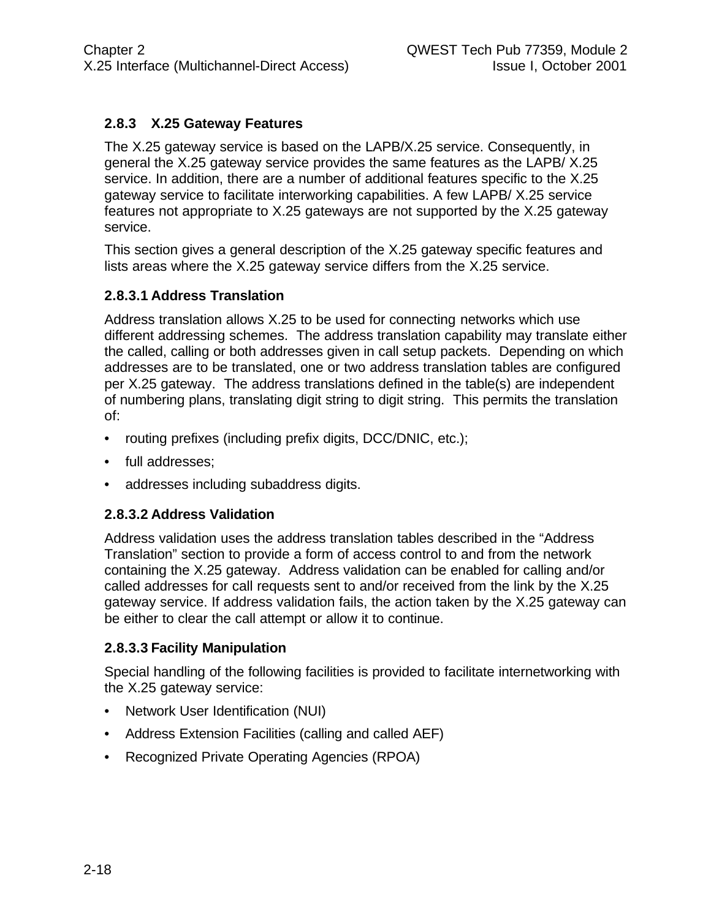### 2.8.3 X.25 Gateway Features

The X.25 gateway service is based on the LAPB/X.25 service. Consequently, in general the X.25 gateway service provides the same features as the LAPB/ X.25 service. In addition, there are a number of additional features specific to the X.25 gateway service to facilitate interworking capabilities. A few LAPB/ X.25 service features not appropriate to X.25 gateways are not supported by the X.25 gateway service.

This section gives a general description of the X.25 gateway specific features and lists areas where the X.25 gateway service differs from the X.25 service.

#### 2.8.3.1 Address Translation

Address translation allows X.25 to be used for connecting networks which use different addressing schemes. The address translation capability may translate either the called, calling or both addresses given in call setup packets. Depending on which addresses are to be translated, one or two address translation tables are configured per X.25 gateway. The address translations defined in the table(s) are independent of numbering plans, translating digit string to digit string. This permits the translation of:

- routing prefixes (including prefix digits, DCC/DNIC, etc.);
- full addresses;
- addresses including subaddress digits.

#### 2.8.3.2 Address Validation

Address validation uses the address translation tables described in the “Address Translation” section to provide a form of access control to and from the network containing the X.25 gateway. Address validation can be enabled for calling and/or called addresses for call requests sent to and/or received from the link by the X.25 gateway service. If address validation fails, the action taken by the X.25 gateway can be either to clear the call attempt or allow it to continue.

#### 2.8.3.3 Facility Manipulation

Special handling of the following facilities is provided to facilitate internetworking with the X.25 gateway service:

- Network User Identification (NUI)
- Address Extension Facilities (calling and called AEF)
- Recognized Private Operating Agencies (RPOA)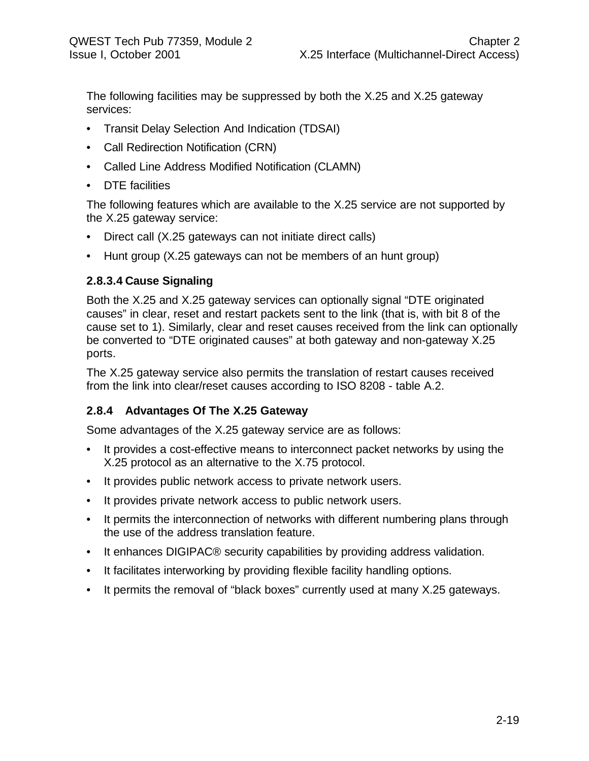The following facilities may be suppressed by both the X.25 and X.25 gateway services:

- Transit Delay Selection And Indication (TDSAI)
- Call Redirection Notification (CRN)
- Called Line Address Modified Notification (CLAMN)
- DTE facilities

The following features which are available to the X.25 service are not supported by the X.25 gateway service:

- Direct call (X.25 gateways can not initiate direct calls)
- Hunt group (X.25 gateways can not be members of an hunt group)

#### 2.8.3.4 Cause Signaling

Both the X.25 and X.25 gateway services can optionally signal “DTE originated causes” in clear, reset and restart packets sent to the link (that is, with bit 8 of the cause set to 1). Similarly, clear and reset causes received from the link can optionally be converted to “DTE originated causes” at both gateway and non-gateway X.25 ports.

The X.25 gateway service also permits the translation of restart causes received from the link into clear/reset causes according to ISO 8208 - table A.2.

### 2.8.4 Advantages Of The X.25 Gateway

Some advantages of the X.25 gateway service are as follows:

- It provides a cost-effective means to interconnect packet networks by using the X.25 protocol as an alternative to the X.75 protocol.
- It provides public network access to private network users.
- It provides private network access to public network users.
- It permits the interconnection of networks with different numbering plans through the use of the address translation feature.
- It enhances DIGIPAC® security capabilities by providing address validation.
- It facilitates interworking by providing flexible facility handling options.
- It permits the removal of “black boxes” currently used at many X.25 gateways.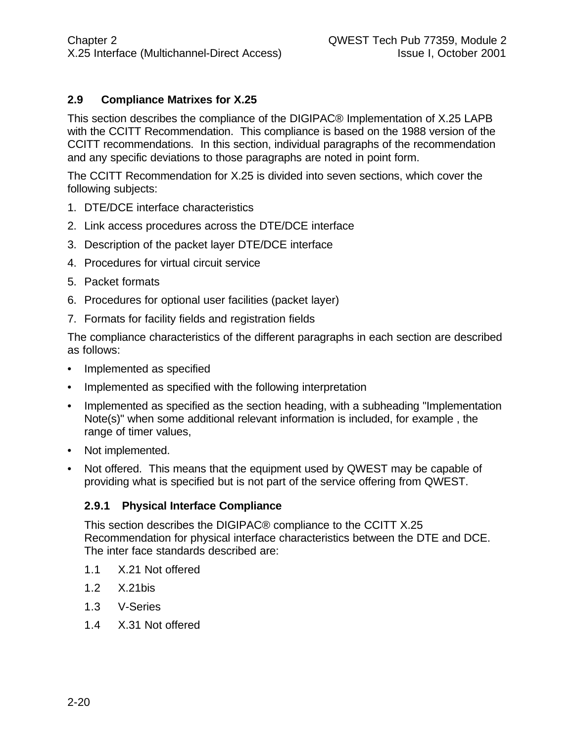## 2.9 Compliance Matrixes for X.25

This section describes the compliance of the DIGIPAC® Implementation of X.25 LAPB with the CCITT Recommendation. This compliance is based on the 1988 version of the CCITT recommendations. In this section, individual paragraphs of the recommendation and any specific deviations to those paragraphs are noted in point form.

The CCITT Recommendation for X.25 is divided into seven sections, which cover the following subjects:

1. DTE/DCE interface characteristics
2. Link access procedures across the DTE/DCE interface
3. Description of the packet layer DTE/DCE interface
4. Procedures for virtual circuit service
5. Packet formats
6. Procedures for optional user facilities (packet layer)
7. Formats for facility fields and registration fields

The compliance characteristics of the different paragraphs in each section are described as follows:

- Implemented as specified
- Implemented as specified with the following interpretation
- Implemented as specified as the section heading, with a subheading "Implementation Note(s)" when some additional relevant information is included, for example , the range of timer values,
- Not implemented.
- Not offered. This means that the equipment used by QWEST may be capable of providing what is specified but is not part of the service offering from QWEST.

### 2.9.1 Physical Interface Compliance

This section describes the DIGIPAC® compliance to the CCITT X.25 Recommendation for physical interface characteristics between the DTE and DCE. The inter face standards described are:

1.1 X.21 Not offered

1.2 X.21bis

1.3 V-Series

1.4 X.31 Not offered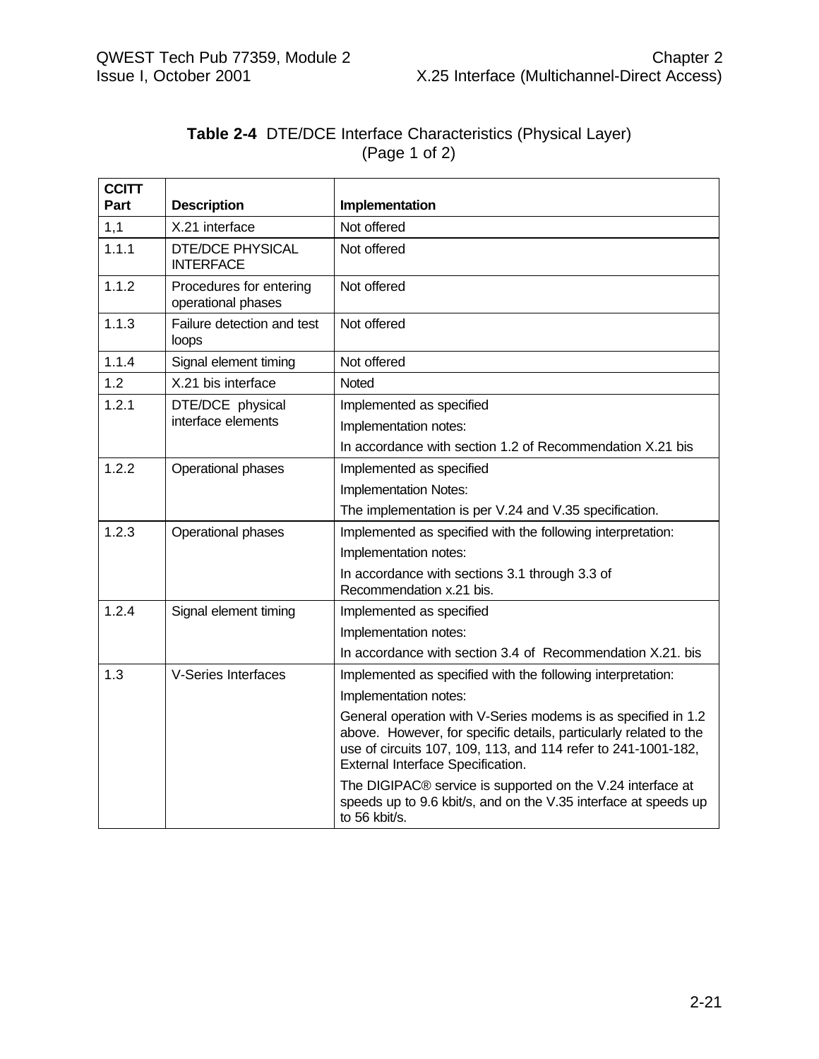**Table 2-4** DTE/DCE Interface Characteristics (Physical Layer) (Page 1 of 2)

| CCITT Part | Description | Implementation |
|---|---|---|
| 1,1 | X.21 interface | Not offered |
| 1.1.1 | DTE/DCE PHYSICAL INTERFACE | Not offered |
| 1.1.2 | Procedures for entering operational phases | Not offered |
| 1.1.3 | Failure detection and test loops | Not offered |
| 1.1.4 | Signal element timing | Not offered |
| 1.2 | X.21 bis interface | Noted |
| 1.2.1 | DTE/DCE physical interface elements | Implemented as specified<br>Implementation notes:<br>In accordance with section 1.2 of Recommendation X.21 bis |
| 1.2.2 | Operational phases | Implemented as specified<br>Implementation Notes:<br>The implementation is per V.24 and V.35 specification. |
| 1.2.3 | Operational phases | Implemented as specified with the following interpretation:<br>Implementation notes:<br>In accordance with sections 3.1 through 3.3 of Recommendation x.21 bis. |
| 1.2.4 | Signal element timing | Implemented as specified<br>Implementation notes:<br>In accordance with section 3.4 of Recommendation X.21. bis |
| 1.3 | V-Series Interfaces | Implemented as specified with the following interpretation:<br>Implementation notes:<br>General operation with V-Series modems is as specified in 1.2 above. However, for specific details, particularly related to the use of circuits 107, 109, 113, and 114 refer to 241-1001-182, External Interface Specification.<br>The DIGIPAC® service is supported on the V.24 interface at speeds up to 9.6 kbit/s, and on the V.35 interface at speeds up to 56 kbit/s. |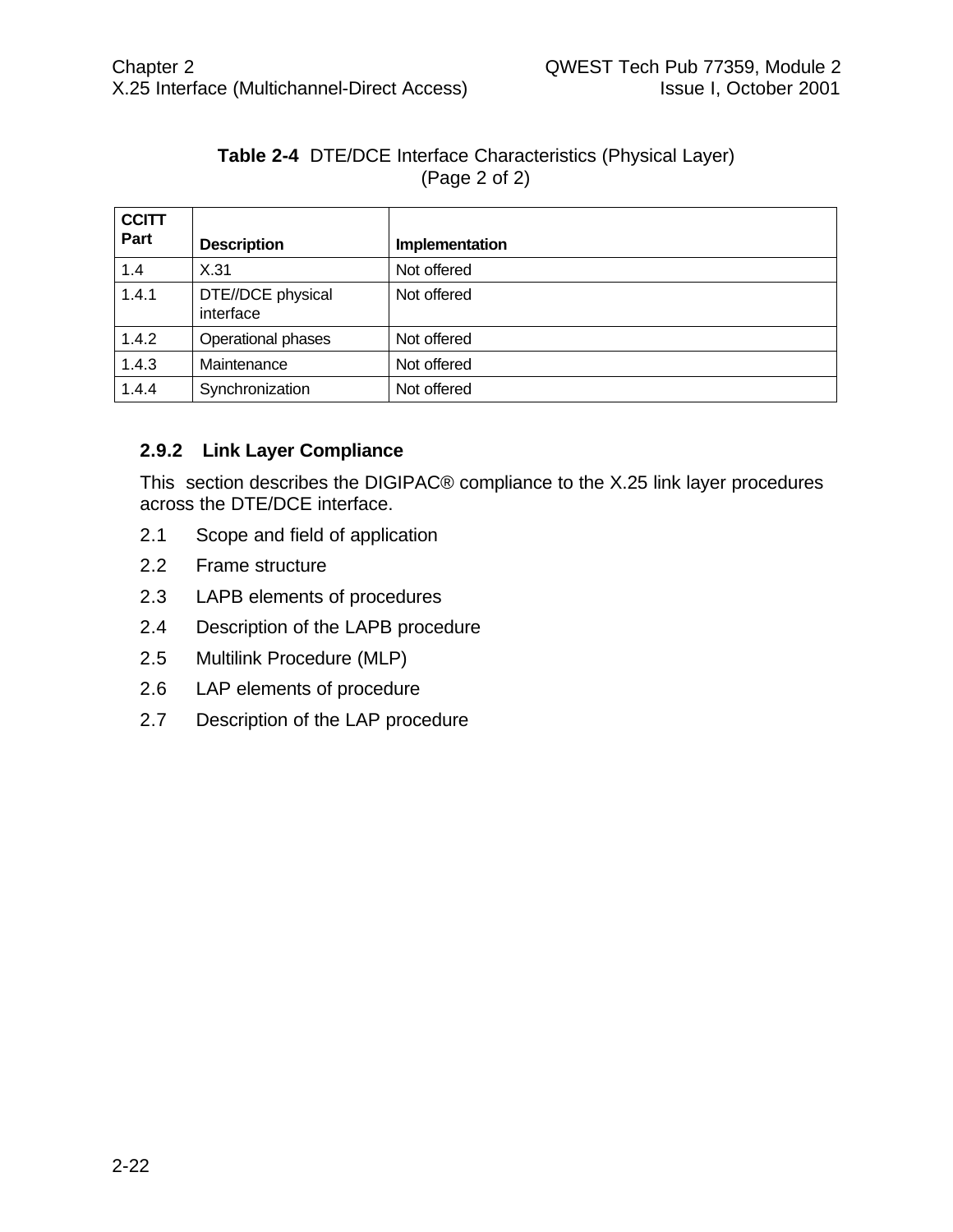**Table 2-4** DTE/DCE Interface Characteristics (Physical Layer) (Page 2 of 2)

| CCITT Part | Description | Implementation |
|---|---|---|
| 1.4 | X.31 | Not offered |
| 1.4.1 | DTE//DCE physical interface | Not offered |
| 1.4.2 | Operational phases | Not offered |
| 1.4.3 | Maintenance | Not offered |
| 1.4.4 | Synchronization | Not offered |

### 2.9.2 Link Layer Compliance

This section describes the DIGIPAC® compliance to the X.25 link layer procedures across the DTE/DCE interface.

2.1 Scope and field of application

2.2 Frame structure

2.3 LAPB elements of procedures

2.4 Description of the LAPB procedure

2.5 Multilink Procedure (MLP)

2.6 LAP elements of procedure

2.7 Description of the LAP procedure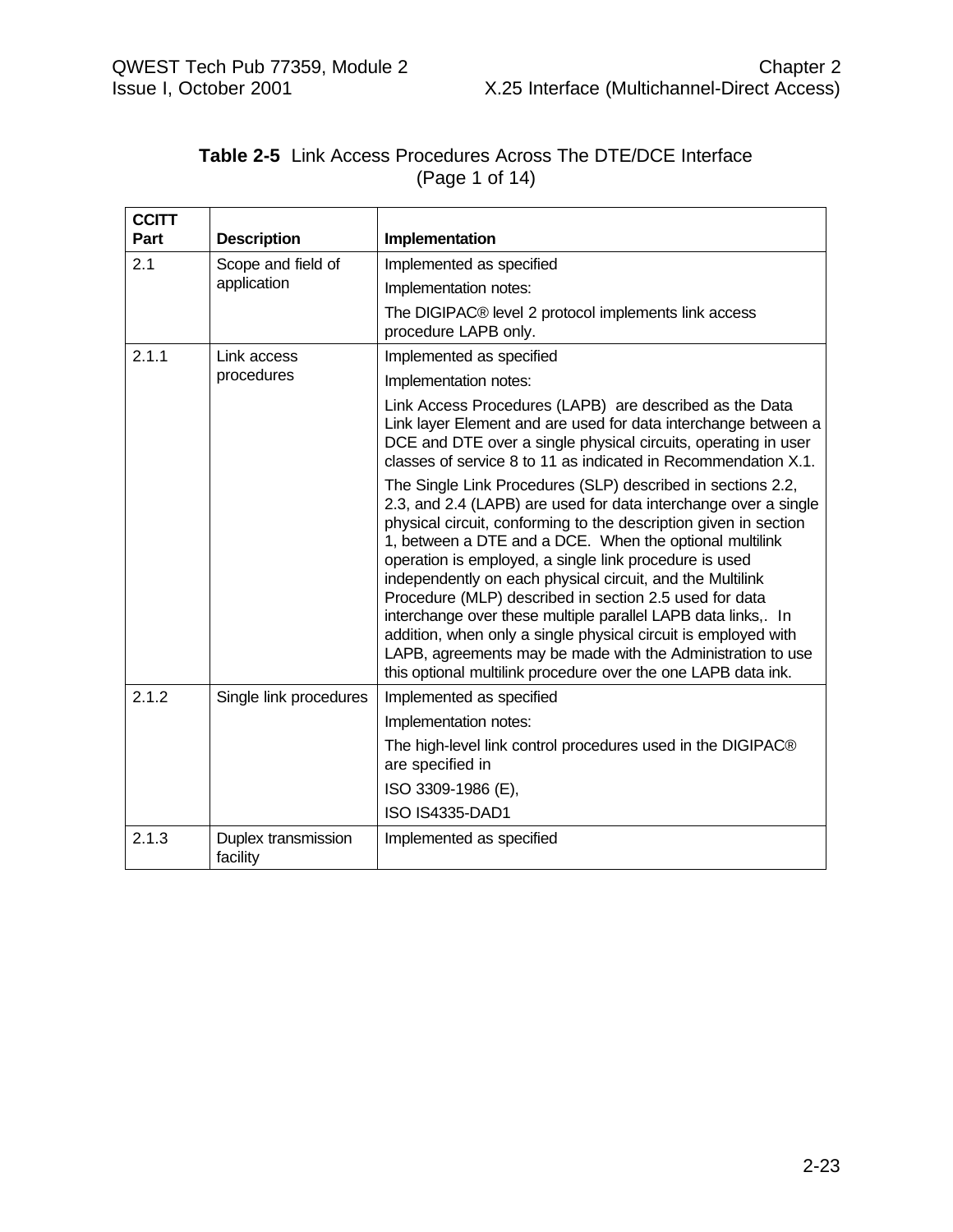**Table 2-5** Link Access Procedures Across The DTE/DCE Interface (Page 1 of 14)

| CCITT Part | Description | Implementation |
|---|---|---|
| 2.1 | Scope and field of application | Implemented as specified<br>Implementation notes:<br>The DIGIPAC® level 2 protocol implements link access procedure LAPB only. |
| 2.1.1 | Link access procedures | Implemented as specified<br>Implementation notes:<br>Link Access Procedures (LAPB) are described as the Data Link layer Element and are used for data interchange between a DCE and DTE over a single physical circuits, operating in user classes of service 8 to 11 as indicated in Recommendation X.1.<br>The Single Link Procedures (SLP) described in sections 2.2, 2.3, and 2.4 (LAPB) are used for data interchange over a single physical circuit, conforming to the description given in section 1, between a DTE and a DCE. When the optional multilink operation is employed, a single link procedure is used independently on each physical circuit, and the Multilink Procedure (MLP) described in section 2.5 used for data interchange over these multiple parallel LAPB data links,. In addition, when only a single physical circuit is employed with LAPB, agreements may be made with the Administration to use this optional multilink procedure over the one LAPB data ink. |
| 2.1.2 | Single link procedures | Implemented as specified<br>Implementation notes:<br>The high-level link control procedures used in the DIGIPAC® are specified in<br>ISO 3309-1986 (E),<br>ISO IS4335-DAD1 |
| 2.1.3 | Duplex transmission facility | Implemented as specified |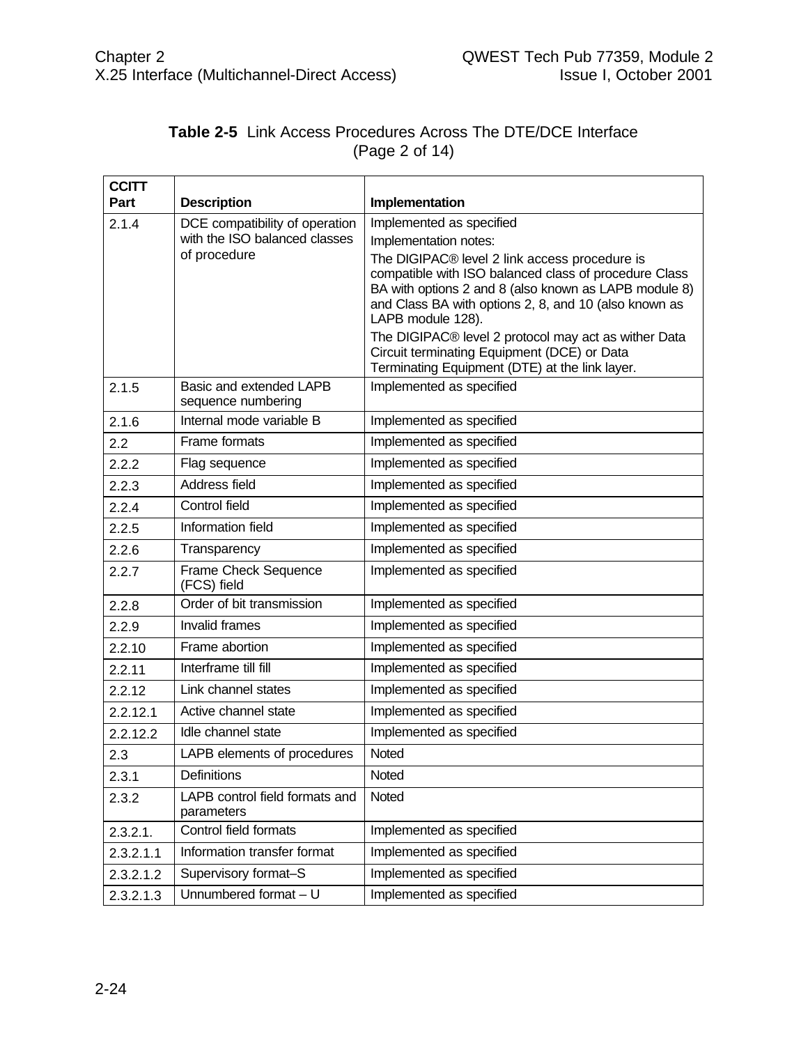**Table 2-5** Link Access Procedures Across The DTE/DCE Interface (Page 2 of 14)

| CCITT Part | Description | Implementation |
|---|---|---|
| 2.1.4 | DCE compatibility of operation with the ISO balanced classes of procedure | Implemented as specified<br>Implementation notes:<br>The DIGIPAC® level 2 link access procedure is compatible with ISO balanced class of procedure Class BA with options 2 and 8 (also known as LAPB module 8) and Class BA with options 2, 8, and 10 (also known as LAPB module 128).<br>The DIGIPAC® level 2 protocol may act as wither Data Circuit terminating Equipment (DCE) or Data Terminating Equipment (DTE) at the link layer. |
| 2.1.5 | Basic and extended LAPB sequence numbering | Implemented as specified |
| 2.1.6 | Internal mode variable B | Implemented as specified |
| 2.2 | Frame formats | Implemented as specified |
| 2.2.2 | Flag sequence | Implemented as specified |
| 2.2.3 | Address field | Implemented as specified |
| 2.2.4 | Control field | Implemented as specified |
| 2.2.5 | Information field | Implemented as specified |
| 2.2.6 | Transparency | Implemented as specified |
| 2.2.7 | Frame Check Sequence (FCS) field | Implemented as specified |
| 2.2.8 | Order of bit transmission | Implemented as specified |
| 2.2.9 | Invalid frames | Implemented as specified |
| 2.2.10 | Frame abortion | Implemented as specified |
| 2.2.11 | Interframe till fill | Implemented as specified |
| 2.2.12 | Link channel states | Implemented as specified |
| 2.2.12.1 | Active channel state | Implemented as specified |
| 2.2.12.2 | Idle channel state | Implemented as specified |
| 2.3 | LAPB elements of procedures | Noted |
| 2.3.1 | Definitions | Noted |
| 2.3.2 | LAPB control field formats and parameters | Noted |
| 2.3.2.1. | Control field formats | Implemented as specified |
| 2.3.2.1.1 | Information transfer format | Implemented as specified |
| 2.3.2.1.2 | Supervisory format–S | Implemented as specified |
| 2.3.2.1.3 | Unnumbered format – U | Implemented as specified |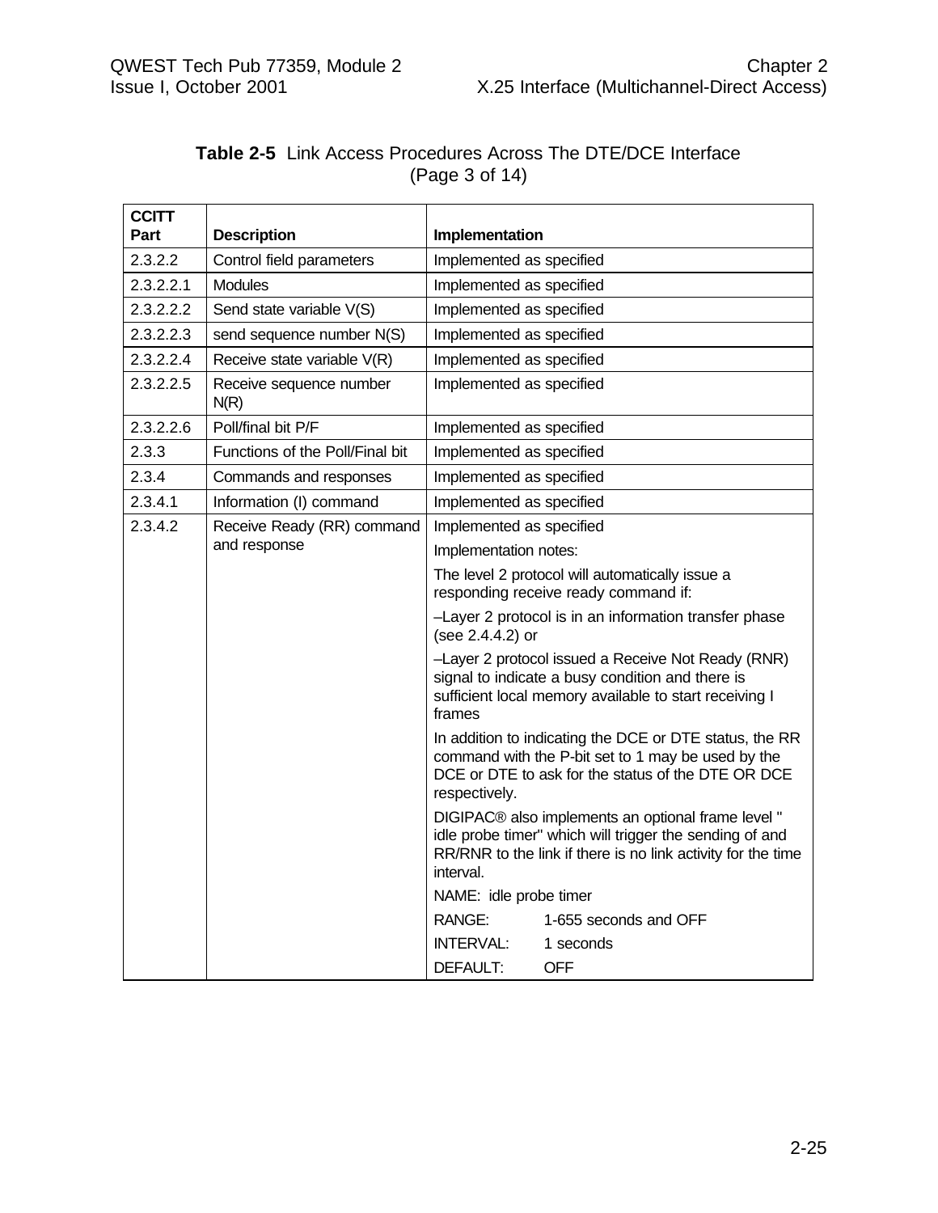**Table 2-5** Link Access Procedures Across The DTE/DCE Interface (Page 3 of 14)

| CCITT Part | Description | Implementation |
|---|---|---|
| 2.3.2.2 | Control field parameters | Implemented as specified |
| 2.3.2.2.1 | Modules | Implemented as specified |
| 2.3.2.2.2 | Send state variable V(S) | Implemented as specified |
| 2.3.2.2.3 | send sequence number N(S) | Implemented as specified |
| 2.3.2.2.4 | Receive state variable V(R) | Implemented as specified |
| 2.3.2.2.5 | Receive sequence number N(R) | Implemented as specified |
| 2.3.2.2.6 | Poll/final bit P/F | Implemented as specified |
| 2.3.3 | Functions of the Poll/Final bit | Implemented as specified |
| 2.3.4 | Commands and responses | Implemented as specified |
| 2.3.4.1 | Information (I) command | Implemented as specified |
| 2.3.4.2 | Receive Ready (RR) command and response | Implemented as specified<br><br>Implementation notes:<br><br>The level 2 protocol will automatically issue a responding receive ready command if:<br><br>–Layer 2 protocol is in an information transfer phase (see 2.4.4.2) or<br><br>–Layer 2 protocol issued a Receive Not Ready (RNR) signal to indicate a busy condition and there is sufficient local memory available to start receiving I frames<br><br>In addition to indicating the DCE or DTE status, the RR command with the P-bit set to 1 may be used by the DCE or DTE to ask for the status of the DTE OR DCE respectively.<br><br>DIGIPAC® also implements an optional frame level " idle probe timer" which will trigger the sending of and RR/RNR to the link if there is no link activity for the time interval.<br><br>NAME: idle probe timer<br><br>RANGE: 1-655 seconds and OFF<br><br>INTERVAL: 1 seconds<br><br>DEFAULT: OFF |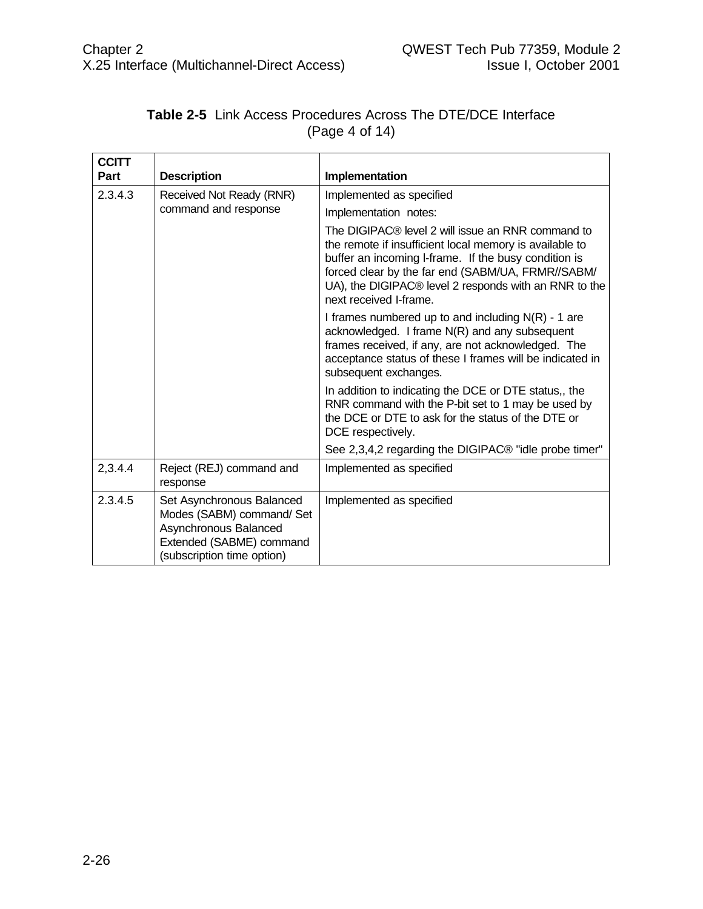**Table 2-5** Link Access Procedures Across The DTE/DCE Interface (Page 4 of 14)

| CCITT Part | Description | Implementation |
|---|---|---|
| 2.3.4.3 | Received Not Ready (RNR) command and response | Implemented as specified<br><br>Implementation notes:<br><br>The DIGIPAC® level 2 will issue an RNR command to the remote if insufficient local memory is available to buffer an incoming I-frame. If the busy condition is forced clear by the far end (SABM/UA, FRMR//SABM/UA), the DIGIPAC® level 2 responds with an RNR to the next received I-frame.<br><br>I frames numbered up to and including N(R) - 1 are acknowledged. I frame N(R) and any subsequent frames received, if any, are not acknowledged. The acceptance status of these I frames will be indicated in subsequent exchanges.<br><br>In addition to indicating the DCE or DTE status,, the RNR command with the P-bit set to 1 may be used by the DCE or DTE to ask for the status of the DTE or DCE respectively.<br><br>See 2,3,4,2 regarding the DIGIPAC® "idle probe timer" |
| 2,3.4.4 | Reject (REJ) command and response | Implemented as specified |
| 2.3.4.5 | Set Asynchronous Balanced Modes (SABM) command/ Set Asynchronous Balanced Extended (SABME) command (subscription time option) | Implemented as specified |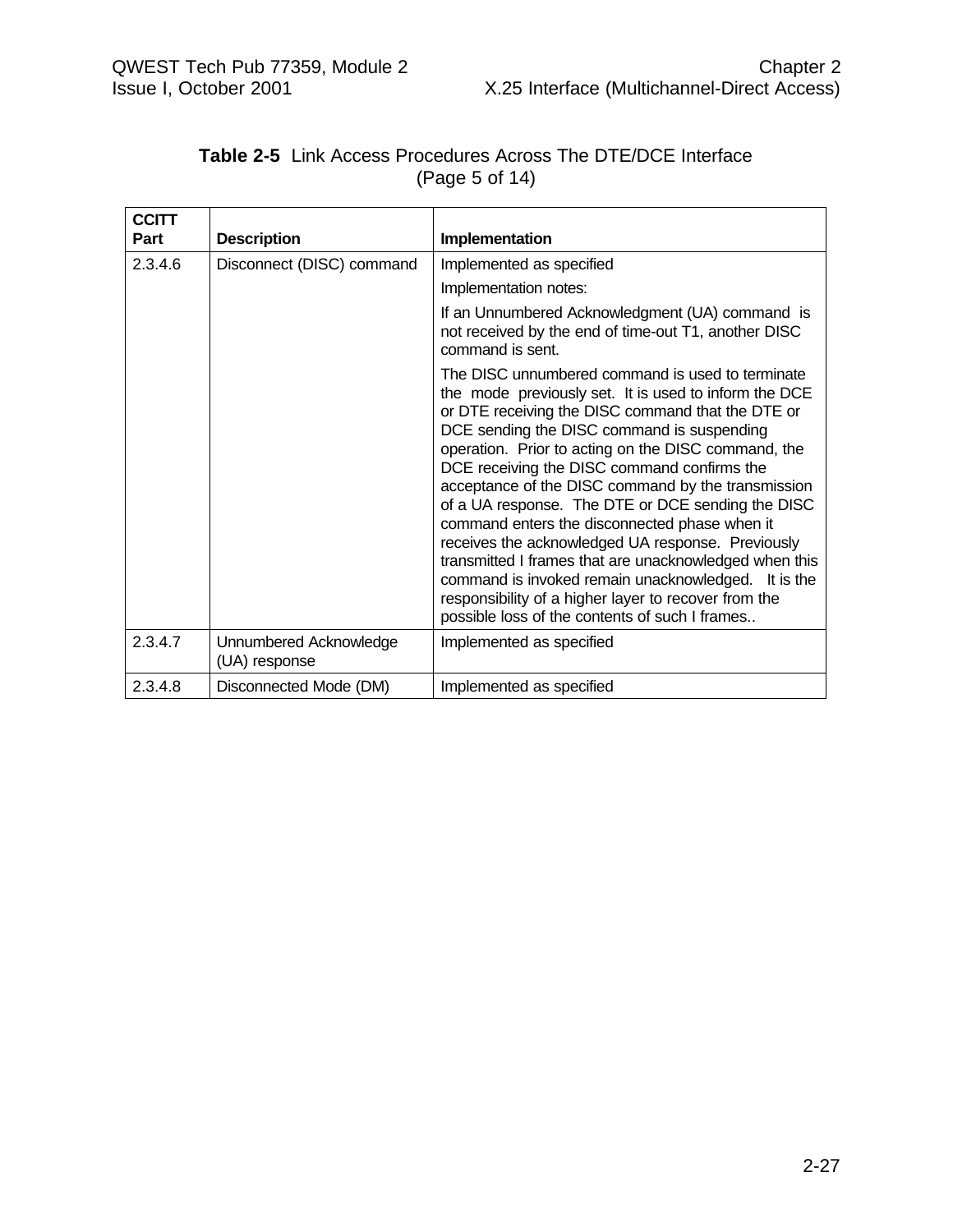**Table 2-5** Link Access Procedures Across The DTE/DCE Interface (Page 5 of 14)

| CCITT Part | Description | Implementation |
|---|---|---|
| 2.3.4.6 | Disconnect (DISC) command | Implemented as specified<br><br>Implementation notes:<br><br>If an Unnumbered Acknowledgment (UA) command is not received by the end of time-out T1, another DISC command is sent.<br><br>The DISC unnumbered command is used to terminate the mode previously set. It is used to inform the DCE or DTE receiving the DISC command that the DTE or DCE sending the DISC command is suspending operation. Prior to acting on the DISC command, the DCE receiving the DISC command confirms the acceptance of the DISC command by the transmission of a UA response. The DTE or DCE sending the DISC command enters the disconnected phase when it receives the acknowledged UA response. Previously transmitted I frames that are unacknowledged when this command is invoked remain unacknowledged. It is the responsibility of a higher layer to recover from the possible loss of the contents of such I frames.. |
| 2.3.4.7 | Unnumbered Acknowledge (UA) response | Implemented as specified |
| 2.3.4.8 | Disconnected Mode (DM) | Implemented as specified |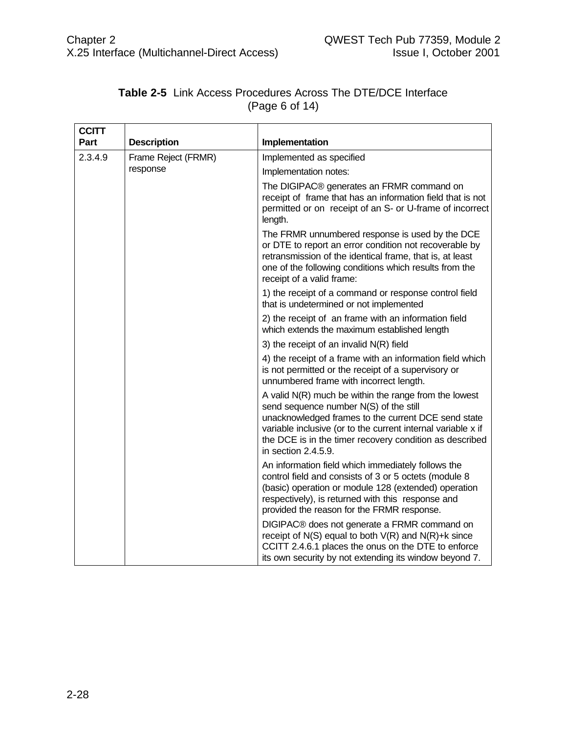**Table 2-5** Link Access Procedures Across The DTE/DCE Interface (Page 6 of 14)

| CCITT Part | Description | Implementation |
|---|---|---|
| 2.3.4.9 | Frame Reject (FRMR) response | Implemented as specified |
| | | Implementation notes: |
| | | The DIGIPAC® generates an FRMR command on receipt of frame that has an information field that is not permitted or on receipt of an S- or U-frame of incorrect length. |
| | | The FRMR unnumbered response is used by the DCE or DTE to report an error condition not recoverable by retransmission of the identical frame, that is, at least one of the following conditions which results from the receipt of a valid frame: |
| | | 1) the receipt of a command or response control field that is undetermined or not implemented |
| | | 2) the receipt of an frame with an information field which extends the maximum established length |
| | | 3) the receipt of an invalid N(R) field |
| | | 4) the receipt of a frame with an information field which is not permitted or the receipt of a supervisory or unnumbered frame with incorrect length. |
| | | A valid N(R) much be within the range from the lowest send sequence number N(S) of the still unacknowledged frames to the current DCE send state variable inclusive (or to the current internal variable x if the DCE is in the timer recovery condition as described in section 2.4.5.9. |
| | | An information field which immediately follows the control field and consists of 3 or 5 octets (module 8 (basic) operation or module 128 (extended) operation respectively), is returned with this response and provided the reason for the FRMR response. |
| | | DIGIPAC® does not generate a FRMR command on receipt of N(S) equal to both V(R) and N(R)+k since CCITT 2.4.6.1 places the onus on the DTE to enforce its own security by not extending its window beyond 7. |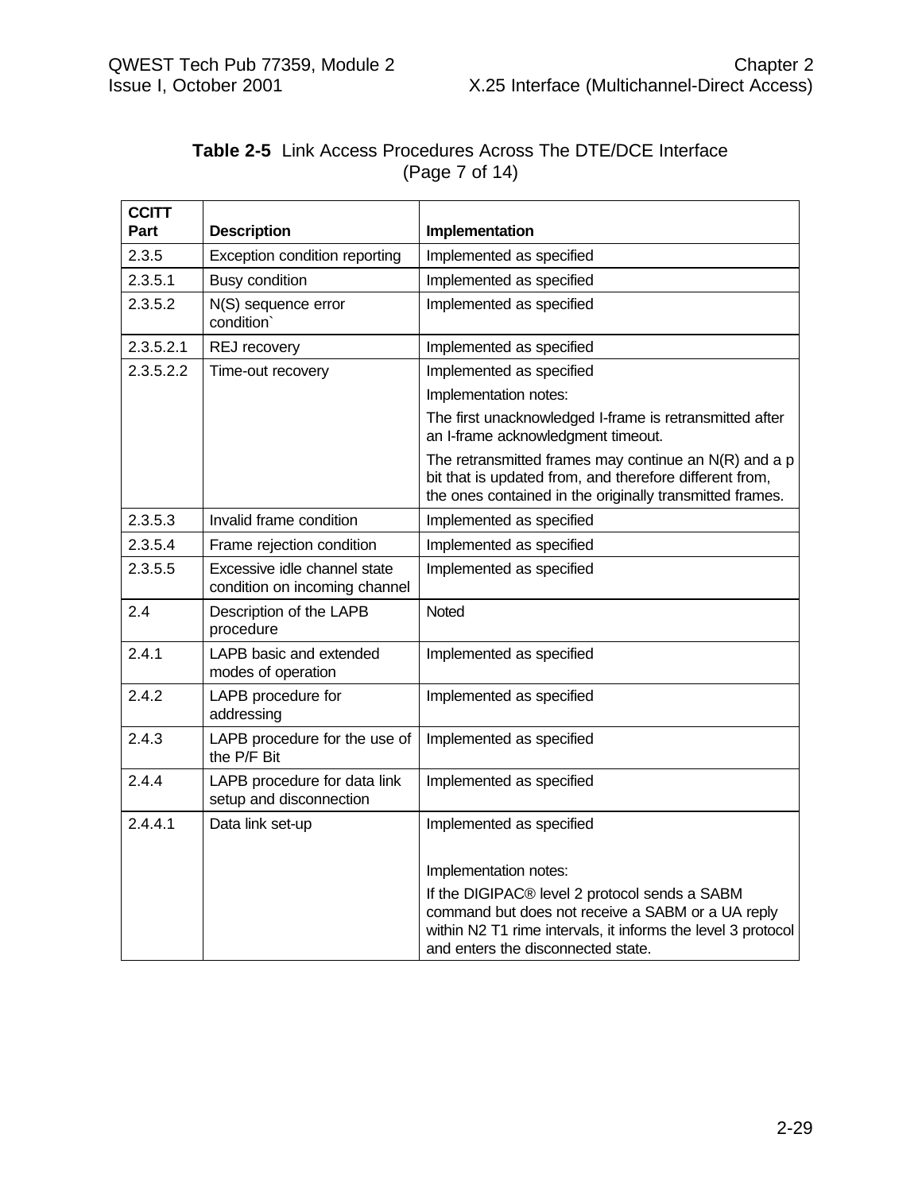**Table 2-5** Link Access Procedures Across The DTE/DCE Interface (Page 7 of 14)

| CCITT Part | Description | Implementation |
|---|---|---|
| 2.3.5 | Exception condition reporting | Implemented as specified |
| 2.3.5.1 | Busy condition | Implemented as specified |
| 2.3.5.2 | N(S) sequence error condition` | Implemented as specified |
| 2.3.5.2.1 | REJ recovery | Implemented as specified |
| 2.3.5.2.2 | Time-out recovery | Implemented as specified<br><br>Implementation notes:<br><br>The first unacknowledged I-frame is retransmitted after an I-frame acknowledgment timeout.<br><br>The retransmitted frames may continue an N(R) and a p bit that is updated from, and therefore different from, the ones contained in the originally transmitted frames. |
| 2.3.5.3 | Invalid frame condition | Implemented as specified |
| 2.3.5.4 | Frame rejection condition | Implemented as specified |
| 2.3.5.5 | Excessive idle channel state condition on incoming channel | Implemented as specified |
| 2.4 | Description of the LAPB procedure | Noted |
| 2.4.1 | LAPB basic and extended modes of operation | Implemented as specified |
| 2.4.2 | LAPB procedure for addressing | Implemented as specified |
| 2.4.3 | LAPB procedure for the use of the P/F Bit | Implemented as specified |
| 2.4.4 | LAPB procedure for data link setup and disconnection | Implemented as specified |
| 2.4.4.1 | Data link set-up | Implemented as specified<br><br>Implementation notes:<br><br>If the DIGIPAC® level 2 protocol sends a SABM command but does not receive a SABM or a UA reply within N2 T1 rime intervals, it informs the level 3 protocol and enters the disconnected state. |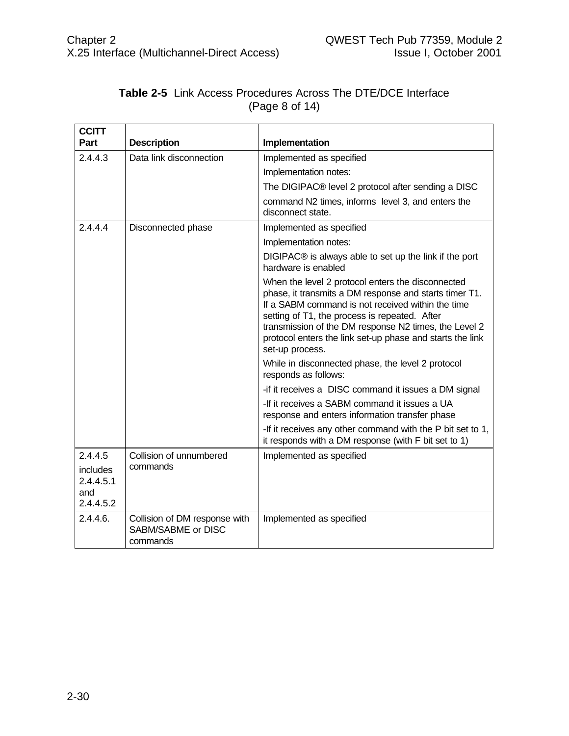**Table 2-5** Link Access Procedures Across The DTE/DCE Interface
(Page 8 of 14)

| CCITT Part | Description | Implementation |
|---|---|---|
| 2.4.4.3 | Data link disconnection | Implemented as specified<br>Implementation notes:<br>The DIGIPAC® level 2 protocol after sending a DISC<br>command N2 times, informs level 3, and enters the disconnect state. |
| 2.4.4.4 | Disconnected phase | Implemented as specified<br>Implementation notes:<br>DIGIPAC® is always able to set up the link if the port hardware is enabled<br>When the level 2 protocol enters the disconnected phase, it transmits a DM response and starts timer T1. If a SABM command is not received within the time setting of T1, the process is repeated. After transmission of the DM response N2 times, the Level 2 protocol enters the link set-up phase and starts the link set-up process.<br>While in disconnected phase, the level 2 protocol responds as follows:<br>-if it receives a DISC command it issues a DM signal<br>-If it receives a SABM command it issues a UA response and enters information transfer phase<br>-If it receives any other command with the P bit set to 1, it responds with a DM response (with F bit set to 1) |
| 2.4.4.5<br>includes 2.4.4.5.1 and 2.4.4.5.2 | Collision of unnumbered commands | Implemented as specified |
| 2.4.4.6. | Collision of DM response with SABM/SABME or DISC commands | Implemented as specified |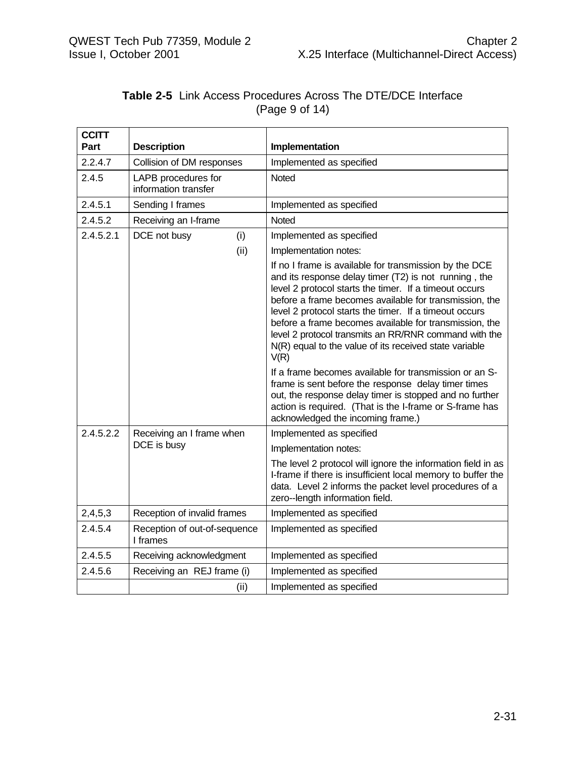**Table 2-5** Link Access Procedures Across The DTE/DCE Interface (Page 9 of 14)

| CCITT Part | Description | Implementation |
|---|---|---|
| 2.2.4.7 | Collision of DM responses | Implemented as specified |
| 2.4.5 | LAPB procedures for information transfer | Noted |
| 2.4.5.1 | Sending I frames | Implemented as specified |
| 2.4.5.2 | Receiving an I-frame | Noted |
| 2.4.5.2.1 | DCE not busy (i) | Implemented as specified |
| | (ii) | Implementation notes:<br><br>If no I frame is available for transmission by the DCE and its response delay timer (T2) is not running , the level 2 protocol starts the timer. If a timeout occurs before a frame becomes available for transmission, the level 2 protocol starts the timer. If a timeout occurs before a frame becomes available for transmission, the level 2 protocol transmits an RR/RNR command with the N(R) equal to the value of its received state variable V(R)<br><br>If a frame becomes available for transmission or an S-frame is sent before the response delay timer times out, the response delay timer is stopped and no further action is required. (That is the I-frame or S-frame has acknowledged the incoming frame.) |
| 2.4.5.2.2 | Receiving an I frame when DCE is busy | Implemented as specified<br><br>Implementation notes:<br><br>The level 2 protocol will ignore the information field in as I-frame if there is insufficient local memory to buffer the data. Level 2 informs the packet level procedures of a zero--length information field. |
| 2,4,5,3 | Reception of invalid frames | Implemented as specified |
| 2.4.5.4 | Reception of out-of-sequence I frames | Implemented as specified |
| 2.4.5.5 | Receiving acknowledgment | Implemented as specified |
| 2.4.5.6 | Receiving an REJ frame (i) | Implemented as specified |
| | (ii) | Implemented as specified |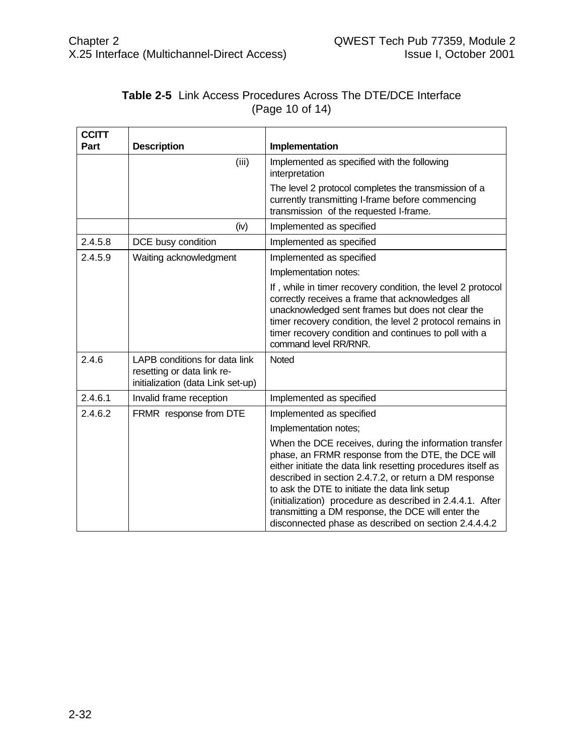**Table 2-5** Link Access Procedures Across The DTE/DCE Interface (Page 10 of 14)

| CCITT Part | Description | Implementation |
|---|---|---|
| | (iii) | Implemented as specified with the following interpretation<br><br>The level 2 protocol completes the transmission of a currently transmitting I-frame before commencing transmission of the requested I-frame. |
| | (iv) | Implemented as specified |
| 2.4.5.8 | DCE busy condition | Implemented as specified |
| 2.4.5.9 | Waiting acknowledgment | Implemented as specified<br><br>Implementation notes:<br><br>If , while in timer recovery condition, the level 2 protocol correctly receives a frame that acknowledges all unacknowledged sent frames but does not clear the timer recovery condition, the level 2 protocol remains in timer recovery condition and continues to poll with a command level RR/RNR. |
| 2.4.6 | LAPB conditions for data link resetting or data link re-initialization (data Link set-up) | Noted |
| 2.4.6.1 | Invalid frame reception | Implemented as specified |
| 2.4.6.2 | FRMR response from DTE | Implemented as specified<br><br>Implementation notes;<br><br>When the DCE receives, during the information transfer phase, an FRMR response from the DTE, the DCE will either initiate the data link resetting procedures itself as described in section 2.4.7.2, or return a DM response to ask the DTE to initiate the data link setup (initialization) procedure as described in 2.4.4.1. After transmitting a DM response, the DCE will enter the disconnected phase as described on section 2.4.4.4.2 |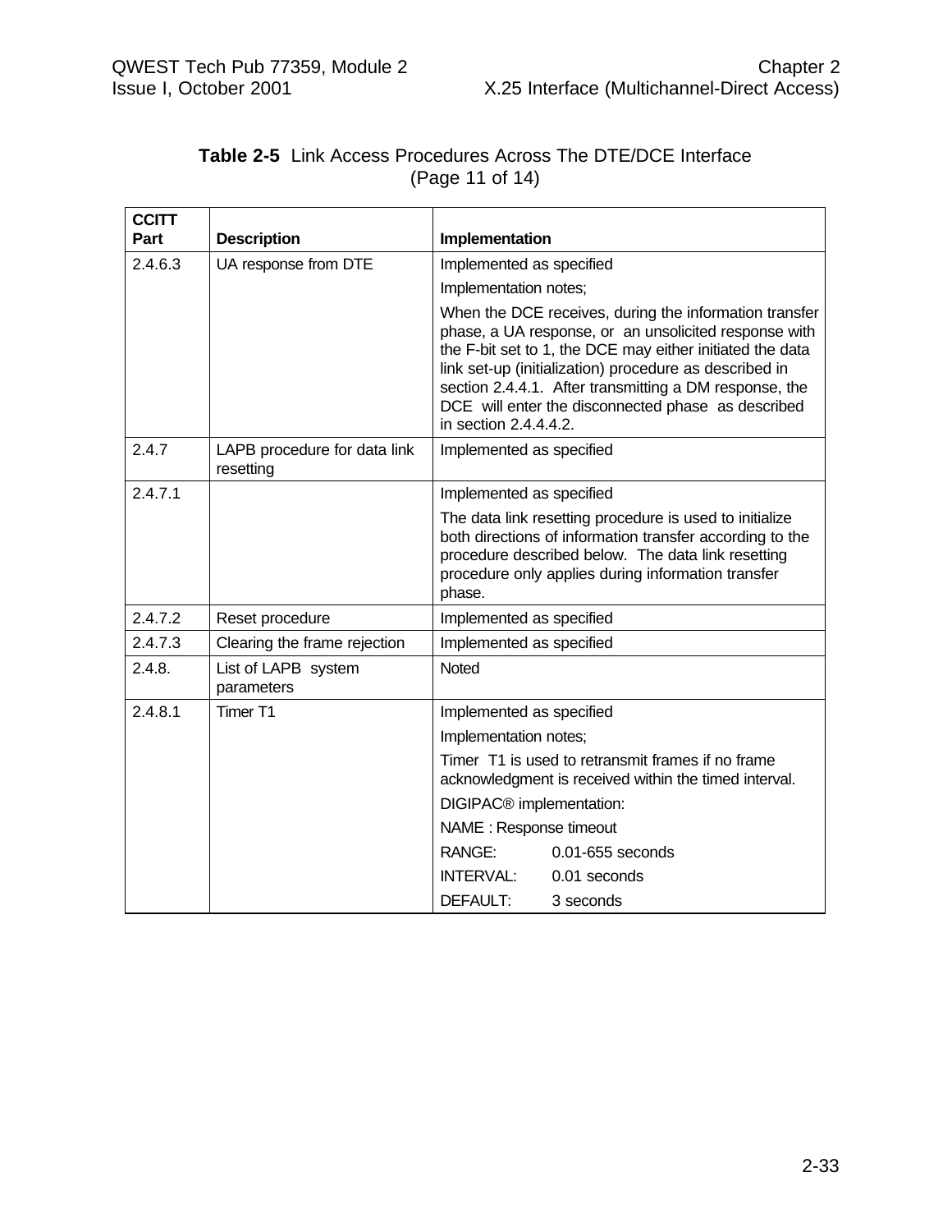**Table 2-5** Link Access Procedures Across The DTE/DCE Interface (Page 11 of 14)

| CCITT Part | Description | Implementation |
|---|---|---|
| 2.4.6.3 | UA response from DTE | Implemented as specified<br><br>Implementation notes;<br><br>When the DCE receives, during the information transfer phase, a UA response, or an unsolicited response with the F-bit set to 1, the DCE may either initiated the data link set-up (initialization) procedure as described in section 2.4.4.1. After transmitting a DM response, the DCE will enter the disconnected phase as described in section 2.4.4.4.2. |
| 2.4.7 | LAPB procedure for data link resetting | Implemented as specified |
| 2.4.7.1 | | Implemented as specified<br><br>The data link resetting procedure is used to initialize both directions of information transfer according to the procedure described below. The data link resetting procedure only applies during information transfer phase. |
| 2.4.7.2 | Reset procedure | Implemented as specified |
| 2.4.7.3 | Clearing the frame rejection | Implemented as specified |
| 2.4.8. | List of LAPB system parameters | Noted |
| 2.4.8.1 | Timer T1 | Implemented as specified<br><br>Implementation notes;<br><br>Timer T1 is used to retransmit frames if no frame acknowledgment is received within the timed interval.<br><br>DIGIPAC® implementation:<br><br>NAME : Response timeout<br><br>RANGE: 0.01-655 seconds<br><br>INTERVAL: 0.01 seconds<br><br>DEFAULT: 3 seconds |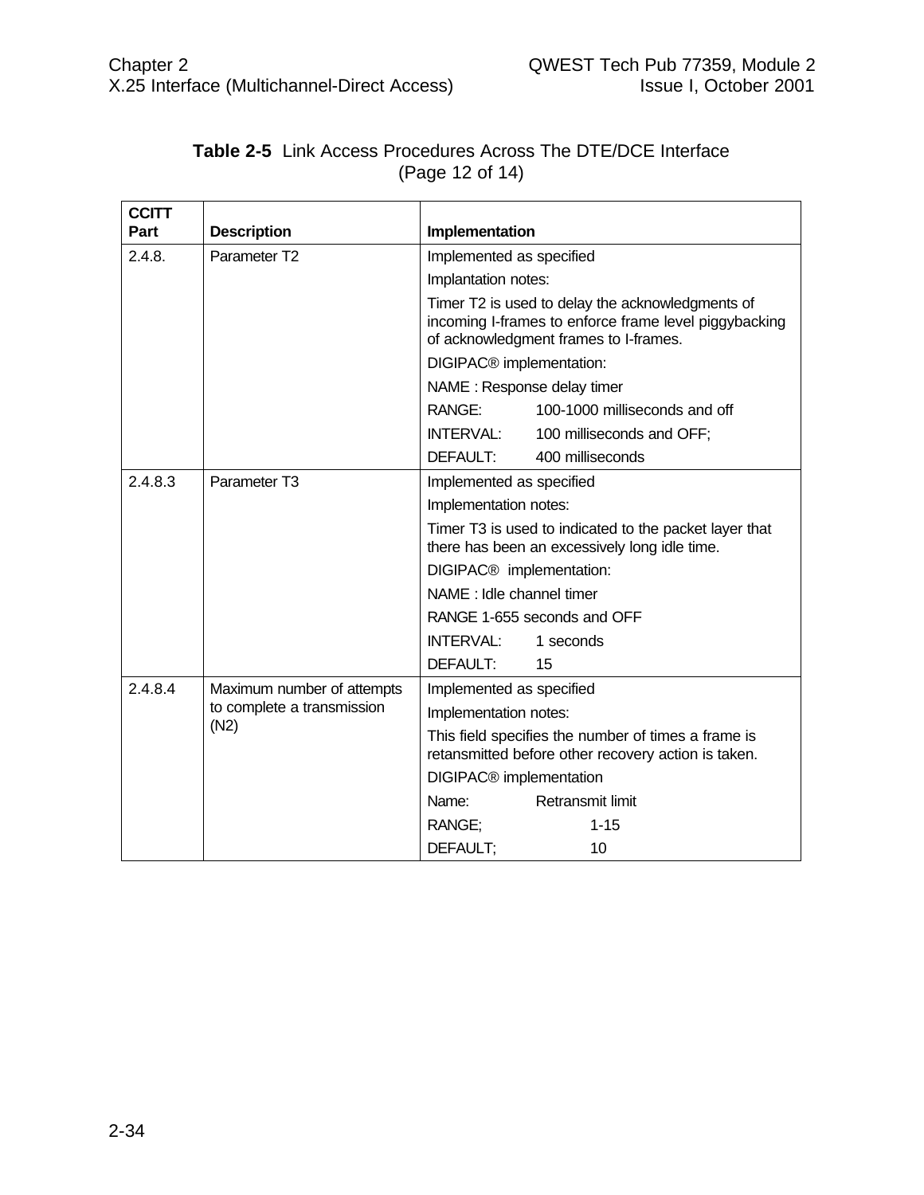**Table 2-5** Link Access Procedures Across The DTE/DCE Interface (Page 12 of 14)

| CCITT Part | Description | Implementation |
|---|---|---|
| 2.4.8. | Parameter T2 | Implemented as specified<br>Implantation notes:<br>Timer T2 is used to delay the acknowledgments of incoming I-frames to enforce frame level piggybacking of acknowledgment frames to I-frames.<br>DIGIPAC® implementation:<br>NAME : Response delay timer<br>RANGE: 100-1000 milliseconds and off<br>INTERVAL: 100 milliseconds and OFF;<br>DEFAULT: 400 milliseconds |
| 2.4.8.3 | Parameter T3 | Implemented as specified<br>Implementation notes:<br>Timer T3 is used to indicated to the packet layer that there has been an excessively long idle time.<br>DIGIPAC® implementation:<br>NAME : Idle channel timer<br>RANGE 1-655 seconds and OFF<br>INTERVAL: 1 seconds<br>DEFAULT: 15 |
| 2.4.8.4 | Maximum number of attempts to complete a transmission (N2) | Implemented as specified<br>Implementation notes:<br>This field specifies the number of times a frame is retansmitted before other recovery action is taken.<br>DIGIPAC® implementation<br>Name: Retransmit limit<br>RANGE; 1-15<br>DEFAULT; 10 |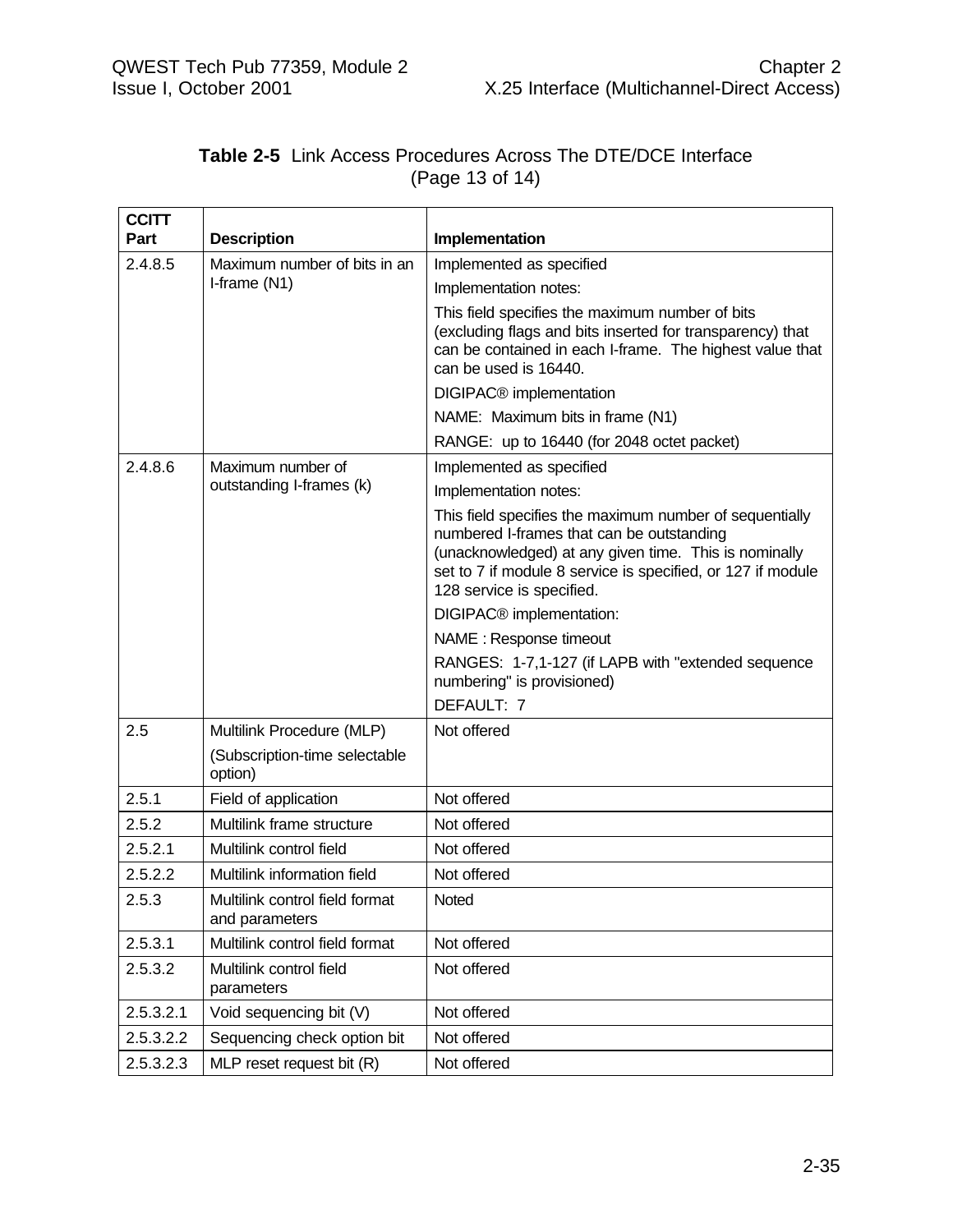**Table 2-5** Link Access Procedures Across The DTE/DCE Interface (Page 13 of 14)

| CCITT Part | Description | Implementation |
|---|---|---|
| 2.4.8.5 | Maximum number of bits in an I-frame (N1) | Implemented as specified<br>Implementation notes:<br>This field specifies the maximum number of bits (excluding flags and bits inserted for transparency) that can be contained in each I-frame. The highest value that can be used is 16440.<br>DIGIPAC® implementation<br>NAME: Maximum bits in frame (N1)<br>RANGE: up to 16440 (for 2048 octet packet) |
| 2.4.8.6 | Maximum number of outstanding I-frames (k) | Implemented as specified<br>Implementation notes:<br>This field specifies the maximum number of sequentially numbered I-frames that can be outstanding (unacknowledged) at any given time. This is nominally set to 7 if module 8 service is specified, or 127 if module 128 service is specified.<br>DIGIPAC® implementation:<br>NAME : Response timeout<br>RANGES: 1-7,1-127 (if LAPB with "extended sequence numbering" is provisioned)<br>DEFAULT: 7 |
| 2.5 | Multilink Procedure (MLP)<br>(Subscription-time selectable option) | Not offered |
| 2.5.1 | Field of application | Not offered |
| 2.5.2 | Multilink frame structure | Not offered |
| 2.5.2.1 | Multilink control field | Not offered |
| 2.5.2.2 | Multilink information field | Not offered |
| 2.5.3 | Multilink control field format and parameters | Noted |
| 2.5.3.1 | Multilink control field format | Not offered |
| 2.5.3.2 | Multilink control field parameters | Not offered |
| 2.5.3.2.1 | Void sequencing bit (V) | Not offered |
| 2.5.3.2.2 | Sequencing check option bit | Not offered |
| 2.5.3.2.3 | MLP reset request bit (R) | Not offered |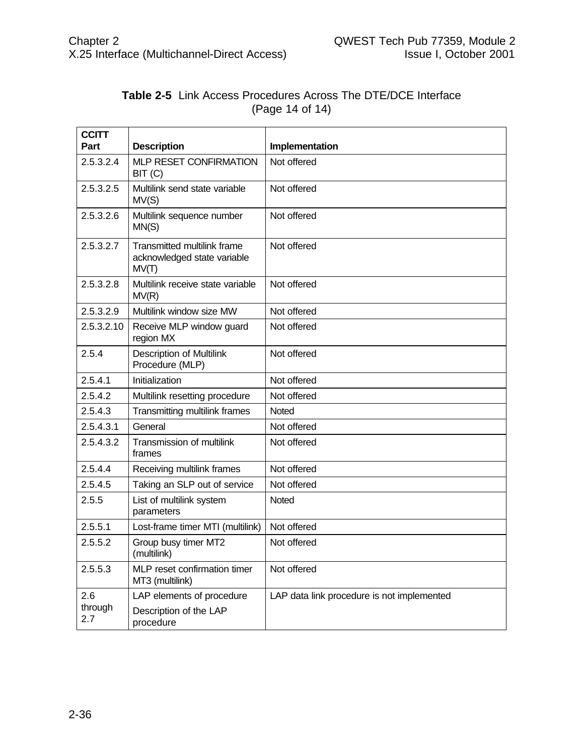**Table 2-5** Link Access Procedures Across The DTE/DCE Interface (Page 14 of 14)

| CCITT Part | Description | Implementation |
|---|---|---|
| 2.5.3.2.4 | MLP RESET CONFIRMATION BIT (C) | Not offered |
| 2.5.3.2.5 | Multilink send state variable MV(S) | Not offered |
| 2.5.3.2.6 | Multilink sequence number MN(S) | Not offered |
| 2.5.3.2.7 | Transmitted multilink frame acknowledged state variable MV(T) | Not offered |
| 2.5.3.2.8 | Multilink receive state variable MV(R) | Not offered |
| 2.5.3.2.9 | Multilink window size MW | Not offered |
| 2.5.3.2.10 | Receive MLP window guard region MX | Not offered |
| 2.5.4 | Description of Multilink Procedure (MLP) | Not offered |
| 2.5.4.1 | Initialization | Not offered |
| 2.5.4.2 | Multilink resetting procedure | Not offered |
| 2.5.4.3 | Transmitting multilink frames | Noted |
| 2.5.4.3.1 | General | Not offered |
| 2.5.4.3.2 | Transmission of multilink frames | Not offered |
| 2.5.4.4 | Receiving multilink frames | Not offered |
| 2.5.4.5 | Taking an SLP out of service | Not offered |
| 2.5.5 | List of multilink system parameters | Noted |
| 2.5.5.1 | Lost-frame timer MTI (multilink) | Not offered |
| 2.5.5.2 | Group busy timer MT2 (multilink) | Not offered |
| 2.5.5.3 | MLP reset confirmation timer MT3 (multilink) | Not offered |
| 2.6 through 2.7 | LAP elements of procedure<br>Description of the LAP procedure | LAP data link procedure is not implemented |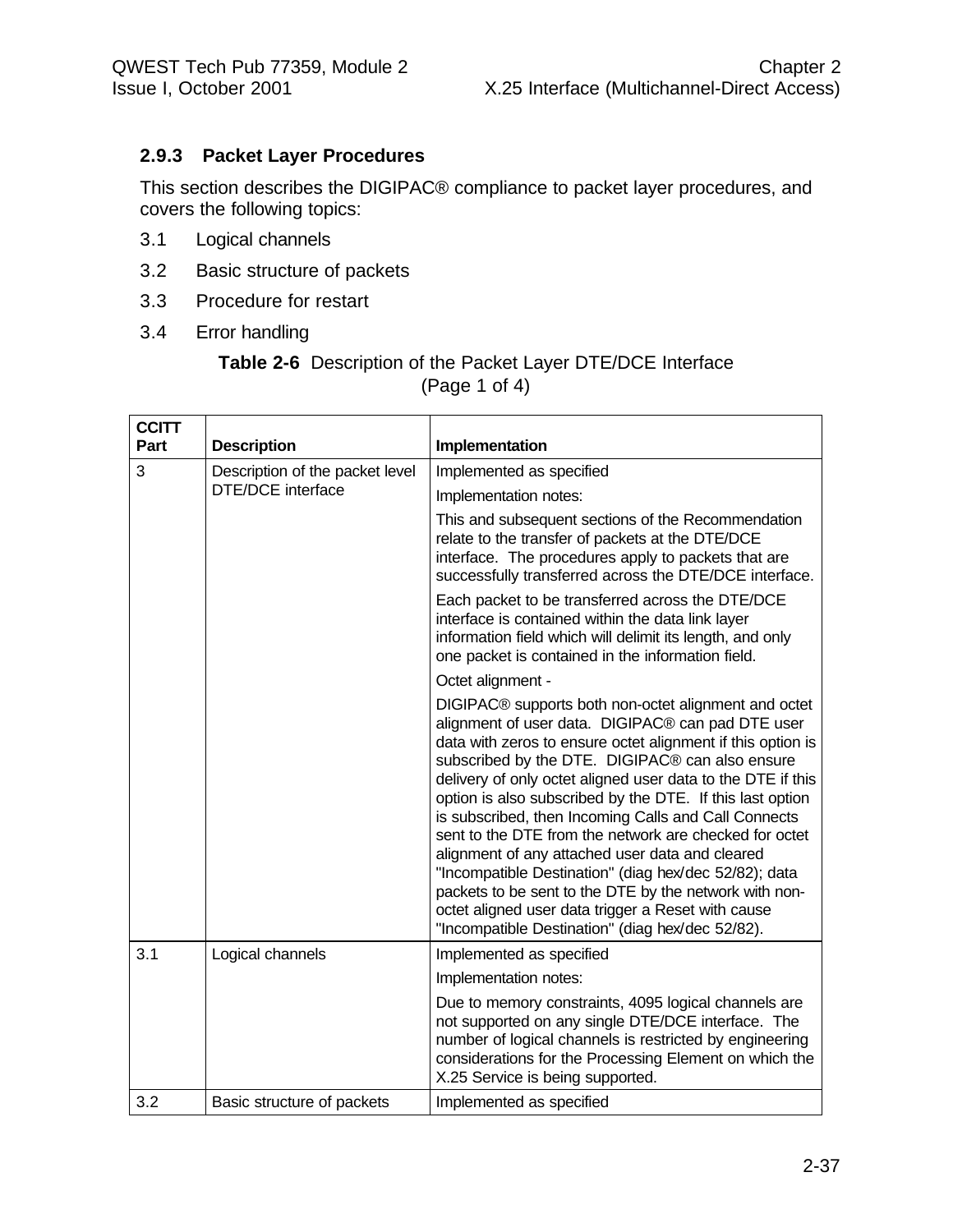### 2.9.3 Packet Layer Procedures

This section describes the DIGIPAC® compliance to packet layer procedures, and covers the following topics:

3.1 Logical channels

3.2 Basic structure of packets

3.3 Procedure for restart

3.4 Error handling

**Table 2-6** Description of the Packet Layer DTE/DCE Interface (Page 1 of 4)

| CCITT Part | Description | Implementation |
|---|---|---|
| 3 | Description of the packet level DTE/DCE interface | Implemented as specified<br><br>Implementation notes:<br><br>This and subsequent sections of the Recommendation relate to the transfer of packets at the DTE/DCE interface. The procedures apply to packets that are successfully transferred across the DTE/DCE interface.<br><br>Each packet to be transferred across the DTE/DCE interface is contained within the data link layer information field which will delimit its length, and only one packet is contained in the information field.<br><br>Octet alignment -<br><br>DIGIPAC® supports both non-octet alignment and octet alignment of user data. DIGIPAC® can pad DTE user data with zeros to ensure octet alignment if this option is subscribed by the DTE. DIGIPAC® can also ensure delivery of only octet aligned user data to the DTE if this option is also subscribed by the DTE. If this last option is subscribed, then Incoming Calls and Call Connects sent to the DTE from the network are checked for octet alignment of any attached user data and cleared "Incompatible Destination" (diag hex/dec 52/82); data packets to be sent to the DTE by the network with non-octet aligned user data trigger a Reset with cause "Incompatible Destination" (diag hex/dec 52/82). |
| 3.1 | Logical channels | Implemented as specified<br><br>Implementation notes:<br><br>Due to memory constraints, 4095 logical channels are not supported on any single DTE/DCE interface. The number of logical channels is restricted by engineering considerations for the Processing Element on which the X.25 Service is being supported. |
| 3.2 | Basic structure of packets | Implemented as specified |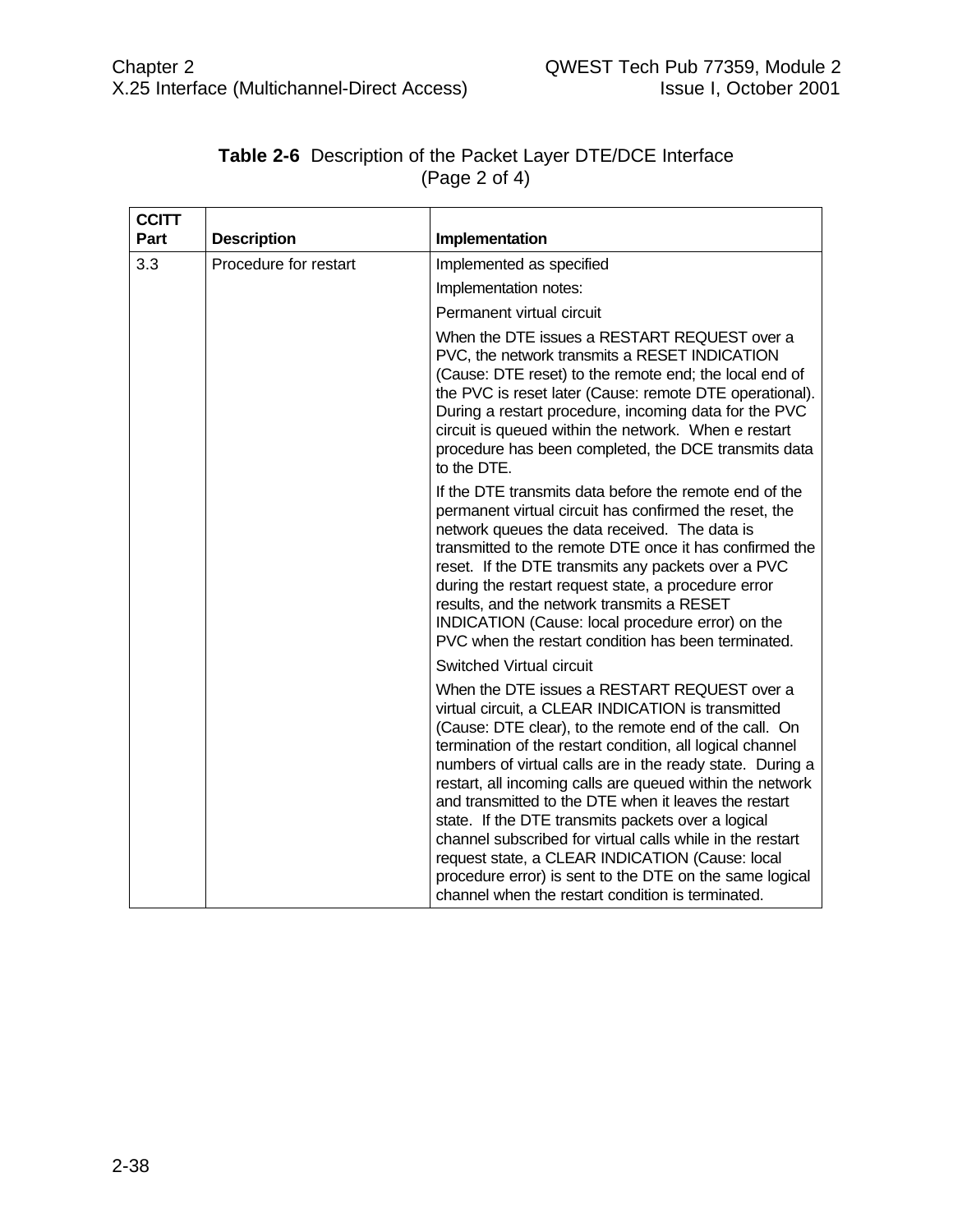**Table 2-6** Description of the Packet Layer DTE/DCE Interface (Page 2 of 4)

| CCITT Part | Description | Implementation |
|---|---|---|
| 3.3 | Procedure for restart | Implemented as specified |
| | | Implementation notes: |
| | | Permanent virtual circuit |
| | | When the DTE issues a RESTART REQUEST over a PVC, the network transmits a RESET INDICATION (Cause: DTE reset) to the remote end; the local end of the PVC is reset later (Cause: remote DTE operational). During a restart procedure, incoming data for the PVC circuit is queued within the network. When e restart procedure has been completed, the DCE transmits data to the DTE. |
| | | If the DTE transmits data before the remote end of the permanent virtual circuit has confirmed the reset, the network queues the data received. The data is transmitted to the remote DTE once it has confirmed the reset. If the DTE transmits any packets over a PVC during the restart request state, a procedure error results, and the network transmits a RESET INDICATION (Cause: local procedure error) on the PVC when the restart condition has been terminated. |
| | | Switched Virtual circuit |
| | | When the DTE issues a RESTART REQUEST over a virtual circuit, a CLEAR INDICATION is transmitted (Cause: DTE clear), to the remote end of the call. On termination of the restart condition, all logical channel numbers of virtual calls are in the ready state. During a restart, all incoming calls are queued within the network and transmitted to the DTE when it leaves the restart state. If the DTE transmits packets over a logical channel subscribed for virtual calls while in the restart request state, a CLEAR INDICATION (Cause: local procedure error) is sent to the DTE on the same logical channel when the restart condition is terminated. |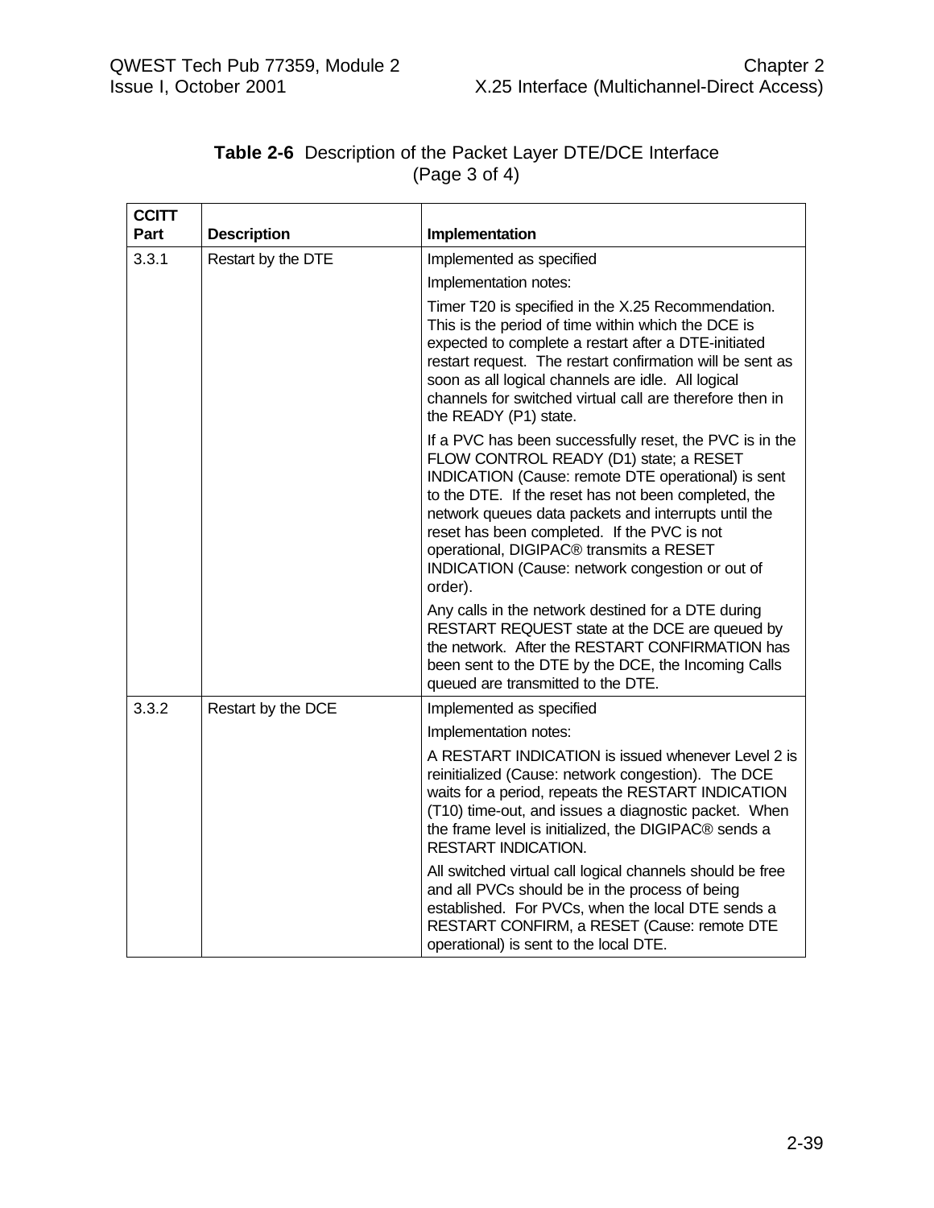**Table 2-6** Description of the Packet Layer DTE/DCE Interface (Page 3 of 4)

| CCITT Part | Description | Implementation |
|---|---|---|
| 3.3.1 | Restart by the DTE | Implemented as specified<br><br>Implementation notes:<br><br>Timer T20 is specified in the X.25 Recommendation. This is the period of time within which the DCE is expected to complete a restart after a DTE-initiated restart request. The restart confirmation will be sent as soon as all logical channels are idle. All logical channels for switched virtual call are therefore then in the READY (P1) state.<br><br>If a PVC has been successfully reset, the PVC is in the FLOW CONTROL READY (D1) state; a RESET INDICATION (Cause: remote DTE operational) is sent to the DTE. If the reset has not been completed, the network queues data packets and interrupts until the reset has been completed. If the PVC is not operational, DIGIPAC® transmits a RESET INDICATION (Cause: network congestion or out of order).<br><br>Any calls in the network destined for a DTE during RESTART REQUEST state at the DCE are queued by the network. After the RESTART CONFIRMATION has been sent to the DTE by the DCE, the Incoming Calls queued are transmitted to the DTE. |
| 3.3.2 | Restart by the DCE | Implemented as specified<br><br>Implementation notes:<br><br>A RESTART INDICATION is issued whenever Level 2 is reinitialized (Cause: network congestion). The DCE waits for a period, repeats the RESTART INDICATION (T10) time-out, and issues a diagnostic packet. When the frame level is initialized, the DIGIPAC® sends a RESTART INDICATION.<br><br>All switched virtual call logical channels should be free and all PVCs should be in the process of being established. For PVCs, when the local DTE sends a RESTART CONFIRM, a RESET (Cause: remote DTE operational) is sent to the local DTE. |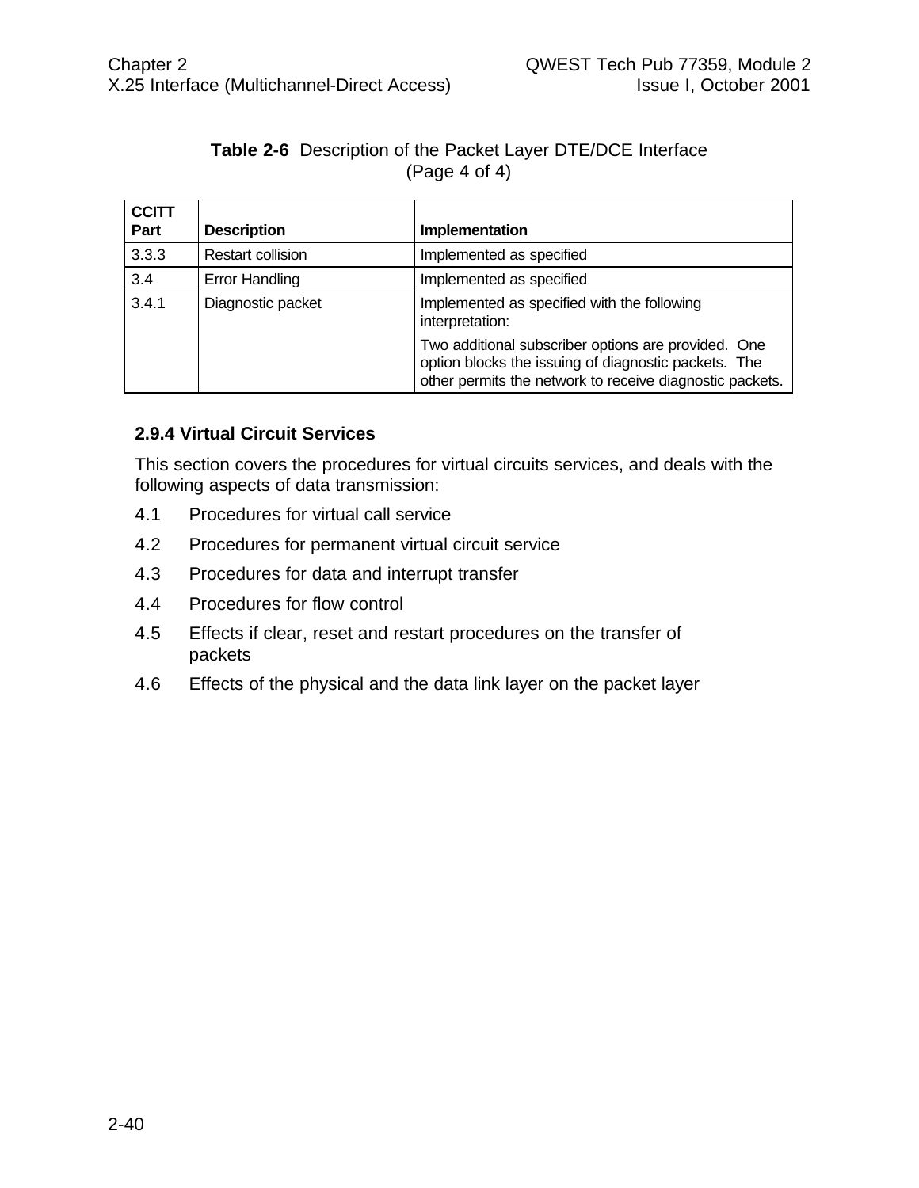**Table 2-6** Description of the Packet Layer DTE/DCE Interface (Page 4 of 4)

| CCITT Part | Description | Implementation |
|---|---|---|
| 3.3.3 | Restart collision | Implemented as specified |
| 3.4 | Error Handling | Implemented as specified |
| 3.4.1 | Diagnostic packet | Implemented as specified with the following interpretation:<br><br>Two additional subscriber options are provided. One option blocks the issuing of diagnostic packets. The other permits the network to receive diagnostic packets. |

### 2.9.4 Virtual Circuit Services

This section covers the procedures for virtual circuits services, and deals with the following aspects of data transmission:

4.1 Procedures for virtual call service

4.2 Procedures for permanent virtual circuit service

4.3 Procedures for data and interrupt transfer

4.4 Procedures for flow control

4.5 Effects if clear, reset and restart procedures on the transfer of packets

4.6 Effects of the physical and the data link layer on the packet layer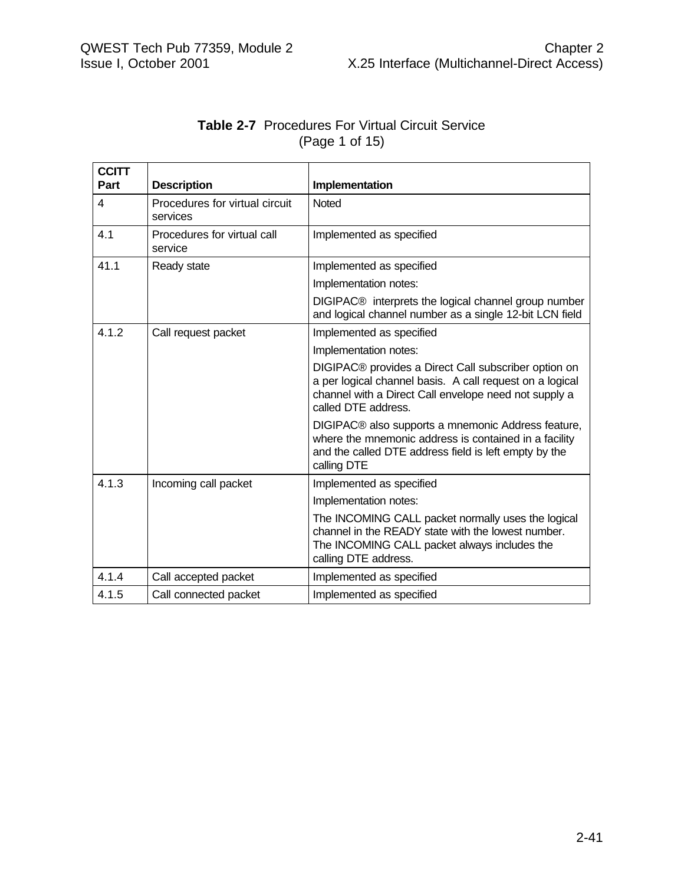**Table 2-7** Procedures For Virtual Circuit Service
(Page 1 of 15)

| CCITT Part | Description | Implementation |
|---|---|---|
| 4 | Procedures for virtual circuit services | Noted |
| 4.1 | Procedures for virtual call service | Implemented as specified |
| 41.1 | Ready state | Implemented as specified<br><br>Implementation notes:<br><br>DIGIPAC® interprets the logical channel group number and logical channel number as a single 12-bit LCN field |
| 4.1.2 | Call request packet | Implemented as specified<br><br>Implementation notes:<br><br>DIGIPAC® provides a Direct Call subscriber option on a per logical channel basis. A call request on a logical channel with a Direct Call envelope need not supply a called DTE address.<br><br>DIGIPAC® also supports a mnemonic Address feature, where the mnemonic address is contained in a facility and the called DTE address field is left empty by the calling DTE |
| 4.1.3 | Incoming call packet | Implemented as specified<br><br>Implementation notes:<br><br>The INCOMING CALL packet normally uses the logical channel in the READY state with the lowest number. The INCOMING CALL packet always includes the calling DTE address. |
| 4.1.4 | Call accepted packet | Implemented as specified |
| 4.1.5 | Call connected packet | Implemented as specified |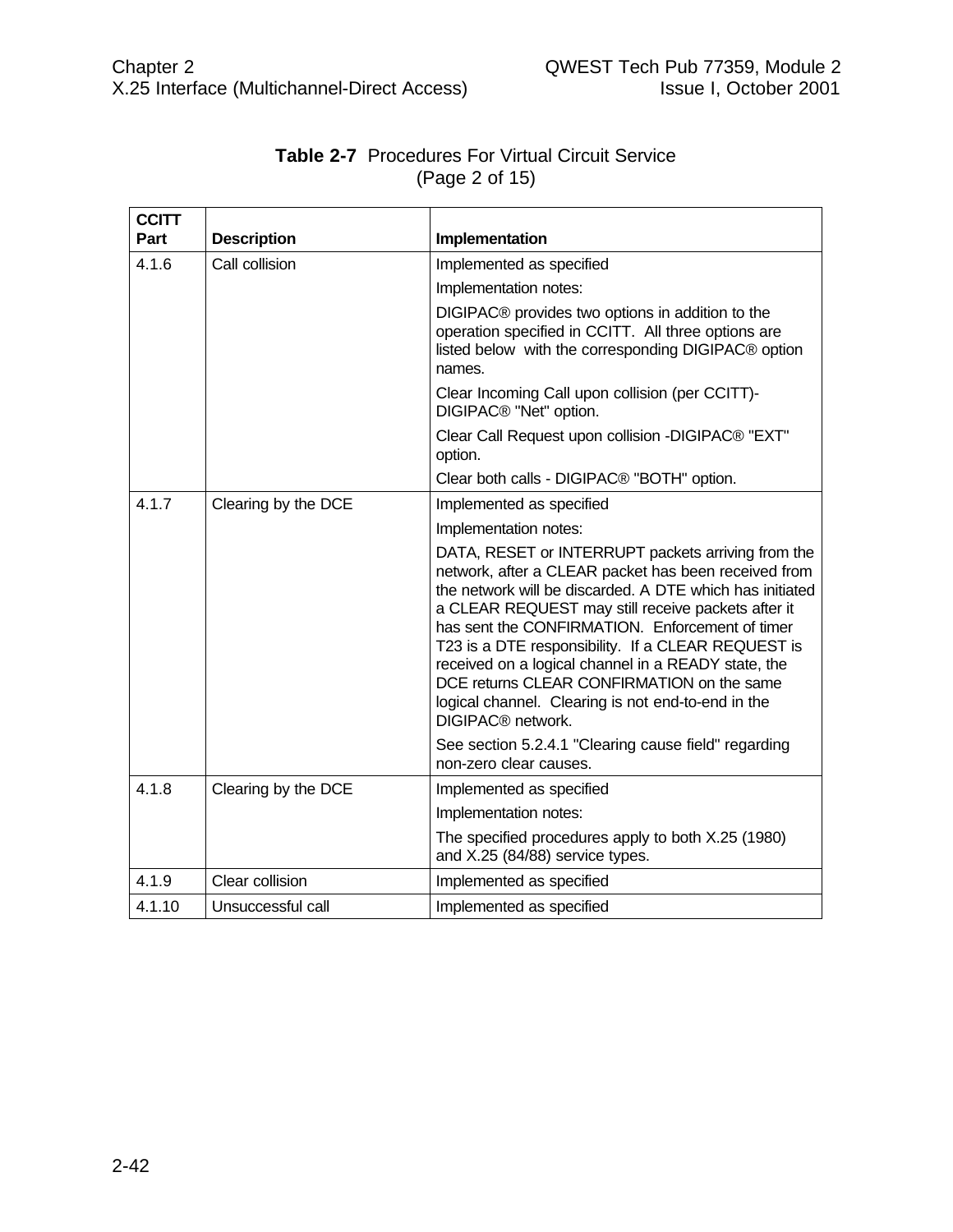**Table 2-7** Procedures For Virtual Circuit Service (Page 2 of 15)

| CCITT Part | Description | Implementation |
|---|---|---|
| 4.1.6 | Call collision | Implemented as specified<br><br>Implementation notes:<br><br>DIGIPAC® provides two options in addition to the operation specified in CCITT. All three options are listed below with the corresponding DIGIPAC® option names.<br><br>Clear Incoming Call upon collision (per CCITT)- DIGIPAC® "Net" option.<br><br>Clear Call Request upon collision -DIGIPAC® "EXT" option.<br><br>Clear both calls - DIGIPAC® "BOTH" option. |
| 4.1.7 | Clearing by the DCE | Implemented as specified<br><br>Implementation notes:<br><br>DATA, RESET or INTERRUPT packets arriving from the network, after a CLEAR packet has been received from the network will be discarded. A DTE which has initiated a CLEAR REQUEST may still receive packets after it has sent the CONFIRMATION. Enforcement of timer T23 is a DTE responsibility. If a CLEAR REQUEST is received on a logical channel in a READY state, the DCE returns CLEAR CONFIRMATION on the same logical channel. Clearing is not end-to-end in the DIGIPAC® network.<br><br>See section 5.2.4.1 "Clearing cause field" regarding non-zero clear causes. |
| 4.1.8 | Clearing by the DCE | Implemented as specified<br><br>Implementation notes:<br><br>The specified procedures apply to both X.25 (1980) and X.25 (84/88) service types. |
| 4.1.9 | Clear collision | Implemented as specified |
| 4.1.10 | Unsuccessful call | Implemented as specified |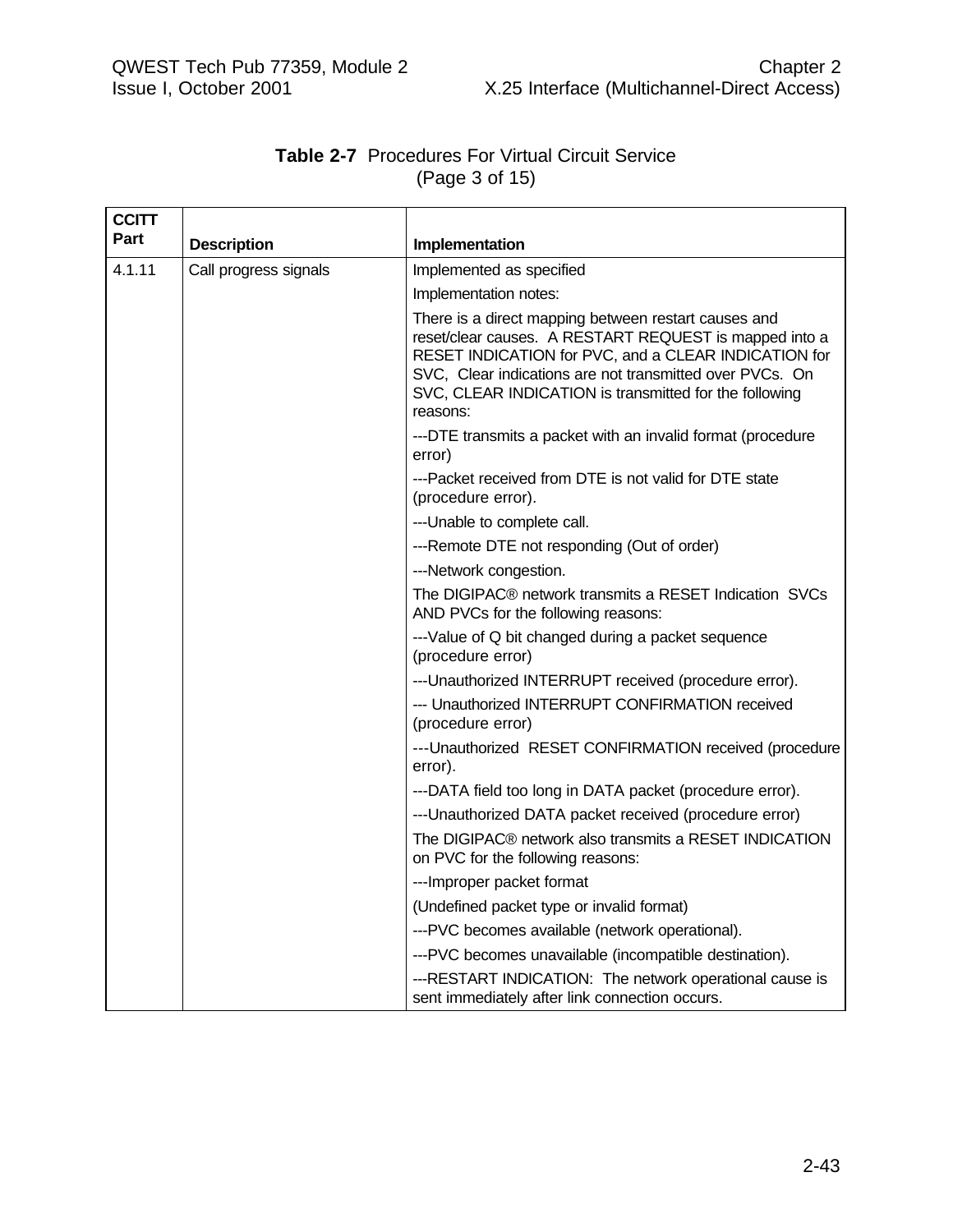**Table 2-7** Procedures For Virtual Circuit Service
(Page 3 of 15)

| CCITT Part | Description | Implementation |
|---|---|---|
| 4.1.11 | Call progress signals | Implemented as specified |
| | | Implementation notes: |
| | | There is a direct mapping between restart causes and reset/clear causes. A RESTART REQUEST is mapped into a RESET INDICATION for PVC, and a CLEAR INDICATION for SVC, Clear indications are not transmitted over PVCs. On SVC, CLEAR INDICATION is transmitted for the following reasons: |
| | | ---DTE transmits a packet with an invalid format (procedure error) |
| | | ---Packet received from DTE is not valid for DTE state (procedure error). |
| | | ---Unable to complete call. |
| | | ---Remote DTE not responding (Out of order) |
| | | ---Network congestion. |
| | | The DIGIPAC® network transmits a RESET Indication SVCs AND PVCs for the following reasons: |
| | | ---Value of Q bit changed during a packet sequence (procedure error) |
| | | ---Unauthorized INTERRUPT received (procedure error). |
| | | --- Unauthorized INTERRUPT CONFIRMATION received (procedure error) |
| | | ---Unauthorized RESET CONFIRMATION received (procedure error). |
| | | ---DATA field too long in DATA packet (procedure error). |
| | | ---Unauthorized DATA packet received (procedure error) |
| | | The DIGIPAC® network also transmits a RESET INDICATION on PVC for the following reasons: |
| | | ---Improper packet format |
| | | (Undefined packet type or invalid format) |
| | | ---PVC becomes available (network operational). |
| | | ---PVC becomes unavailable (incompatible destination). |
| | | ---RESTART INDICATION: The network operational cause is sent immediately after link connection occurs. |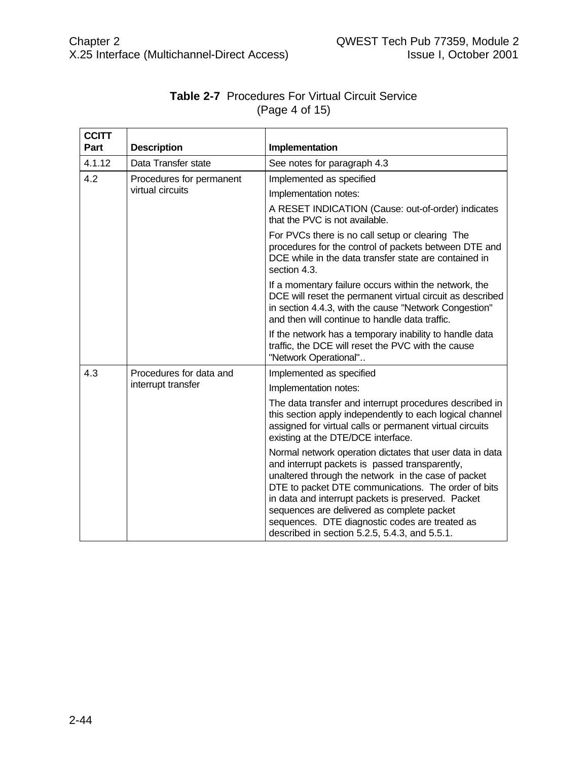**Table 2-7** Procedures For Virtual Circuit Service
(Page 4 of 15)

| CCITT Part | Description | Implementation |
|---|---|---|
| 4.1.12 | Data Transfer state | See notes for paragraph 4.3 |
| 4.2 | Procedures for permanent virtual circuits | Implemented as specified<br><br>Implementation notes:<br><br>A RESET INDICATION (Cause: out-of-order) indicates that the PVC is not available.<br><br>For PVCs there is no call setup or clearing  The procedures for the control of packets between DTE and DCE while in the data transfer state are contained in section 4.3.<br><br>If a momentary failure occurs within the network, the DCE will reset the permanent virtual circuit as described in section 4.4.3, with the cause "Network Congestion" and then will continue to handle data traffic.<br><br>If the network has a temporary inability to handle data traffic, the DCE will reset the PVC with the cause "Network Operational".. |
| 4.3 | Procedures for data and interrupt transfer | Implemented as specified<br><br>Implementation notes:<br><br>The data transfer and interrupt procedures described in this section apply independently to each logical channel assigned for virtual calls or permanent virtual circuits existing at the DTE/DCE interface.<br><br>Normal network operation dictates that user data in data and interrupt packets is  passed transparently, unaltered through the network  in the case of packet DTE to packet DTE communications.  The order of bits in data and interrupt packets is preserved.  Packet sequences are delivered as complete packet sequences.  DTE diagnostic codes are treated as described in section 5.2.5, 5.4.3, and 5.5.1. |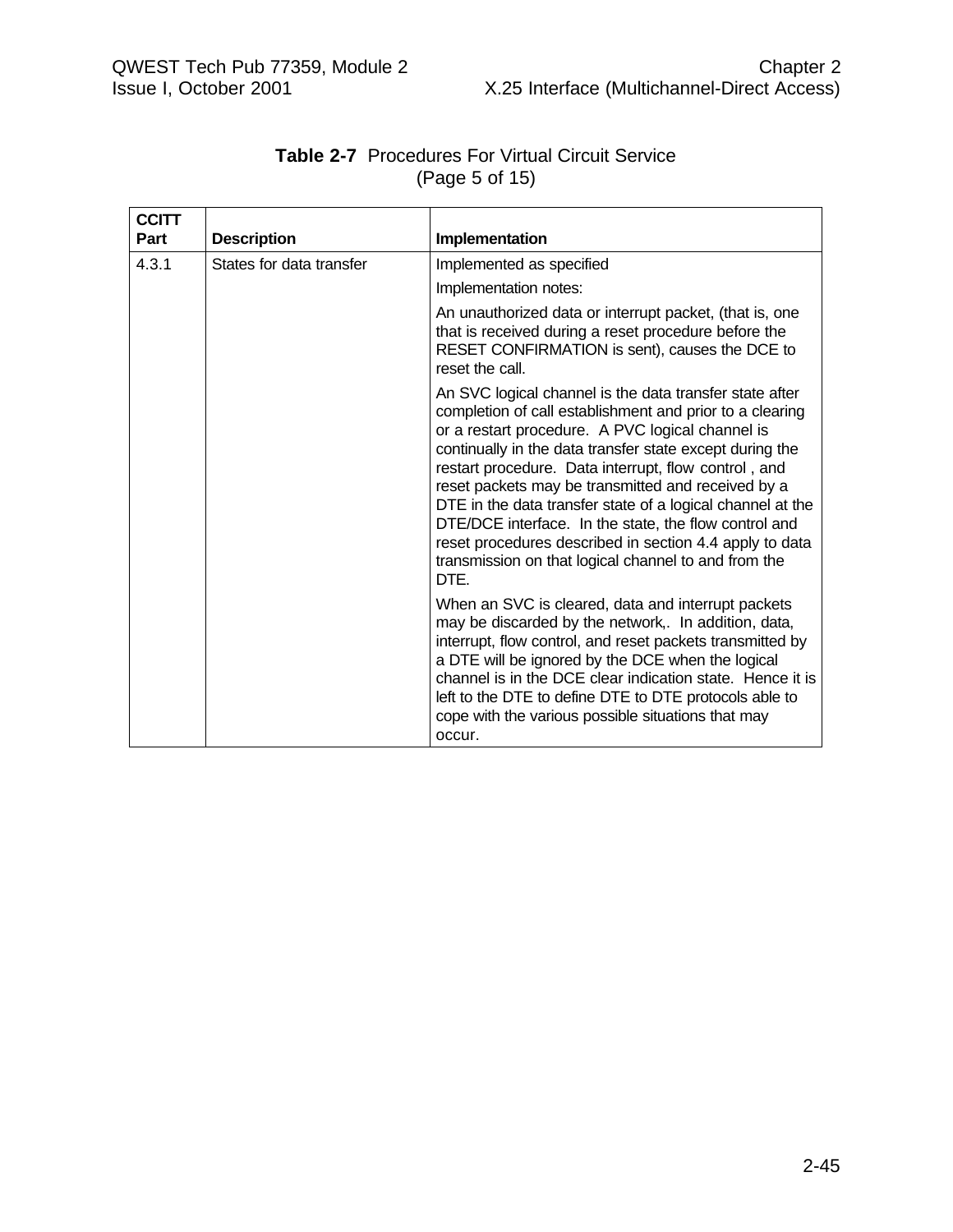**Table 2-7** Procedures For Virtual Circuit Service
(Page 5 of 15)

| CCITT Part | Description | Implementation |
|---|---|---|
| 4.3.1 | States for data transfer | Implemented as specified<br><br>Implementation notes:<br><br>An unauthorized data or interrupt packet, (that is, one that is received during a reset procedure before the RESET CONFIRMATION is sent), causes the DCE to reset the call.<br><br>An SVC logical channel is the data transfer state after completion of call establishment and prior to a clearing or a restart procedure. A PVC logical channel is continually in the data transfer state except during the restart procedure. Data interrupt, flow control , and reset packets may be transmitted and received by a DTE in the data transfer state of a logical channel at the DTE/DCE interface. In the state, the flow control and reset procedures described in section 4.4 apply to data transmission on that logical channel to and from the DTE.<br><br>When an SVC is cleared, data and interrupt packets may be discarded by the network,. In addition, data, interrupt, flow control, and reset packets transmitted by a DTE will be ignored by the DCE when the logical channel is in the DCE clear indication state. Hence it is left to the DTE to define DTE to DTE protocols able to cope with the various possible situations that may occur. |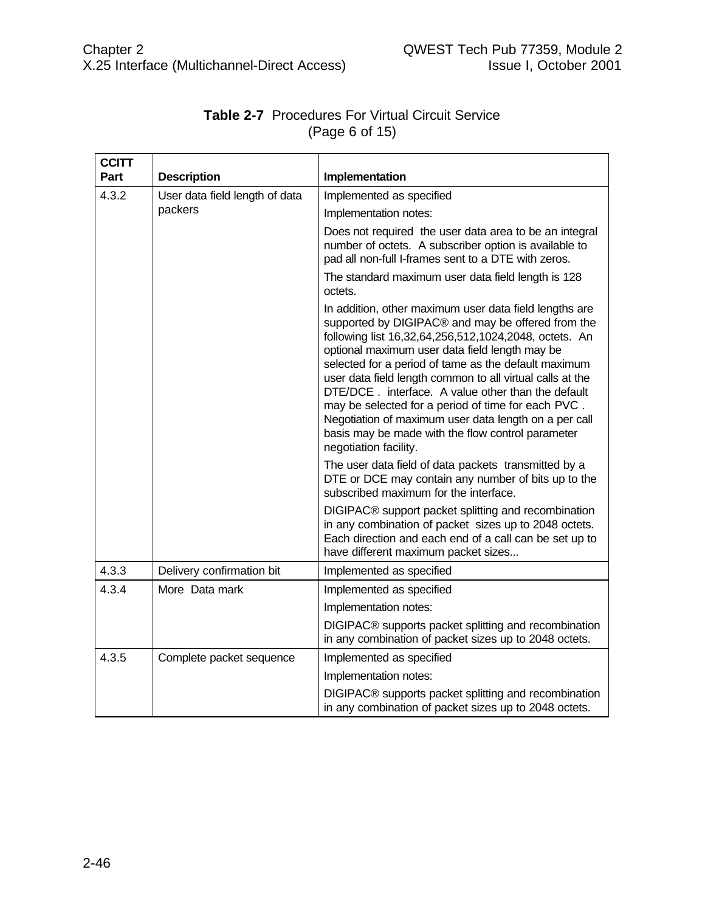**Table 2-7** Procedures For Virtual Circuit Service
(Page 6 of 15)

| CCITT Part | Description | Implementation |
|---|---|---|
| 4.3.2 | User data field length of data packers | Implemented as specified<br><br>Implementation notes:<br><br>Does not required the user data area to be an integral number of octets. A subscriber option is available to pad all non-full I-frames sent to a DTE with zeros.<br><br>The standard maximum user data field length is 128 octets.<br><br>In addition, other maximum user data field lengths are supported by DIGIPAC® and may be offered from the following list 16,32,64,256,512,1024,2048, octets. An optional maximum user data field length may be selected for a period of tame as the default maximum user data field length common to all virtual calls at the DTE/DCE . interface. A value other than the default may be selected for a period of time for each PVC . Negotiation of maximum user data length on a per call basis may be made with the flow control parameter negotiation facility.<br><br>The user data field of data packets transmitted by a DTE or DCE may contain any number of bits up to the subscribed maximum for the interface.<br><br>DIGIPAC® support packet splitting and recombination in any combination of packet sizes up to 2048 octets. Each direction and each end of a call can be set up to have different maximum packet sizes... |
| 4.3.3 | Delivery confirmation bit | Implemented as specified |
| 4.3.4 | More Data mark | Implemented as specified<br><br>Implementation notes:<br><br>DIGIPAC® supports packet splitting and recombination in any combination of packet sizes up to 2048 octets. |
| 4.3.5 | Complete packet sequence | Implemented as specified<br><br>Implementation notes:<br><br>DIGIPAC® supports packet splitting and recombination in any combination of packet sizes up to 2048 octets. |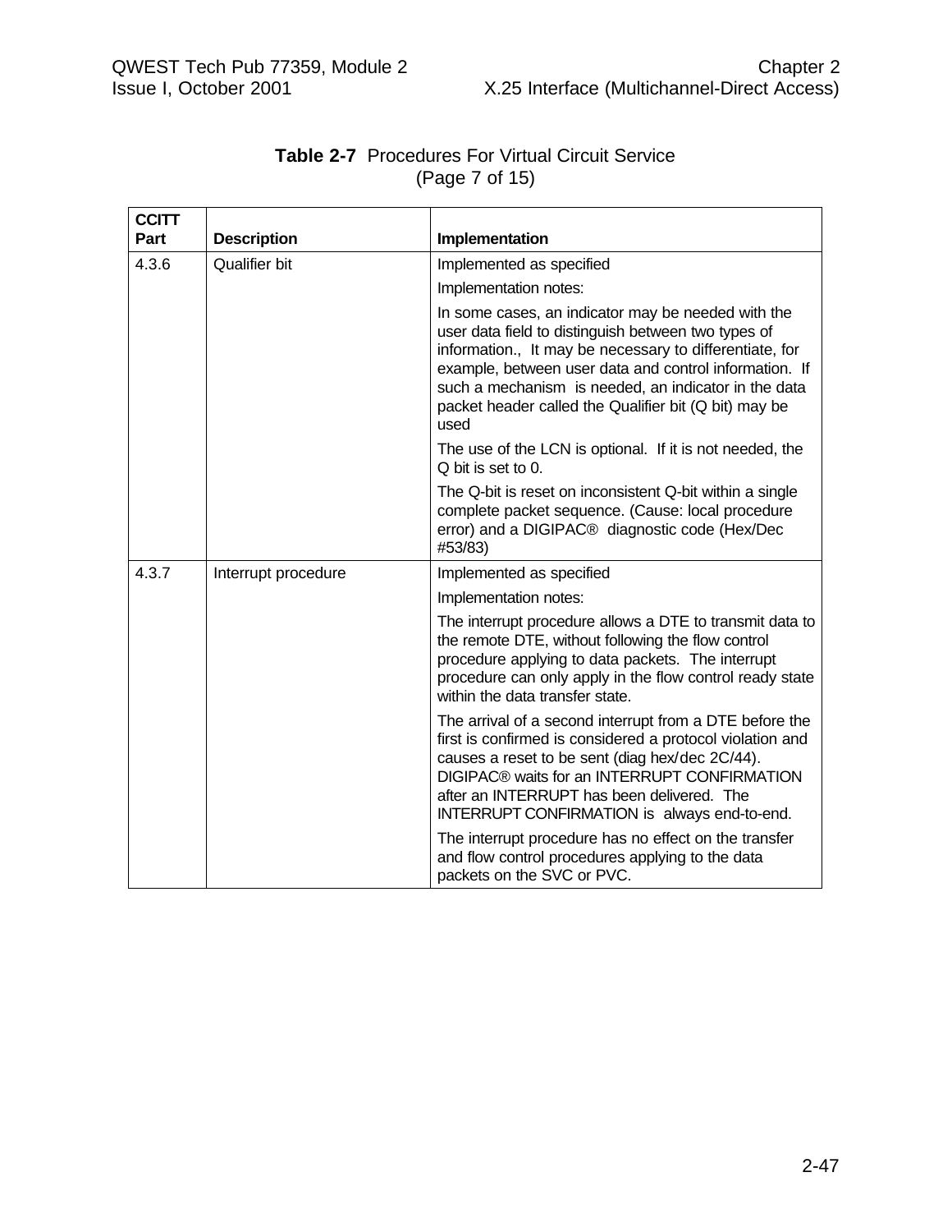**Table 2-7** Procedures For Virtual Circuit Service
(Page 7 of 15)

| CCITT Part | Description | Implementation |
|---|---|---|
| 4.3.6 | Qualifier bit | Implemented as specified<br><br>Implementation notes:<br><br>In some cases, an indicator may be needed with the user data field to distinguish between two types of information., It may be necessary to differentiate, for example, between user data and control information. If such a mechanism is needed, an indicator in the data packet header called the Qualifier bit (Q bit) may be used<br><br>The use of the LCN is optional. If it is not needed, the Q bit is set to 0.<br><br>The Q-bit is reset on inconsistent Q-bit within a single complete packet sequence. (Cause: local procedure error) and a DIGIPAC® diagnostic code (Hex/Dec #53/83) |
| 4.3.7 | Interrupt procedure | Implemented as specified<br><br>Implementation notes:<br><br>The interrupt procedure allows a DTE to transmit data to the remote DTE, without following the flow control procedure applying to data packets. The interrupt procedure can only apply in the flow control ready state within the data transfer state.<br><br>The arrival of a second interrupt from a DTE before the first is confirmed is considered a protocol violation and causes a reset to be sent (diag hex/dec 2C/44). DIGIPAC® waits for an INTERRUPT CONFIRMATION after an INTERRUPT has been delivered. The INTERRUPT CONFIRMATION is always end-to-end.<br><br>The interrupt procedure has no effect on the transfer and flow control procedures applying to the data packets on the SVC or PVC. |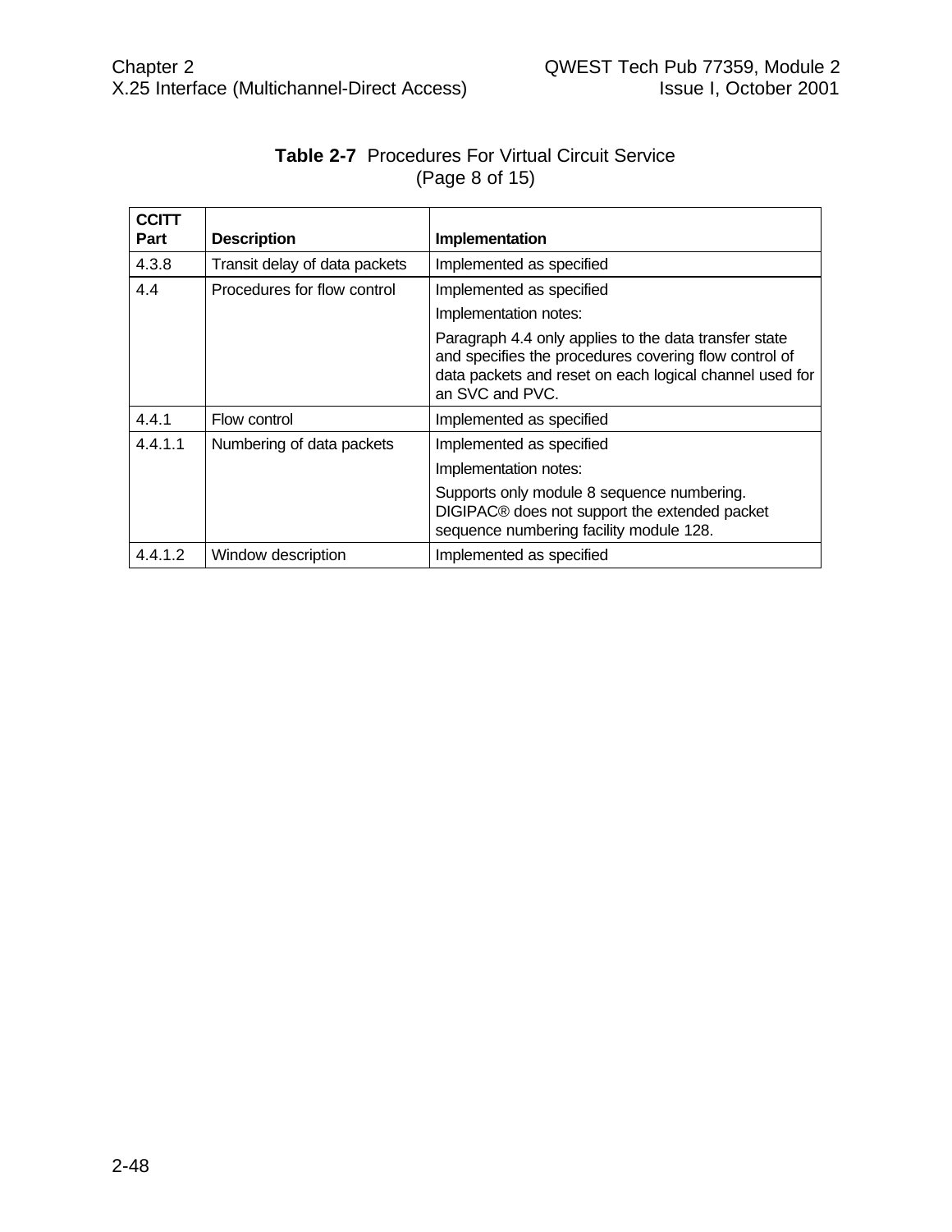**Table 2-7** Procedures For Virtual Circuit Service
(Page 8 of 15)

| CCITT Part | Description | Implementation |
|---|---|---|
| 4.3.8 | Transit delay of data packets | Implemented as specified |
| 4.4 | Procedures for flow control | Implemented as specified<br><br>Implementation notes:<br><br>Paragraph 4.4 only applies to the data transfer state and specifies the procedures covering flow control of data packets and reset on each logical channel used for an SVC and PVC. |
| 4.4.1 | Flow control | Implemented as specified |
| 4.4.1.1 | Numbering of data packets | Implemented as specified<br><br>Implementation notes:<br><br>Supports only module 8 sequence numbering. DIGIPAC® does not support the extended packet sequence numbering facility module 128. |
| 4.4.1.2 | Window description | Implemented as specified |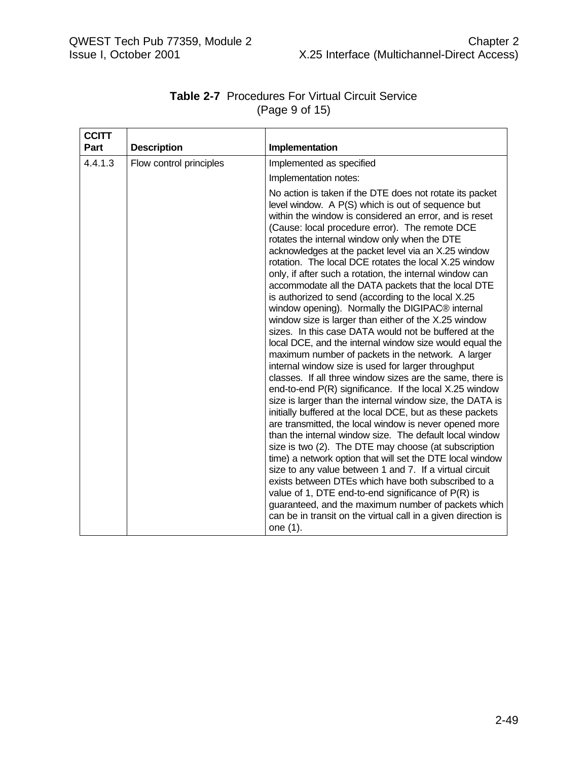**Table 2-7** Procedures For Virtual Circuit Service
(Page 9 of 15)

| CCITT Part | Description | Implementation |
|---|---|---|
| 4.4.1.3 | Flow control principles | Implemented as specified<br><br>Implementation notes:<br><br>No action is taken if the DTE does not rotate its packet level window. A P(S) which is out of sequence but within the window is considered an error, and is reset (Cause: local procedure error). The remote DCE rotates the internal window only when the DTE acknowledges at the packet level via an X.25 window rotation. The local DCE rotates the local X.25 window only, if after such a rotation, the internal window can accommodate all the DATA packets that the local DTE is authorized to send (according to the local X.25 window opening). Normally the DIGIPAC® internal window size is larger than either of the X.25 window sizes. In this case DATA would not be buffered at the local DCE, and the internal window size would equal the maximum number of packets in the network. A larger internal window size is used for larger throughput classes. If all three window sizes are the same, there is end-to-end P(R) significance. If the local X.25 window size is larger than the internal window size, the DATA is initially buffered at the local DCE, but as these packets are transmitted, the local window is never opened more than the internal window size. The default local window size is two (2). The DTE may choose (at subscription time) a network option that will set the DTE local window size to any value between 1 and 7. If a virtual circuit exists between DTEs which have both subscribed to a value of 1, DTE end-to-end significance of P(R) is guaranteed, and the maximum number of packets which can be in transit on the virtual call in a given direction is one (1). |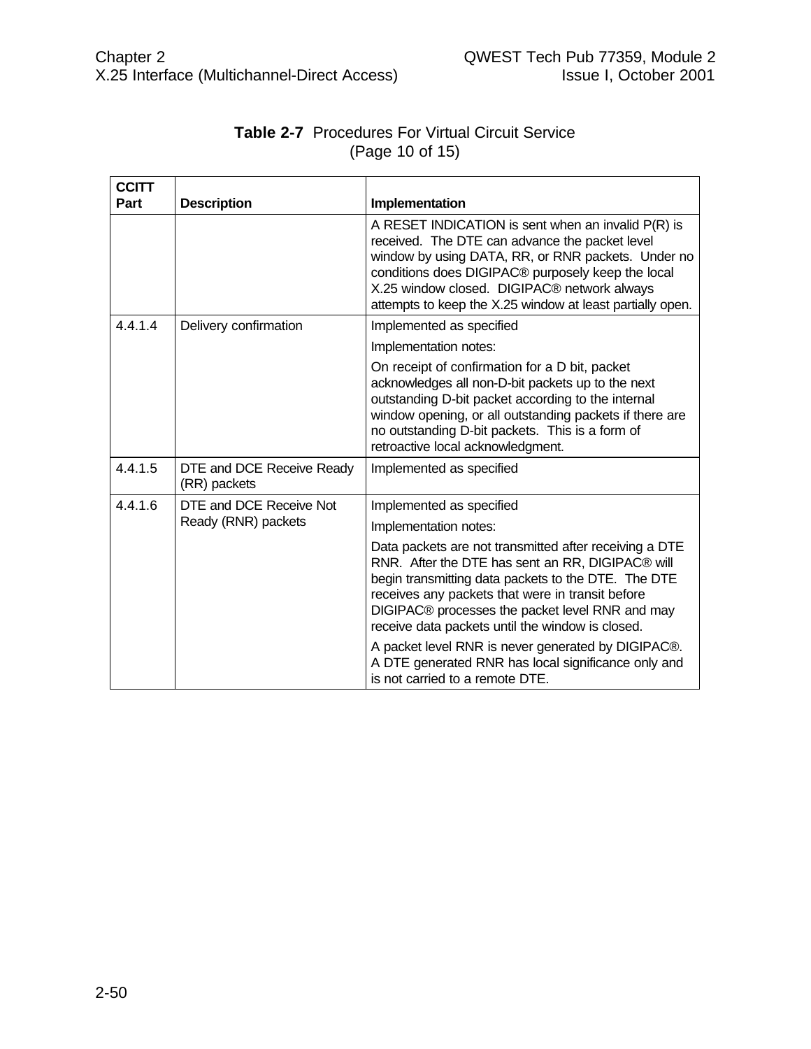**Table 2-7** Procedures For Virtual Circuit Service (Page 10 of 15)

| CCITT Part | Description | Implementation |
|---|---|---|
| | | A RESET INDICATION is sent when an invalid P(R) is received. The DTE can advance the packet level window by using DATA, RR, or RNR packets. Under no conditions does DIGIPAC® purposely keep the local X.25 window closed. DIGIPAC® network always attempts to keep the X.25 window at least partially open. |
| 4.4.1.4 | Delivery confirmation | Implemented as specified<br><br>Implementation notes:<br><br>On receipt of confirmation for a D bit, packet acknowledges all non-D-bit packets up to the next outstanding D-bit packet according to the internal window opening, or all outstanding packets if there are no outstanding D-bit packets. This is a form of retroactive local acknowledgment. |
| 4.4.1.5 | DTE and DCE Receive Ready (RR) packets | Implemented as specified |
| 4.4.1.6 | DTE and DCE Receive Not Ready (RNR) packets | Implemented as specified<br><br>Implementation notes:<br><br>Data packets are not transmitted after receiving a DTE RNR. After the DTE has sent an RR, DIGIPAC® will begin transmitting data packets to the DTE. The DTE receives any packets that were in transit before DIGIPAC® processes the packet level RNR and may receive data packets until the window is closed.<br><br>A packet level RNR is never generated by DIGIPAC®. A DTE generated RNR has local significance only and is not carried to a remote DTE. |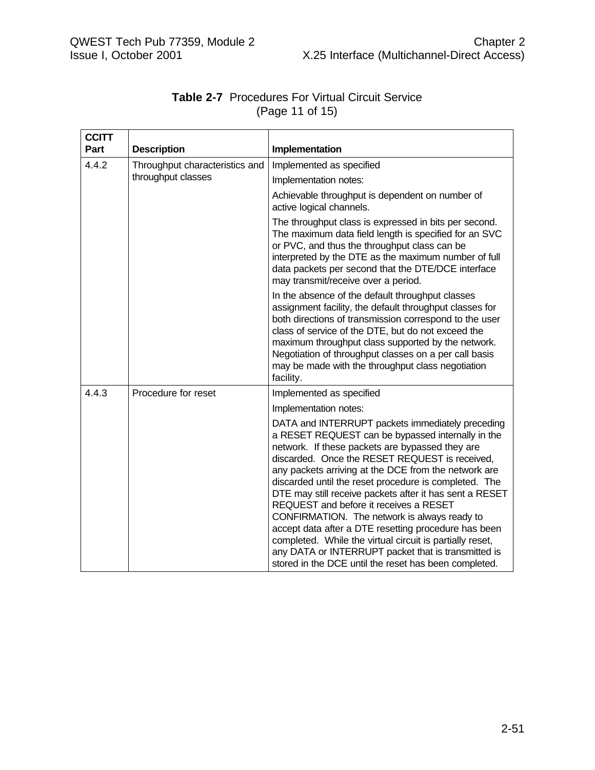**Table 2-7** Procedures For Virtual Circuit Service
(Page 11 of 15)

| CCITT Part | Description | Implementation |
|---|---|---|
| 4.4.2 | Throughput characteristics and throughput classes | Implemented as specified<br><br>Implementation notes:<br><br>Achievable throughput is dependent on number of active logical channels.<br><br>The throughput class is expressed in bits per second. The maximum data field length is specified for an SVC or PVC, and thus the throughput class can be interpreted by the DTE as the maximum number of full data packets per second that the DTE/DCE interface may transmit/receive over a period.<br><br>In the absence of the default throughput classes assignment facility, the default throughput classes for both directions of transmission correspond to the user class of service of the DTE, but do not exceed the maximum throughput class supported by the network. Negotiation of throughput classes on a per call basis may be made with the throughput class negotiation facility. |
| 4.4.3 | Procedure for reset | Implemented as specified<br><br>Implementation notes:<br><br>DATA and INTERRUPT packets immediately preceding a RESET REQUEST can be bypassed internally in the network. If these packets are bypassed they are discarded. Once the RESET REQUEST is received, any packets arriving at the DCE from the network are discarded until the reset procedure is completed. The DTE may still receive packets after it has sent a RESET REQUEST and before it receives a RESET CONFIRMATION. The network is always ready to accept data after a DTE resetting procedure has been completed. While the virtual circuit is partially reset, any DATA or INTERRUPT packet that is transmitted is stored in the DCE until the reset has been completed. |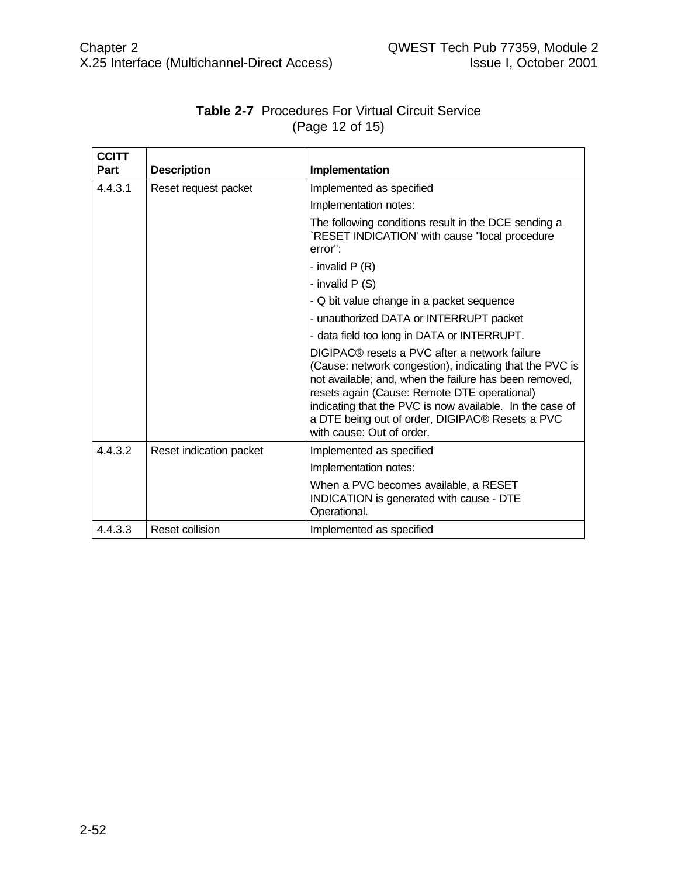**Table 2-7** Procedures For Virtual Circuit Service (Page 12 of 15)

| CCITT Part | Description | Implementation |
|---|---|---|
| 4.4.3.1 | Reset request packet | Implemented as specified<br><br>Implementation notes:<br><br>The following conditions result in the DCE sending a `RESET INDICATION' with cause "local procedure error":<br><br>- invalid P (R)<br><br>- invalid P (S)<br><br>- Q bit value change in a packet sequence<br><br>- unauthorized DATA or INTERRUPT packet<br><br>- data field too long in DATA or INTERRUPT.<br><br>DIGIPAC® resets a PVC after a network failure (Cause: network congestion), indicating that the PVC is not available; and, when the failure has been removed, resets again (Cause: Remote DTE operational) indicating that the PVC is now available. In the case of a DTE being out of order, DIGIPAC® Resets a PVC with cause: Out of order. |
| 4.4.3.2 | Reset indication packet | Implemented as specified<br><br>Implementation notes:<br><br>When a PVC becomes available, a RESET INDICATION is generated with cause - DTE Operational. |
| 4.4.3.3 | Reset collision | Implemented as specified |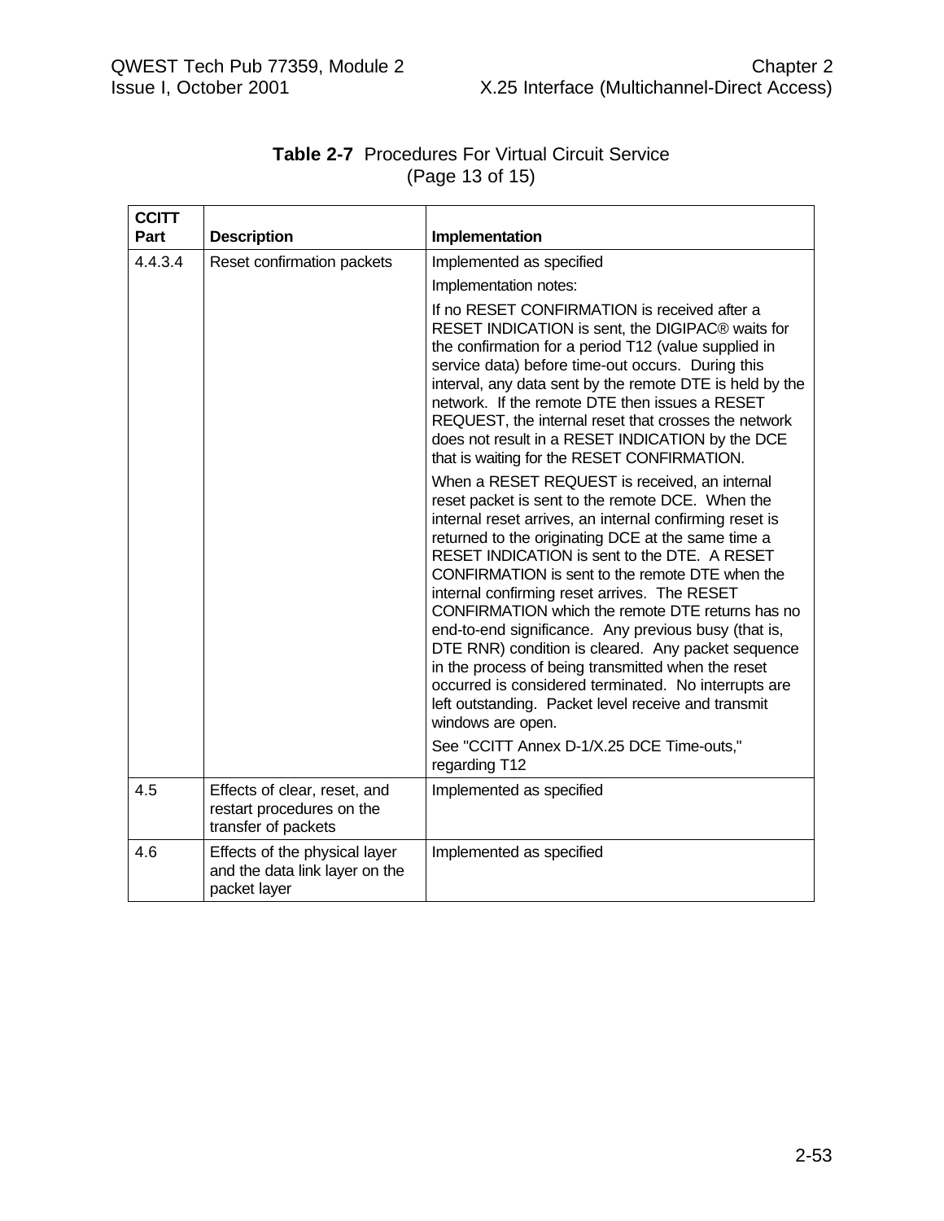**Table 2-7** Procedures For Virtual Circuit Service
(Page 13 of 15)

| CCITT Part | Description | Implementation |
|---|---|---|
| 4.4.3.4 | Reset confirmation packets | Implemented as specified<br><br>Implementation notes:<br><br>If no RESET CONFIRMATION is received after a RESET INDICATION is sent, the DIGIPAC® waits for the confirmation for a period T12 (value supplied in service data) before time-out occurs. During this interval, any data sent by the remote DTE is held by the network. If the remote DTE then issues a RESET REQUEST, the internal reset that crosses the network does not result in a RESET INDICATION by the DCE that is waiting for the RESET CONFIRMATION.<br><br>When a RESET REQUEST is received, an internal reset packet is sent to the remote DCE. When the internal reset arrives, an internal confirming reset is returned to the originating DCE at the same time a RESET INDICATION is sent to the DTE. A RESET CONFIRMATION is sent to the remote DTE when the internal confirming reset arrives. The RESET CONFIRMATION which the remote DTE returns has no end-to-end significance. Any previous busy (that is, DTE RNR) condition is cleared. Any packet sequence in the process of being transmitted when the reset occurred is considered terminated. No interrupts are left outstanding. Packet level receive and transmit windows are open.<br><br>See "CCITT Annex D-1/X.25 DCE Time-outs," regarding T12 |
| 4.5 | Effects of clear, reset, and restart procedures on the transfer of packets | Implemented as specified |
| 4.6 | Effects of the physical layer and the data link layer on the packet layer | Implemented as specified |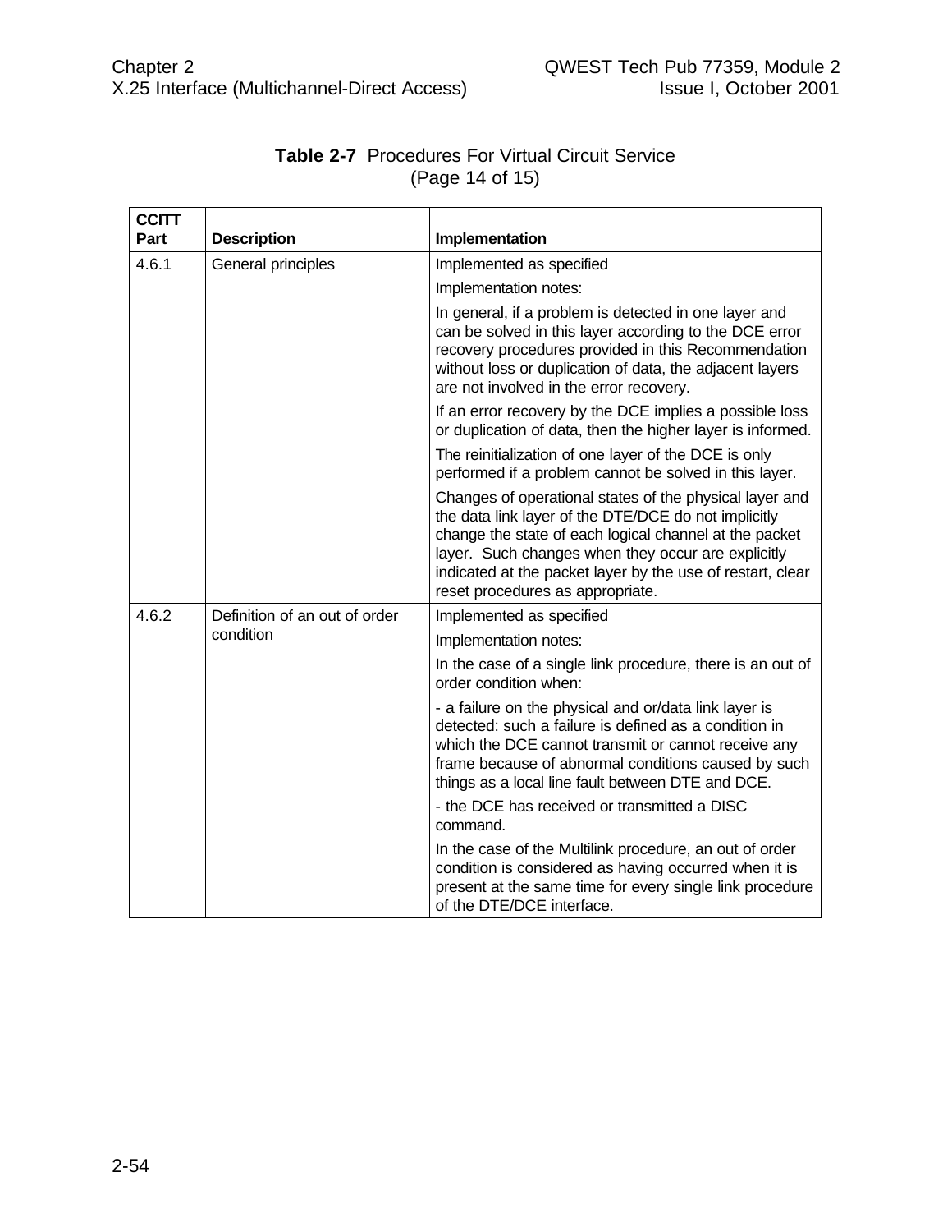**Table 2-7** Procedures For Virtual Circuit Service (Page 14 of 15)

| CCITT Part | Description | Implementation |
|---|---|---|
| 4.6.1 | General principles | Implemented as specified<br>Implementation notes:<br>In general, if a problem is detected in one layer and can be solved in this layer according to the DCE error recovery procedures provided in this Recommendation without loss or duplication of data, the adjacent layers are not involved in the error recovery.<br>If an error recovery by the DCE implies a possible loss or duplication of data, then the higher layer is informed.<br>The reinitialization of one layer of the DCE is only performed if a problem cannot be solved in this layer.<br>Changes of operational states of the physical layer and the data link layer of the DTE/DCE do not implicitly change the state of each logical channel at the packet layer. Such changes when they occur are explicitly indicated at the packet layer by the use of restart, clear reset procedures as appropriate. |
| 4.6.2 | Definition of an out of order condition | Implemented as specified<br>Implementation notes:<br>In the case of a single link procedure, there is an out of order condition when:<br>- a failure on the physical and or/data link layer is detected: such a failure is defined as a condition in which the DCE cannot transmit or cannot receive any frame because of abnormal conditions caused by such things as a local line fault between DTE and DCE.<br>- the DCE has received or transmitted a DISC command.<br>In the case of the Multilink procedure, an out of order condition is considered as having occurred when it is present at the same time for every single link procedure of the DTE/DCE interface. |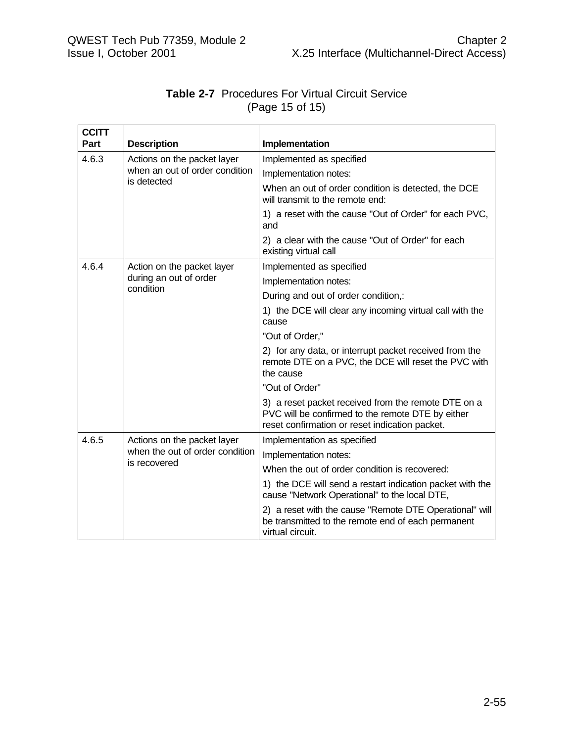**Table 2-7** Procedures For Virtual Circuit Service (Page 15 of 15)

| CCITT Part | Description | Implementation |
|---|---|---|
| 4.6.3 | Actions on the packet layer when an out of order condition is detected | Implemented as specified<br>Implementation notes:<br>When an out of order condition is detected, the DCE will transmit to the remote end:<br>1) a reset with the cause "Out of Order" for each PVC, and<br>2) a clear with the cause "Out of Order" for each existing virtual call |
| 4.6.4 | Action on the packet layer during an out of order condition | Implemented as specified<br>Implementation notes:<br>During and out of order condition,:<br>1) the DCE will clear any incoming virtual call with the cause<br>"Out of Order,"<br>2) for any data, or interrupt packet received from the remote DTE on a PVC, the DCE will reset the PVC with the cause<br>"Out of Order"<br>3) a reset packet received from the remote DTE on a PVC will be confirmed to the remote DTE by either reset confirmation or reset indication packet. |
| 4.6.5 | Actions on the packet layer when the out of order condition is recovered | Implementation as specified<br>Implementation notes:<br>When the out of order condition is recovered:<br>1) the DCE will send a restart indication packet with the cause "Network Operational" to the local DTE,<br>2) a reset with the cause "Remote DTE Operational" will be transmitted to the remote end of each permanent virtual circuit. |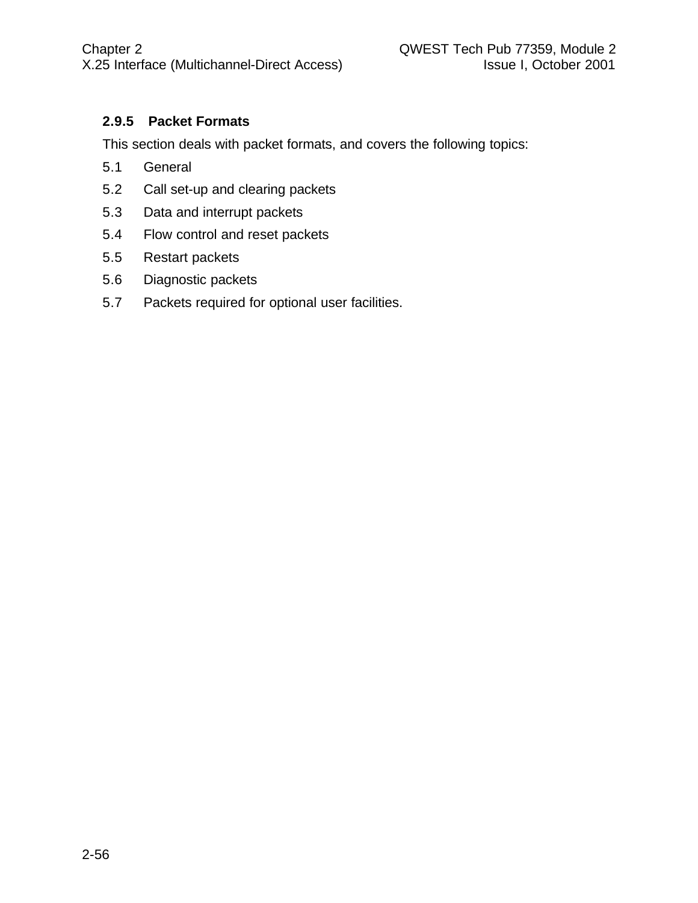### 2.9.5 Packet Formats

This section deals with packet formats, and covers the following topics:

5.1 General

5.2 Call set-up and clearing packets

5.3 Data and interrupt packets

5.4 Flow control and reset packets

5.5 Restart packets

5.6 Diagnostic packets

5.7 Packets required for optional user facilities.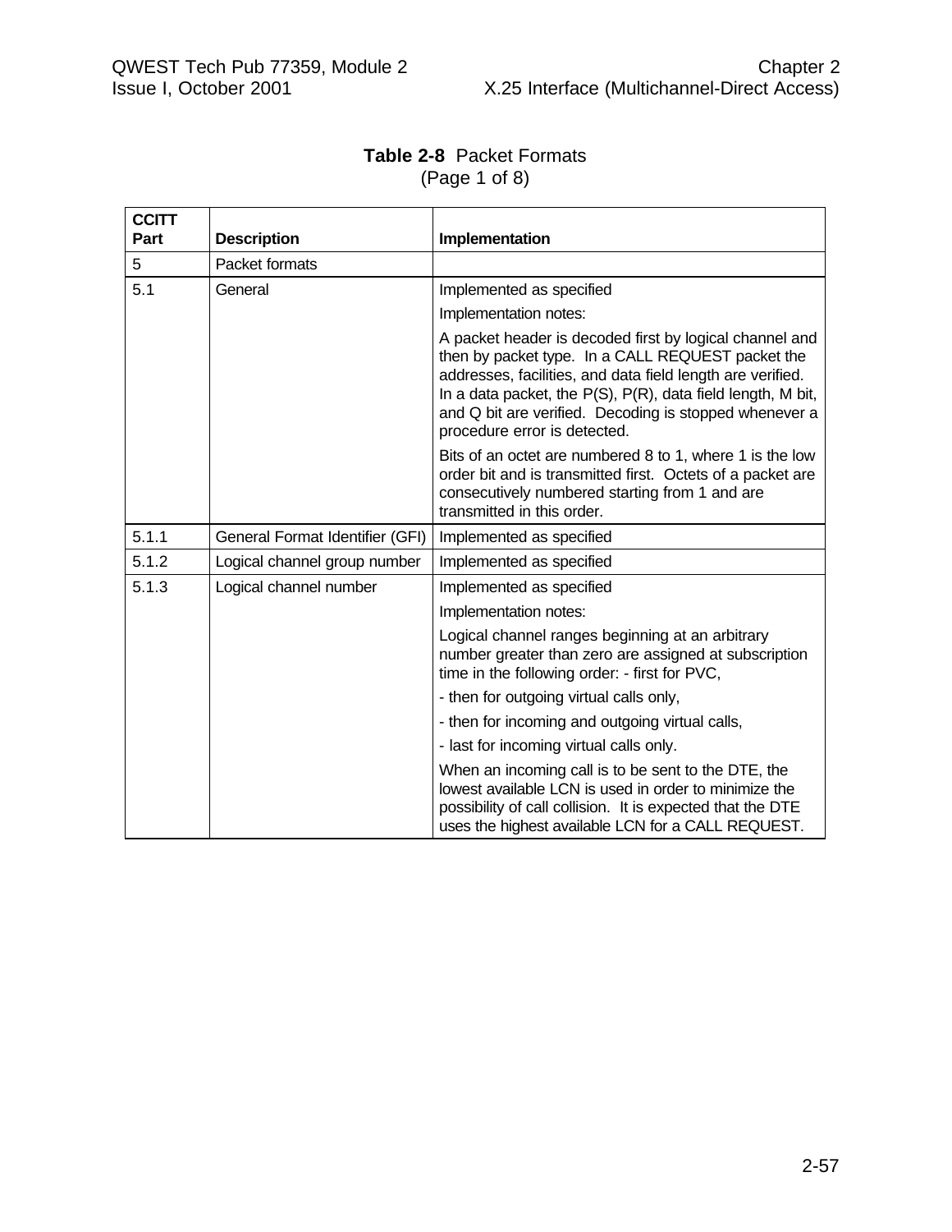**Table 2-8** Packet Formats
(Page 1 of 8)

| CCITT Part | Description | Implementation |
|---|---|---|
| 5 | Packet formats | |
| 5.1 | General | Implemented as specified<br><br>Implementation notes:<br><br>A packet header is decoded first by logical channel and then by packet type. In a CALL REQUEST packet the addresses, facilities, and data field length are verified. In a data packet, the P(S), P(R), data field length, M bit, and Q bit are verified. Decoding is stopped whenever a procedure error is detected.<br><br>Bits of an octet are numbered 8 to 1, where 1 is the low order bit and is transmitted first. Octets of a packet are consecutively numbered starting from 1 and are transmitted in this order. |
| 5.1.1 | General Format Identifier (GFI) | Implemented as specified |
| 5.1.2 | Logical channel group number | Implemented as specified |
| 5.1.3 | Logical channel number | Implemented as specified<br><br>Implementation notes:<br><br>Logical channel ranges beginning at an arbitrary number greater than zero are assigned at subscription time in the following order: - first for PVC,<br><br>- then for outgoing virtual calls only,<br><br>- then for incoming and outgoing virtual calls,<br><br>- last for incoming virtual calls only.<br><br>When an incoming call is to be sent to the DTE, the lowest available LCN is used in order to minimize the possibility of call collision. It is expected that the DTE uses the highest available LCN for a CALL REQUEST. |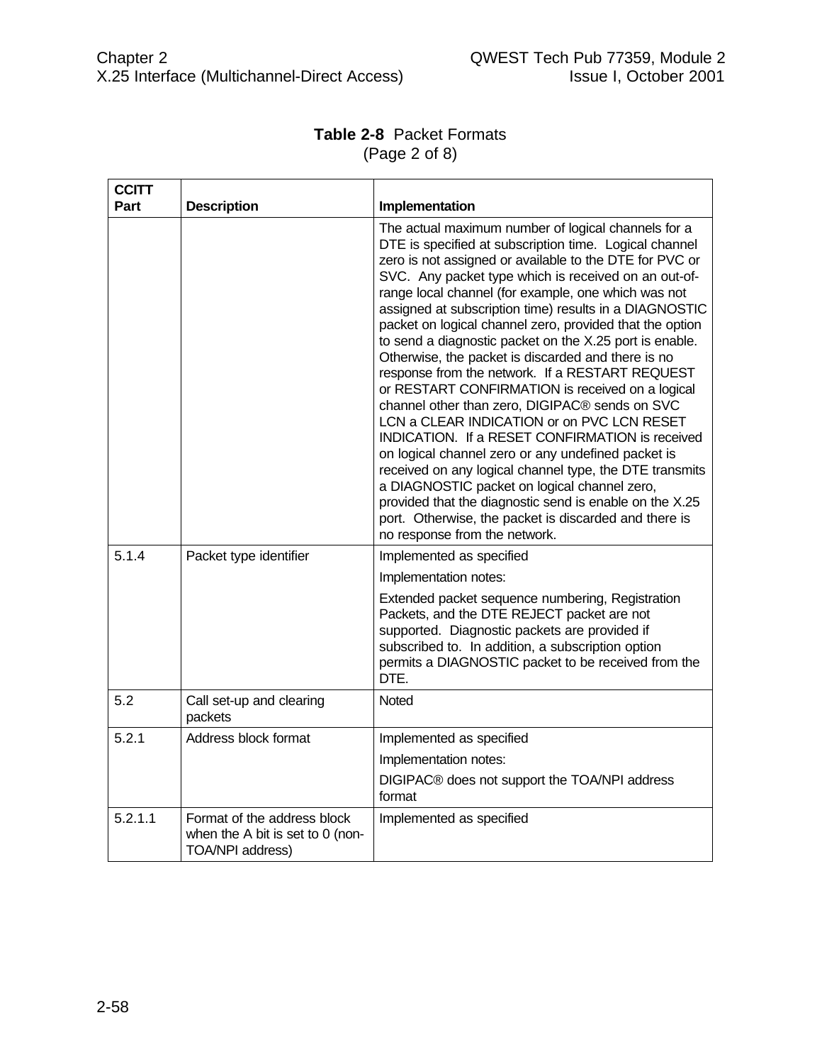**Table 2-8** Packet Formats
(Page 2 of 8)

| CCITT Part | Description | Implementation |
|---|---|---|
| | | The actual maximum number of logical channels for a DTE is specified at subscription time. Logical channel zero is not assigned or available to the DTE for PVC or SVC. Any packet type which is received on an out-of-range local channel (for example, one which was not assigned at subscription time) results in a DIAGNOSTIC packet on logical channel zero, provided that the option to send a diagnostic packet on the X.25 port is enable. Otherwise, the packet is discarded and there is no response from the network. If a RESTART REQUEST or RESTART CONFIRMATION is received on a logical channel other than zero, DIGIPAC® sends on SVC LCN a CLEAR INDICATION or on PVC LCN RESET INDICATION. If a RESET CONFIRMATION is received on logical channel zero or any undefined packet is received on any logical channel type, the DTE transmits a DIAGNOSTIC packet on logical channel zero, provided that the diagnostic send is enable on the X.25 port. Otherwise, the packet is discarded and there is no response from the network. |
| 5.1.4 | Packet type identifier | Implemented as specified<br><br>Implementation notes:<br><br>Extended packet sequence numbering, Registration Packets, and the DTE REJECT packet are not supported. Diagnostic packets are provided if subscribed to. In addition, a subscription option permits a DIAGNOSTIC packet to be received from the DTE. |
| 5.2 | Call set-up and clearing packets | Noted |
| 5.2.1 | Address block format | Implemented as specified<br><br>Implementation notes:<br><br>DIGIPAC® does not support the TOA/NPI address format |
| 5.2.1.1 | Format of the address block when the A bit is set to 0 (non-TOA/NPI address) | Implemented as specified |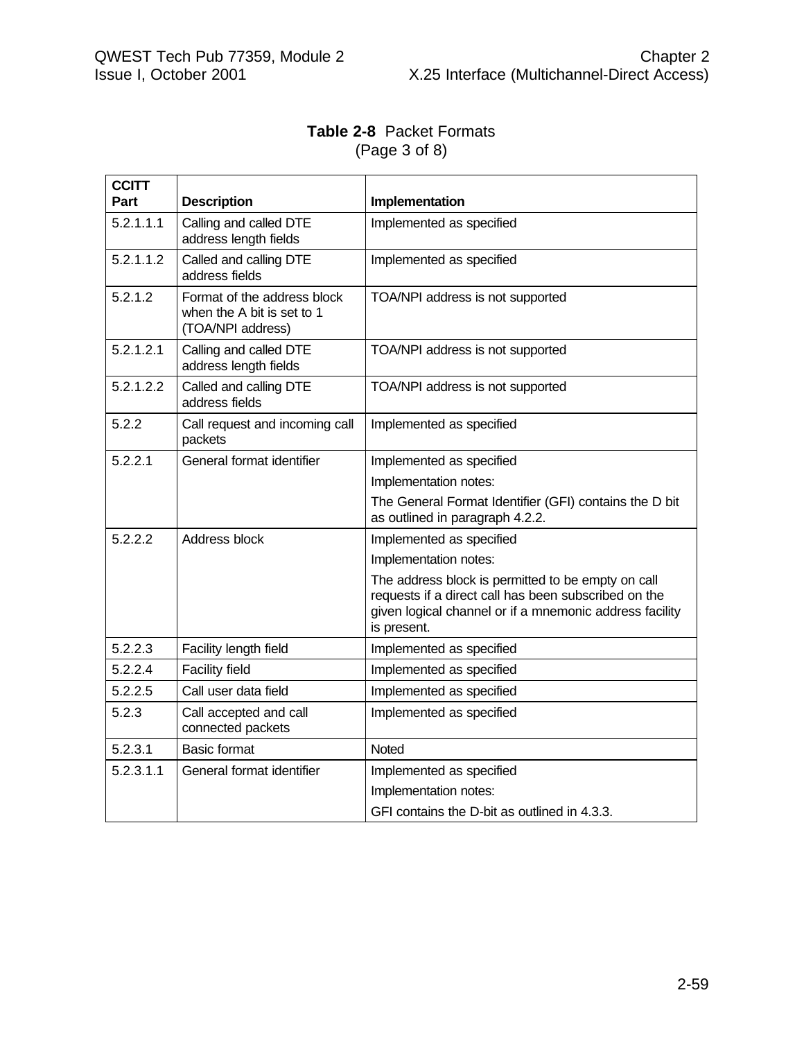**Table 2-8** Packet Formats
(Page 3 of 8)

| CCITT Part | Description | Implementation |
|---|---|---|
| 5.2.1.1.1 | Calling and called DTE address length fields | Implemented as specified |
| 5.2.1.1.2 | Called and calling DTE address fields | Implemented as specified |
| 5.2.1.2 | Format of the address block when the A bit is set to 1 (TOA/NPI address) | TOA/NPI address is not supported |
| 5.2.1.2.1 | Calling and called DTE address length fields | TOA/NPI address is not supported |
| 5.2.1.2.2 | Called and calling DTE address fields | TOA/NPI address is not supported |
| 5.2.2 | Call request and incoming call packets | Implemented as specified |
| 5.2.2.1 | General format identifier | Implemented as specified<br>Implementation notes:<br>The General Format Identifier (GFI) contains the D bit as outlined in paragraph 4.2.2. |
| 5.2.2.2 | Address block | Implemented as specified<br>Implementation notes:<br>The address block is permitted to be empty on call requests if a direct call has been subscribed on the given logical channel or if a mnemonic address facility is present. |
| 5.2.2.3 | Facility length field | Implemented as specified |
| 5.2.2.4 | Facility field | Implemented as specified |
| 5.2.2.5 | Call user data field | Implemented as specified |
| 5.2.3 | Call accepted and call connected packets | Implemented as specified |
| 5.2.3.1 | Basic format | Noted |
| 5.2.3.1.1 | General format identifier | Implemented as specified<br>Implementation notes:<br>GFI contains the D-bit as outlined in 4.3.3. |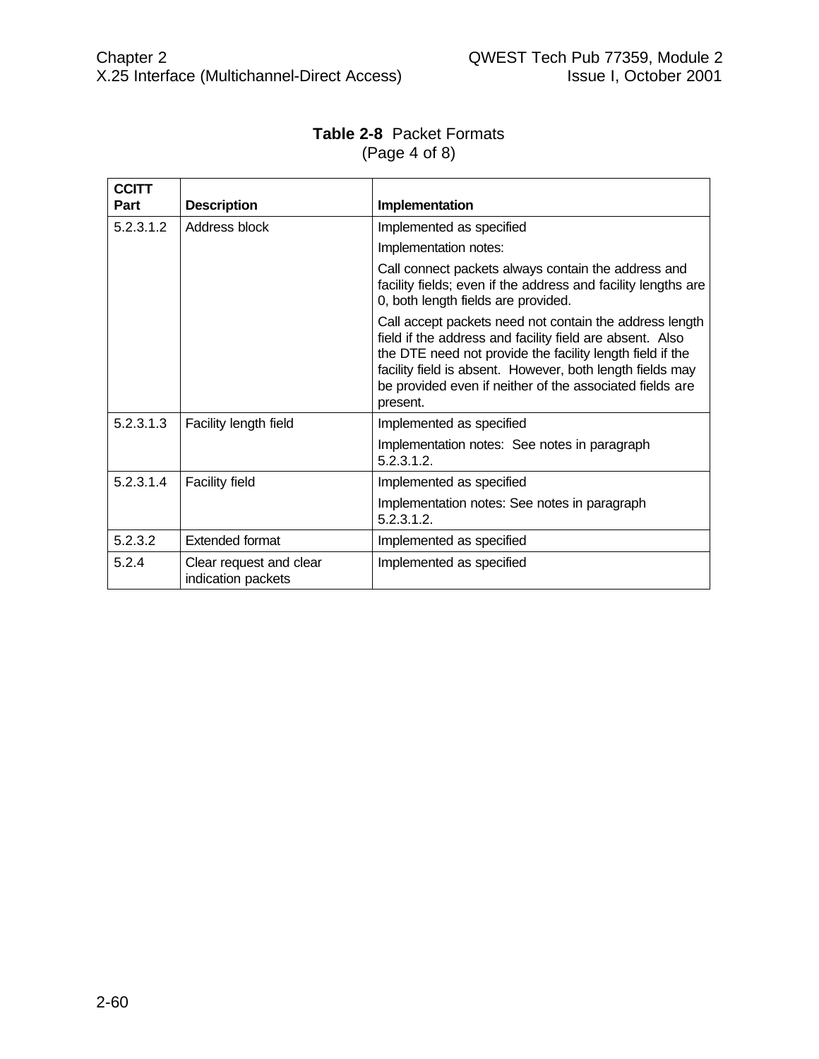**Table 2-8** Packet Formats
(Page 4 of 8)

| CCITT Part | Description | Implementation |
|---|---|---|
| 5.2.3.1.2 | Address block | Implemented as specified<br><br>Implementation notes:<br><br>Call connect packets always contain the address and facility fields; even if the address and facility lengths are 0, both length fields are provided.<br><br>Call accept packets need not contain the address length field if the address and facility field are absent. Also the DTE need not provide the facility length field if the facility field is absent. However, both length fields may be provided even if neither of the associated fields are present. |
| 5.2.3.1.3 | Facility length field | Implemented as specified<br><br>Implementation notes: See notes in paragraph 5.2.3.1.2. |
| 5.2.3.1.4 | Facility field | Implemented as specified<br><br>Implementation notes: See notes in paragraph 5.2.3.1.2. |
| 5.2.3.2 | Extended format | Implemented as specified |
| 5.2.4 | Clear request and clear indication packets | Implemented as specified |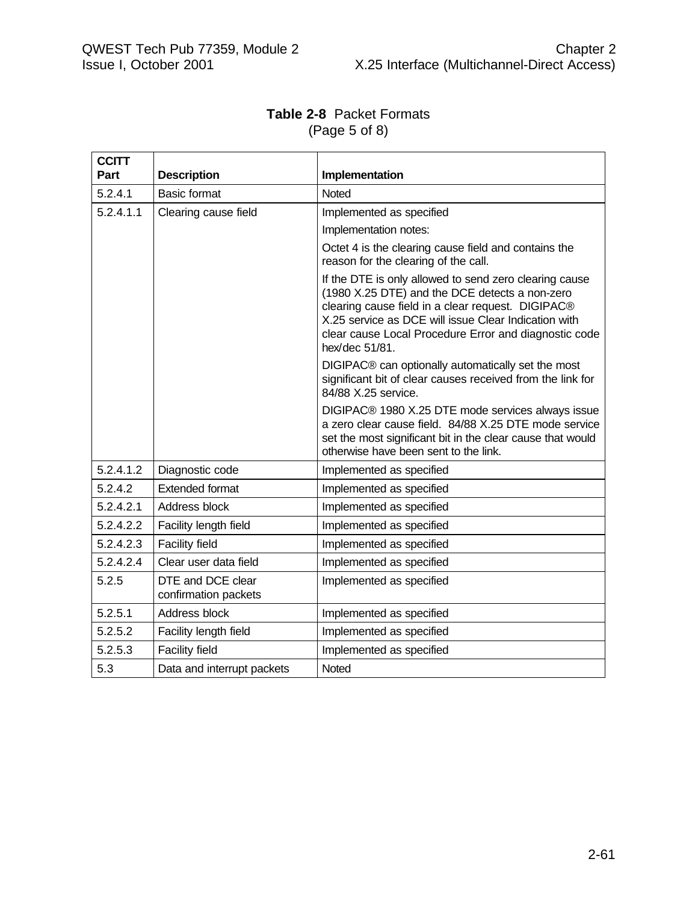**Table 2-8** Packet Formats
(Page 5 of 8)

| CCITT Part | Description | Implementation |
|---|---|---|
| 5.2.4.1 | Basic format | Noted |
| 5.2.4.1.1 | Clearing cause field | Implemented as specified<br><br>Implementation notes:<br><br>Octet 4 is the clearing cause field and contains the reason for the clearing of the call.<br><br>If the DTE is only allowed to send zero clearing cause (1980 X.25 DTE) and the DCE detects a non-zero clearing cause field in a clear request. DIGIPAC® X.25 service as DCE will issue Clear Indication with clear cause Local Procedure Error and diagnostic code hex/dec 51/81.<br><br>DIGIPAC® can optionally automatically set the most significant bit of clear causes received from the link for 84/88 X.25 service.<br><br>DIGIPAC® 1980 X.25 DTE mode services always issue a zero clear cause field. 84/88 X.25 DTE mode service set the most significant bit in the clear cause that would otherwise have been sent to the link. |
| 5.2.4.1.2 | Diagnostic code | Implemented as specified |
| 5.2.4.2 | Extended format | Implemented as specified |
| 5.2.4.2.1 | Address block | Implemented as specified |
| 5.2.4.2.2 | Facility length field | Implemented as specified |
| 5.2.4.2.3 | Facility field | Implemented as specified |
| 5.2.4.2.4 | Clear user data field | Implemented as specified |
| 5.2.5 | DTE and DCE clear confirmation packets | Implemented as specified |
| 5.2.5.1 | Address block | Implemented as specified |
| 5.2.5.2 | Facility length field | Implemented as specified |
| 5.2.5.3 | Facility field | Implemented as specified |
| 5.3 | Data and interrupt packets | Noted |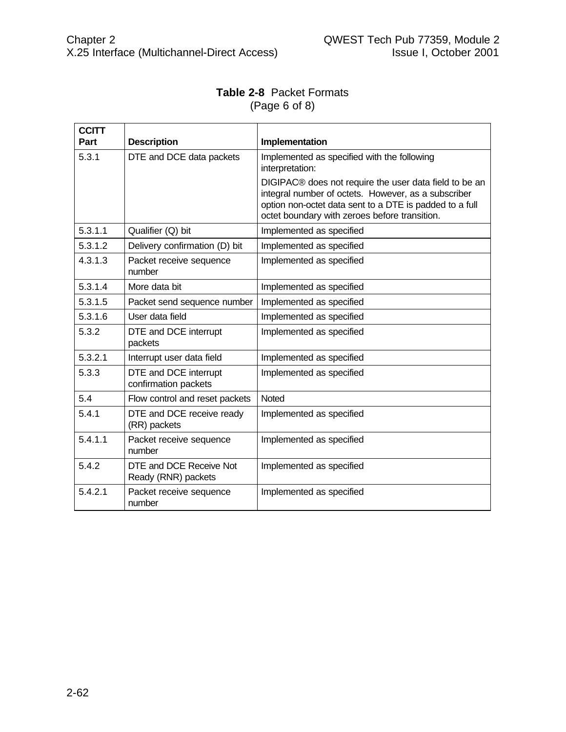**Table 2-8** Packet Formats
(Page 6 of 8)

| CCITT Part | Description | Implementation |
|---|---|---|
| 5.3.1 | DTE and DCE data packets | Implemented as specified with the following interpretation:<br><br>DIGIPAC® does not require the user data field to be an integral number of octets. However, as a subscriber option non-octet data sent to a DTE is padded to a full octet boundary with zeroes before transition. |
| 5.3.1.1 | Qualifier (Q) bit | Implemented as specified |
| 5.3.1.2 | Delivery confirmation (D) bit | Implemented as specified |
| 4.3.1.3 | Packet receive sequence number | Implemented as specified |
| 5.3.1.4 | More data bit | Implemented as specified |
| 5.3.1.5 | Packet send sequence number | Implemented as specified |
| 5.3.1.6 | User data field | Implemented as specified |
| 5.3.2 | DTE and DCE interrupt packets | Implemented as specified |
| 5.3.2.1 | Interrupt user data field | Implemented as specified |
| 5.3.3 | DTE and DCE interrupt confirmation packets | Implemented as specified |
| 5.4 | Flow control and reset packets | Noted |
| 5.4.1 | DTE and DCE receive ready (RR) packets | Implemented as specified |
| 5.4.1.1 | Packet receive sequence number | Implemented as specified |
| 5.4.2 | DTE and DCE Receive Not Ready (RNR) packets | Implemented as specified |
| 5.4.2.1 | Packet receive sequence number | Implemented as specified |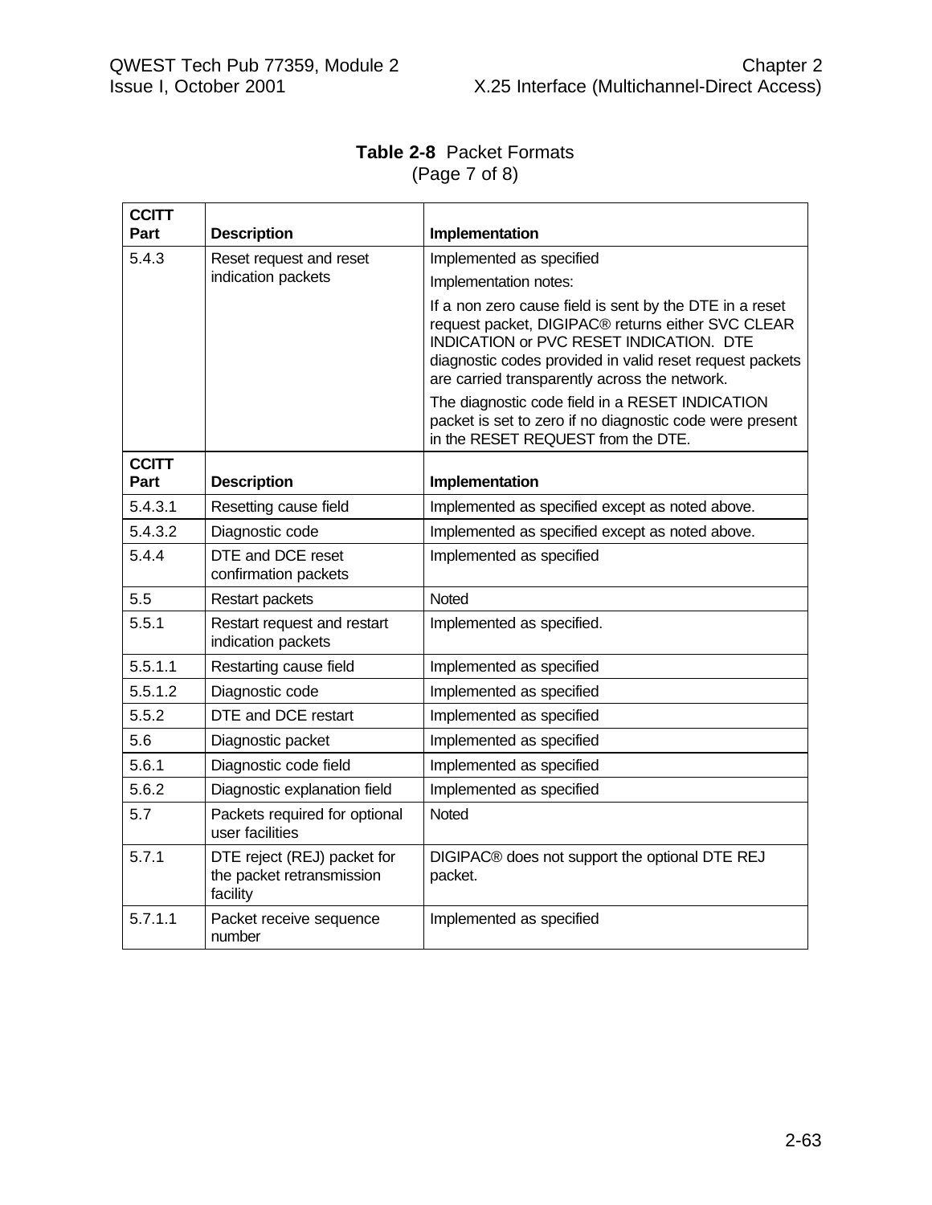**Table 2-8** Packet Formats
(Page 7 of 8)

| CCITT Part | Description | Implementation |
|---|---|---|
| 5.4.3 | Reset request and reset indication packets | Implemented as specified<br><br>Implementation notes:<br><br>If a non zero cause field is sent by the DTE in a reset request packet, DIGIPAC® returns either SVC CLEAR INDICATION or PVC RESET INDICATION. DTE diagnostic codes provided in valid reset request packets are carried transparently across the network.<br><br>The diagnostic code field in a RESET INDICATION packet is set to zero if no diagnostic code were present in the RESET REQUEST from the DTE. |
| **CCITT Part** | **Description** | **Implementation** |
| 5.4.3.1 | Resetting cause field | Implemented as specified except as noted above. |
| 5.4.3.2 | Diagnostic code | Implemented as specified except as noted above. |
| 5.4.4 | DTE and DCE reset confirmation packets | Implemented as specified |
| 5.5 | Restart packets | Noted |
| 5.5.1 | Restart request and restart indication packets | Implemented as specified. |
| 5.5.1.1 | Restarting cause field | Implemented as specified |
| 5.5.1.2 | Diagnostic code | Implemented as specified |
| 5.5.2 | DTE and DCE restart | Implemented as specified |
| 5.6 | Diagnostic packet | Implemented as specified |
| 5.6.1 | Diagnostic code field | Implemented as specified |
| 5.6.2 | Diagnostic explanation field | Implemented as specified |
| 5.7 | Packets required for optional user facilities | Noted |
| 5.7.1 | DTE reject (REJ) packet for the packet retransmission facility | DIGIPAC® does not support the optional DTE REJ packet. |
| 5.7.1.1 | Packet receive sequence number | Implemented as specified |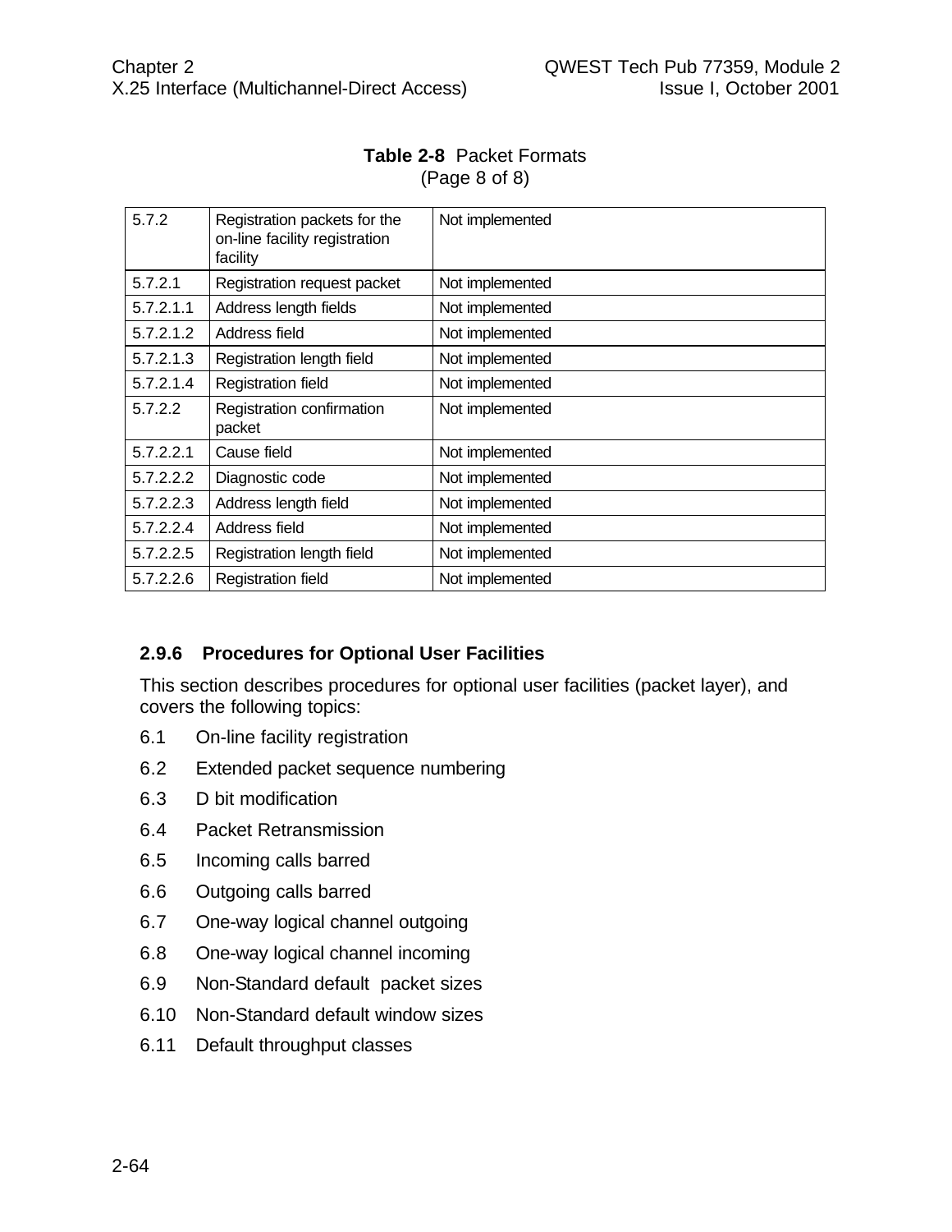**Table 2-8** Packet Formats
(Page 8 of 8)

| | | |
|---|---|---|
| 5.7.2 | Registration packets for the on-line facility registration facility | Not implemented |
| 5.7.2.1 | Registration request packet | Not implemented |
| 5.7.2.1.1 | Address length fields | Not implemented |
| 5.7.2.1.2 | Address field | Not implemented |
| 5.7.2.1.3 | Registration length field | Not implemented |
| 5.7.2.1.4 | Registration field | Not implemented |
| 5.7.2.2 | Registration confirmation packet | Not implemented |
| 5.7.2.2.1 | Cause field | Not implemented |
| 5.7.2.2.2 | Diagnostic code | Not implemented |
| 5.7.2.2.3 | Address length field | Not implemented |
| 5.7.2.2.4 | Address field | Not implemented |
| 5.7.2.2.5 | Registration length field | Not implemented |
| 5.7.2.2.6 | Registration field | Not implemented |

### 2.9.6 Procedures for Optional User Facilities

This section describes procedures for optional user facilities (packet layer), and covers the following topics:

6.1 On-line facility registration

6.2 Extended packet sequence numbering

6.3 D bit modification

6.4 Packet Retransmission

6.5 Incoming calls barred

6.6 Outgoing calls barred

6.7 One-way logical channel outgoing

6.8 One-way logical channel incoming

6.9 Non-Standard default packet sizes

6.10 Non-Standard default window sizes

6.11 Default throughput classes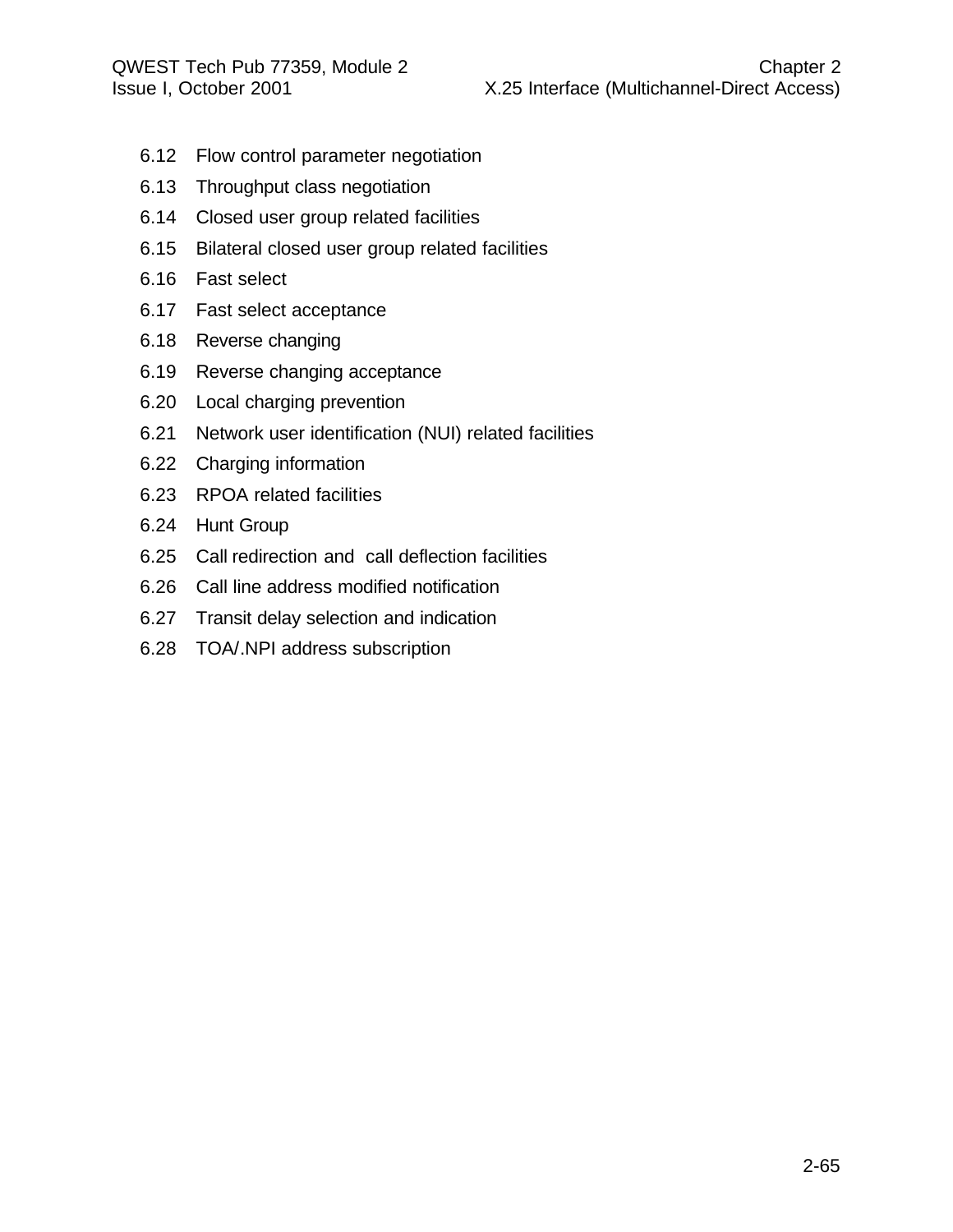6.12 Flow control parameter negotiation

6.13 Throughput class negotiation

6.14 Closed user group related facilities

6.15 Bilateral closed user group related facilities

6.16 Fast select

6.17 Fast select acceptance

6.18 Reverse changing

6.19 Reverse changing acceptance

6.20 Local charging prevention

6.21 Network user identification (NUI) related facilities

6.22 Charging information

6.23 RPOA related facilities

6.24 Hunt Group

6.25 Call redirection and call deflection facilities

6.26 Call line address modified notification

6.27 Transit delay selection and indication

6.28 TOA/.NPI address subscription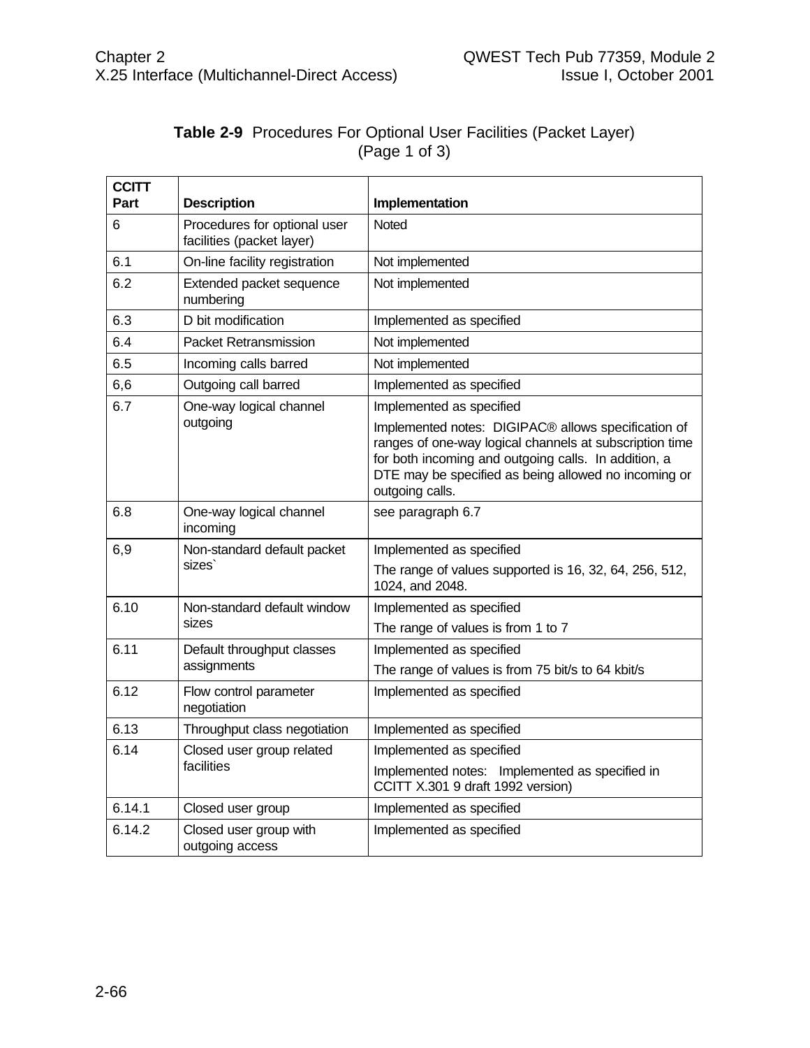**Table 2-9** Procedures For Optional User Facilities (Packet Layer) (Page 1 of 3)

| CCITT Part | Description | Implementation |
|---|---|---|
| 6 | Procedures for optional user facilities (packet layer) | Noted |
| 6.1 | On-line facility registration | Not implemented |
| 6.2 | Extended packet sequence numbering | Not implemented |
| 6.3 | D bit modification | Implemented as specified |
| 6.4 | Packet Retransmission | Not implemented |
| 6.5 | Incoming calls barred | Not implemented |
| 6,6 | Outgoing call barred | Implemented as specified |
| 6.7 | One-way logical channel outgoing | Implemented as specified<br>Implemented notes: DIGIPAC® allows specification of ranges of one-way logical channels at subscription time for both incoming and outgoing calls. In addition, a DTE may be specified as being allowed no incoming or outgoing calls. |
| 6.8 | One-way logical channel incoming | see paragraph 6.7 |
| 6,9 | Non-standard default packet sizes` | Implemented as specified<br>The range of values supported is 16, 32, 64, 256, 512, 1024, and 2048. |
| 6.10 | Non-standard default window sizes | Implemented as specified<br>The range of values is from 1 to 7 |
| 6.11 | Default throughput classes assignments | Implemented as specified<br>The range of values is from 75 bit/s to 64 kbit/s |
| 6.12 | Flow control parameter negotiation | Implemented as specified |
| 6.13 | Throughput class negotiation | Implemented as specified |
| 6.14 | Closed user group related facilities | Implemented as specified<br>Implemented notes: Implemented as specified in CCITT X.301 9 draft 1992 version) |
| 6.14.1 | Closed user group | Implemented as specified |
| 6.14.2 | Closed user group with outgoing access | Implemented as specified |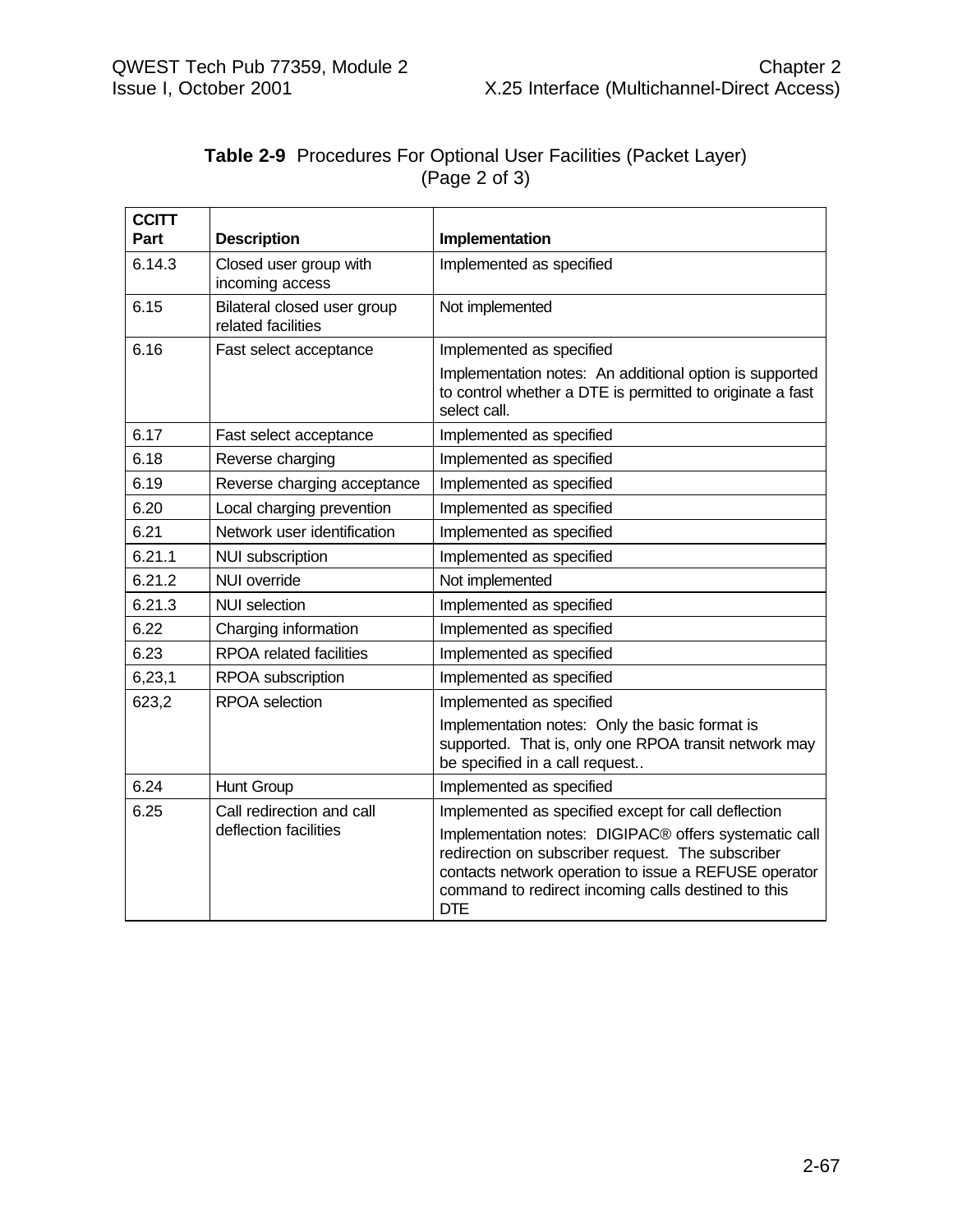**Table 2-9** Procedures For Optional User Facilities (Packet Layer)
(Page 2 of 3)

| CCITT Part | Description | Implementation |
|---|---|---|
| 6.14.3 | Closed user group with incoming access | Implemented as specified |
| 6.15 | Bilateral closed user group related facilities | Not implemented |
| 6.16 | Fast select acceptance | Implemented as specified<br>Implementation notes: An additional option is supported to control whether a DTE is permitted to originate a fast select call. |
| 6.17 | Fast select acceptance | Implemented as specified |
| 6.18 | Reverse charging | Implemented as specified |
| 6.19 | Reverse charging acceptance | Implemented as specified |
| 6.20 | Local charging prevention | Implemented as specified |
| 6.21 | Network user identification | Implemented as specified |
| 6.21.1 | NUI subscription | Implemented as specified |
| 6.21.2 | NUI override | Not implemented |
| 6.21.3 | NUI selection | Implemented as specified |
| 6.22 | Charging information | Implemented as specified |
| 6.23 | RPOA related facilities | Implemented as specified |
| 6,23,1 | RPOA subscription | Implemented as specified |
| 623,2 | RPOA selection | Implemented as specified<br>Implementation notes: Only the basic format is supported. That is, only one RPOA transit network may be specified in a call request.. |
| 6.24 | Hunt Group | Implemented as specified |
| 6.25 | Call redirection and call deflection facilities | Implemented as specified except for call deflection<br>Implementation notes: DIGIPAC® offers systematic call redirection on subscriber request. The subscriber contacts network operation to issue a REFUSE operator command to redirect incoming calls destined to this DTE |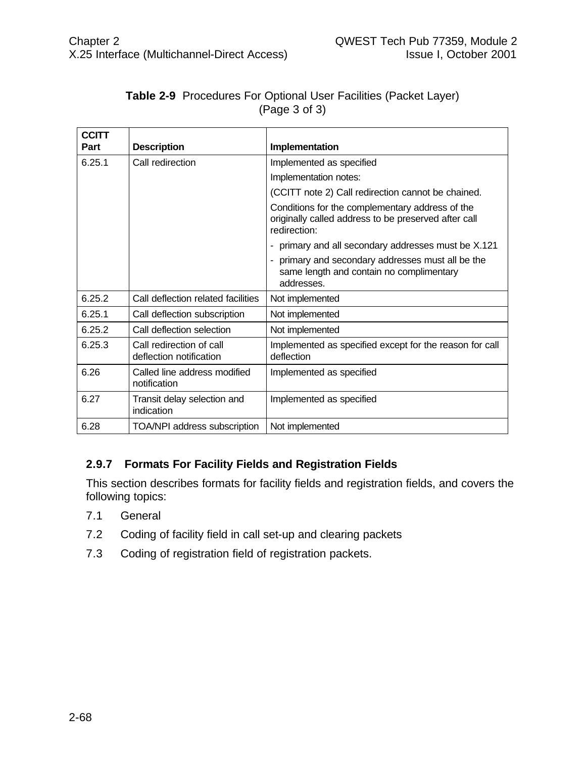**Table 2-9** Procedures For Optional User Facilities (Packet Layer) (Page 3 of 3)

| CCITT Part | Description | Implementation |
|---|---|---|
| 6.25.1 | Call redirection | Implemented as specified<br>Implementation notes:<br>(CCITT note 2) Call redirection cannot be chained.<br>Conditions for the complementary address of the originally called address to be preserved after call redirection:<br>- primary and all secondary addresses must be X.121<br>- primary and secondary addresses must all be the same length and contain no complimentary addresses. |
| 6.25.2 | Call deflection related facilities | Not implemented |
| 6.25.1 | Call deflection subscription | Not implemented |
| 6.25.2 | Call deflection selection | Not implemented |
| 6.25.3 | Call redirection of call deflection notification | Implemented as specified except for the reason for call deflection |
| 6.26 | Called line address modified notification | Implemented as specified |
| 6.27 | Transit delay selection and indication | Implemented as specified |
| 6.28 | TOA/NPI address subscription | Not implemented |

### 2.9.7 Formats For Facility Fields and Registration Fields

This section describes formats for facility fields and registration fields, and covers the following topics:

7.1 General

7.2 Coding of facility field in call set-up and clearing packets

7.3 Coding of registration field of registration packets.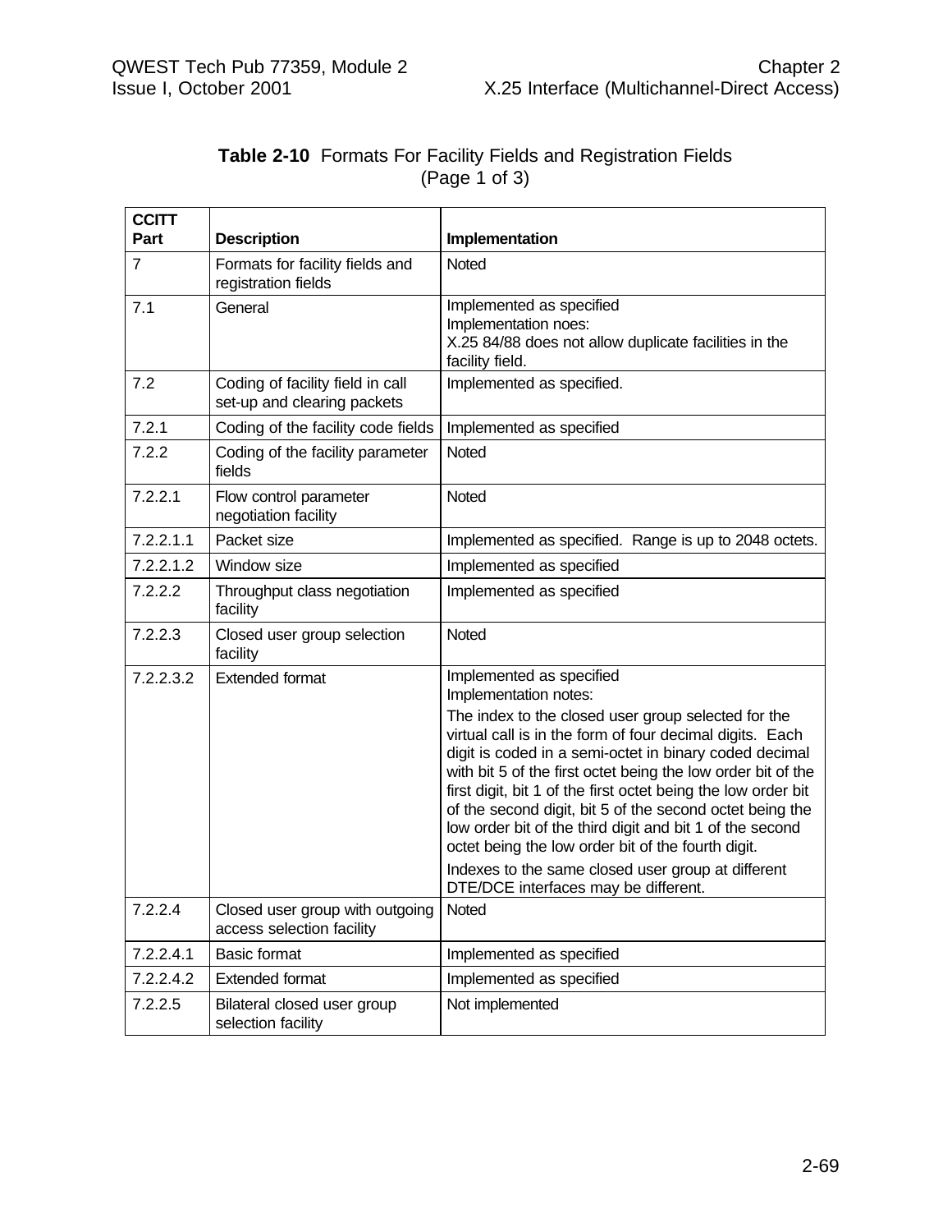**Table 2-10** Formats For Facility Fields and Registration Fields (Page 1 of 3)

| CCITT Part | Description | Implementation |
|---|---|---|
| 7 | Formats for facility fields and registration fields | Noted |
| 7.1 | General | Implemented as specified<br>Implementation noes:<br>X.25 84/88 does not allow duplicate facilities in the facility field. |
| 7.2 | Coding of facility field in call set-up and clearing packets | Implemented as specified. |
| 7.2.1 | Coding of the facility code fields | Implemented as specified |
| 7.2.2 | Coding of the facility parameter fields | Noted |
| 7.2.2.1 | Flow control parameter negotiation facility | Noted |
| 7.2.2.1.1 | Packet size | Implemented as specified. Range is up to 2048 octets. |
| 7.2.2.1.2 | Window size | Implemented as specified |
| 7.2.2.2 | Throughput class negotiation facility | Implemented as specified |
| 7.2.2.3 | Closed user group selection facility | Noted |
| 7.2.2.3.2 | Extended format | Implemented as specified<br>Implementation notes:<br>The index to the closed user group selected for the virtual call is in the form of four decimal digits. Each digit is coded in a semi-octet in binary coded decimal with bit 5 of the first octet being the low order bit of the first digit, bit 1 of the first octet being the low order bit of the second digit, bit 5 of the second octet being the low order bit of the third digit and bit 1 of the second octet being the low order bit of the fourth digit.<br>Indexes to the same closed user group at different DTE/DCE interfaces may be different. |
| 7.2.2.4 | Closed user group with outgoing access selection facility | Noted |
| 7.2.2.4.1 | Basic format | Implemented as specified |
| 7.2.2.4.2 | Extended format | Implemented as specified |
| 7.2.2.5 | Bilateral closed user group selection facility | Not implemented |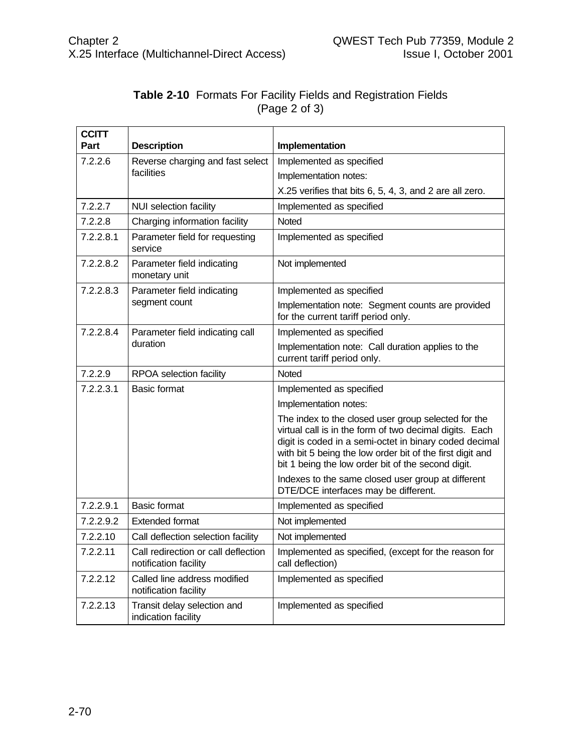**Table 2-10** Formats For Facility Fields and Registration Fields (Page 2 of 3)

| CCITT Part | Description | Implementation |
|---|---|---|
| 7.2.2.6 | Reverse charging and fast select facilities | Implemented as specified<br>Implementation notes:<br>X.25 verifies that bits 6, 5, 4, 3, and 2 are all zero. |
| 7.2.2.7 | NUI selection facility | Implemented as specified |
| 7.2.2.8 | Charging information facility | Noted |
| 7.2.2.8.1 | Parameter field for requesting service | Implemented as specified |
| 7.2.2.8.2 | Parameter field indicating monetary unit | Not implemented |
| 7.2.2.8.3 | Parameter field indicating segment count | Implemented as specified<br>Implementation note: Segment counts are provided for the current tariff period only. |
| 7.2.2.8.4 | Parameter field indicating call duration | Implemented as specified<br>Implementation note: Call duration applies to the current tariff period only. |
| 7.2.2.9 | RPOA selection facility | Noted |
| 7.2.2.3.1 | Basic format | Implemented as specified<br>Implementation notes:<br>The index to the closed user group selected for the virtual call is in the form of two decimal digits. Each digit is coded in a semi-octet in binary coded decimal with bit 5 being the low order bit of the first digit and bit 1 being the low order bit of the second digit.<br>Indexes to the same closed user group at different DTE/DCE interfaces may be different. |
| 7.2.2.9.1 | Basic format | Implemented as specified |
| 7.2.2.9.2 | Extended format | Not implemented |
| 7.2.2.10 | Call deflection selection facility | Not implemented |
| 7.2.2.11 | Call redirection or call deflection notification facility | Implemented as specified, (except for the reason for call deflection) |
| 7.2.2.12 | Called line address modified notification facility | Implemented as specified |
| 7.2.2.13 | Transit delay selection and indication facility | Implemented as specified |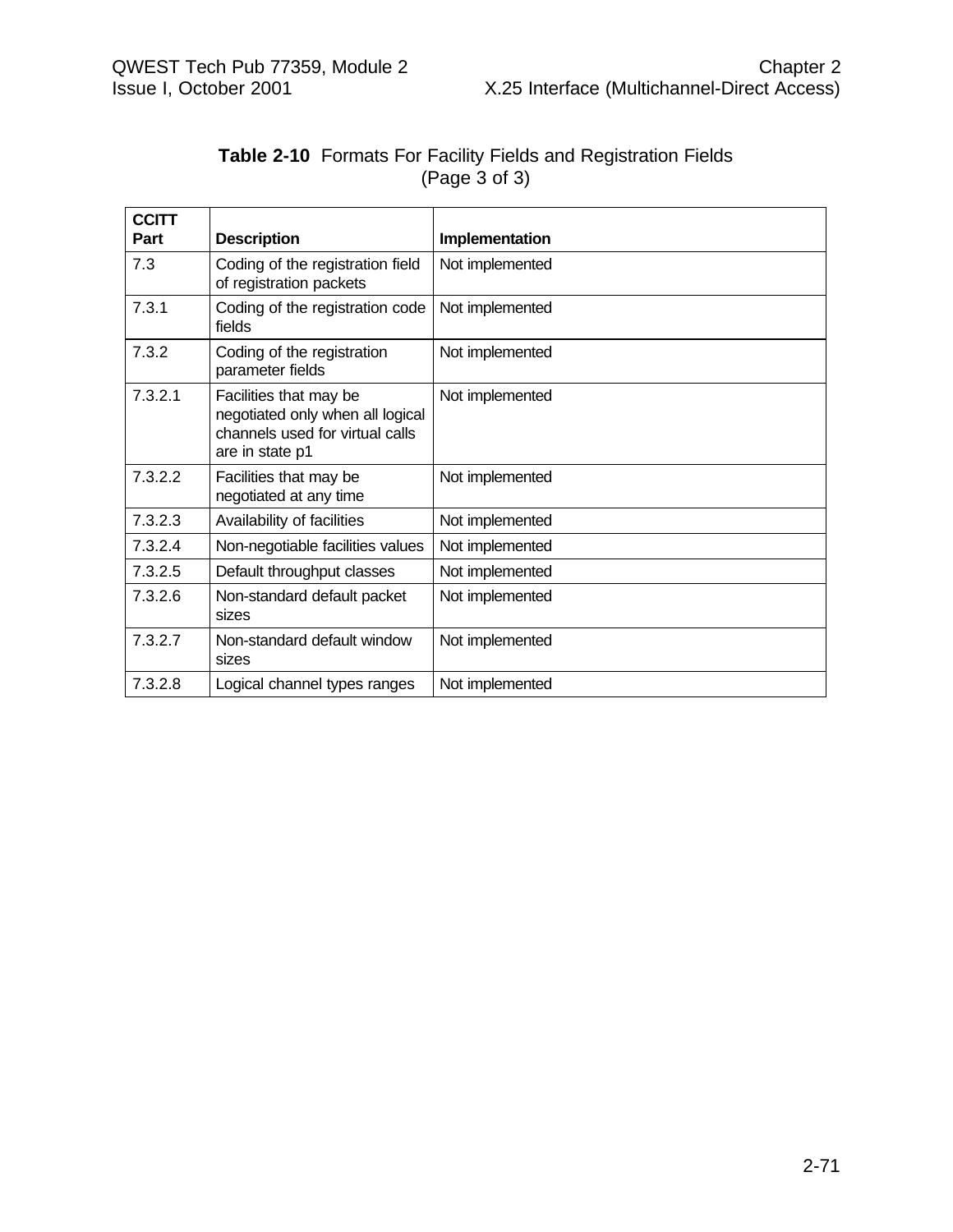**Table 2-10** Formats For Facility Fields and Registration Fields (Page 3 of 3)

| CCITT Part | Description | Implementation |
|---|---|---|
| 7.3 | Coding of the registration field of registration packets | Not implemented |
| 7.3.1 | Coding of the registration code fields | Not implemented |
| 7.3.2 | Coding of the registration parameter fields | Not implemented |
| 7.3.2.1 | Facilities that may be negotiated only when all logical channels used for virtual calls are in state p1 | Not implemented |
| 7.3.2.2 | Facilities that may be negotiated at any time | Not implemented |
| 7.3.2.3 | Availability of facilities | Not implemented |
| 7.3.2.4 | Non-negotiable facilities values | Not implemented |
| 7.3.2.5 | Default throughput classes | Not implemented |
| 7.3.2.6 | Non-standard default packet sizes | Not implemented |
| 7.3.2.7 | Non-standard default window sizes | Not implemented |
| 7.3.2.8 | Logical channel types ranges | Not implemented |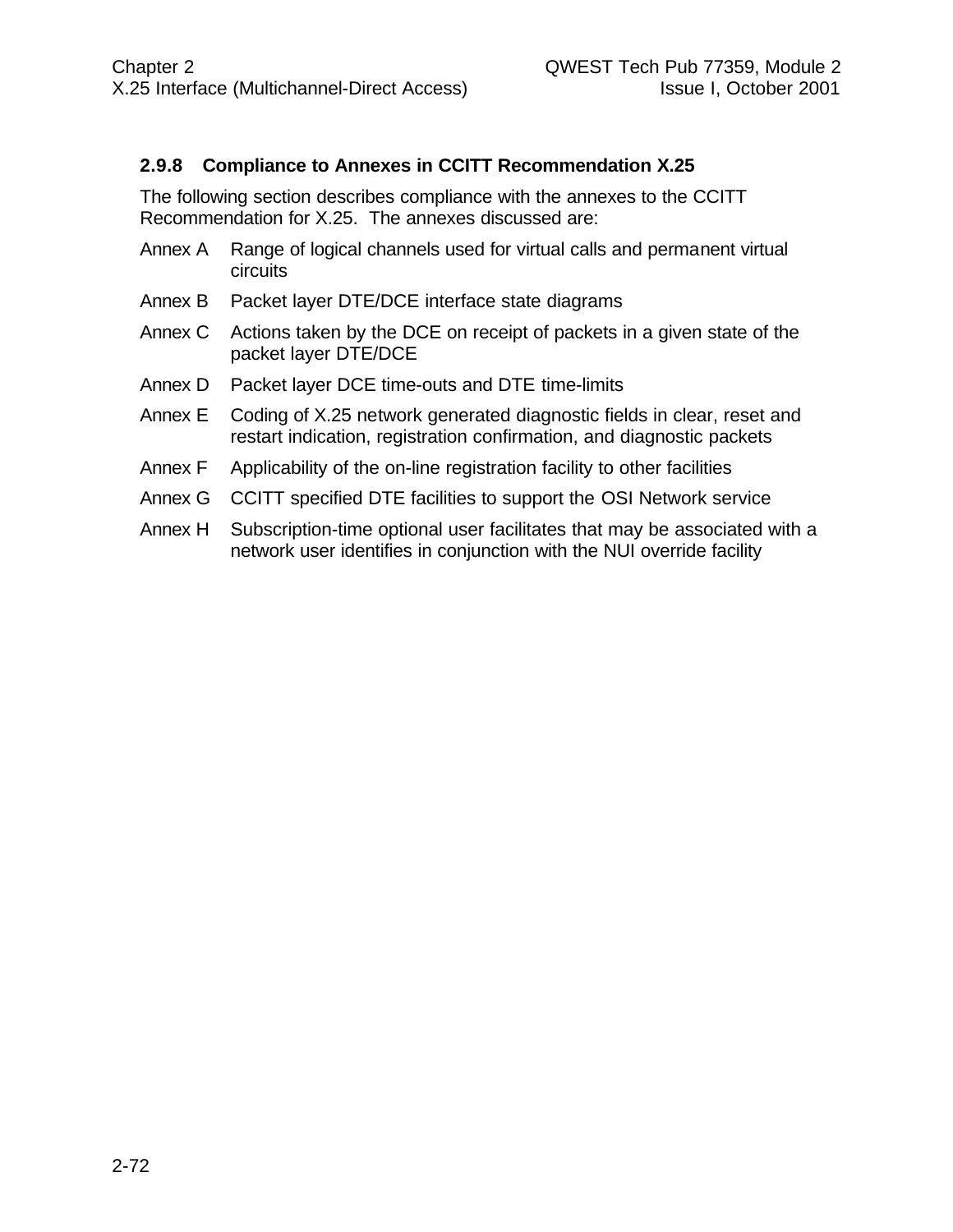### 2.9.8 Compliance to Annexes in CCITT Recommendation X.25

The following section describes compliance with the annexes to the CCITT Recommendation for X.25. The annexes discussed are:

- Annex A Range of logical channels used for virtual calls and permanent virtual circuits
- Annex B Packet layer DTE/DCE interface state diagrams
- Annex C Actions taken by the DCE on receipt of packets in a given state of the packet layer DTE/DCE
- Annex D Packet layer DCE time-outs and DTE time-limits
- Annex E Coding of X.25 network generated diagnostic fields in clear, reset and restart indication, registration confirmation, and diagnostic packets
- Annex F Applicability of the on-line registration facility to other facilities
- Annex G CCITT specified DTE facilities to support the OSI Network service
- Annex H Subscription-time optional user facilitates that may be associated with a network user identifies in conjunction with the NUI override facility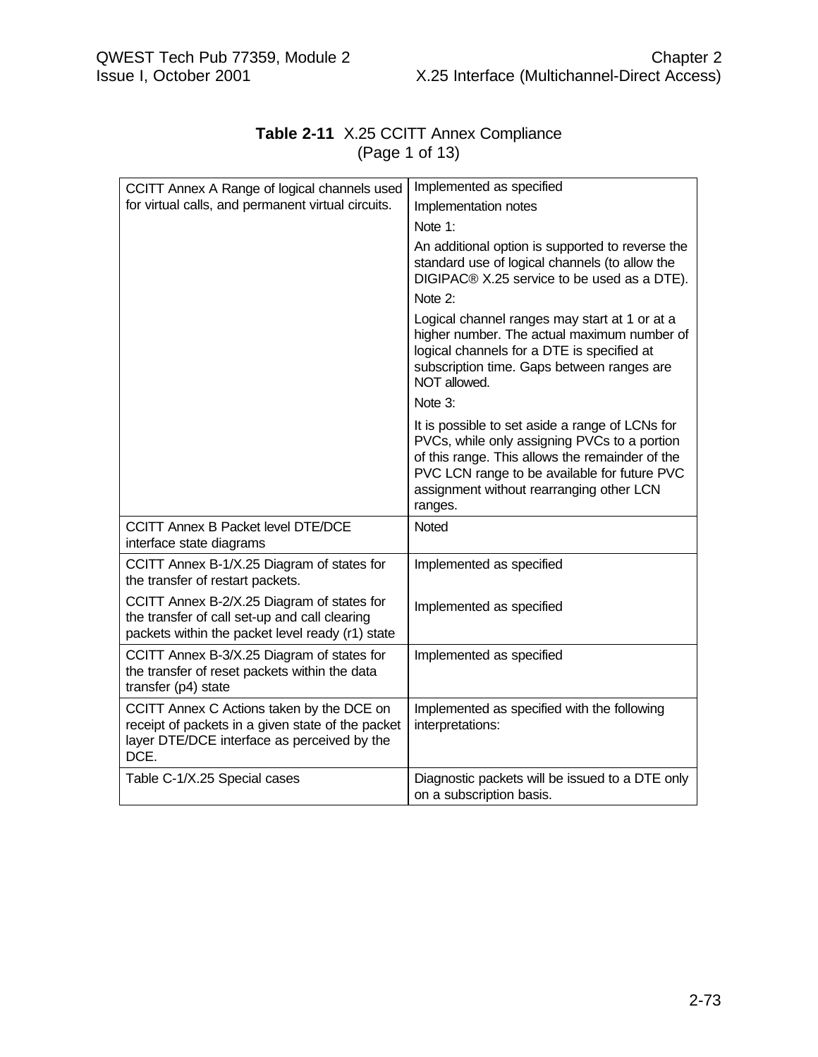**Table 2-11** X.25 CCITT Annex Compliance
(Page 1 of 13)

| | |
|---|---|
| CCITT Annex A Range of logical channels used for virtual calls, and permanent virtual circuits. | Implemented as specified<br>Implementation notes<br>Note 1:<br>An additional option is supported to reverse the standard use of logical channels (to allow the DIGIPAC® X.25 service to be used as a DTE).<br>Note 2:<br>Logical channel ranges may start at 1 or at a higher number. The actual maximum number of logical channels for a DTE is specified at subscription time. Gaps between ranges are NOT allowed.<br>Note 3:<br>It is possible to set aside a range of LCNs for PVCs, while only assigning PVCs to a portion of this range. This allows the remainder of the PVC LCN range to be available for future PVC assignment without rearranging other LCN ranges. |
| CCITT Annex B Packet level DTE/DCE interface state diagrams | Noted |
| CCITT Annex B-1/X.25 Diagram of states for the transfer of restart packets.<br>CCITT Annex B-2/X.25 Diagram of states for the transfer of call set-up and call clearing packets within the packet level ready (r1) state | Implemented as specified<br>Implemented as specified |
| CCITT Annex B-3/X.25 Diagram of states for the transfer of reset packets within the data transfer (p4) state | Implemented as specified |
| CCITT Annex C Actions taken by the DCE on receipt of packets in a given state of the packet layer DTE/DCE interface as perceived by the DCE. | Implemented as specified with the following interpretations: |
| Table C-1/X.25 Special cases | Diagnostic packets will be issued to a DTE only on a subscription basis. |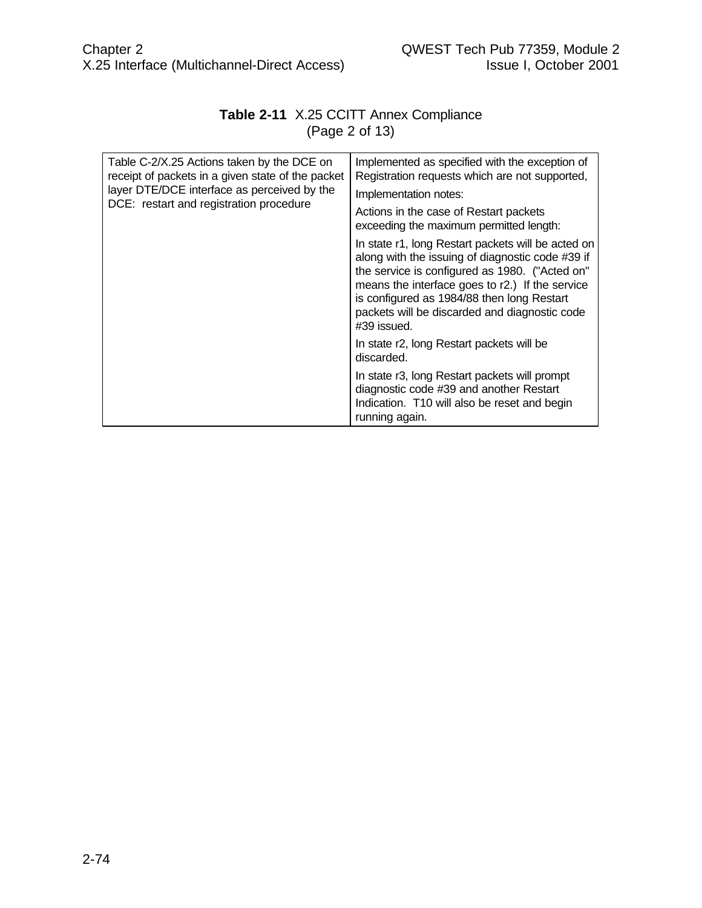**Table 2-11** X.25 CCITT Annex Compliance
(Page 2 of 13)

| | |
|---|---|
| Table C-2/X.25 Actions taken by the DCE on receipt of packets in a given state of the packet layer DTE/DCE interface as perceived by the DCE: restart and registration procedure | Implemented as specified with the exception of Registration requests which are not supported,<br><br>Implementation notes:<br><br>Actions in the case of Restart packets exceeding the maximum permitted length:<br><br>In state r1, long Restart packets will be acted on along with the issuing of diagnostic code #39 if the service is configured as 1980. ("Acted on" means the interface goes to r2.) If the service is configured as 1984/88 then long Restart packets will be discarded and diagnostic code #39 issued.<br><br>In state r2, long Restart packets will be discarded.<br><br>In state r3, long Restart packets will prompt diagnostic code #39 and another Restart Indication. T10 will also be reset and begin running again. |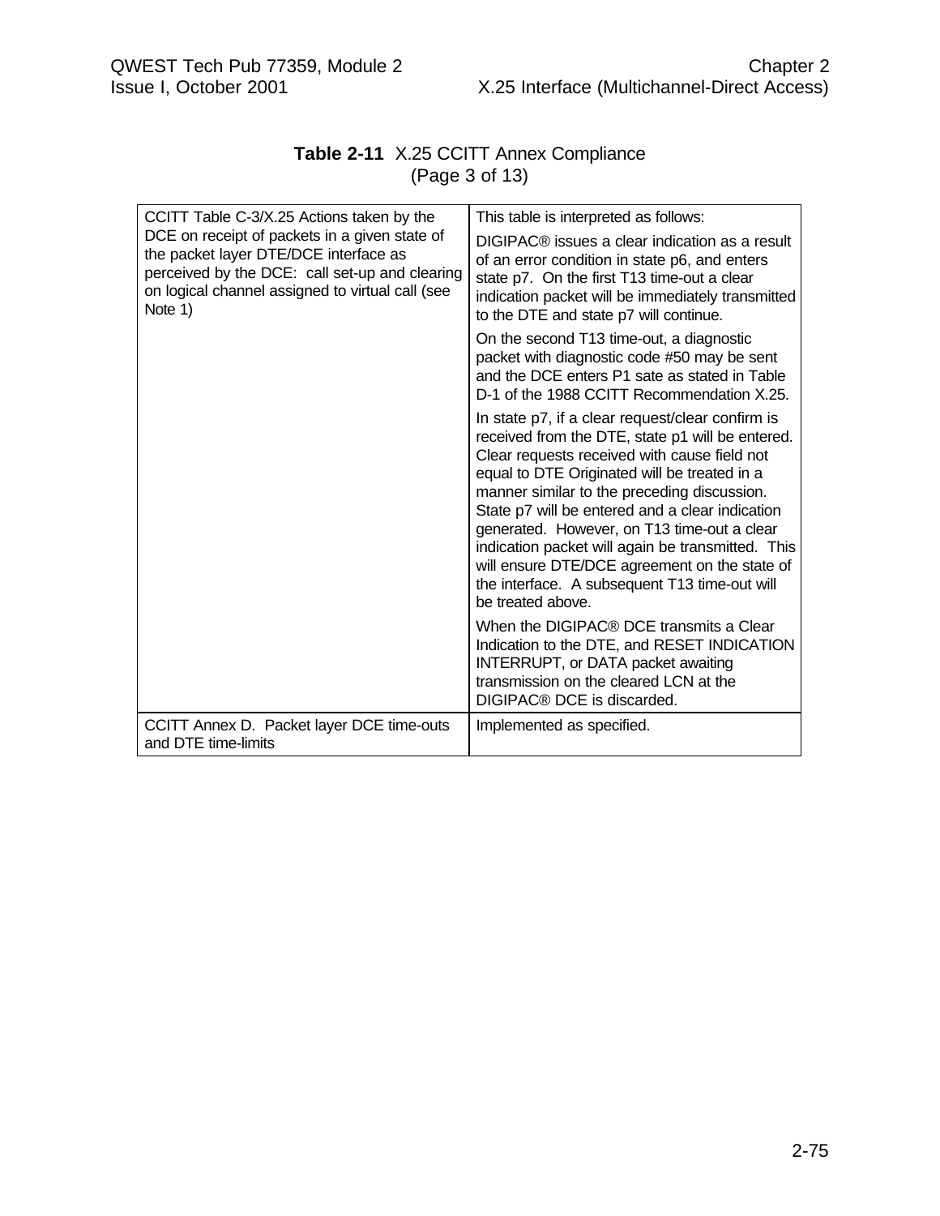**Table 2-11** X.25 CCITT Annex Compliance
(Page 3 of 13)

| | |
|---|---|
| CCITT Table C-3/X.25 Actions taken by the DCE on receipt of packets in a given state of the packet layer DTE/DCE interface as perceived by the DCE: call set-up and clearing on logical channel assigned to virtual call (see Note 1) | This table is interpreted as follows:<br><br>DIGIPAC® issues a clear indication as a result of an error condition in state p6, and enters state p7. On the first T13 time-out a clear indication packet will be immediately transmitted to the DTE and state p7 will continue.<br><br>On the second T13 time-out, a diagnostic packet with diagnostic code #50 may be sent and the DCE enters P1 sate as stated in Table D-1 of the 1988 CCITT Recommendation X.25.<br><br>In state p7, if a clear request/clear confirm is received from the DTE, state p1 will be entered. Clear requests received with cause field not equal to DTE Originated will be treated in a manner similar to the preceding discussion. State p7 will be entered and a clear indication generated. However, on T13 time-out a clear indication packet will again be transmitted. This will ensure DTE/DCE agreement on the state of the interface. A subsequent T13 time-out will be treated above.<br><br>When the DIGIPAC® DCE transmits a Clear Indication to the DTE, and RESET INDICATION INTERRUPT, or DATA packet awaiting transmission on the cleared LCN at the DIGIPAC® DCE is discarded. |
| CCITT Annex D. Packet layer DCE time-outs and DTE time-limits | Implemented as specified. |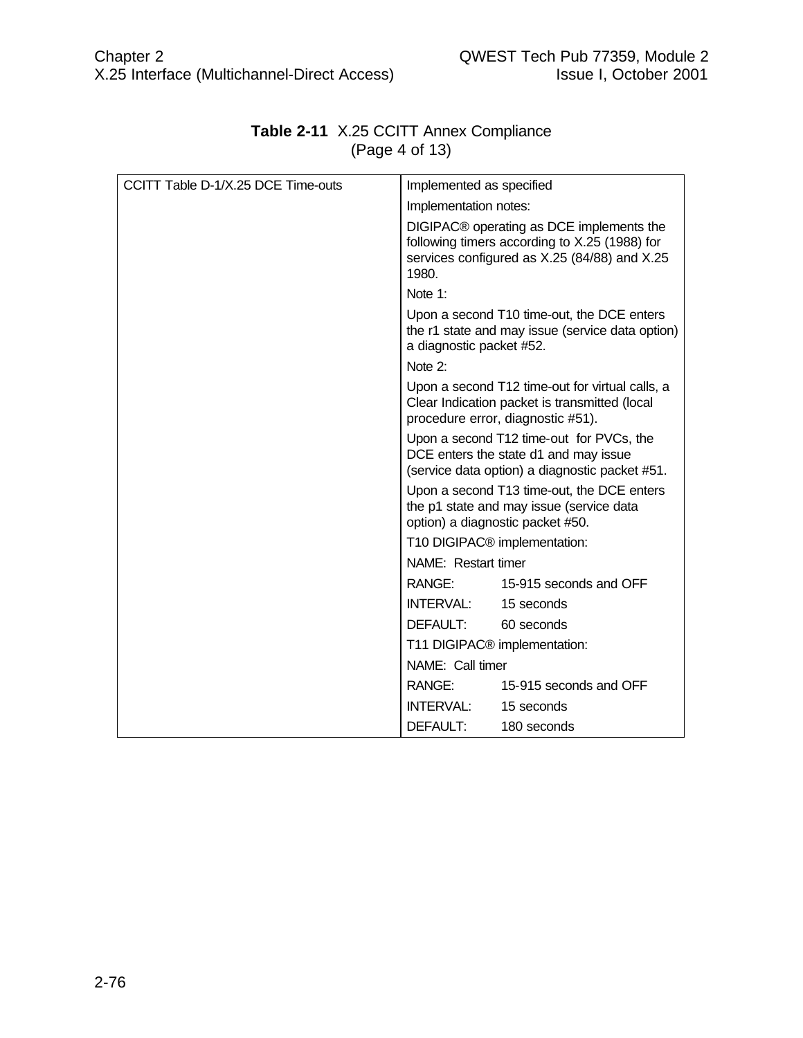**Table 2-11** X.25 CCITT Annex Compliance
(Page 4 of 13)

| | |
|---|---|
| CCITT Table D-1/X.25 DCE Time-outs | Implemented as specified<br><br>Implementation notes:<br><br>DIGIPAC® operating as DCE implements the following timers according to X.25 (1988) for services configured as X.25 (84/88) and X.25 1980.<br><br>Note 1:<br><br>Upon a second T10 time-out, the DCE enters the r1 state and may issue (service data option) a diagnostic packet #52.<br><br>Note 2:<br><br>Upon a second T12 time-out for virtual calls, a Clear Indication packet is transmitted (local procedure error, diagnostic #51).<br><br>Upon a second T12 time-out for PVCs, the DCE enters the state d1 and may issue (service data option) a diagnostic packet #51.<br><br>Upon a second T13 time-out, the DCE enters the p1 state and may issue (service data option) a diagnostic packet #50.<br><br>T10 DIGIPAC® implementation:<br><br>NAME: Restart timer<br><br>RANGE: 15-915 seconds and OFF<br><br>INTERVAL: 15 seconds<br><br>DEFAULT: 60 seconds<br><br>T11 DIGIPAC® implementation:<br><br>NAME: Call timer<br><br>RANGE: 15-915 seconds and OFF<br><br>INTERVAL: 15 seconds<br><br>DEFAULT: 180 seconds |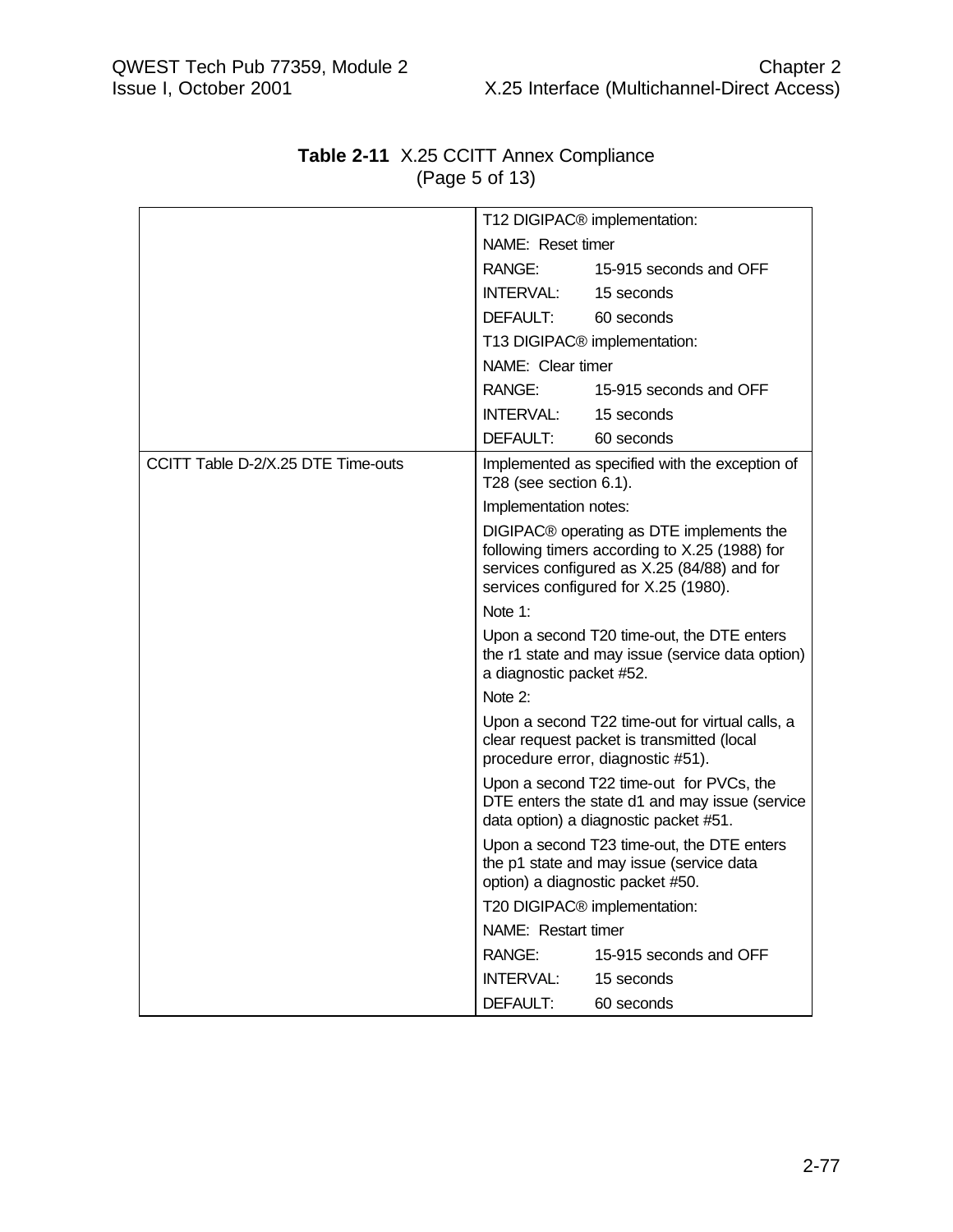**Table 2-11** X.25 CCITT Annex Compliance
(Page 5 of 13)

| | |
|---|---|
| | T12 DIGIPAC® implementation:<br>NAME: Reset timer<br>RANGE: 15-915 seconds and OFF<br>INTERVAL: 15 seconds<br>DEFAULT: 60 seconds<br>T13 DIGIPAC® implementation:<br>NAME: Clear timer<br>RANGE: 15-915 seconds and OFF<br>INTERVAL: 15 seconds<br>DEFAULT: 60 seconds |
| CCITT Table D-2/X.25 DTE Time-outs | Implemented as specified with the exception of T28 (see section 6.1).<br>Implementation notes:<br>DIGIPAC® operating as DTE implements the following timers according to X.25 (1988) for services configured as X.25 (84/88) and for services configured for X.25 (1980).<br>Note 1:<br>Upon a second T20 time-out, the DTE enters the r1 state and may issue (service data option) a diagnostic packet #52.<br>Note 2:<br>Upon a second T22 time-out for virtual calls, a clear request packet is transmitted (local procedure error, diagnostic #51).<br>Upon a second T22 time-out for PVCs, the DTE enters the state d1 and may issue (service data option) a diagnostic packet #51.<br>Upon a second T23 time-out, the DTE enters the p1 state and may issue (service data option) a diagnostic packet #50.<br>T20 DIGIPAC® implementation:<br>NAME: Restart timer<br>RANGE: 15-915 seconds and OFF<br>INTERVAL: 15 seconds<br>DEFAULT: 60 seconds |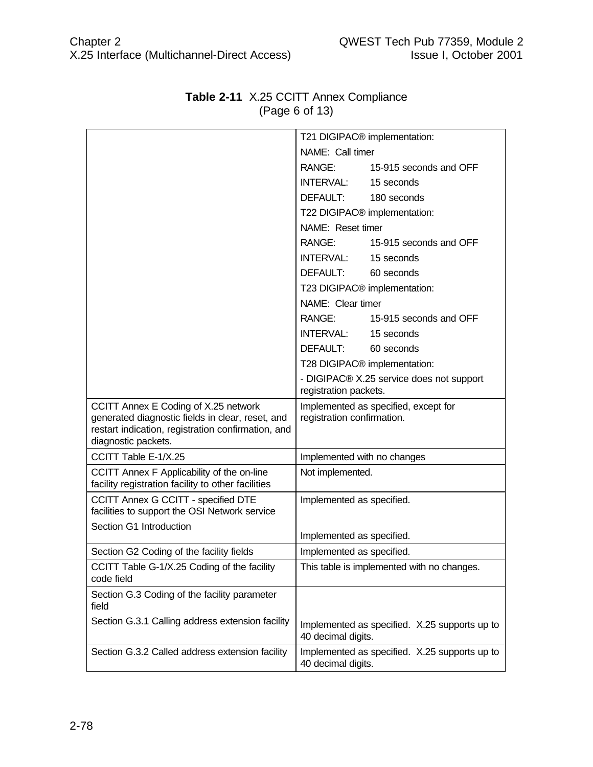**Table 2-11** X.25 CCITT Annex Compliance
(Page 6 of 13)

| | |
|---|---|
| | T21 DIGIPAC® implementation:<br>NAME: Call timer<br>RANGE: 15-915 seconds and OFF<br>INTERVAL: 15 seconds<br>DEFAULT: 180 seconds<br>T22 DIGIPAC® implementation:<br>NAME: Reset timer<br>RANGE: 15-915 seconds and OFF<br>INTERVAL: 15 seconds<br>DEFAULT: 60 seconds<br>T23 DIGIPAC® implementation:<br>NAME: Clear timer<br>RANGE: 15-915 seconds and OFF<br>INTERVAL: 15 seconds<br>DEFAULT: 60 seconds<br>T28 DIGIPAC® implementation:<br>- DIGIPAC® X.25 service does not support registration packets. |
| CCITT Annex E Coding of X.25 network generated diagnostic fields in clear, reset, and restart indication, registration confirmation, and diagnostic packets. | Implemented as specified, except for registration confirmation. |
| CCITT Table E-1/X.25 | Implemented with no changes |
| CCITT Annex F Applicability of the on-line facility registration facility to other facilities | Not implemented. |
| CCITT Annex G CCITT - specified DTE facilities to support the OSI Network service<br>Section G1 Introduction | Implemented as specified.<br>Implemented as specified. |
| Section G2 Coding of the facility fields | Implemented as specified. |
| CCITT Table G-1/X.25 Coding of the facility code field | This table is implemented with no changes. |
| Section G.3 Coding of the facility parameter field<br>Section G.3.1 Calling address extension facility | Implemented as specified. X.25 supports up to 40 decimal digits. |
| Section G.3.2 Called address extension facility | Implemented as specified. X.25 supports up to 40 decimal digits. |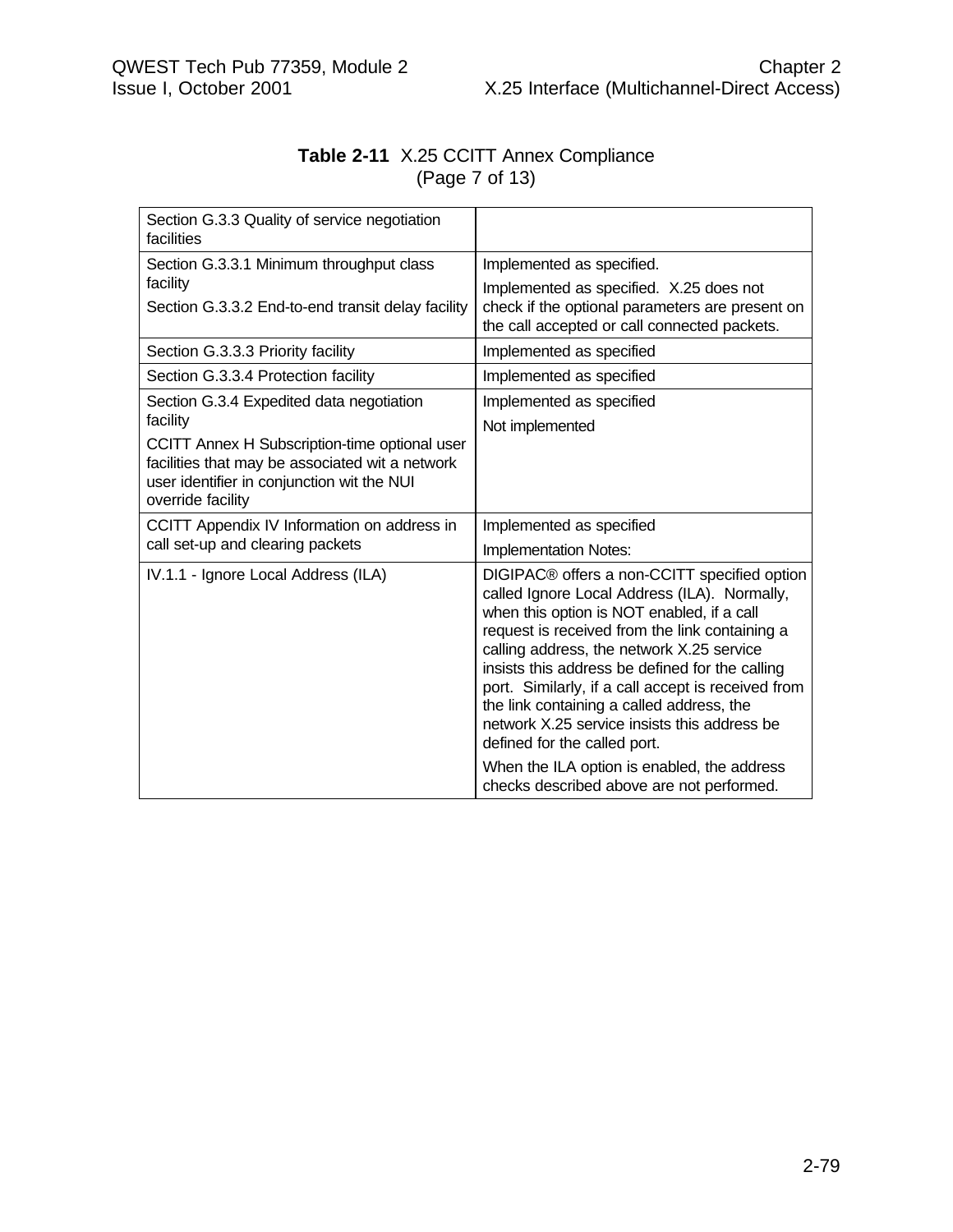**Table 2-11** X.25 CCITT Annex Compliance
(Page 7 of 13)

| | |
|---|---|
| Section G.3.3 Quality of service negotiation facilities | |
| Section G.3.3.1 Minimum throughput class facility<br>Section G.3.3.2 End-to-end transit delay facility | Implemented as specified.<br>Implemented as specified. X.25 does not check if the optional parameters are present on the call accepted or call connected packets. |
| Section G.3.3.3 Priority facility | Implemented as specified |
| Section G.3.3.4 Protection facility | Implemented as specified |
| Section G.3.4 Expedited data negotiation facility<br>CCITT Annex H Subscription-time optional user facilities that may be associated wit a network user identifier in conjunction wit the NUI override facility | Implemented as specified<br>Not implemented |
| CCITT Appendix IV Information on address in call set-up and clearing packets | Implemented as specified<br>Implementation Notes: |
| IV.1.1 - Ignore Local Address (ILA) | DIGIPAC® offers a non-CCITT specified option called Ignore Local Address (ILA). Normally, when this option is NOT enabled, if a call request is received from the link containing a calling address, the network X.25 service insists this address be defined for the calling port. Similarly, if a call accept is received from the link containing a called address, the network X.25 service insists this address be defined for the called port.<br>When the ILA option is enabled, the address checks described above are not performed. |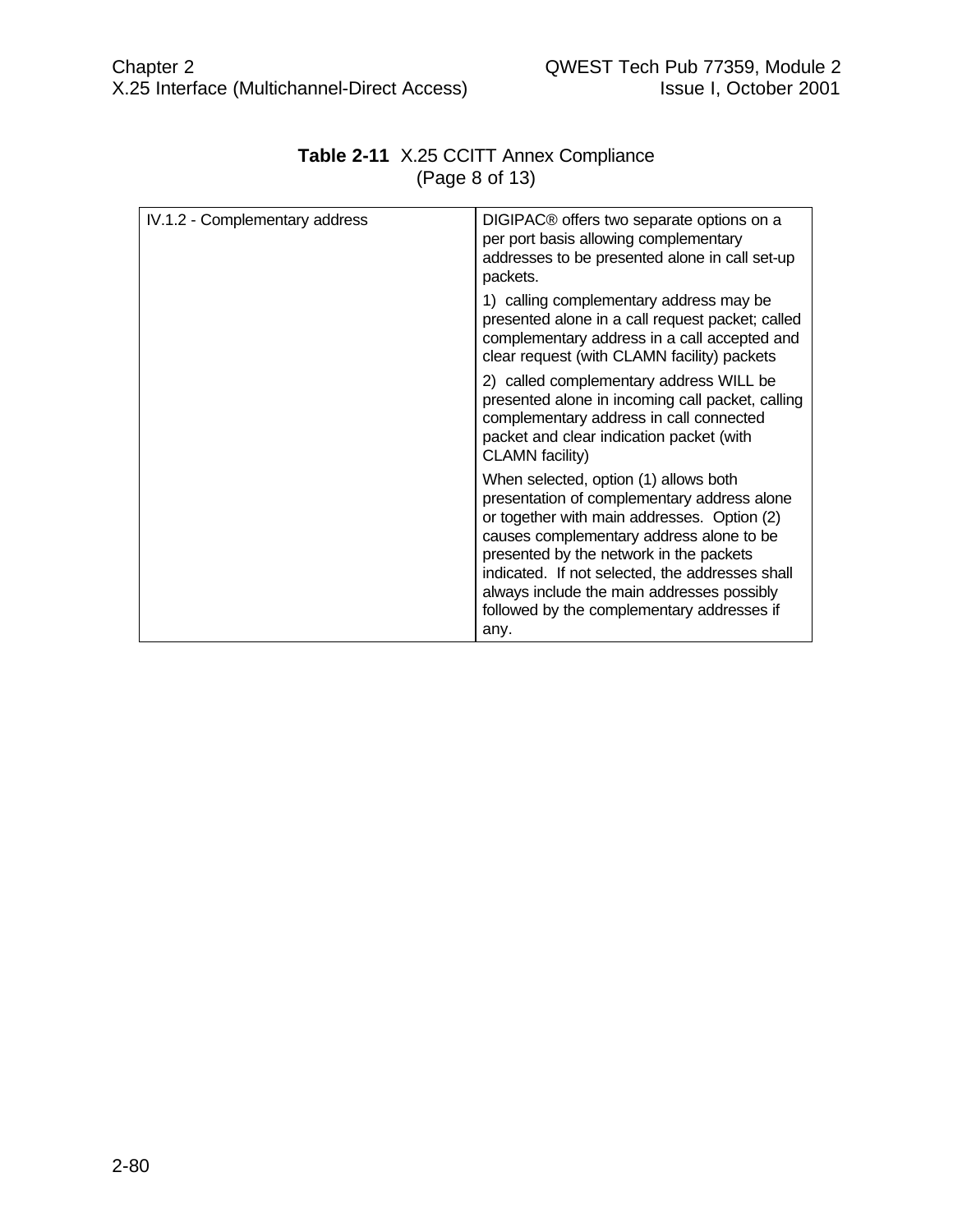**Table 2-11** X.25 CCITT Annex Compliance
(Page 8 of 13)

| | |
|---|---|
| IV.1.2 - Complementary address | DIGIPAC® offers two separate options on a per port basis allowing complementary addresses to be presented alone in call set-up packets.<br><br>1) calling complementary address may be presented alone in a call request packet; called complementary address in a call accepted and clear request (with CLAMN facility) packets<br><br>2) called complementary address WILL be presented alone in incoming call packet, calling complementary address in call connected packet and clear indication packet (with CLAMN facility)<br><br>When selected, option (1) allows both presentation of complementary address alone or together with main addresses. Option (2) causes complementary address alone to be presented by the network in the packets indicated. If not selected, the addresses shall always include the main addresses possibly followed by the complementary addresses if any. |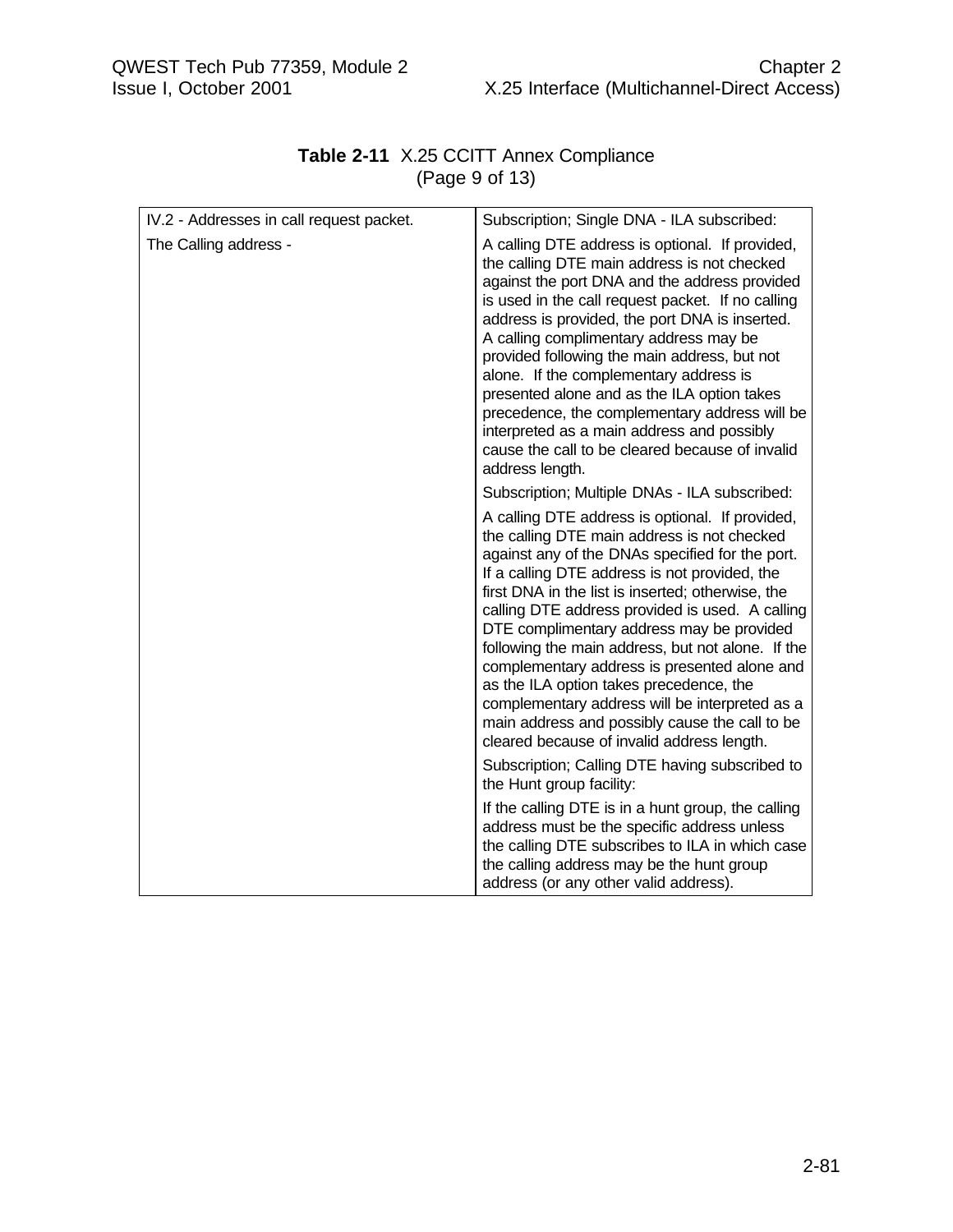**Table 2-11** X.25 CCITT Annex Compliance
(Page 9 of 13)

| IV.2 - Addresses in call request packet. | Subscription; Single DNA - ILA subscribed: |
|---|---|
| The Calling address - | A calling DTE address is optional. If provided, the calling DTE main address is not checked against the port DNA and the address provided is used in the call request packet. If no calling address is provided, the port DNA is inserted. A calling complimentary address may be provided following the main address, but not alone. If the complementary address is presented alone and as the ILA option takes precedence, the complementary address will be interpreted as a main address and possibly cause the call to be cleared because of invalid address length. |
| | Subscription; Multiple DNAs - ILA subscribed: |
| | A calling DTE address is optional. If provided, the calling DTE main address is not checked against any of the DNAs specified for the port. If a calling DTE address is not provided, the first DNA in the list is inserted; otherwise, the calling DTE address provided is used. A calling DTE complimentary address may be provided following the main address, but not alone. If the complementary address is presented alone and as the ILA option takes precedence, the complementary address will be interpreted as a main address and possibly cause the call to be cleared because of invalid address length. |
| | Subscription; Calling DTE having subscribed to the Hunt group facility: |
| | If the calling DTE is in a hunt group, the calling address must be the specific address unless the calling DTE subscribes to ILA in which case the calling address may be the hunt group address (or any other valid address). |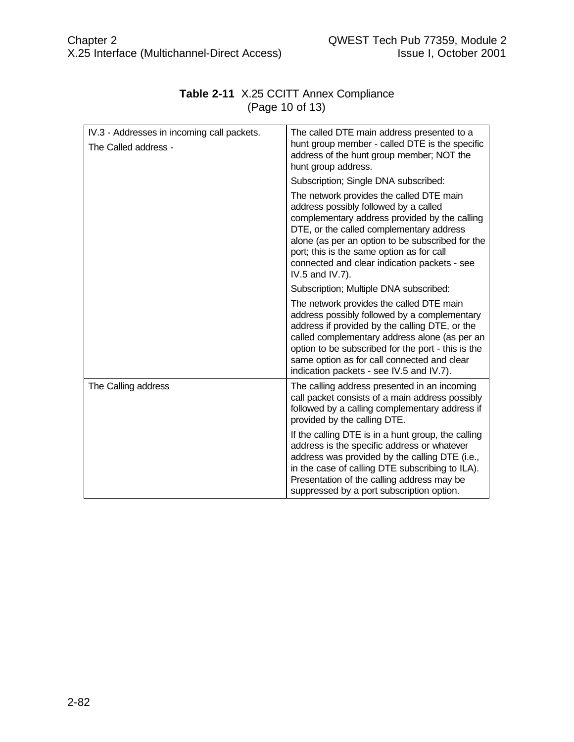**Table 2-11** X.25 CCITT Annex Compliance (Page 10 of 13)

| | |
|---|---|
| IV.3 - Addresses in incoming call packets.<br>The Called address - | The called DTE main address presented to a hunt group member - called DTE is the specific address of the hunt group member; NOT the hunt group address.<br>Subscription; Single DNA subscribed:<br>The network provides the called DTE main address possibly followed by a called complementary address provided by the calling DTE, or the called complementary address alone (as per an option to be subscribed for the port; this is the same option as for call connected and clear indication packets - see IV.5 and IV.7).<br>Subscription; Multiple DNA subscribed:<br>The network provides the called DTE main address possibly followed by a complementary address if provided by the calling DTE, or the called complementary address alone (as per an option to be subscribed for the port - this is the same option as for call connected and clear indication packets - see IV.5 and IV.7). |
| The Calling address | The calling address presented in an incoming call packet consists of a main address possibly followed by a calling complementary address if provided by the calling DTE.<br>If the calling DTE is in a hunt group, the calling address is the specific address or whatever address was provided by the calling DTE (i.e., in the case of calling DTE subscribing to ILA). Presentation of the calling address may be suppressed by a port subscription option. |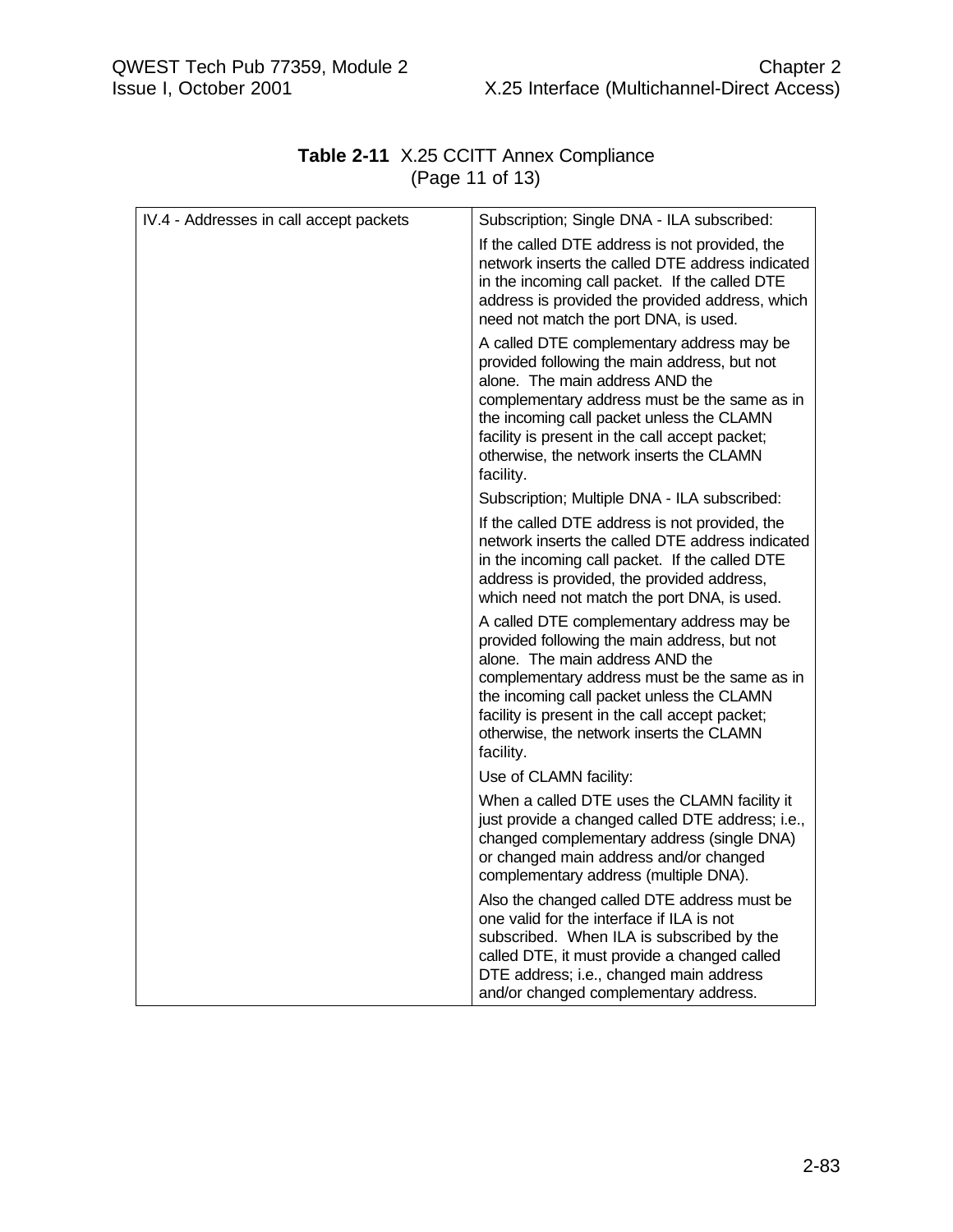**Table 2-11** X.25 CCITT Annex Compliance
(Page 11 of 13)

| | |
|---|---|
| IV.4 - Addresses in call accept packets | Subscription; Single DNA - ILA subscribed:<br><br>If the called DTE address is not provided, the network inserts the called DTE address indicated in the incoming call packet. If the called DTE address is provided the provided address, which need not match the port DNA, is used.<br><br>A called DTE complementary address may be provided following the main address, but not alone. The main address AND the complementary address must be the same as in the incoming call packet unless the CLAMN facility is present in the call accept packet; otherwise, the network inserts the CLAMN facility.<br><br>Subscription; Multiple DNA - ILA subscribed:<br><br>If the called DTE address is not provided, the network inserts the called DTE address indicated in the incoming call packet. If the called DTE address is provided, the provided address, which need not match the port DNA, is used.<br><br>A called DTE complementary address may be provided following the main address, but not alone. The main address AND the complementary address must be the same as in the incoming call packet unless the CLAMN facility is present in the call accept packet; otherwise, the network inserts the CLAMN facility.<br><br>Use of CLAMN facility:<br><br>When a called DTE uses the CLAMN facility it just provide a changed called DTE address; i.e., changed complementary address (single DNA) or changed main address and/or changed complementary address (multiple DNA).<br><br>Also the changed called DTE address must be one valid for the interface if ILA is not subscribed. When ILA is subscribed by the called DTE, it must provide a changed called DTE address; i.e., changed main address and/or changed complementary address. |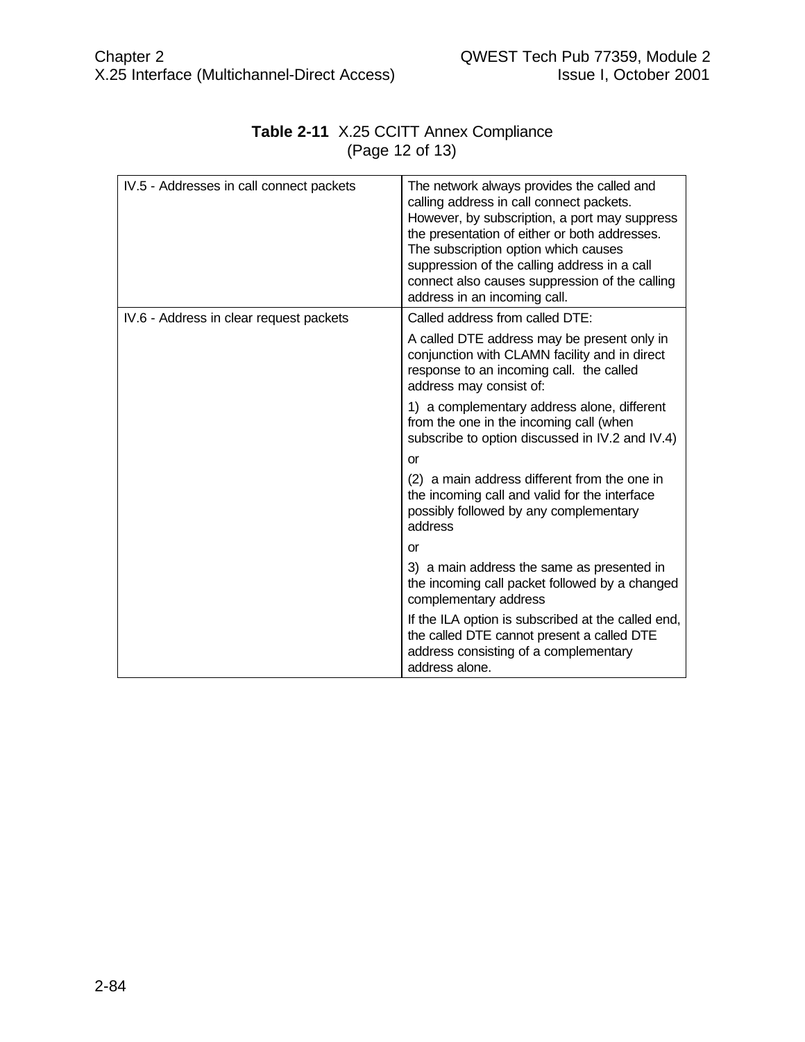**Table 2-11** X.25 CCITT Annex Compliance
(Page 12 of 13)

| | |
|---|---|
| IV.5 - Addresses in call connect packets | The network always provides the called and calling address in call connect packets. However, by subscription, a port may suppress the presentation of either or both addresses. The subscription option which causes suppression of the calling address in a call connect also causes suppression of the calling address in an incoming call. |
| IV.6 - Address in clear request packets | Called address from called DTE:<br><br>A called DTE address may be present only in conjunction with CLAMN facility and in direct response to an incoming call. the called address may consist of:<br><br>1) a complementary address alone, different from the one in the incoming call (when subscribe to option discussed in IV.2 and IV.4)<br><br>or<br><br>(2) a main address different from the one in the incoming call and valid for the interface possibly followed by any complementary address<br><br>or<br><br>3) a main address the same as presented in the incoming call packet followed by a changed complementary address<br><br>If the ILA option is subscribed at the called end, the called DTE cannot present a called DTE address consisting of a complementary address alone. |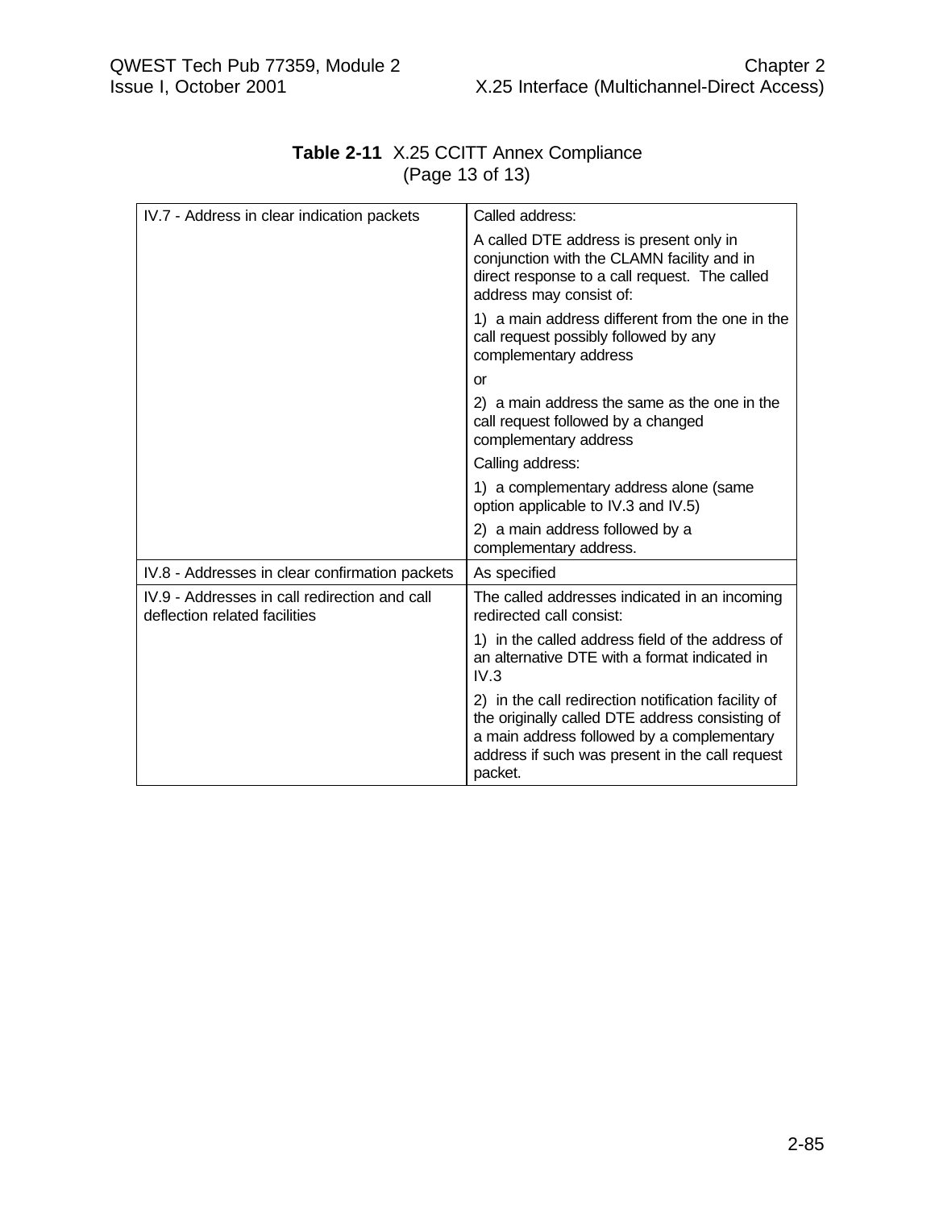**Table 2-11** X.25 CCITT Annex Compliance (Page 13 of 13)

| | |
|---|---|
| IV.7 - Address in clear indication packets | Called address:<br>A called DTE address is present only in conjunction with the CLAMN facility and in direct response to a call request. The called address may consist of:<br>1) a main address different from the one in the call request possibly followed by any complementary address<br>or<br>2) a main address the same as the one in the call request followed by a changed complementary address<br>Calling address:<br>1) a complementary address alone (same option applicable to IV.3 and IV.5)<br>2) a main address followed by a complementary address. |
| IV.8 - Addresses in clear confirmation packets | As specified |
| IV.9 - Addresses in call redirection and call deflection related facilities | The called addresses indicated in an incoming redirected call consist:<br>1) in the called address field of the address of an alternative DTE with a format indicated in IV.3<br>2) in the call redirection notification facility of the originally called DTE address consisting of a main address followed by a complementary address if such was present in the call request packet. |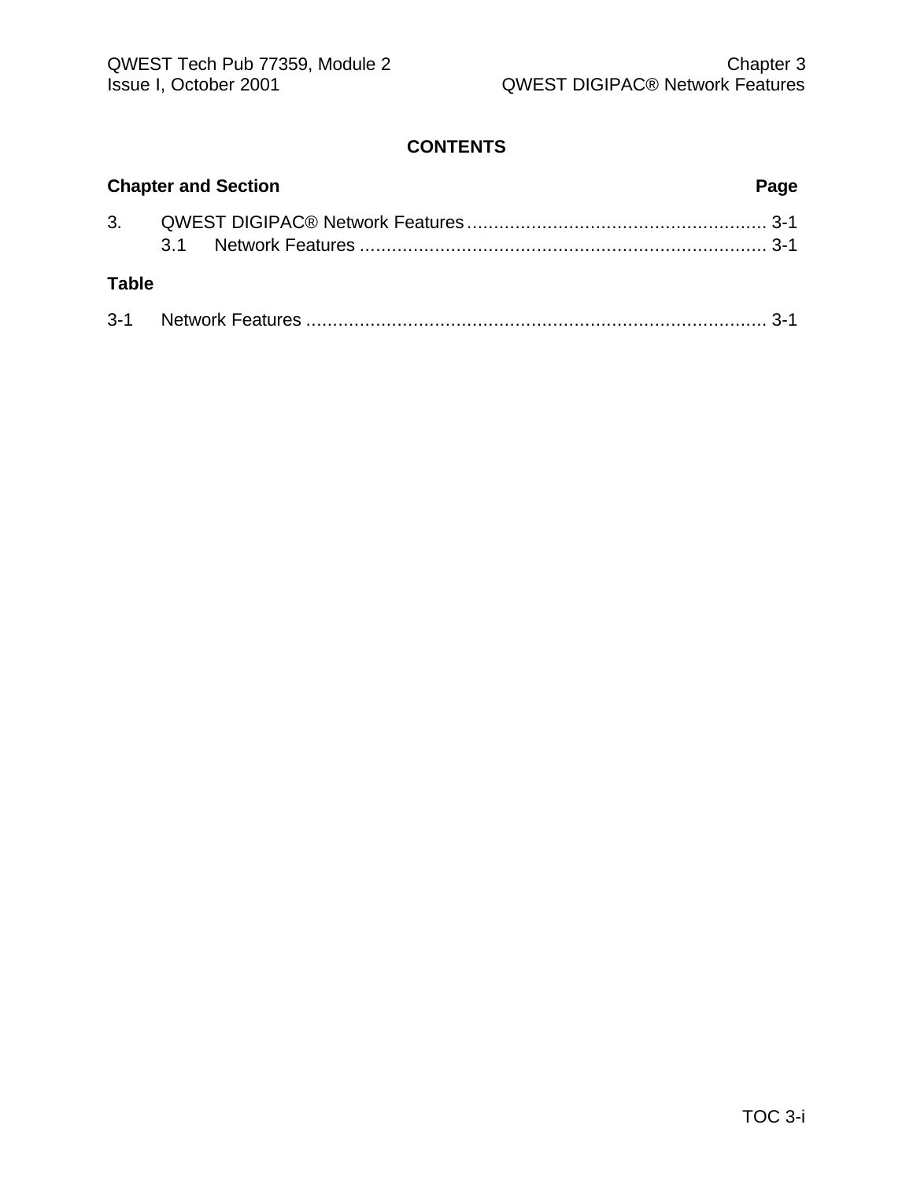## CONTENTS

**Chapter and Section** **Page**

3. QWEST DIGIPAC® Network Features ........................................................ 3-1
   - 3.1 Network Features ........................................................................... 3-1

**Table**

3-1 Network Features ..................................................................................... 3-1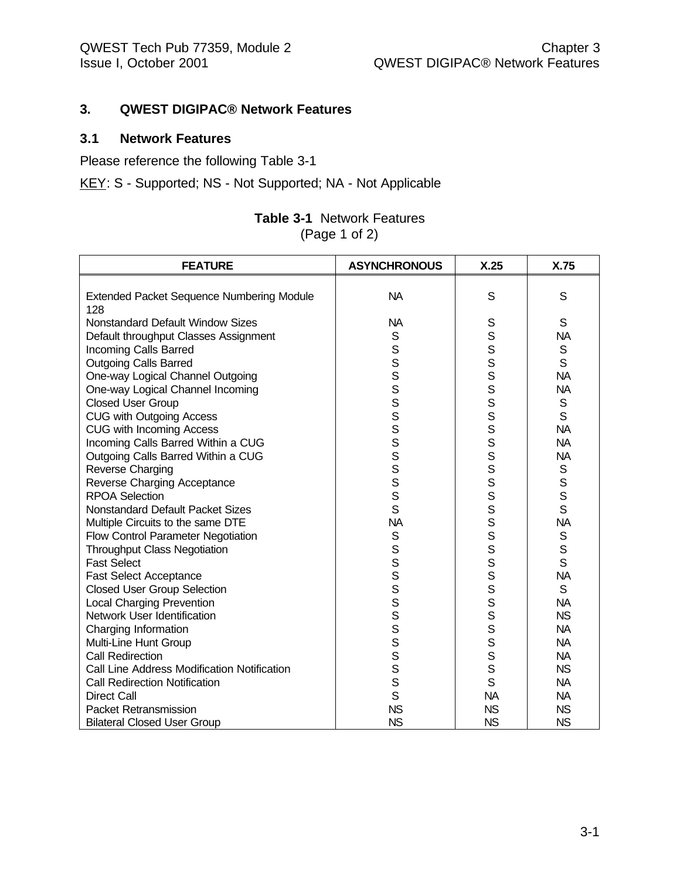# 3. QWEST DIGIPAC® Network Features

## 3.1 Network Features

Please reference the following Table 3-1

KEY: S - Supported; NS - Not Supported; NA - Not Applicable

**Table 3-1** Network Features
(Page 1 of 2)

| FEATURE | ASYNCHRONOUS | X.25 | X.75 |
|---|---|---|---|
| Extended Packet Sequence Numbering Module 128 | NA | S | S |
| Nonstandard Default Window Sizes | NA | S | S |
| Default throughput Classes Assignment | S | S | NA |
| Incoming Calls Barred | S | S | S |
| Outgoing Calls Barred | S | S | S |
| One-way Logical Channel Outgoing | S | S | NA |
| One-way Logical Channel Incoming | S | S | NA |
| Closed User Group | S | S | S |
| CUG with Outgoing Access | S | S | S |
| CUG with Incoming Access | S | S | NA |
| Incoming Calls Barred Within a CUG | S | S | NA |
| Outgoing Calls Barred Within a CUG | S | S | NA |
| Reverse Charging | S | S | S |
| Reverse Charging Acceptance | S | S | S |
| RPOA Selection | S | S | S |
| Nonstandard Default Packet Sizes | S | S | S |
| Multiple Circuits to the same DTE | NA | S | NA |
| Flow Control Parameter Negotiation | S | S | S |
| Throughput Class Negotiation | S | S | S |
| Fast Select | S | S | S |
| Fast Select Acceptance | S | S | NA |
| Closed User Group Selection | S | S | S |
| Local Charging Prevention | S | S | NA |
| Network User Identification | S | S | NS |
| Charging Information | S | S | NA |
| Multi-Line Hunt Group | S | S | NA |
| Call Redirection | S | S | NA |
| Call Line Address Modification Notification | S | S | NS |
| Call Redirection Notification | S | S | NA |
| Direct Call | S | NA | NA |
| Packet Retransmission | NS | NS | NS |
| Bilateral Closed User Group | NS | NS | NS |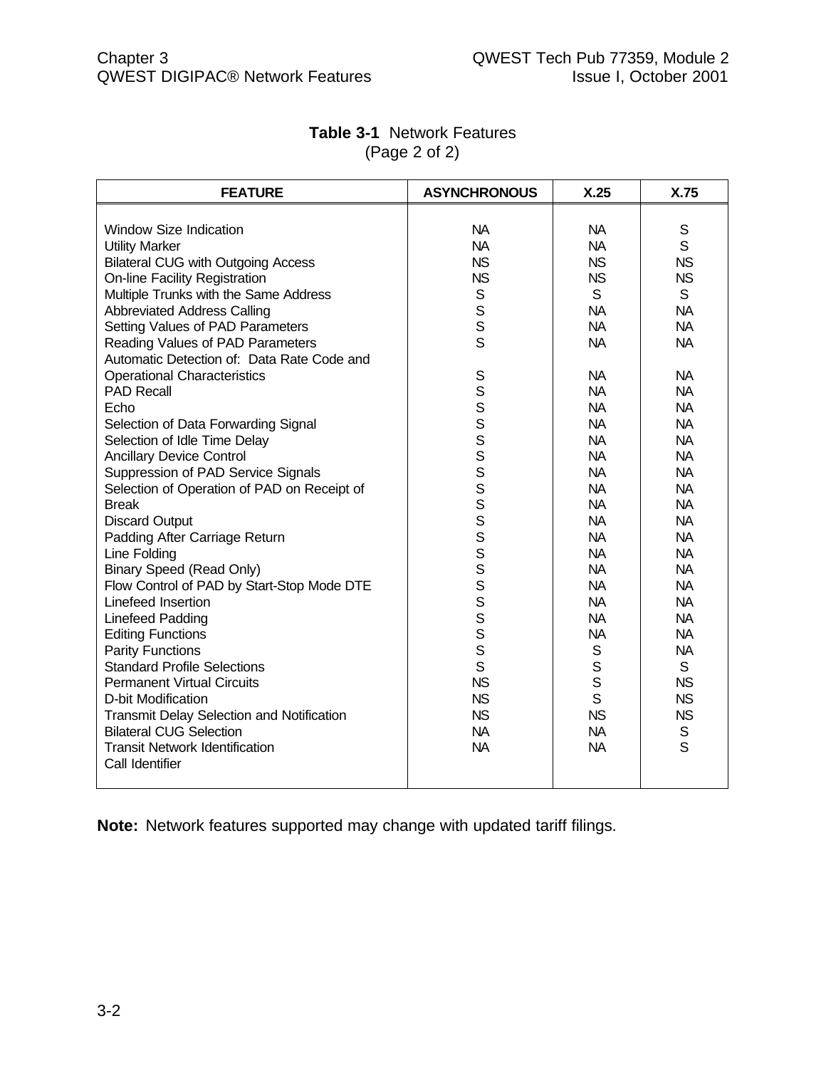**Table 3-1** Network Features
(Page 2 of 2)

| FEATURE | ASYNCHRONOUS | X.25 | X.75 |
|---|---|---|---|
| Window Size Indication | NA | NA | S |
| Utility Marker | NA | NA | S |
| Bilateral CUG with Outgoing Access | NS | NS | NS |
| On-line Facility Registration | NS | NS | NS |
| Multiple Trunks with the Same Address | S | S | S |
| Abbreviated Address Calling | S | NA | NA |
| Setting Values of PAD Parameters | S | NA | NA |
| Reading Values of PAD Parameters | S | NA | NA |
| Automatic Detection of: Data Rate Code and Operational Characteristics | S | NA | NA |
| PAD Recall | S | NA | NA |
| Echo | S | NA | NA |
| Selection of Data Forwarding Signal | S | NA | NA |
| Selection of Idle Time Delay | S | NA | NA |
| Ancillary Device Control | S | NA | NA |
| Suppression of PAD Service Signals | S | NA | NA |
| Selection of Operation of PAD on Receipt of | S | NA | NA |
| Break | S | NA | NA |
| Discard Output | S | NA | NA |
| Padding After Carriage Return | S | NA | NA |
| Line Folding | S | NA | NA |
| Binary Speed (Read Only) | S | NA | NA |
| Flow Control of PAD by Start-Stop Mode DTE | S | NA | NA |
| Linefeed Insertion | S | NA | NA |
| Linefeed Padding | S | NA | NA |
| Editing Functions | S | NA | NA |
| Parity Functions | S | S | NA |
| Standard Profile Selections | S | S | S |
| Permanent Virtual Circuits | NS | S | NS |
| D-bit Modification | NS | S | NS |
| Transmit Delay Selection and Notification | NS | NS | NS |
| Bilateral CUG Selection | NA | NA | S |
| Transit Network Identification | NA | NA | S |
| Call Identifier | | | |

**Note:** Network features supported may change with updated tariff filings.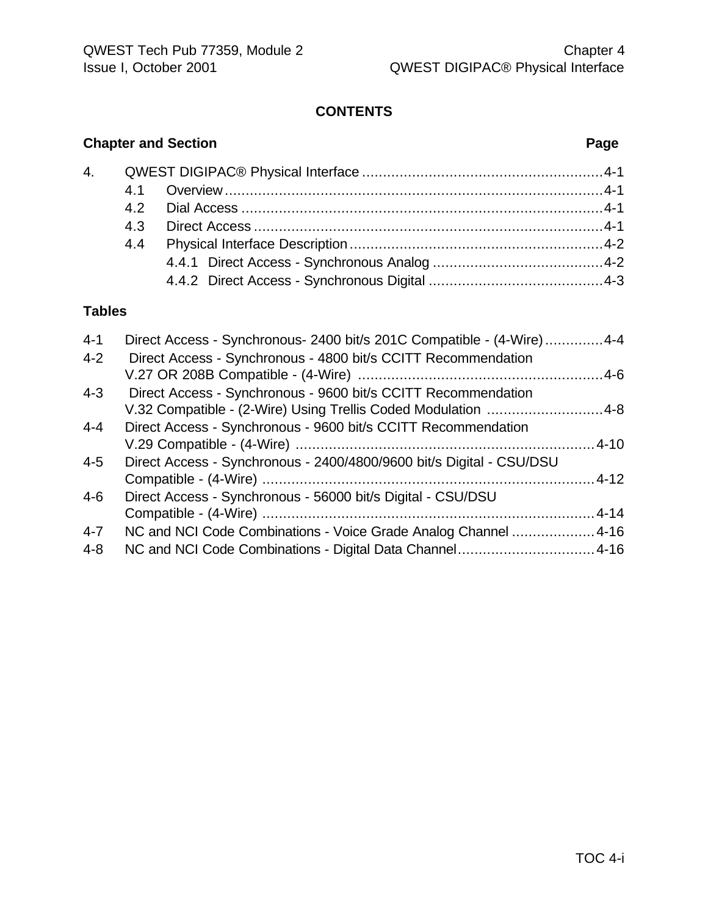## CONTENTS

**Chapter and Section** **Page**

4. QWEST DIGIPAC® Physical Interface ........................................................ 4-1
   - 4.1 Overview ........................................................................................ 4-1
   - 4.2 Dial Access ..................................................................................... 4-1
   - 4.3 Direct Access .................................................................................. 4-1
   - 4.4 Physical Interface Description ........................................................... 4-2
     - 4.4.1 Direct Access - Synchronous Analog ........................................ 4-2
     - 4.4.2 Direct Access - Synchronous Digital ......................................... 4-3

**Tables**

- 4-1 Direct Access - Synchronous- 2400 bit/s 201C Compatible - (4-Wire) .............. 4-4
- 4-2 Direct Access - Synchronous - 4800 bit/s CCITT Recommendation V.27 OR 208B Compatible - (4-Wire) ........................................................... 4-6
- 4-3 Direct Access - Synchronous - 9600 bit/s CCITT Recommendation V.32 Compatible - (2-Wire) Using Trellis Coded Modulation ............................ 4-8
- 4-4 Direct Access - Synchronous - 9600 bit/s CCITT Recommendation V.29 Compatible - (4-Wire) ........................................................................ 4-10
- 4-5 Direct Access - Synchronous - 2400/4800/9600 bit/s Digital - CSU/DSU Compatible - (4-Wire) ................................................................................ 4-12
- 4-6 Direct Access - Synchronous - 56000 bit/s Digital - CSU/DSU Compatible - (4-Wire) ................................................................................ 4-14
- 4-7 NC and NCI Code Combinations - Voice Grade Analog Channel .................... 4-16
- 4-8 NC and NCI Code Combinations - Digital Data Channel ................................. 4-16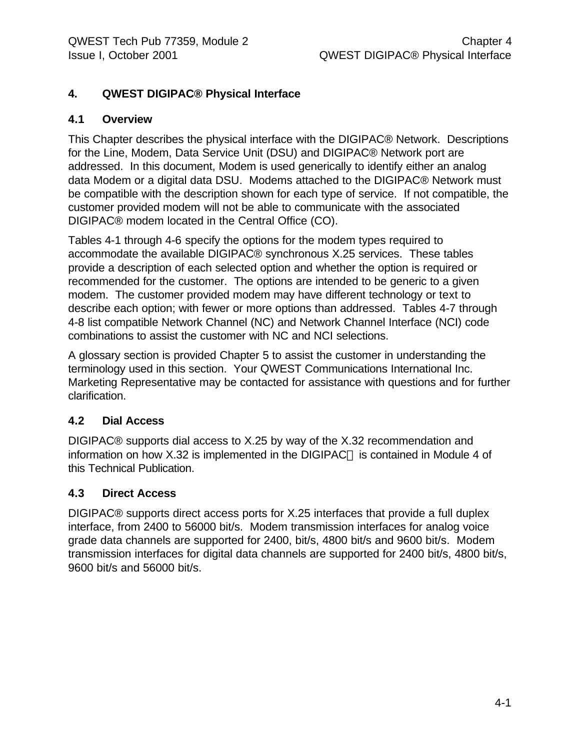# 4. QWEST DIGIPAC® Physical Interface

## 4.1 Overview

This Chapter describes the physical interface with the DIGIPAC® Network. Descriptions for the Line, Modem, Data Service Unit (DSU) and DIGIPAC® Network port are addressed. In this document, Modem is used generically to identify either an analog data Modem or a digital data DSU. Modems attached to the DIGIPAC® Network must be compatible with the description shown for each type of service. If not compatible, the customer provided modem will not be able to communicate with the associated DIGIPAC® modem located in the Central Office (CO).

Tables 4-1 through 4-6 specify the options for the modem types required to accommodate the available DIGIPAC® synchronous X.25 services. These tables provide a description of each selected option and whether the option is required or recommended for the customer. The options are intended to be generic to a given modem. The customer provided modem may have different technology or text to describe each option; with fewer or more options than addressed. Tables 4-7 through 4-8 list compatible Network Channel (NC) and Network Channel Interface (NCI) code combinations to assist the customer with NC and NCI selections.

A glossary section is provided Chapter 5 to assist the customer in understanding the terminology used in this section. Your QWEST Communications International Inc. Marketing Representative may be contacted for assistance with questions and for further clarification.

## 4.2 Dial Access

DIGIPAC® supports dial access to X.25 by way of the X.32 recommendation and information on how X.32 is implemented in the DIGIPAC® is contained in Module 4 of this Technical Publication.

## 4.3 Direct Access

DIGIPAC® supports direct access ports for X.25 interfaces that provide a full duplex interface, from 2400 to 56000 bit/s. Modem transmission interfaces for analog voice grade data channels are supported for 2400, bit/s, 4800 bit/s and 9600 bit/s. Modem transmission interfaces for digital data channels are supported for 2400 bit/s, 4800 bit/s, 9600 bit/s and 56000 bit/s.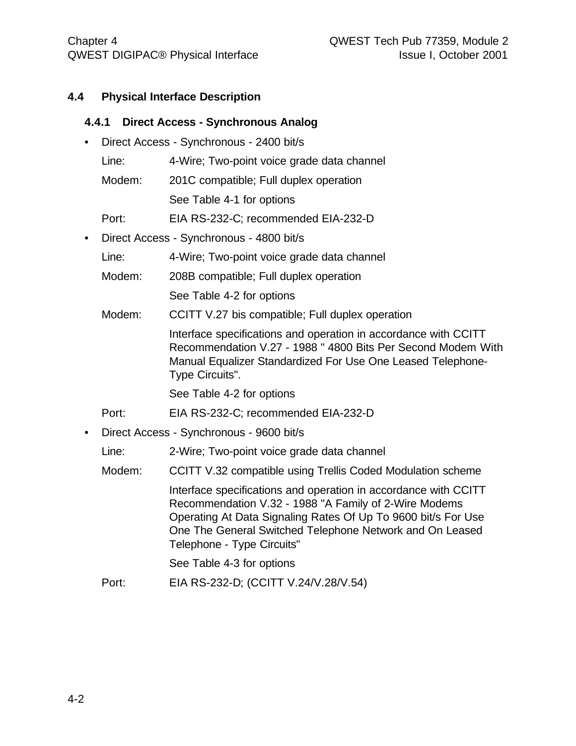## 4.4 Physical Interface Description

### 4.4.1 Direct Access - Synchronous Analog

- Direct Access - Synchronous - 2400 bit/s

  Line: 4-Wire; Two-point voice grade data channel

  Modem: 201C compatible; Full duplex operation

  See Table 4-1 for options

  Port: EIA RS-232-C; recommended EIA-232-D

- Direct Access - Synchronous - 4800 bit/s

  Line: 4-Wire; Two-point voice grade data channel

  Modem: 208B compatible; Full duplex operation

  See Table 4-2 for options

  Modem: CCITT V.27 bis compatible; Full duplex operation

  Interface specifications and operation in accordance with CCITT Recommendation V.27 - 1988 " 4800 Bits Per Second Modem With Manual Equalizer Standardized For Use One Leased Telephone-Type Circuits".

  See Table 4-2 for options

  Port: EIA RS-232-C; recommended EIA-232-D

- Direct Access - Synchronous - 9600 bit/s

  Line: 2-Wire; Two-point voice grade data channel

  Modem: CCITT V.32 compatible using Trellis Coded Modulation scheme

  Interface specifications and operation in accordance with CCITT Recommendation V.32 - 1988 "A Family of 2-Wire Modems Operating At Data Signaling Rates Of Up To 9600 bit/s For Use One The General Switched Telephone Network and On Leased Telephone - Type Circuits"

  See Table 4-3 for options

  Port: EIA RS-232-D; (CCITT V.24/V.28/V.54)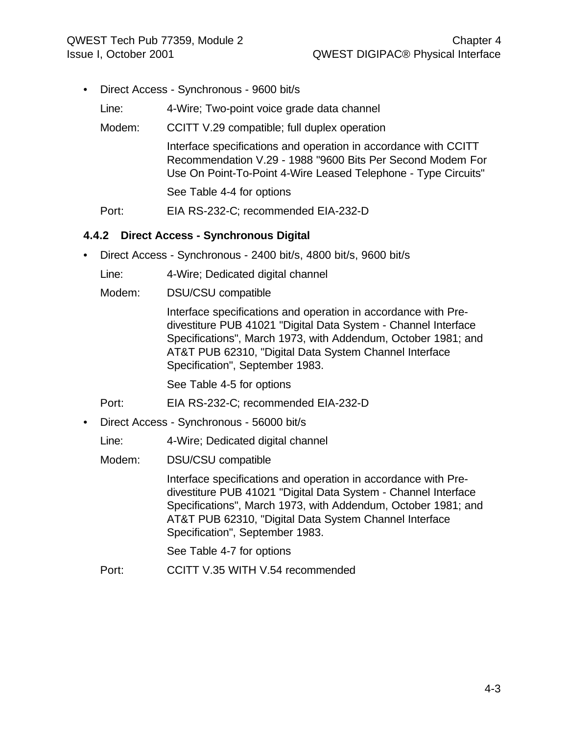- Direct Access - Synchronous - 9600 bit/s

  Line: 4-Wire; Two-point voice grade data channel

  Modem: CCITT V.29 compatible; full duplex operation

  Interface specifications and operation in accordance with CCITT Recommendation V.29 - 1988 "9600 Bits Per Second Modem For Use On Point-To-Point 4-Wire Leased Telephone - Type Circuits"

  See Table 4-4 for options

  Port: EIA RS-232-C; recommended EIA-232-D

### 4.4.2 Direct Access - Synchronous Digital

- Direct Access - Synchronous - 2400 bit/s, 4800 bit/s, 9600 bit/s

  Line: 4-Wire; Dedicated digital channel

  Modem: DSU/CSU compatible

  Interface specifications and operation in accordance with Pre-divestiture PUB 41021 "Digital Data System - Channel Interface Specifications", March 1973, with Addendum, October 1981; and AT&T PUB 62310, "Digital Data System Channel Interface Specification", September 1983.

  See Table 4-5 for options

  Port: EIA RS-232-C; recommended EIA-232-D

- Direct Access - Synchronous - 56000 bit/s

  Line: 4-Wire; Dedicated digital channel

  Modem: DSU/CSU compatible

  Interface specifications and operation in accordance with Pre-divestiture PUB 41021 "Digital Data System - Channel Interface Specifications", March 1973, with Addendum, October 1981; and AT&T PUB 62310, "Digital Data System Channel Interface Specification", September 1983.

  See Table 4-7 for options

  Port: CCITT V.35 WITH V.54 recommended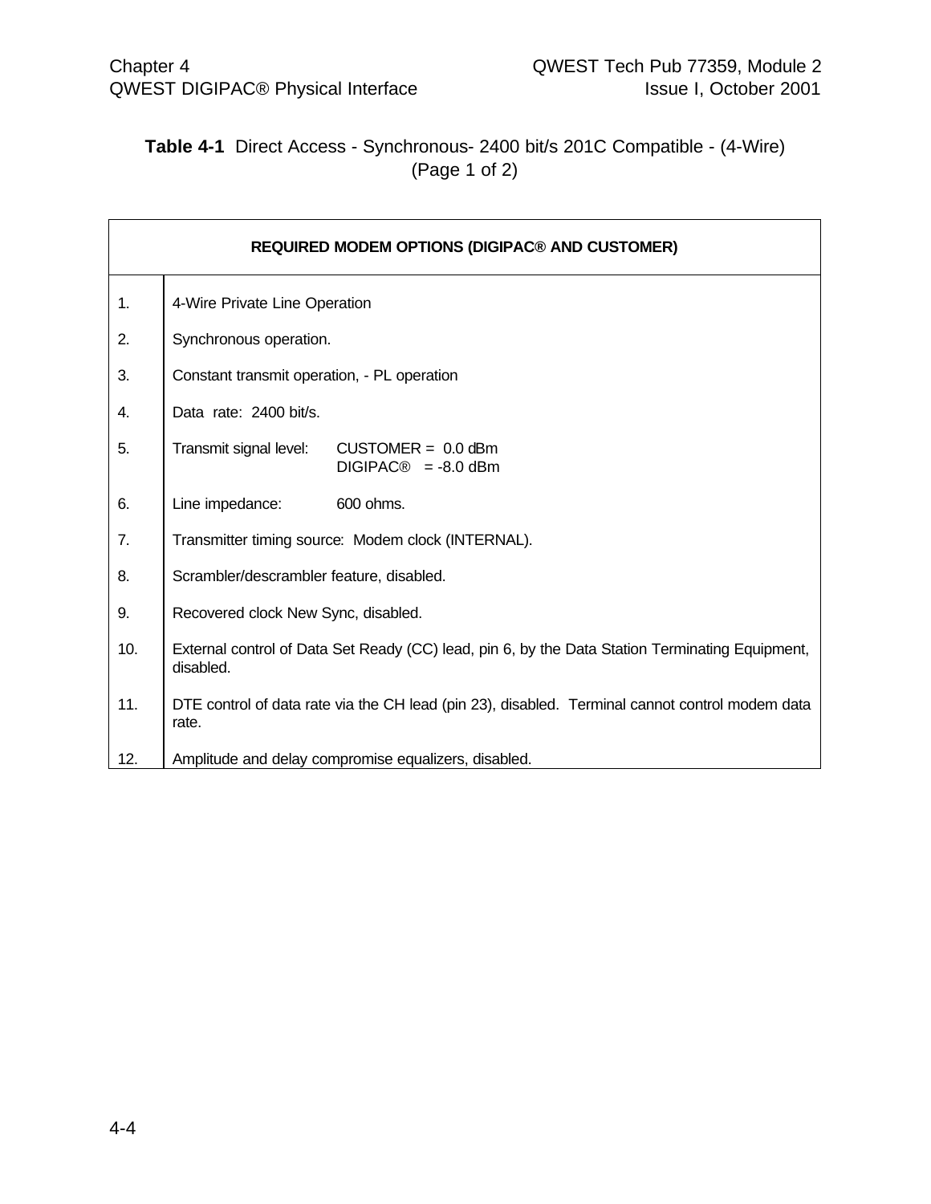**Table 4-1** Direct Access - Synchronous- 2400 bit/s 201C Compatible - (4-Wire) (Page 1 of 2)

| REQUIRED MODEM OPTIONS (DIGIPAC® AND CUSTOMER) | |
|---|---|
| 1. | 4-Wire Private Line Operation |
| 2. | Synchronous operation. |
| 3. | Constant transmit operation, - PL operation |
| 4. | Data rate: 2400 bit/s. |
| 5. | Transmit signal level: CUSTOMER = 0.0 dBm<br>DIGIPAC® = -8.0 dBm |
| 6. | Line impedance: 600 ohms. |
| 7. | Transmitter timing source: Modem clock (INTERNAL). |
| 8. | Scrambler/descrambler feature, disabled. |
| 9. | Recovered clock New Sync, disabled. |
| 10. | External control of Data Set Ready (CC) lead, pin 6, by the Data Station Terminating Equipment, disabled. |
| 11. | DTE control of data rate via the CH lead (pin 23), disabled. Terminal cannot control modem data rate. |
| 12. | Amplitude and delay compromise equalizers, disabled. |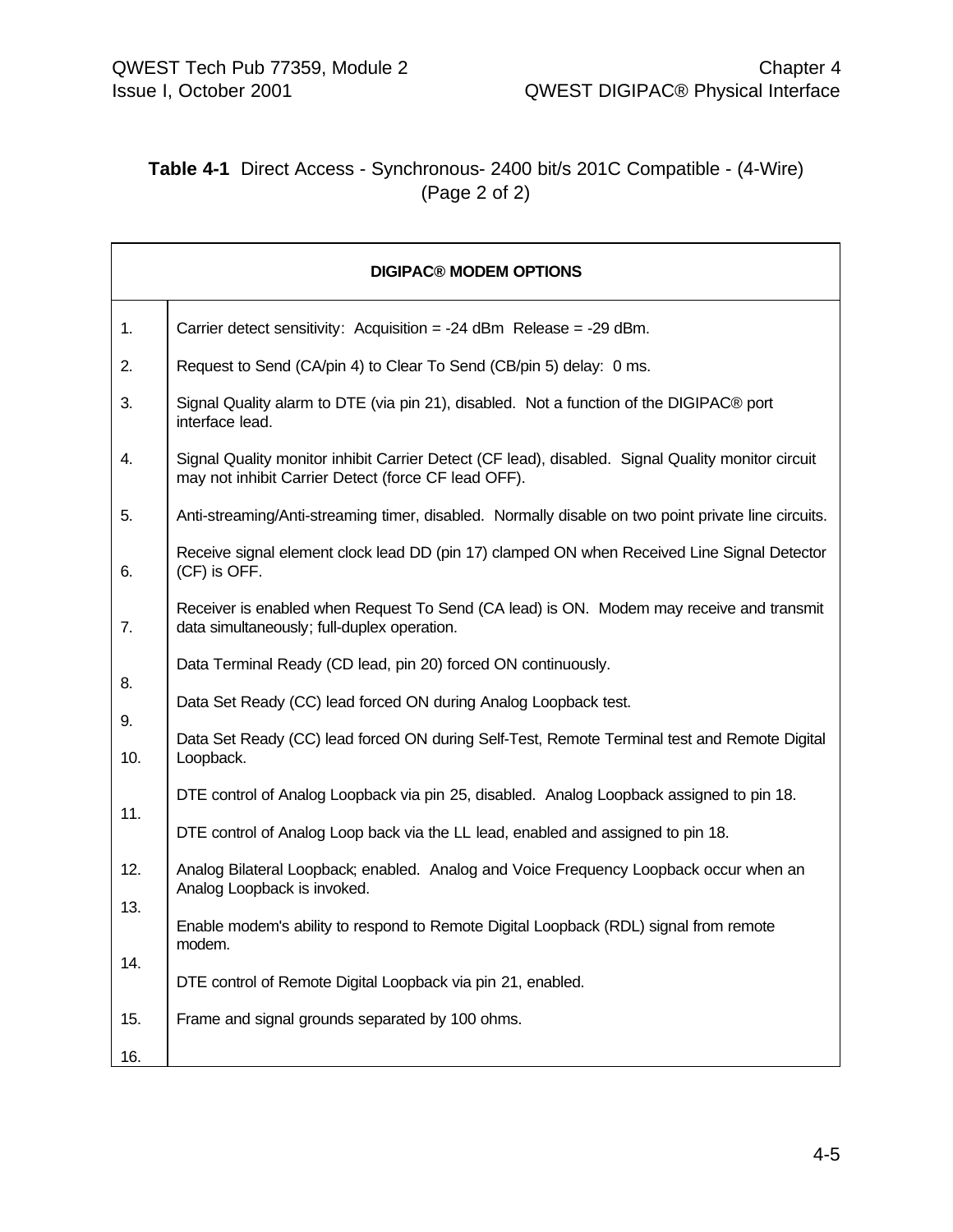**Table 4-1** Direct Access - Synchronous- 2400 bit/s 201C Compatible - (4-Wire) (Page 2 of 2)

| DIGIPAC® MODEM OPTIONS | |
|---|---|
| 1. | Carrier detect sensitivity: Acquisition = -24 dBm Release = -29 dBm. |
| 2. | Request to Send (CA/pin 4) to Clear To Send (CB/pin 5) delay: 0 ms. |
| 3. | Signal Quality alarm to DTE (via pin 21), disabled. Not a function of the DIGIPAC® port interface lead. |
| 4. | Signal Quality monitor inhibit Carrier Detect (CF lead), disabled. Signal Quality monitor circuit may not inhibit Carrier Detect (force CF lead OFF). |
| 5. | Anti-streaming/Anti-streaming timer, disabled. Normally disable on two point private line circuits. |
| 6. | Receive signal element clock lead DD (pin 17) clamped ON when Received Line Signal Detector (CF) is OFF. |
| 7. | Receiver is enabled when Request To Send (CA lead) is ON. Modem may receive and transmit data simultaneously; full-duplex operation. |
| 8. | Data Terminal Ready (CD lead, pin 20) forced ON continuously. |
| 9. | Data Set Ready (CC) lead forced ON during Analog Loopback test. |
| 10. | Data Set Ready (CC) lead forced ON during Self-Test, Remote Terminal test and Remote Digital Loopback. |
| 11. | DTE control of Analog Loopback via pin 25, disabled. Analog Loopback assigned to pin 18. |
| 12. | DTE control of Analog Loop back via the LL lead, enabled and assigned to pin 18. |
| 13. | Analog Bilateral Loopback; enabled. Analog and Voice Frequency Loopback occur when an Analog Loopback is invoked. |
| 14. | Enable modem's ability to respond to Remote Digital Loopback (RDL) signal from remote modem. |
| 15. | DTE control of Remote Digital Loopback via pin 21, enabled. |
| 16. | Frame and signal grounds separated by 100 ohms. |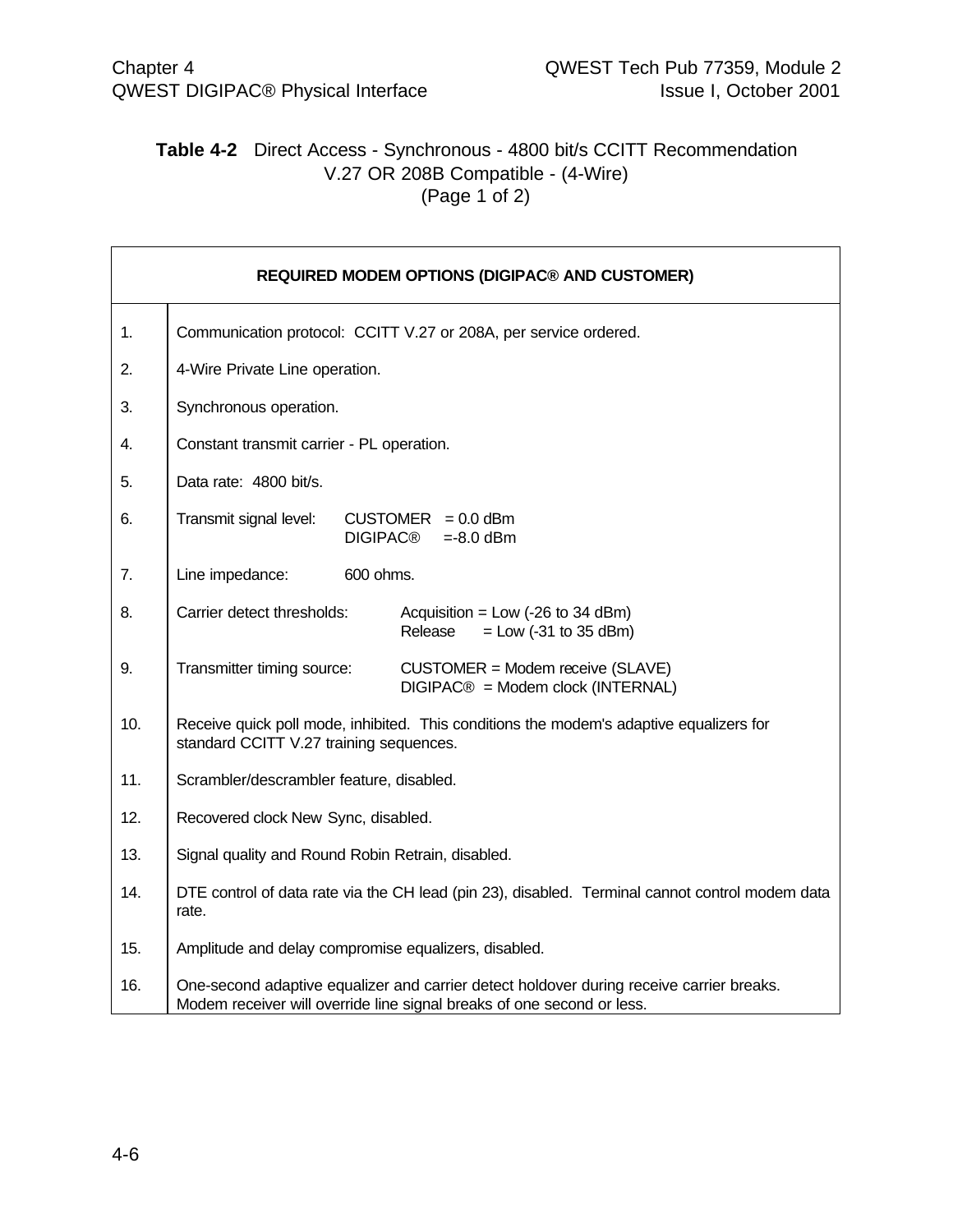**Table 4-2** Direct Access - Synchronous - 4800 bit/s CCITT Recommendation V.27 OR 208B Compatible - (4-Wire) (Page 1 of 2)

| REQUIRED MODEM OPTIONS (DIGIPAC® AND CUSTOMER) | |
|---|---|
| 1. | Communication protocol: CCITT V.27 or 208A, per service ordered. |
| 2. | 4-Wire Private Line operation. |
| 3. | Synchronous operation. |
| 4. | Constant transmit carrier - PL operation. |
| 5. | Data rate: 4800 bit/s. |
| 6. | Transmit signal level: CUSTOMER = 0.0 dBm<br>DIGIPAC® =-8.0 dBm |
| 7. | Line impedance: 600 ohms. |
| 8. | Carrier detect thresholds: Acquisition = Low (-26 to 34 dBm)<br>Release = Low (-31 to 35 dBm) |
| 9. | Transmitter timing source: CUSTOMER = Modem receive (SLAVE)<br>DIGIPAC® = Modem clock (INTERNAL) |
| 10. | Receive quick poll mode, inhibited. This conditions the modem's adaptive equalizers for standard CCITT V.27 training sequences. |
| 11. | Scrambler/descrambler feature, disabled. |
| 12. | Recovered clock New Sync, disabled. |
| 13. | Signal quality and Round Robin Retrain, disabled. |
| 14. | DTE control of data rate via the CH lead (pin 23), disabled. Terminal cannot control modem data rate. |
| 15. | Amplitude and delay compromise equalizers, disabled. |
| 16. | One-second adaptive equalizer and carrier detect holdover during receive carrier breaks. Modem receiver will override line signal breaks of one second or less. |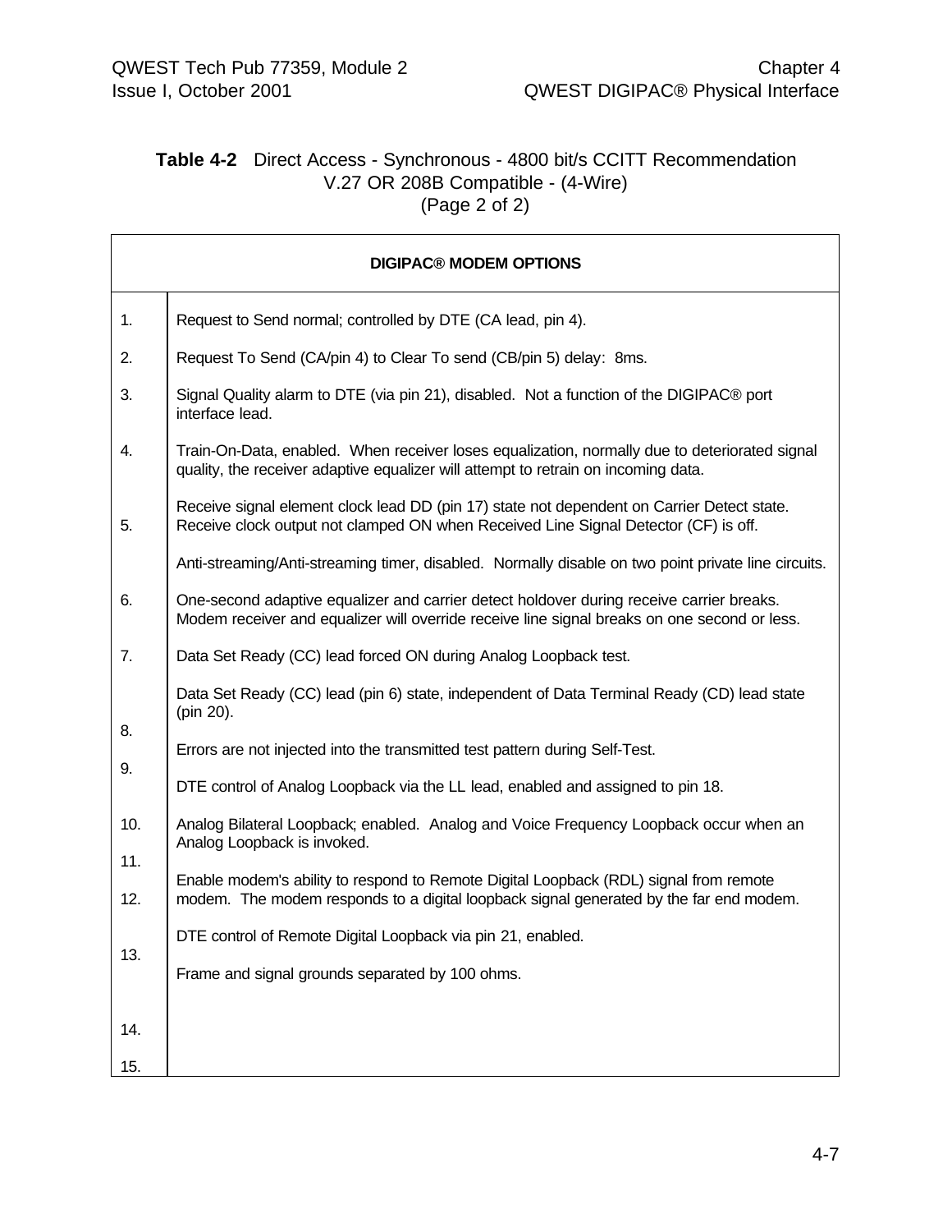**Table 4-2** Direct Access - Synchronous - 4800 bit/s CCITT Recommendation V.27 OR 208B Compatible - (4-Wire)
(Page 2 of 2)

| DIGIPAC® MODEM OPTIONS | |
|---|---|
| 1. | Request to Send normal; controlled by DTE (CA lead, pin 4). |
| 2. | Request To Send (CA/pin 4) to Clear To send (CB/pin 5) delay: 8ms. |
| 3. | Signal Quality alarm to DTE (via pin 21), disabled. Not a function of the DIGIPAC® port interface lead. |
| 4. | Train-On-Data, enabled. When receiver loses equalization, normally due to deteriorated signal quality, the receiver adaptive equalizer will attempt to retrain on incoming data. |
| 5. | Receive signal element clock lead DD (pin 17) state not dependent on Carrier Detect state. Receive clock output not clamped ON when Received Line Signal Detector (CF) is off. |
| 6. | Anti-streaming/Anti-streaming timer, disabled. Normally disable on two point private line circuits. |
| 7. | One-second adaptive equalizer and carrier detect holdover during receive carrier breaks. Modem receiver and equalizer will override receive line signal breaks on one second or less. |
| 8. | Data Set Ready (CC) lead forced ON during Analog Loopback test. |
| 9. | Data Set Ready (CC) lead (pin 6) state, independent of Data Terminal Ready (CD) lead state (pin 20). |
| 10. | Errors are not injected into the transmitted test pattern during Self-Test. |
| 11. | DTE control of Analog Loopback via the LL lead, enabled and assigned to pin 18. |
| 12. | Analog Bilateral Loopback; enabled. Analog and Voice Frequency Loopback occur when an Analog Loopback is invoked. |
| 13. | Enable modem's ability to respond to Remote Digital Loopback (RDL) signal from remote modem. The modem responds to a digital loopback signal generated by the far end modem. |
| 14. | DTE control of Remote Digital Loopback via pin 21, enabled. |
| 15. | Frame and signal grounds separated by 100 ohms. |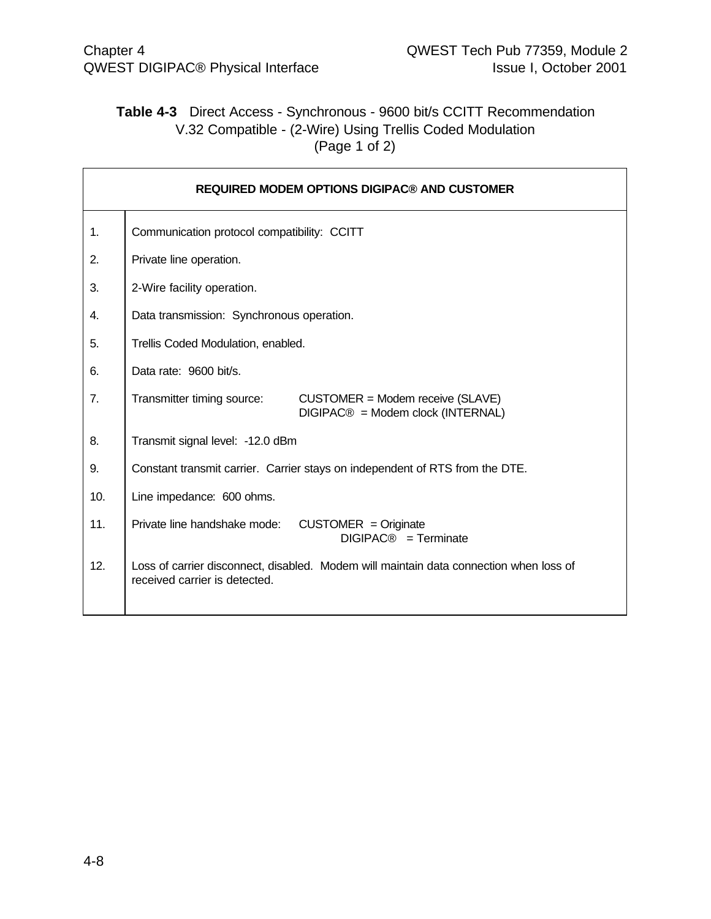**Table 4-3** Direct Access - Synchronous - 9600 bit/s CCITT Recommendation V.32 Compatible - (2-Wire) Using Trellis Coded Modulation (Page 1 of 2)

| REQUIRED MODEM OPTIONS DIGIPAC® AND CUSTOMER | |
|---|---|
| 1. | Communication protocol compatibility: CCITT |
| 2. | Private line operation. |
| 3. | 2-Wire facility operation. |
| 4. | Data transmission: Synchronous operation. |
| 5. | Trellis Coded Modulation, enabled. |
| 6. | Data rate: 9600 bit/s. |
| 7. | Transmitter timing source: CUSTOMER = Modem receive (SLAVE)<br>DIGIPAC® = Modem clock (INTERNAL) |
| 8. | Transmit signal level: -12.0 dBm |
| 9. | Constant transmit carrier. Carrier stays on independent of RTS from the DTE. |
| 10. | Line impedance: 600 ohms. |
| 11. | Private line handshake mode: CUSTOMER = Originate<br>DIGIPAC® = Terminate |
| 12. | Loss of carrier disconnect, disabled. Modem will maintain data connection when loss of received carrier is detected. |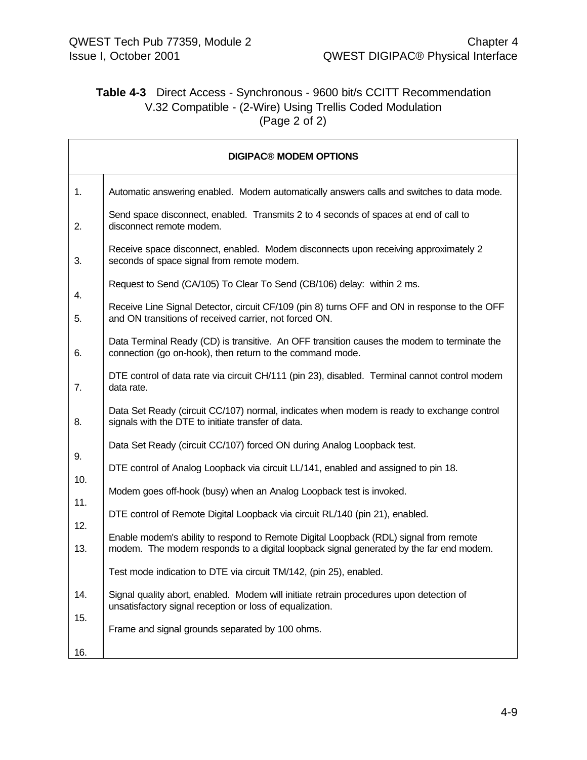**Table 4-3** Direct Access - Synchronous - 9600 bit/s CCITT Recommendation V.32 Compatible - (2-Wire) Using Trellis Coded Modulation (Page 2 of 2)

| DIGIPAC® MODEM OPTIONS | |
|---|---|
| 1. | Automatic answering enabled. Modem automatically answers calls and switches to data mode. |
| 2. | Send space disconnect, enabled. Transmits 2 to 4 seconds of spaces at end of call to disconnect remote modem. |
| 3. | Receive space disconnect, enabled. Modem disconnects upon receiving approximately 2 seconds of space signal from remote modem. |
| 4. | Request to Send (CA/105) To Clear To Send (CB/106) delay: within 2 ms. |
| 5. | Receive Line Signal Detector, circuit CF/109 (pin 8) turns OFF and ON in response to the OFF and ON transitions of received carrier, not forced ON. |
| 6. | Data Terminal Ready (CD) is transitive. An OFF transition causes the modem to terminate the connection (go on-hook), then return to the command mode. |
| 7. | DTE control of data rate via circuit CH/111 (pin 23), disabled. Terminal cannot control modem data rate. |
| 8. | Data Set Ready (circuit CC/107) normal, indicates when modem is ready to exchange control signals with the DTE to initiate transfer of data. |
| 9. | Data Set Ready (circuit CC/107) forced ON during Analog Loopback test. |
| 10. | DTE control of Analog Loopback via circuit LL/141, enabled and assigned to pin 18. |
| 11. | Modem goes off-hook (busy) when an Analog Loopback test is invoked. |
| 12. | DTE control of Remote Digital Loopback via circuit RL/140 (pin 21), enabled. |
| 13. | Enable modem's ability to respond to Remote Digital Loopback (RDL) signal from remote modem. The modem responds to a digital loopback signal generated by the far end modem. |
| 14. | Test mode indication to DTE via circuit TM/142, (pin 25), enabled. |
| 15. | Signal quality abort, enabled. Modem will initiate retrain procedures upon detection of unsatisfactory signal reception or loss of equalization. |
| 16. | Frame and signal grounds separated by 100 ohms. |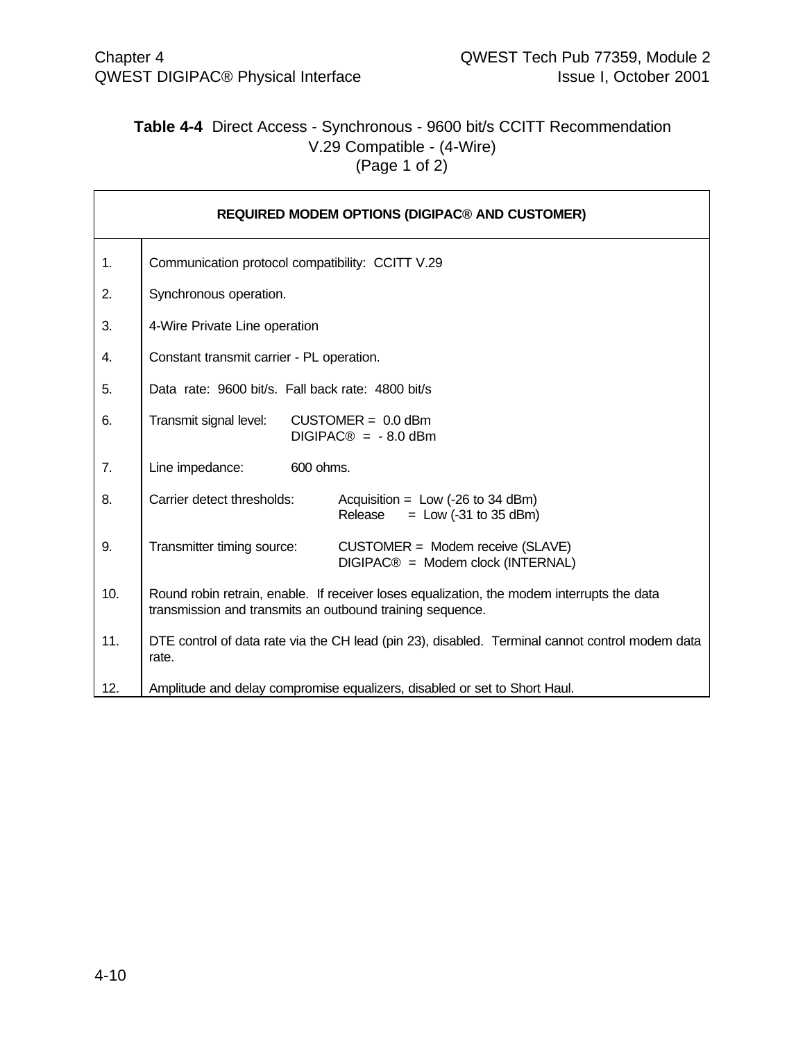**Table 4-4** Direct Access - Synchronous - 9600 bit/s CCITT Recommendation V.29 Compatible - (4-Wire)
(Page 1 of 2)

| REQUIRED MODEM OPTIONS (DIGIPAC® AND CUSTOMER) | |
|---|---|
| 1. | Communication protocol compatibility: CCITT V.29 |
| 2. | Synchronous operation. |
| 3. | 4-Wire Private Line operation |
| 4. | Constant transmit carrier - PL operation. |
| 5. | Data rate: 9600 bit/s. Fall back rate: 4800 bit/s |
| 6. | Transmit signal level: CUSTOMER = 0.0 dBm<br>DIGIPAC® = - 8.0 dBm |
| 7. | Line impedance: 600 ohms. |
| 8. | Carrier detect thresholds: Acquisition = Low (-26 to 34 dBm)<br>Release = Low (-31 to 35 dBm) |
| 9. | Transmitter timing source: CUSTOMER = Modem receive (SLAVE)<br>DIGIPAC® = Modem clock (INTERNAL) |
| 10. | Round robin retrain, enable. If receiver loses equalization, the modem interrupts the data transmission and transmits an outbound training sequence. |
| 11. | DTE control of data rate via the CH lead (pin 23), disabled. Terminal cannot control modem data rate. |
| 12. | Amplitude and delay compromise equalizers, disabled or set to Short Haul. |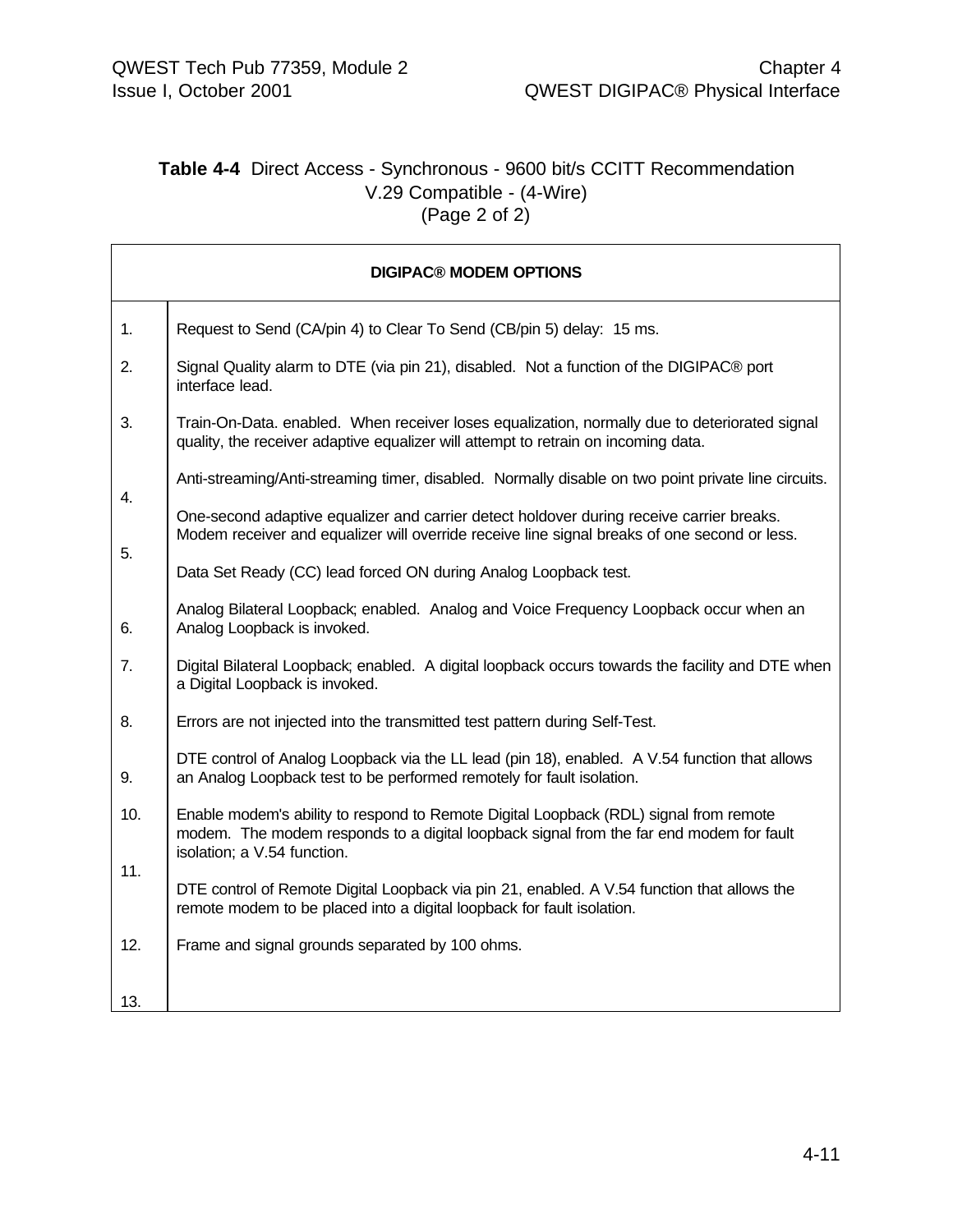**Table 4-4** Direct Access - Synchronous - 9600 bit/s CCITT Recommendation V.29 Compatible - (4-Wire) (Page 2 of 2)

| DIGIPAC® MODEM OPTIONS | |
|---|---|
| 1. | Request to Send (CA/pin 4) to Clear To Send (CB/pin 5) delay: 15 ms. |
| 2. | Signal Quality alarm to DTE (via pin 21), disabled. Not a function of the DIGIPAC® port interface lead. |
| 3. | Train-On-Data. enabled. When receiver loses equalization, normally due to deteriorated signal quality, the receiver adaptive equalizer will attempt to retrain on incoming data. |
| 4. | Anti-streaming/Anti-streaming timer, disabled. Normally disable on two point private line circuits. |
| 5. | One-second adaptive equalizer and carrier detect holdover during receive carrier breaks. Modem receiver and equalizer will override receive line signal breaks of one second or less. |
| 6. | Data Set Ready (CC) lead forced ON during Analog Loopback test. |
| 7. | Analog Bilateral Loopback; enabled. Analog and Voice Frequency Loopback occur when an Analog Loopback is invoked. |
| 8. | Digital Bilateral Loopback; enabled. A digital loopback occurs towards the facility and DTE when a Digital Loopback is invoked. |
| 9. | Errors are not injected into the transmitted test pattern during Self-Test. |
| 10. | DTE control of Analog Loopback via the LL lead (pin 18), enabled. A V.54 function that allows an Analog Loopback test to be performed remotely for fault isolation. |
| 11. | Enable modem's ability to respond to Remote Digital Loopback (RDL) signal from remote modem. The modem responds to a digital loopback signal from the far end modem for fault isolation; a V.54 function. |
| 12. | DTE control of Remote Digital Loopback via pin 21, enabled. A V.54 function that allows the remote modem to be placed into a digital loopback for fault isolation. |
| 13. | Frame and signal grounds separated by 100 ohms. |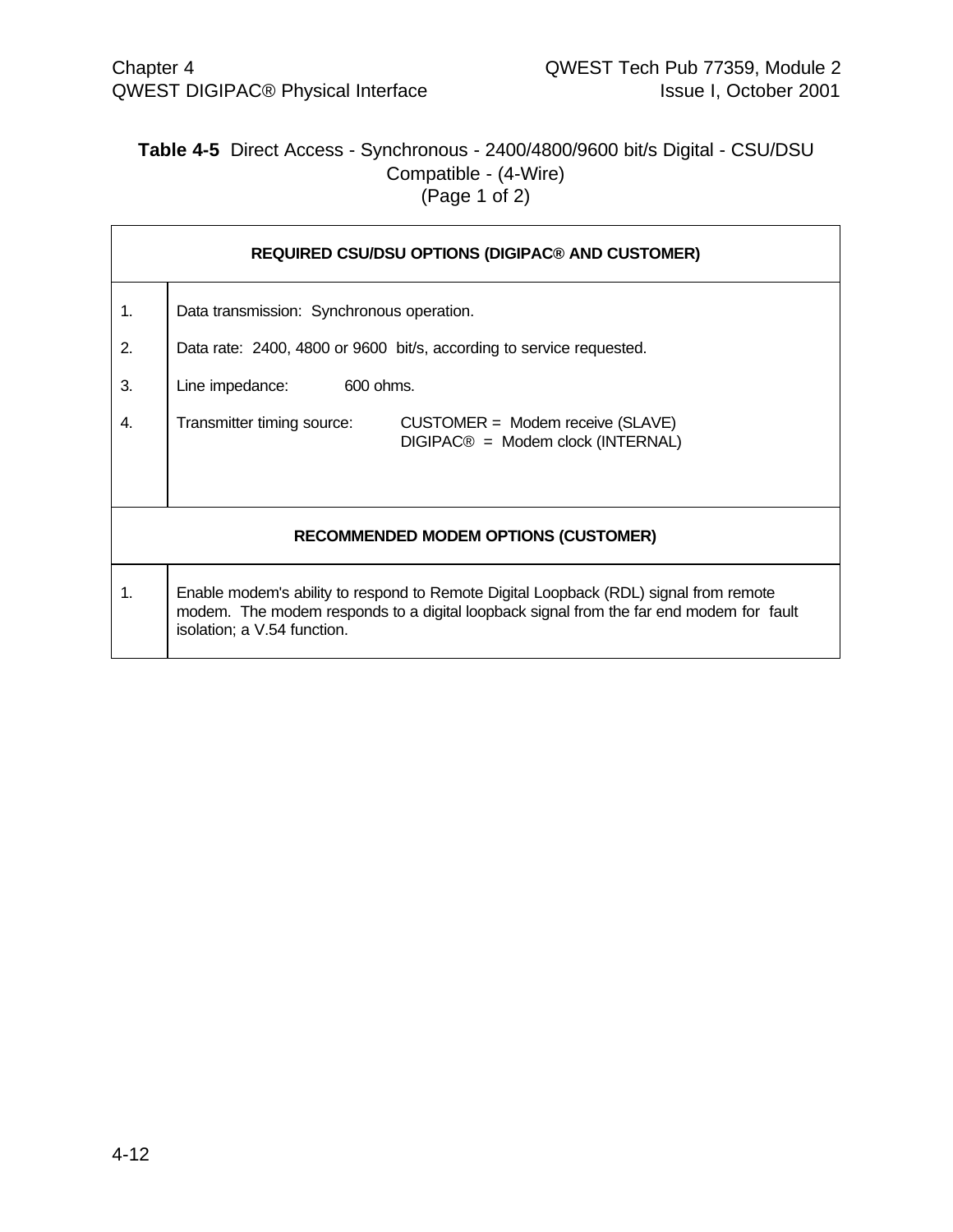**Table 4-5** Direct Access - Synchronous - 2400/4800/9600 bit/s Digital - CSU/DSU Compatible - (4-Wire)
(Page 1 of 2)

| REQUIRED CSU/DSU OPTIONS (DIGIPAC® AND CUSTOMER) | |
|---|---|
| 1. | Data transmission: Synchronous operation. |
| 2. | Data rate: 2400, 4800 or 9600 bit/s, according to service requested. |
| 3. | Line impedance: 600 ohms. |
| 4. | Transmitter timing source: CUSTOMER = Modem receive (SLAVE)<br>DIGIPAC® = Modem clock (INTERNAL) |
| **RECOMMENDED MODEM OPTIONS (CUSTOMER)** | |
| 1. | Enable modem's ability to respond to Remote Digital Loopback (RDL) signal from remote modem. The modem responds to a digital loopback signal from the far end modem for fault isolation; a V.54 function. |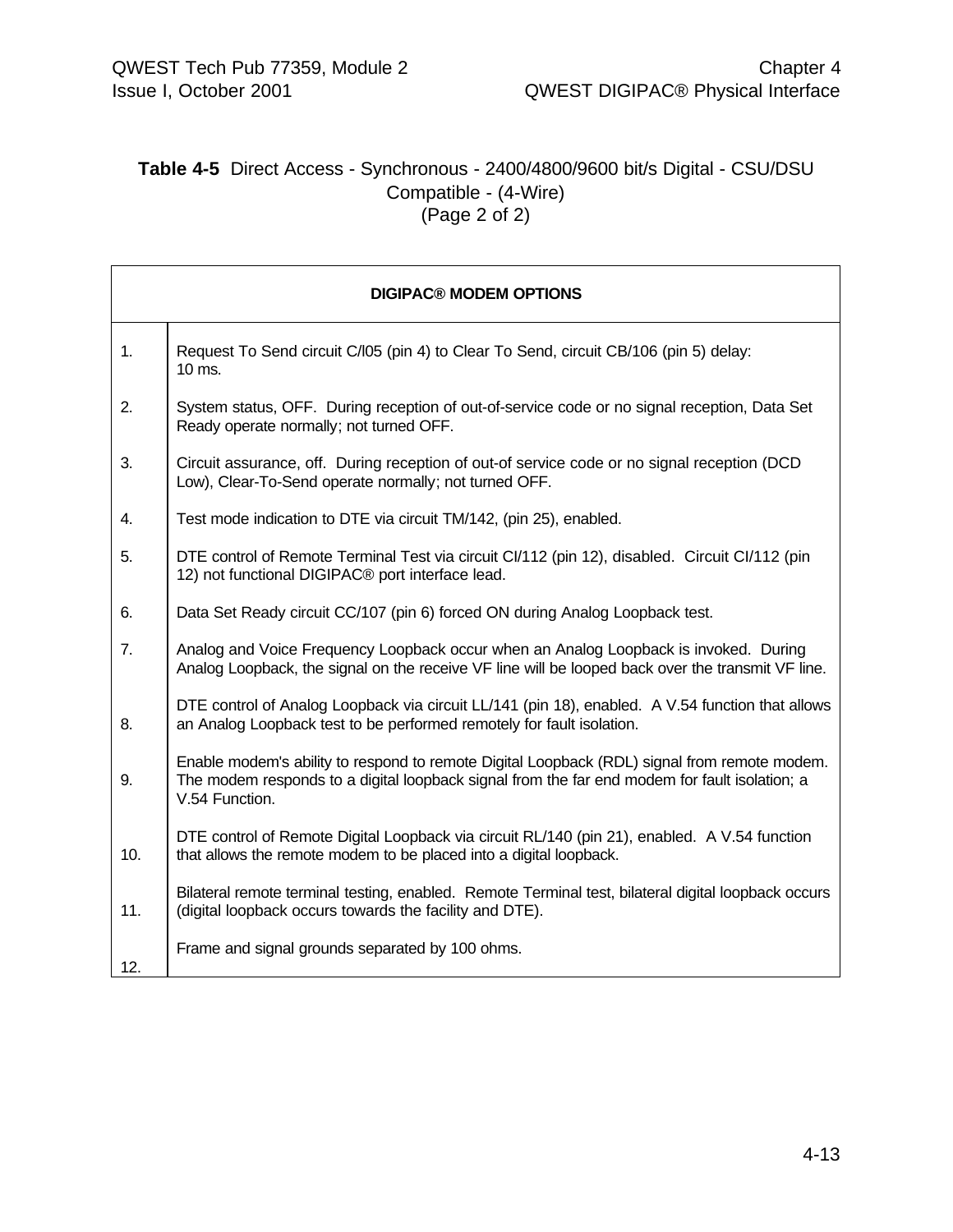**Table 4-5** Direct Access - Synchronous - 2400/4800/9600 bit/s Digital - CSU/DSU Compatible - (4-Wire)
(Page 2 of 2)

| DIGIPAC® MODEM OPTIONS | |
|---|---|
| 1. | Request To Send circuit C/l05 (pin 4) to Clear To Send, circuit CB/106 (pin 5) delay: 10 ms. |
| 2. | System status, OFF. During reception of out-of-service code or no signal reception, Data Set Ready operate normally; not turned OFF. |
| 3. | Circuit assurance, off. During reception of out-of service code or no signal reception (DCD Low), Clear-To-Send operate normally; not turned OFF. |
| 4. | Test mode indication to DTE via circuit TM/142, (pin 25), enabled. |
| 5. | DTE control of Remote Terminal Test via circuit CI/112 (pin 12), disabled. Circuit CI/112 (pin 12) not functional DIGIPAC® port interface lead. |
| 6. | Data Set Ready circuit CC/107 (pin 6) forced ON during Analog Loopback test. |
| 7. | Analog and Voice Frequency Loopback occur when an Analog Loopback is invoked. During Analog Loopback, the signal on the receive VF line will be looped back over the transmit VF line. |
| 8. | DTE control of Analog Loopback via circuit LL/141 (pin 18), enabled. A V.54 function that allows an Analog Loopback test to be performed remotely for fault isolation. |
| 9. | Enable modem's ability to respond to remote Digital Loopback (RDL) signal from remote modem. The modem responds to a digital loopback signal from the far end modem for fault isolation; a V.54 Function. |
| 10. | DTE control of Remote Digital Loopback via circuit RL/140 (pin 21), enabled. A V.54 function that allows the remote modem to be placed into a digital loopback. |
| 11. | Bilateral remote terminal testing, enabled. Remote Terminal test, bilateral digital loopback occurs (digital loopback occurs towards the facility and DTE). |
| 12. | Frame and signal grounds separated by 100 ohms. |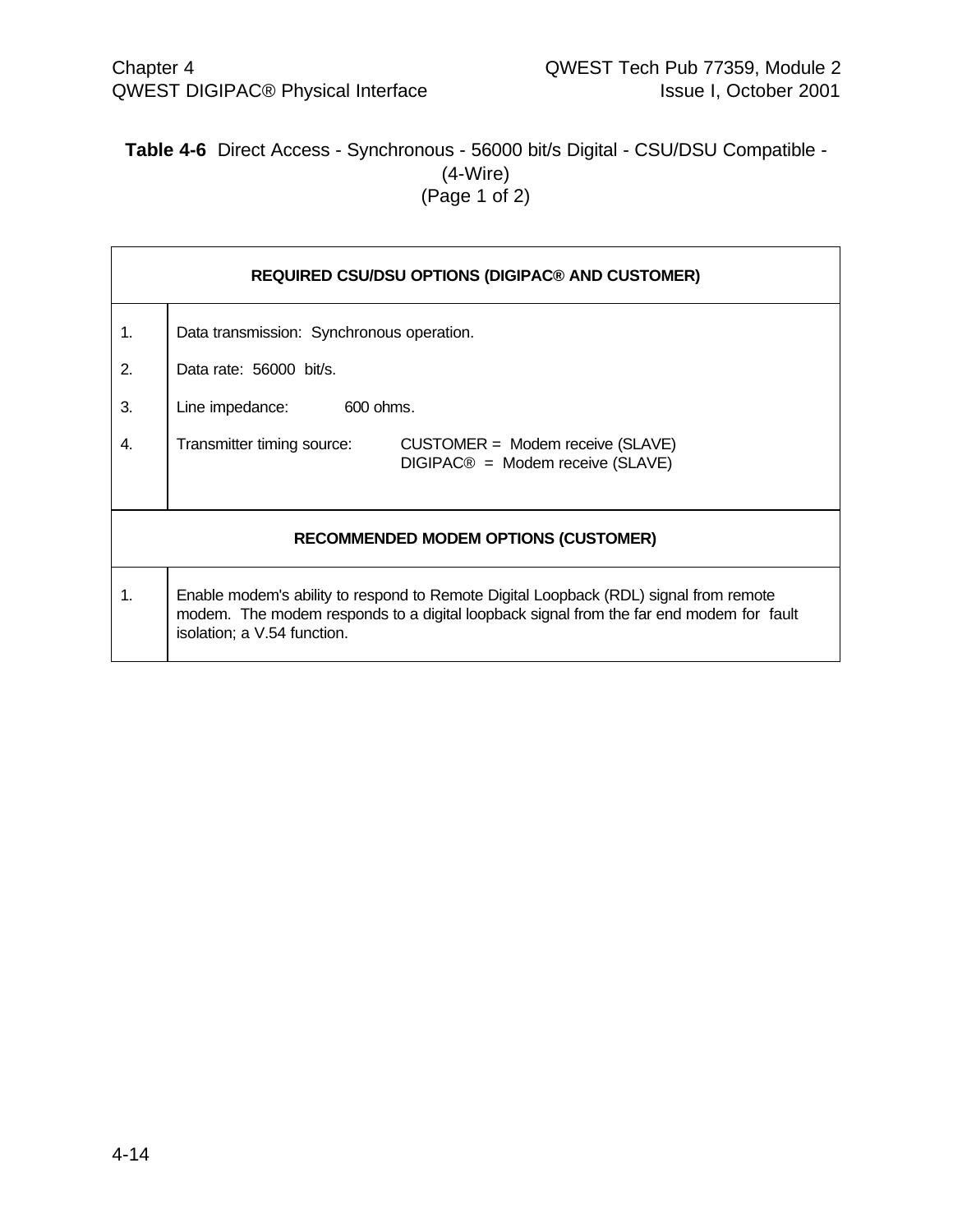**Table 4-6** Direct Access - Synchronous - 56000 bit/s Digital - CSU/DSU Compatible - (4-Wire)
(Page 1 of 2)

| REQUIRED CSU/DSU OPTIONS (DIGIPAC® AND CUSTOMER) | |
|---|---|
| 1. | Data transmission: Synchronous operation. |
| 2. | Data rate: 56000 bit/s. |
| 3. | Line impedance: 600 ohms. |
| 4. | Transmitter timing source: CUSTOMER = Modem receive (SLAVE)<br>DIGIPAC® = Modem receive (SLAVE) |
| **RECOMMENDED MODEM OPTIONS (CUSTOMER)** | |
| 1. | Enable modem's ability to respond to Remote Digital Loopback (RDL) signal from remote modem. The modem responds to a digital loopback signal from the far end modem for fault isolation; a V.54 function. |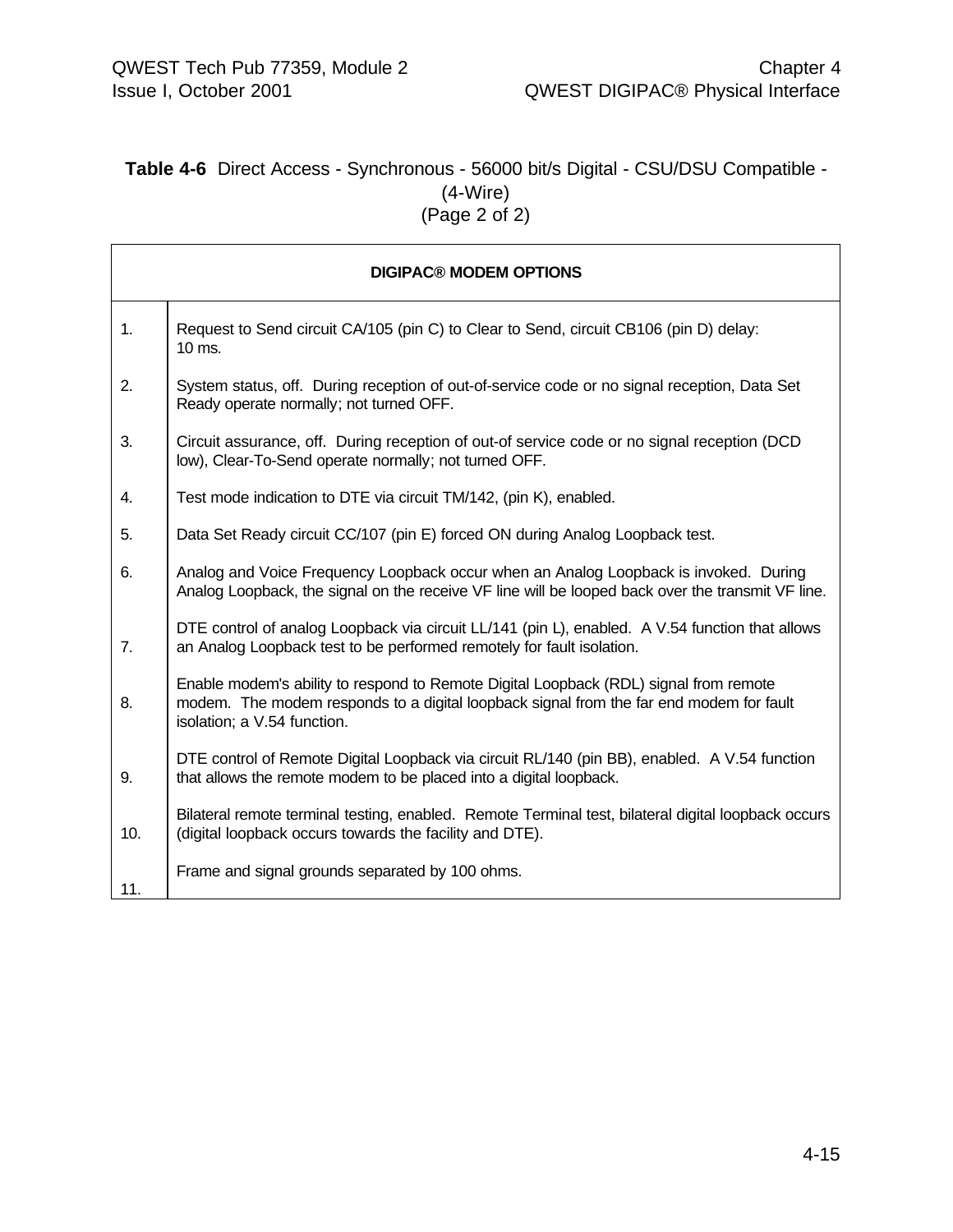**Table 4-6** Direct Access - Synchronous - 56000 bit/s Digital - CSU/DSU Compatible - (4-Wire)
(Page 2 of 2)

| DIGIPAC® MODEM OPTIONS | |
|---|---|
| 1. | Request to Send circuit CA/105 (pin C) to Clear to Send, circuit CB106 (pin D) delay: 10 ms. |
| 2. | System status, off. During reception of out-of-service code or no signal reception, Data Set Ready operate normally; not turned OFF. |
| 3. | Circuit assurance, off. During reception of out-of service code or no signal reception (DCD low), Clear-To-Send operate normally; not turned OFF. |
| 4. | Test mode indication to DTE via circuit TM/142, (pin K), enabled. |
| 5. | Data Set Ready circuit CC/107 (pin E) forced ON during Analog Loopback test. |
| 6. | Analog and Voice Frequency Loopback occur when an Analog Loopback is invoked. During Analog Loopback, the signal on the receive VF line will be looped back over the transmit VF line. |
| 7. | DTE control of analog Loopback via circuit LL/141 (pin L), enabled. A V.54 function that allows an Analog Loopback test to be performed remotely for fault isolation. |
| 8. | Enable modem's ability to respond to Remote Digital Loopback (RDL) signal from remote modem. The modem responds to a digital loopback signal from the far end modem for fault isolation; a V.54 function. |
| 9. | DTE control of Remote Digital Loopback via circuit RL/140 (pin BB), enabled. A V.54 function that allows the remote modem to be placed into a digital loopback. |
| 10. | Bilateral remote terminal testing, enabled. Remote Terminal test, bilateral digital loopback occurs (digital loopback occurs towards the facility and DTE). |
| 11. | Frame and signal grounds separated by 100 ohms. |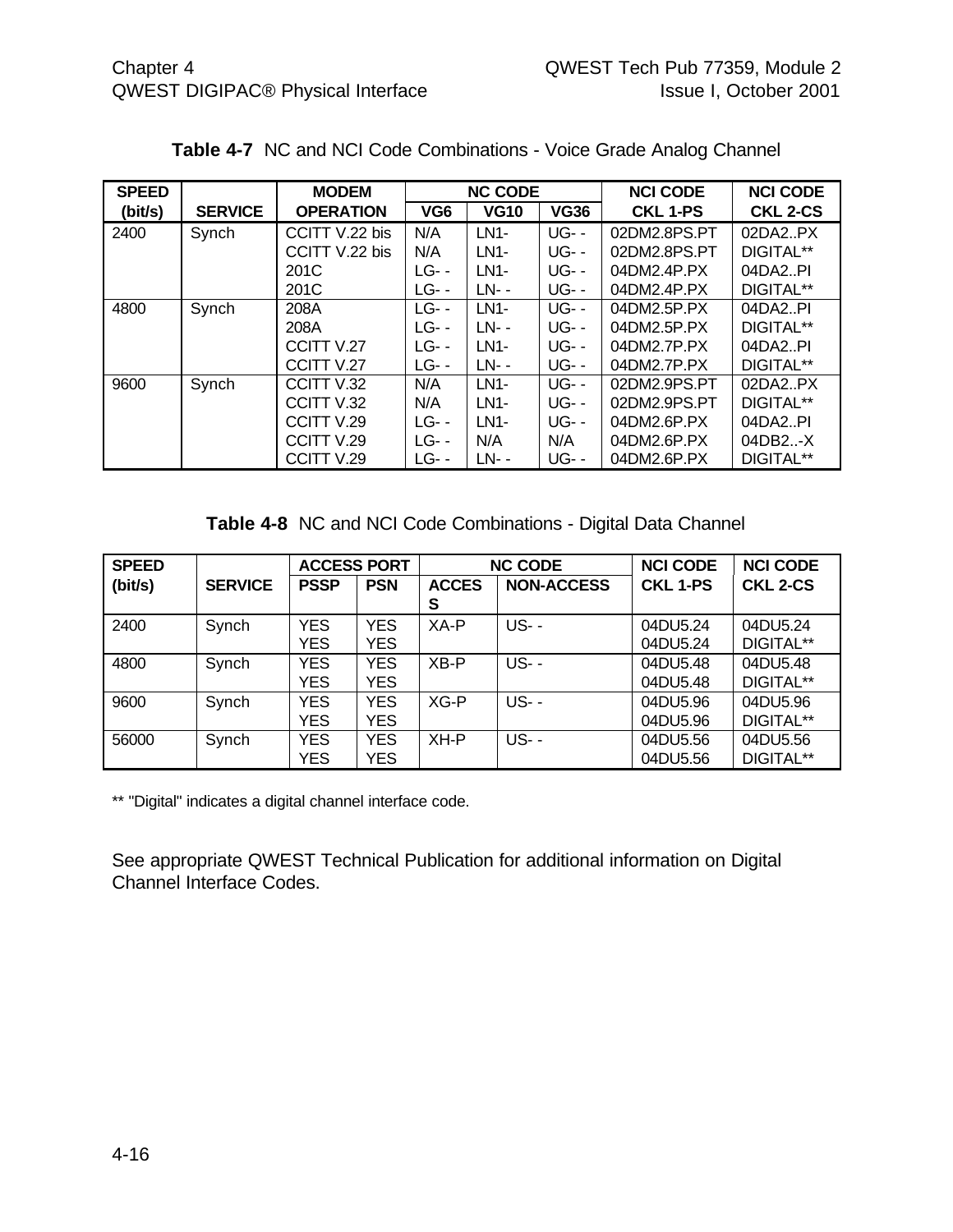**Table 4-7** NC and NCI Code Combinations - Voice Grade Analog Channel

| SPEED (bit/s) | SERVICE | MODEM OPERATION | NC CODE VG6 | NC CODE VG10 | NC CODE VG36 | NCI CODE CKL 1-PS | NCI CODE CKL 2-CS |
|---|---|---|---|---|---|---|---|
| 2400 | Synch | CCITT V.22 bis | N/A | LN1- | UG- - | 02DM2.8PS.PT | 02DA2..PX |
| | | CCITT V.22 bis | N/A | LN1- | UG- - | 02DM2.8PS.PT | DIGITAL** |
| | | 201C | LG- - | LN1- | UG- - | 04DM2.4P.PX | 04DA2..PI |
| | | 201C | LG- - | LN- - | UG- - | 04DM2.4P.PX | DIGITAL** |
| 4800 | Synch | 208A | LG- - | LN1- | UG- - | 04DM2.5P.PX | 04DA2..PI |
| | | 208A | LG- - | LN- - | UG- - | 04DM2.5P.PX | DIGITAL** |
| | | CCITT V.27 | LG- - | LN1- | UG- - | 04DM2.7P.PX | 04DA2..PI |
| | | CCITT V.27 | LG- - | LN- - | UG- - | 04DM2.7P.PX | DIGITAL** |
| 9600 | Synch | CCITT V.32 | N/A | LN1- | UG- - | 02DM2.9PS.PT | 02DA2..PX |
| | | CCITT V.32 | N/A | LN1- | UG- - | 02DM2.9PS.PT | DIGITAL** |
| | | CCITT V.29 | LG- - | LN1- | UG- - | 04DM2.6P.PX | 04DA2..PI |
| | | CCITT V.29 | LG- - | N/A | N/A | 04DM2.6P.PX | 04DB2..-X |
| | | CCITT V.29 | LG- - | LN- - | UG- - | 04DM2.6P.PX | DIGITAL** |

**Table 4-8** NC and NCI Code Combinations - Digital Data Channel

| SPEED (bit/s) | SERVICE | ACCESS PORT PSSP | ACCESS PORT PSN | NC CODE ACCESS | NC CODE NON-ACCESS | NCI CODE CKL 1-PS | NCI CODE CKL 2-CS |
|---|---|---|---|---|---|---|---|
| 2400 | Synch | YES | YES | XA-P | US- - | 04DU5.24 | 04DU5.24 |
| | | YES | YES | | | 04DU5.24 | DIGITAL** |
| 4800 | Synch | YES | YES | XB-P | US- - | 04DU5.48 | 04DU5.48 |
| | | YES | YES | | | 04DU5.48 | DIGITAL** |
| 9600 | Synch | YES | YES | XG-P | US- - | 04DU5.96 | 04DU5.96 |
| | | YES | YES | | | 04DU5.96 | DIGITAL** |
| 56000 | Synch | YES | YES | XH-P | US- - | 04DU5.56 | 04DU5.56 |
| | | YES | YES | | | 04DU5.56 | DIGITAL** |

** "Digital" indicates a digital channel interface code.

See appropriate QWEST Technical Publication for additional information on Digital Channel Interface Codes.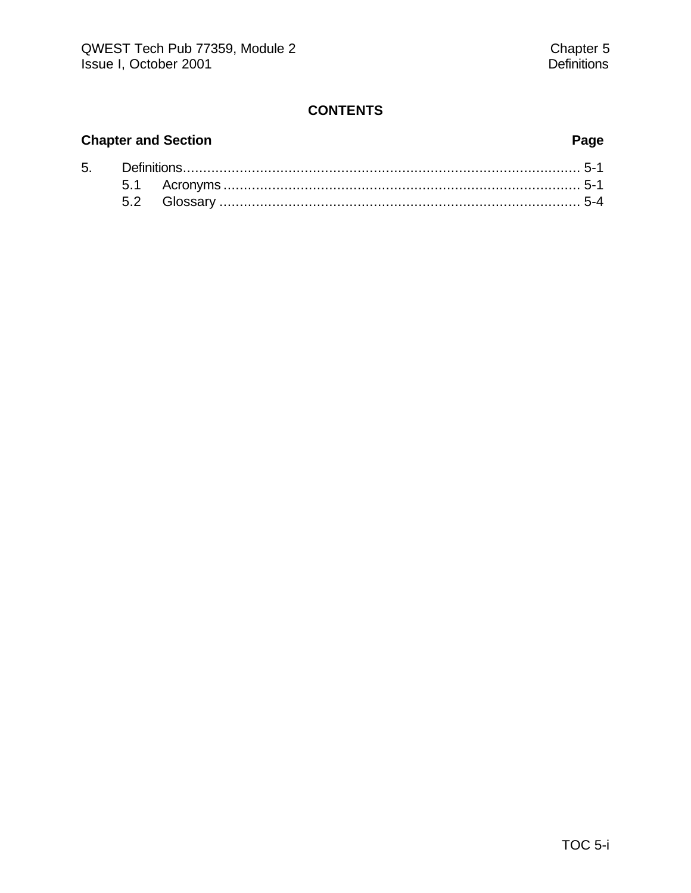# CONTENTS

**Chapter and Section** **Page**

5. Definitions .................................................................................................. 5-1
   - 5.1 Acronyms ........................................................................................ 5-1
   - 5.2 Glossary .......................................................................................... 5-4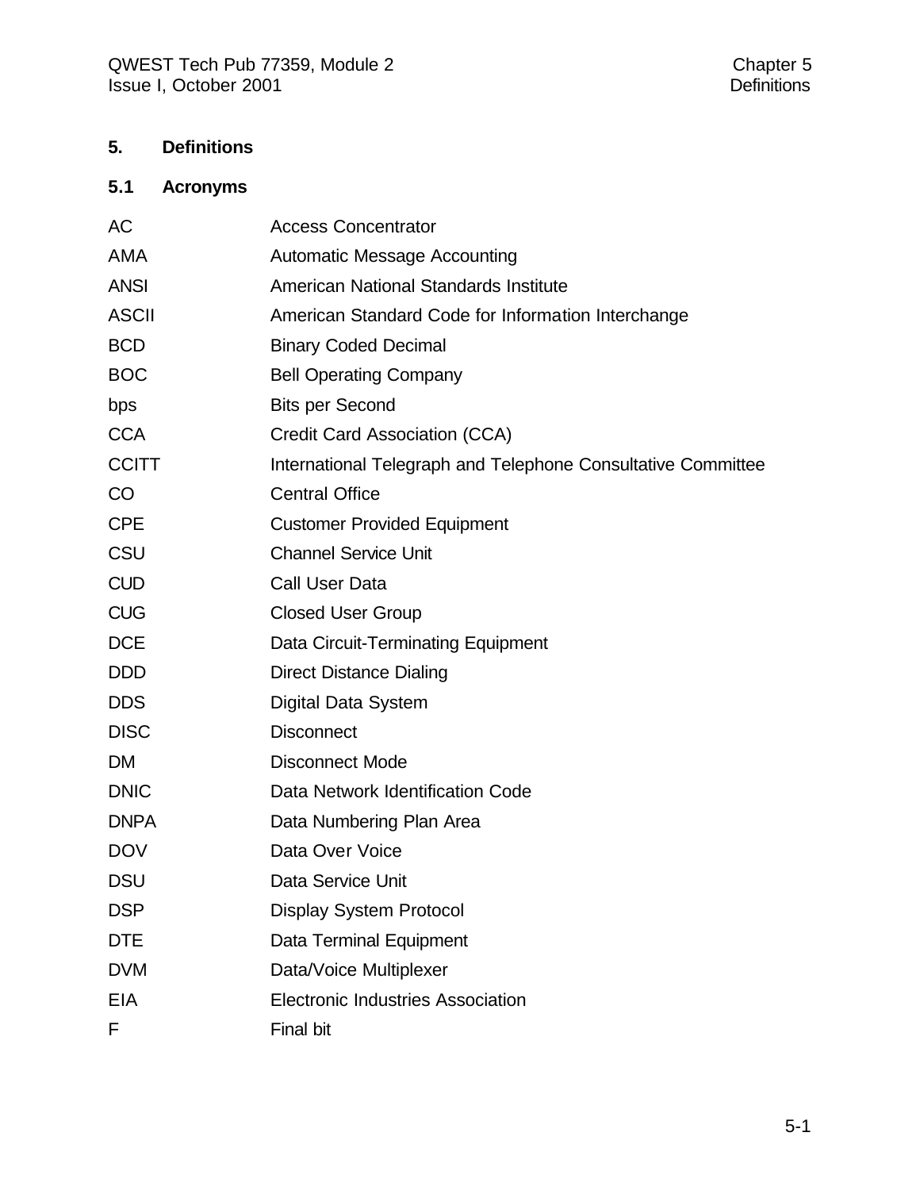# 5. Definitions

## 5.1 Acronyms

| | |
|---|---|
| AC | Access Concentrator |
| AMA | Automatic Message Accounting |
| ANSI | American National Standards Institute |
| ASCII | American Standard Code for Information Interchange |
| BCD | Binary Coded Decimal |
| BOC | Bell Operating Company |
| bps | Bits per Second |
| CCA | Credit Card Association (CCA) |
| CCITT | International Telegraph and Telephone Consultative Committee |
| CO | Central Office |
| CPE | Customer Provided Equipment |
| CSU | Channel Service Unit |
| CUD | Call User Data |
| CUG | Closed User Group |
| DCE | Data Circuit-Terminating Equipment |
| DDD | Direct Distance Dialing |
| DDS | Digital Data System |
| DISC | Disconnect |
| DM | Disconnect Mode |
| DNIC | Data Network Identification Code |
| DNPA | Data Numbering Plan Area |
| DOV | Data Over Voice |
| DSU | Data Service Unit |
| DSP | Display System Protocol |
| DTE | Data Terminal Equipment |
| DVM | Data/Voice Multiplexer |
| EIA | Electronic Industries Association |
| F | Final bit |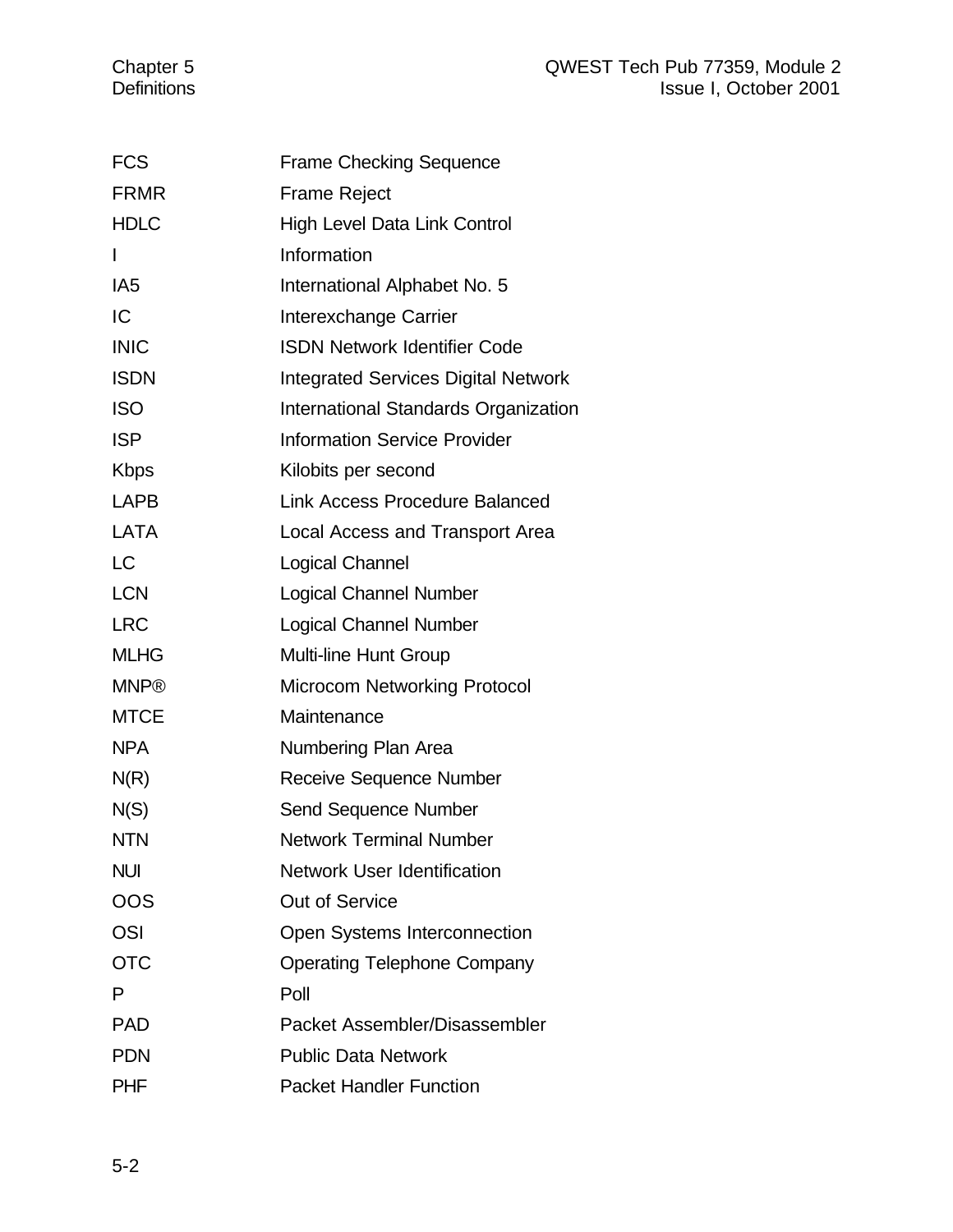| | |
|---|---|
| FCS | Frame Checking Sequence |
| FRMR | Frame Reject |
| HDLC | High Level Data Link Control |
| I | Information |
| IA5 | International Alphabet No. 5 |
| IC | Interexchange Carrier |
| INIC | ISDN Network Identifier Code |
| ISDN | Integrated Services Digital Network |
| ISO | International Standards Organization |
| ISP | Information Service Provider |
| Kbps | Kilobits per second |
| LAPB | Link Access Procedure Balanced |
| LATA | Local Access and Transport Area |
| LC | Logical Channel |
| LCN | Logical Channel Number |
| LRC | Logical Channel Number |
| MLHG | Multi-line Hunt Group |
| MNP® | Microcom Networking Protocol |
| MTCE | Maintenance |
| NPA | Numbering Plan Area |
| N(R) | Receive Sequence Number |
| N(S) | Send Sequence Number |
| NTN | Network Terminal Number |
| NUI | Network User Identification |
| OOS | Out of Service |
| OSI | Open Systems Interconnection |
| OTC | Operating Telephone Company |
| P | Poll |
| PAD | Packet Assembler/Disassembler |
| PDN | Public Data Network |
| PHF | Packet Handler Function |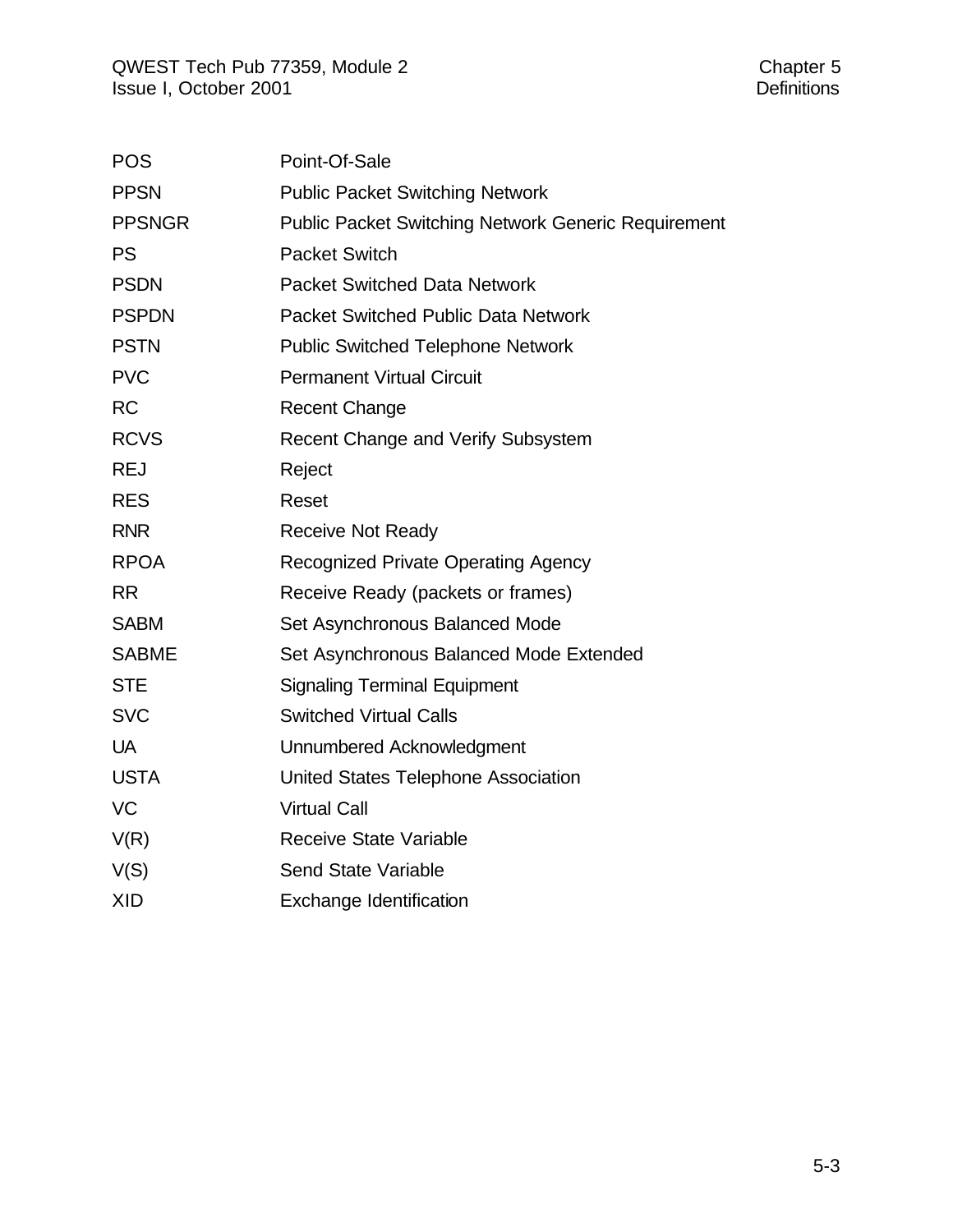| | |
|---|---|
| POS | Point-Of-Sale |
| PPSN | Public Packet Switching Network |
| PPSNGR | Public Packet Switching Network Generic Requirement |
| PS | Packet Switch |
| PSDN | Packet Switched Data Network |
| PSPDN | Packet Switched Public Data Network |
| PSTN | Public Switched Telephone Network |
| PVC | Permanent Virtual Circuit |
| RC | Recent Change |
| RCVS | Recent Change and Verify Subsystem |
| REJ | Reject |
| RES | Reset |
| RNR | Receive Not Ready |
| RPOA | Recognized Private Operating Agency |
| RR | Receive Ready (packets or frames) |
| SABM | Set Asynchronous Balanced Mode |
| SABME | Set Asynchronous Balanced Mode Extended |
| STE | Signaling Terminal Equipment |
| SVC | Switched Virtual Calls |
| UA | Unnumbered Acknowledgment |
| USTA | United States Telephone Association |
| VC | Virtual Call |
| V(R) | Receive State Variable |
| V(S) | Send State Variable |
| XID | Exchange Identification |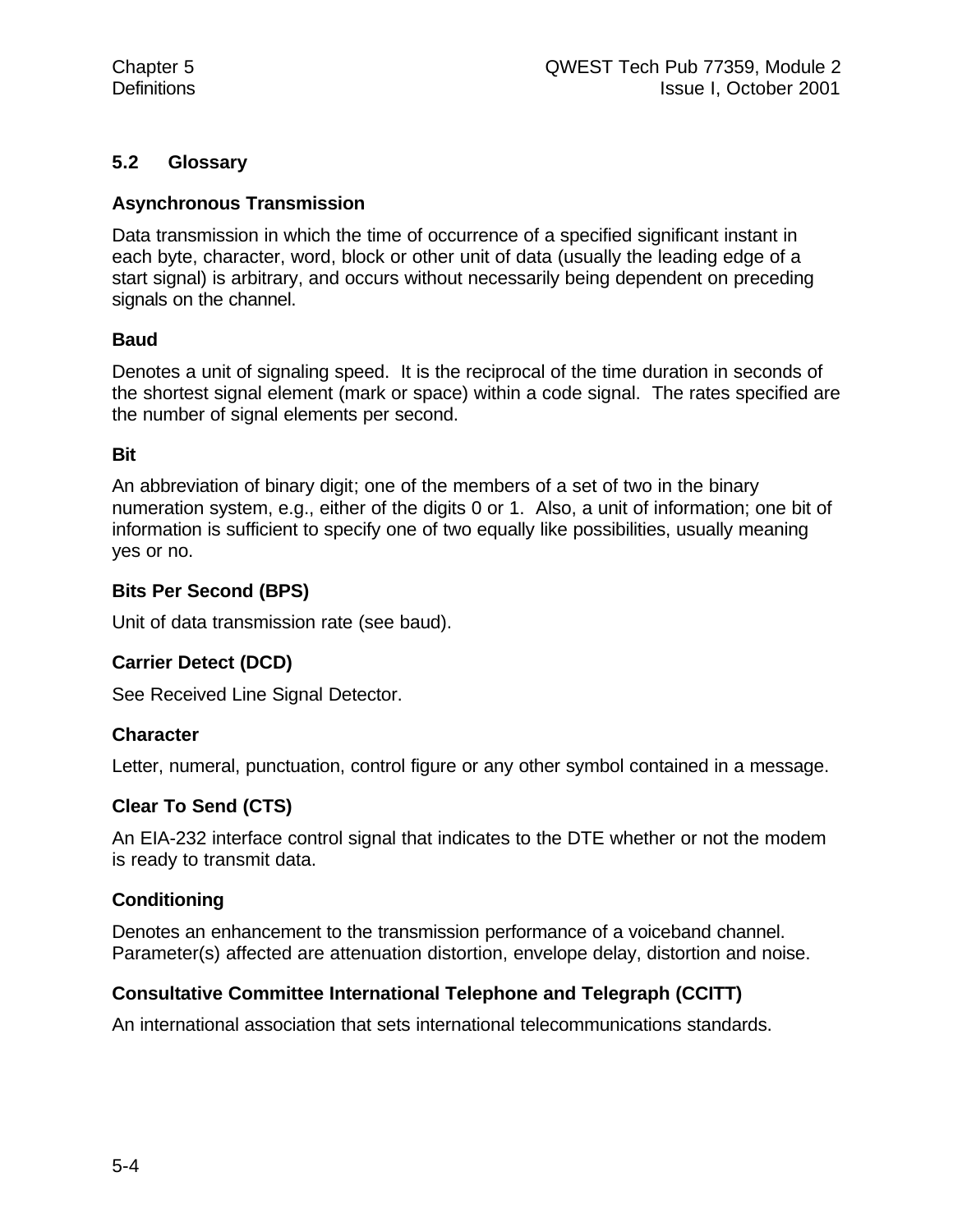## 5.2 Glossary

**Asynchronous Transmission**

Data transmission in which the time of occurrence of a specified significant instant in each byte, character, word, block or other unit of data (usually the leading edge of a start signal) is arbitrary, and occurs without necessarily being dependent on preceding signals on the channel.

**Baud**

Denotes a unit of signaling speed. It is the reciprocal of the time duration in seconds of the shortest signal element (mark or space) within a code signal. The rates specified are the number of signal elements per second.

**Bit**

An abbreviation of binary digit; one of the members of a set of two in the binary numeration system, e.g., either of the digits 0 or 1. Also, a unit of information; one bit of information is sufficient to specify one of two equally like possibilities, usually meaning yes or no.

**Bits Per Second (BPS)**

Unit of data transmission rate (see baud).

**Carrier Detect (DCD)**

See Received Line Signal Detector.

**Character**

Letter, numeral, punctuation, control figure or any other symbol contained in a message.

**Clear To Send (CTS)**

An EIA-232 interface control signal that indicates to the DTE whether or not the modem is ready to transmit data.

**Conditioning**

Denotes an enhancement to the transmission performance of a voiceband channel. Parameter(s) affected are attenuation distortion, envelope delay, distortion and noise.

**Consultative Committee International Telephone and Telegraph (CCITT)**

An international association that sets international telecommunications standards.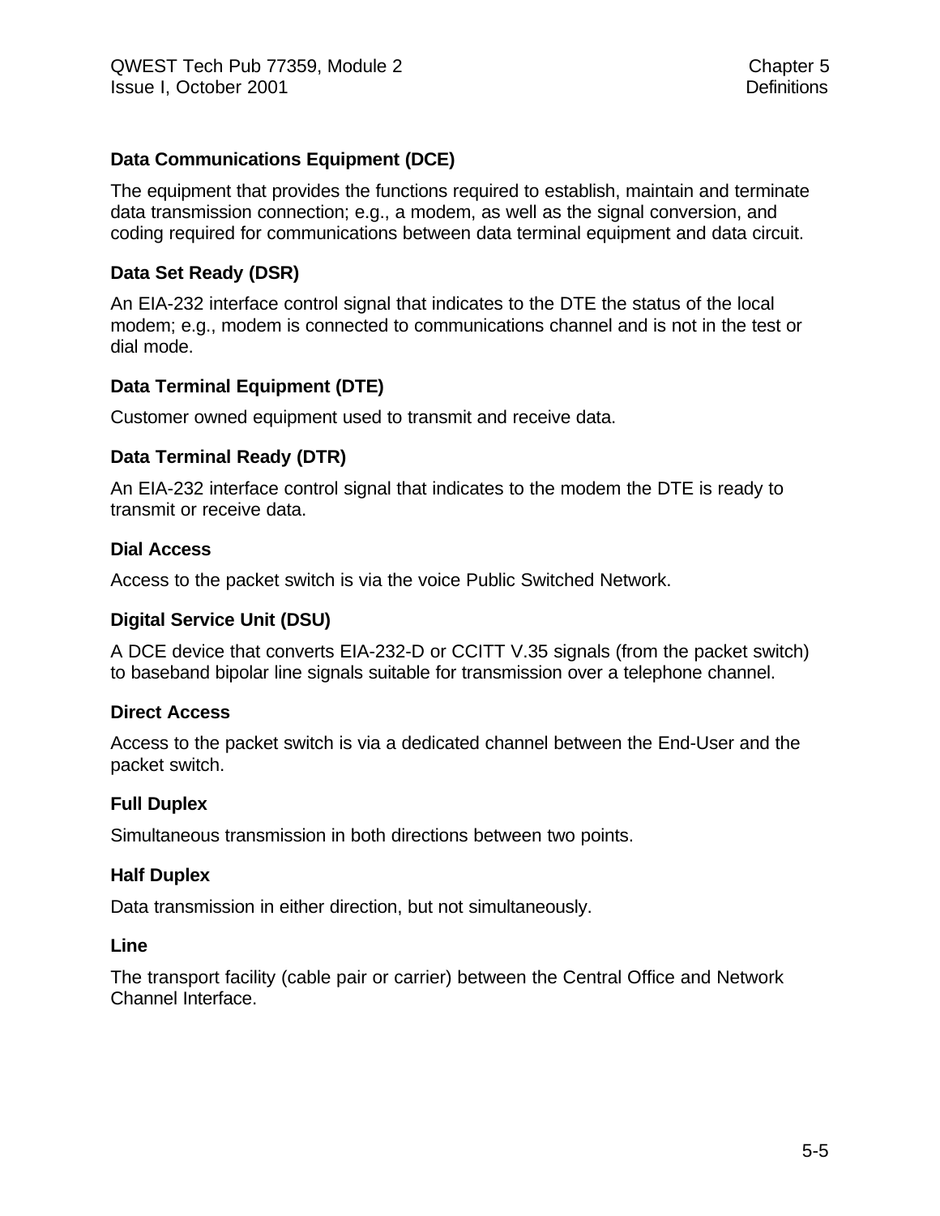**Data Communications Equipment (DCE)**

The equipment that provides the functions required to establish, maintain and terminate data transmission connection; e.g., a modem, as well as the signal conversion, and coding required for communications between data terminal equipment and data circuit.

**Data Set Ready (DSR)**

An EIA-232 interface control signal that indicates to the DTE the status of the local modem; e.g., modem is connected to communications channel and is not in the test or dial mode.

**Data Terminal Equipment (DTE)**

Customer owned equipment used to transmit and receive data.

**Data Terminal Ready (DTR)**

An EIA-232 interface control signal that indicates to the modem the DTE is ready to transmit or receive data.

**Dial Access**

Access to the packet switch is via the voice Public Switched Network.

**Digital Service Unit (DSU)**

A DCE device that converts EIA-232-D or CCITT V.35 signals (from the packet switch) to baseband bipolar line signals suitable for transmission over a telephone channel.

**Direct Access**

Access to the packet switch is via a dedicated channel between the End-User and the packet switch.

**Full Duplex**

Simultaneous transmission in both directions between two points.

**Half Duplex**

Data transmission in either direction, but not simultaneously.

**Line**

The transport facility (cable pair or carrier) between the Central Office and Network Channel Interface.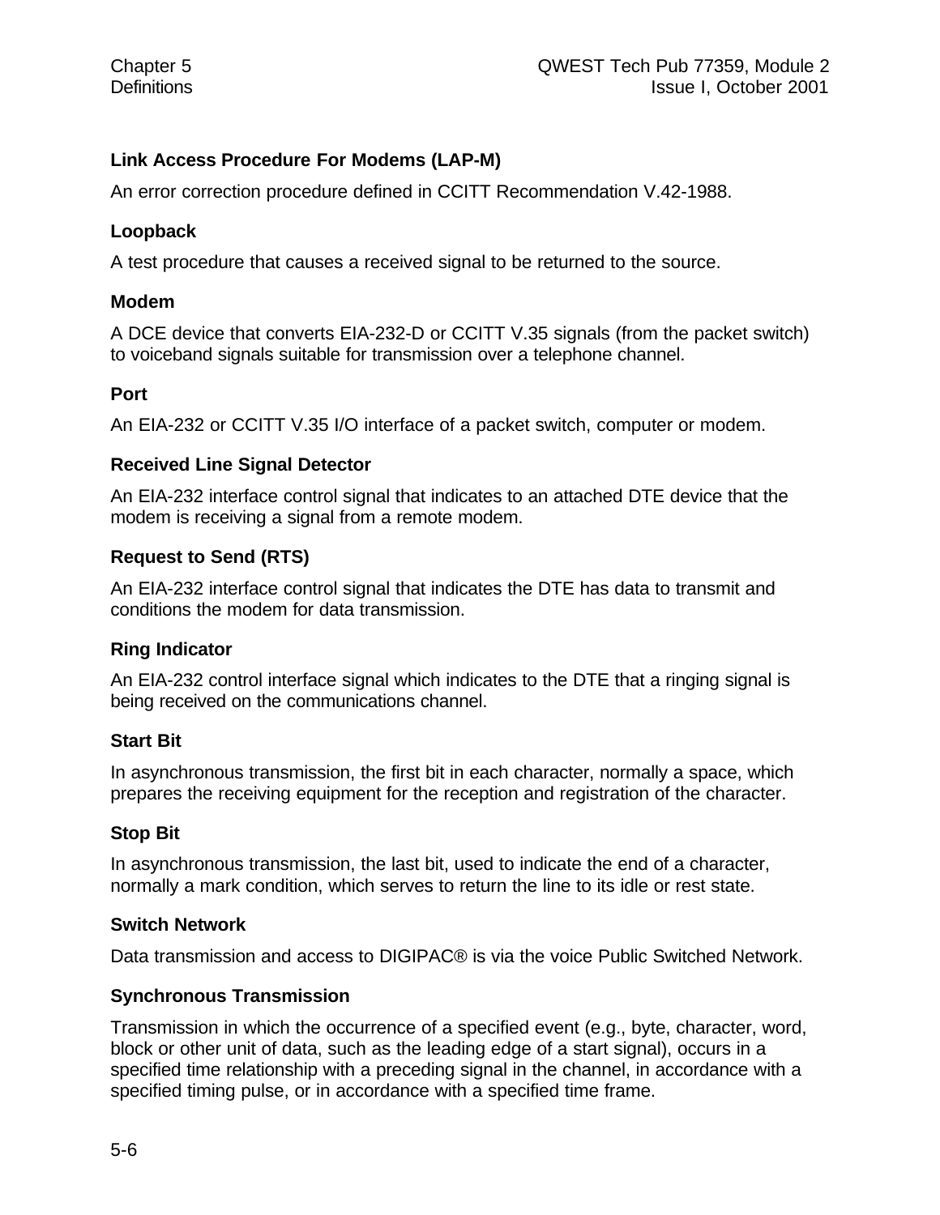**Link Access Procedure For Modems (LAP-M)**

An error correction procedure defined in CCITT Recommendation V.42-1988.

**Loopback**

A test procedure that causes a received signal to be returned to the source.

**Modem**

A DCE device that converts EIA-232-D or CCITT V.35 signals (from the packet switch) to voiceband signals suitable for transmission over a telephone channel.

**Port**

An EIA-232 or CCITT V.35 I/O interface of a packet switch, computer or modem.

**Received Line Signal Detector**

An EIA-232 interface control signal that indicates to an attached DTE device that the modem is receiving a signal from a remote modem.

**Request to Send (RTS)**

An EIA-232 interface control signal that indicates the DTE has data to transmit and conditions the modem for data transmission.

**Ring Indicator**

An EIA-232 control interface signal which indicates to the DTE that a ringing signal is being received on the communications channel.

**Start Bit**

In asynchronous transmission, the first bit in each character, normally a space, which prepares the receiving equipment for the reception and registration of the character.

**Stop Bit**

In asynchronous transmission, the last bit, used to indicate the end of a character, normally a mark condition, which serves to return the line to its idle or rest state.

**Switch Network**

Data transmission and access to DIGIPAC® is via the voice Public Switched Network.

**Synchronous Transmission**

Transmission in which the occurrence of a specified event (e.g., byte, character, word, block or other unit of data, such as the leading edge of a start signal), occurs in a specified time relationship with a preceding signal in the channel, in accordance with a specified timing pulse, or in accordance with a specified time frame.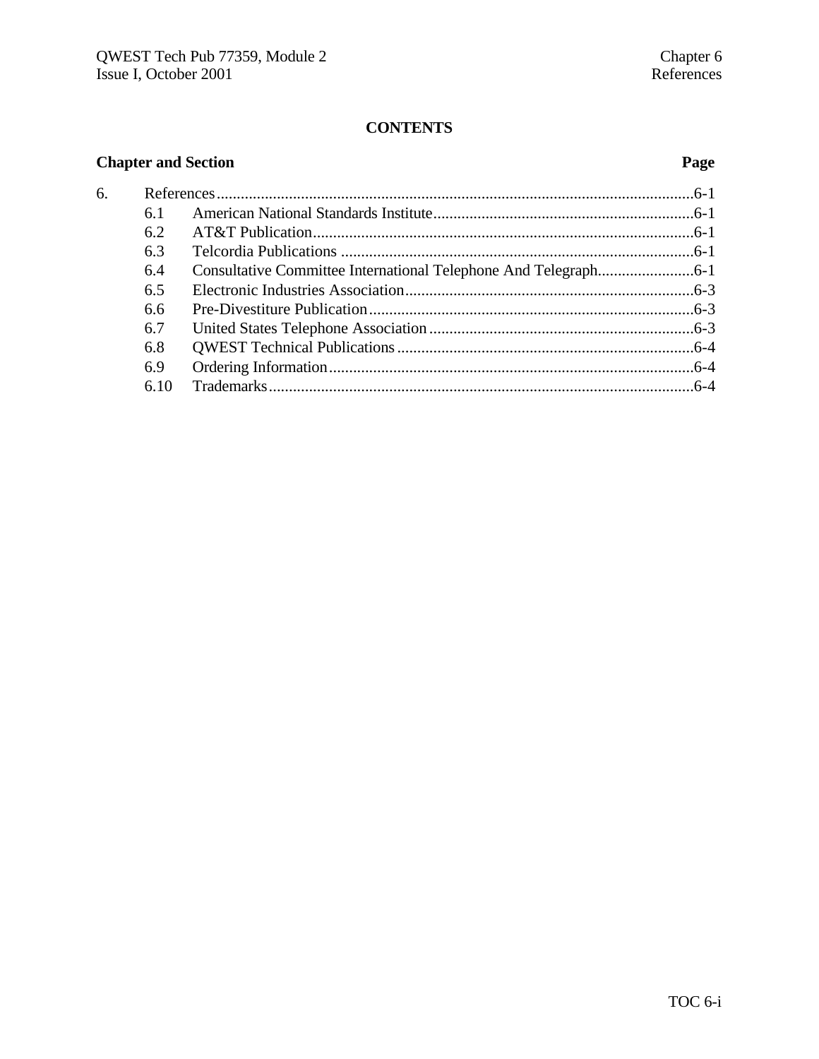**CONTENTS**

| Chapter and Section | | Page |
|---|---|---|
| 6. | References | 6-1 |
| 6.1 | American National Standards Institute | 6-1 |
| 6.2 | AT&T Publication | 6-1 |
| 6.3 | Telcordia Publications | 6-1 |
| 6.4 | Consultative Committee International Telephone And Telegraph | 6-1 |
| 6.5 | Electronic Industries Association | 6-3 |
| 6.6 | Pre-Divestiture Publication | 6-3 |
| 6.7 | United States Telephone Association | 6-3 |
| 6.8 | QWEST Technical Publications | 6-4 |
| 6.9 | Ordering Information | 6-4 |
| 6.10 | Trademarks | 6-4 |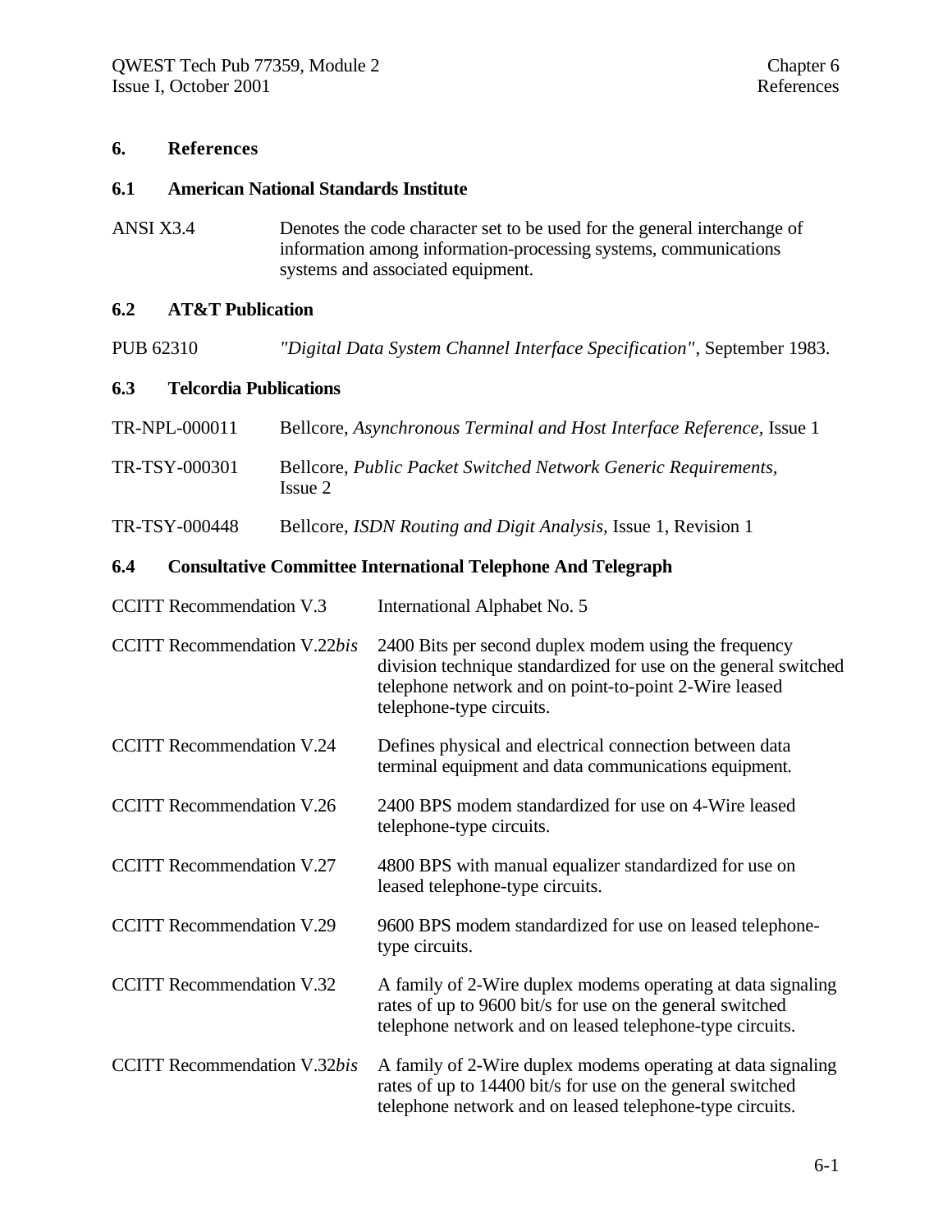# 6. References

## 6.1 American National Standards Institute

| | |
|---|---|
| ANSI X3.4 | Denotes the code character set to be used for the general interchange of information among information-processing systems, communications systems and associated equipment. |

## 6.2 AT&T Publication

| | |
|---|---|
| PUB 62310 | *"Digital Data System Channel Interface Specification"*, September 1983. |

## 6.3 Telcordia Publications

| | |
|---|---|
| TR-NPL-000011 | Bellcore, *Asynchronous Terminal and Host Interface Reference,* Issue 1 |
| TR-TSY-000301 | Bellcore, *Public Packet Switched Network Generic Requirements,* Issue 2 |
| TR-TSY-000448 | Bellcore, *ISDN Routing and Digit Analysis,* Issue 1, Revision 1 |

## 6.4 Consultative Committee International Telephone And Telegraph

| | |
|---|---|
| CCITT Recommendation V.3 | International Alphabet No. 5 |
| CCITT Recommendation V.22*bis* | 2400 Bits per second duplex modem using the frequency division technique standardized for use on the general switched telephone network and on point-to-point 2-Wire leased telephone-type circuits. |
| CCITT Recommendation V.24 | Defines physical and electrical connection between data terminal equipment and data communications equipment. |
| CCITT Recommendation V.26 | 2400 BPS modem standardized for use on 4-Wire leased telephone-type circuits. |
| CCITT Recommendation V.27 | 4800 BPS with manual equalizer standardized for use on leased telephone-type circuits. |
| CCITT Recommendation V.29 | 9600 BPS modem standardized for use on leased telephone-type circuits. |
| CCITT Recommendation V.32 | A family of 2-Wire duplex modems operating at data signaling rates of up to 9600 bit/s for use on the general switched telephone network and on leased telephone-type circuits. |
| CCITT Recommendation V.32*bis* | A family of 2-Wire duplex modems operating at data signaling rates of up to 14400 bit/s for use on the general switched telephone network and on leased telephone-type circuits. |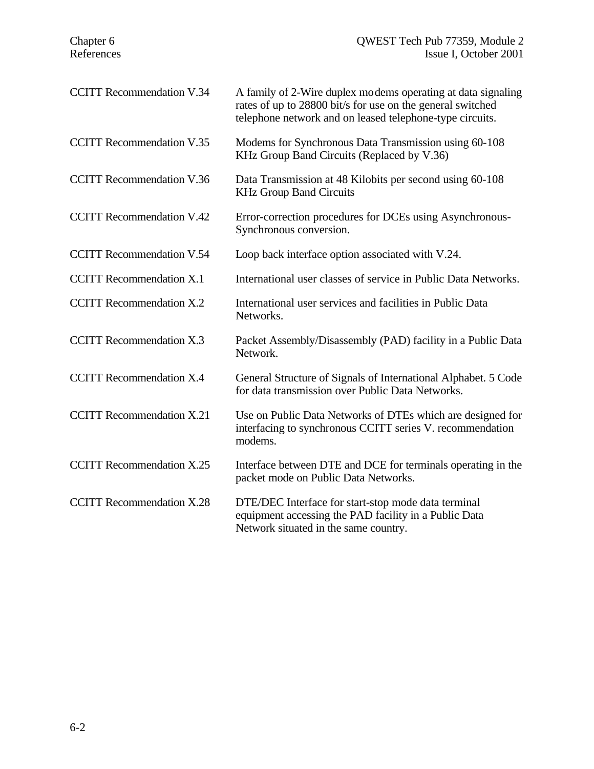| | |
|---|---|
| CCITT Recommendation V.34 | A family of 2-Wire duplex modems operating at data signaling rates of up to 28800 bit/s for use on the general switched telephone network and on leased telephone-type circuits. |
| CCITT Recommendation V.35 | Modems for Synchronous Data Transmission using 60-108 KHz Group Band Circuits (Replaced by V.36) |
| CCITT Recommendation V.36 | Data Transmission at 48 Kilobits per second using 60-108 KHz Group Band Circuits |
| CCITT Recommendation V.42 | Error-correction procedures for DCEs using Asynchronous-Synchronous conversion. |
| CCITT Recommendation V.54 | Loop back interface option associated with V.24. |
| CCITT Recommendation X.1 | International user classes of service in Public Data Networks. |
| CCITT Recommendation X.2 | International user services and facilities in Public Data Networks. |
| CCITT Recommendation X.3 | Packet Assembly/Disassembly (PAD) facility in a Public Data Network. |
| CCITT Recommendation X.4 | General Structure of Signals of International Alphabet. 5 Code for data transmission over Public Data Networks. |
| CCITT Recommendation X.21 | Use on Public Data Networks of DTEs which are designed for interfacing to synchronous CCITT series V. recommendation modems. |
| CCITT Recommendation X.25 | Interface between DTE and DCE for terminals operating in the packet mode on Public Data Networks. |
| CCITT Recommendation X.28 | DTE/DEC Interface for start-stop mode data terminal equipment accessing the PAD facility in a Public Data Network situated in the same country. |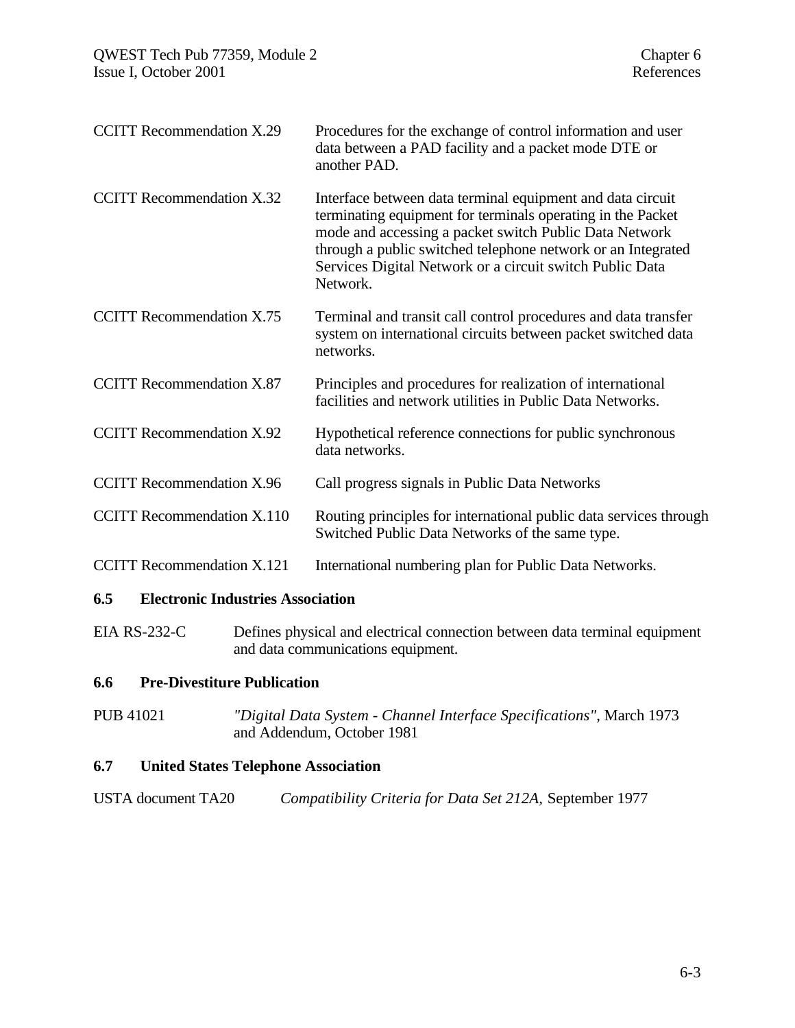| | |
|---|---|
| CCITT Recommendation X.29 | Procedures for the exchange of control information and user data between a PAD facility and a packet mode DTE or another PAD. |
| CCITT Recommendation X.32 | Interface between data terminal equipment and data circuit terminating equipment for terminals operating in the Packet mode and accessing a packet switch Public Data Network through a public switched telephone network or an Integrated Services Digital Network or a circuit switch Public Data Network. |
| CCITT Recommendation X.75 | Terminal and transit call control procedures and data transfer system on international circuits between packet switched data networks. |
| CCITT Recommendation X.87 | Principles and procedures for realization of international facilities and network utilities in Public Data Networks. |
| CCITT Recommendation X.92 | Hypothetical reference connections for public synchronous data networks. |
| CCITT Recommendation X.96 | Call progress signals in Public Data Networks |
| CCITT Recommendation X.110 | Routing principles for international public data services through Switched Public Data Networks of the same type. |
| CCITT Recommendation X.121 | International numbering plan for Public Data Networks. |

### 6.5 Electronic Industries Association

EIA RS-232-C — Defines physical and electrical connection between data terminal equipment and data communications equipment.

### 6.6 Pre-Divestiture Publication

PUB 41021 — *"Digital Data System - Channel Interface Specifications"*, March 1973 and Addendum, October 1981

### 6.7 United States Telephone Association

USTA document TA20 — *Compatibility Criteria for Data Set 212A,* September 1977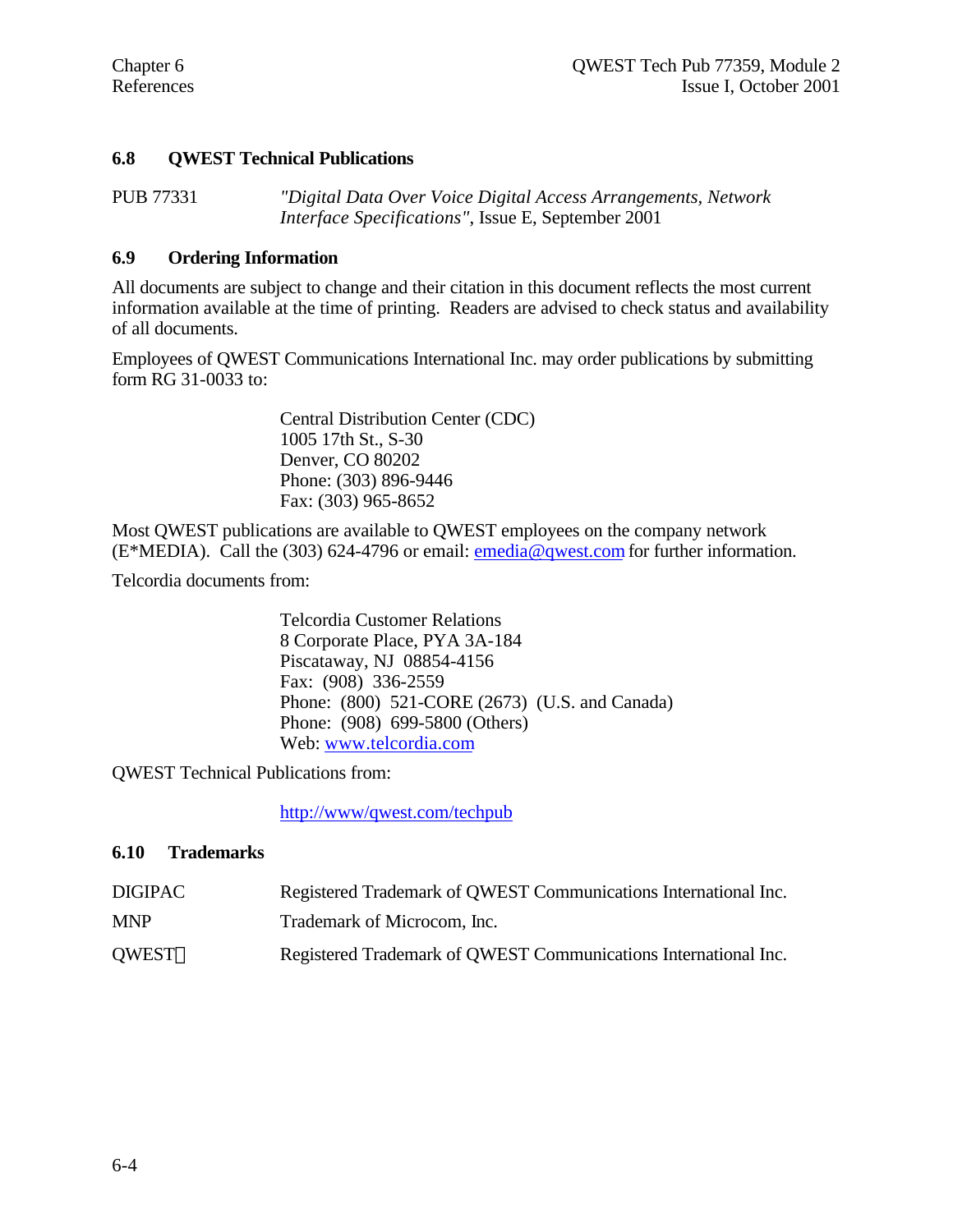## 6.8 QWEST Technical Publications

| | |
|---|---|
| PUB 77331 | *"Digital Data Over Voice Digital Access Arrangements, Network Interface Specifications"*, Issue E, September 2001 |

## 6.9 Ordering Information

All documents are subject to change and their citation in this document reflects the most current information available at the time of printing. Readers are advised to check status and availability of all documents.

Employees of QWEST Communications International Inc. may order publications by submitting form RG 31-0033 to:

Central Distribution Center (CDC)
1005 17th St., S-30
Denver, CO 80202
Phone: (303) 896-9446
Fax: (303) 965-8652

Most QWEST publications are available to QWEST employees on the company network (E*MEDIA). Call the (303) 624-4796 or email: emedia@qwest.com for further information.

Telcordia documents from:

Telcordia Customer Relations
8 Corporate Place, PYA 3A-184
Piscataway, NJ 08854-4156
Fax: (908) 336-2559
Phone: (800) 521-CORE (2673) (U.S. and Canada)
Phone: (908) 699-5800 (Others)
Web: www.telcordia.com

QWEST Technical Publications from:

http://www/qwest.com/techpub

## 6.10 Trademarks

| | |
|---|---|
| DIGIPAC | Registered Trademark of QWEST Communications International Inc. |
| MNP | Trademark of Microcom, Inc. |
| QWEST® | Registered Trademark of QWEST Communications International Inc. |